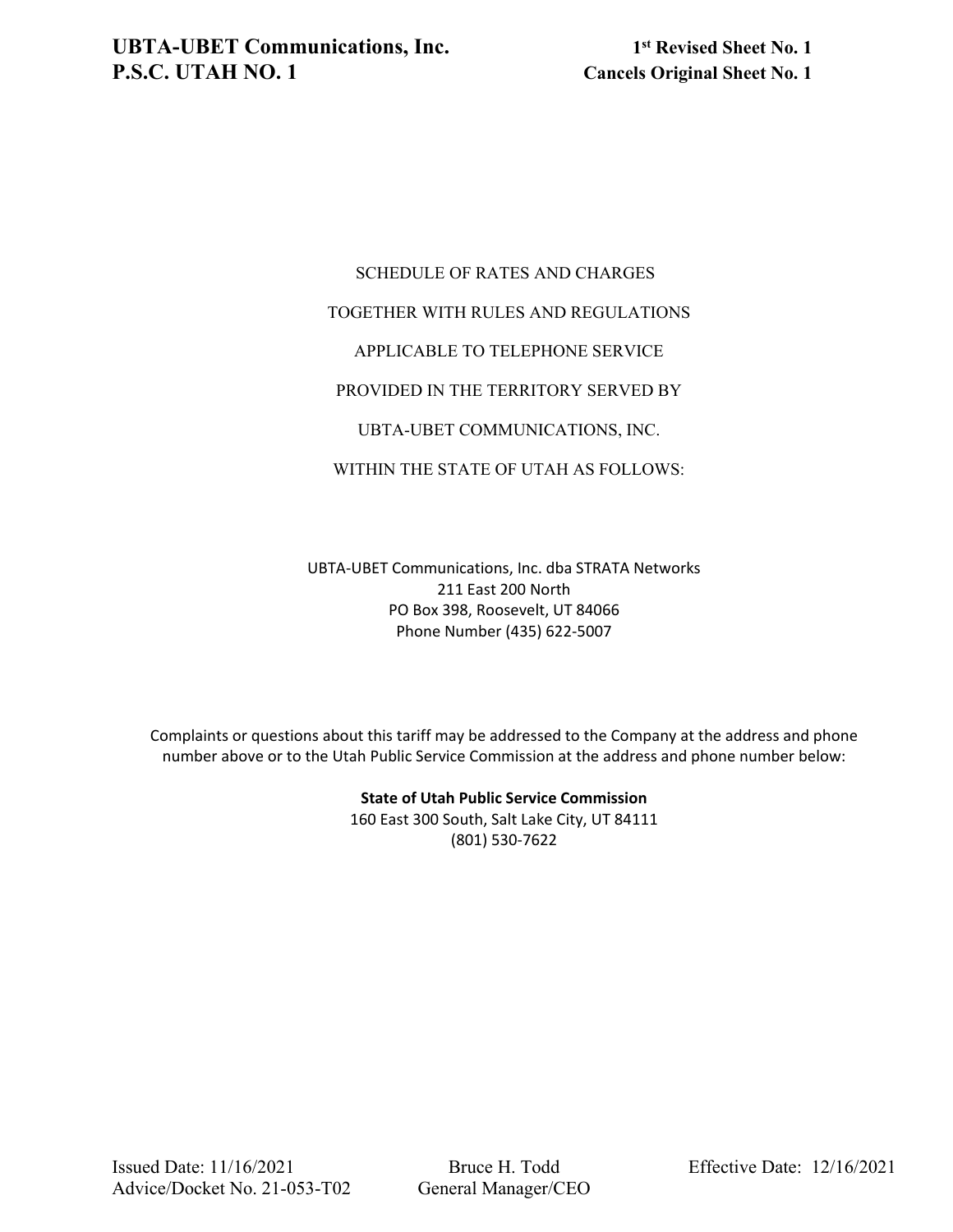**UBTA-UBET Communications, Inc.** **1st Revised Sheet No. 1**
**P.S.C. UTAH NO. 1** **Cancels Original Sheet No. 1**

SCHEDULE OF RATES AND CHARGES

TOGETHER WITH RULES AND REGULATIONS

APPLICABLE TO TELEPHONE SERVICE

PROVIDED IN THE TERRITORY SERVED BY

UBTA-UBET COMMUNICATIONS, INC.

WITHIN THE STATE OF UTAH AS FOLLOWS:

UBTA-UBET Communications, Inc. dba STRATA Networks
211 East 200 North
PO Box 398, Roosevelt, UT 84066
Phone Number (435) 622-5007

Complaints or questions about this tariff may be addressed to the Company at the address and phone number above or to the Utah Public Service Commission at the address and phone number below:

**State of Utah Public Service Commission**
160 East 300 South, Salt Lake City, UT 84111
(801) 530-7622

Issued Date: 11/16/2021 Bruce H. Todd Effective Date: 12/16/2021
Advice/Docket No. 21-053-T02 General Manager/CEO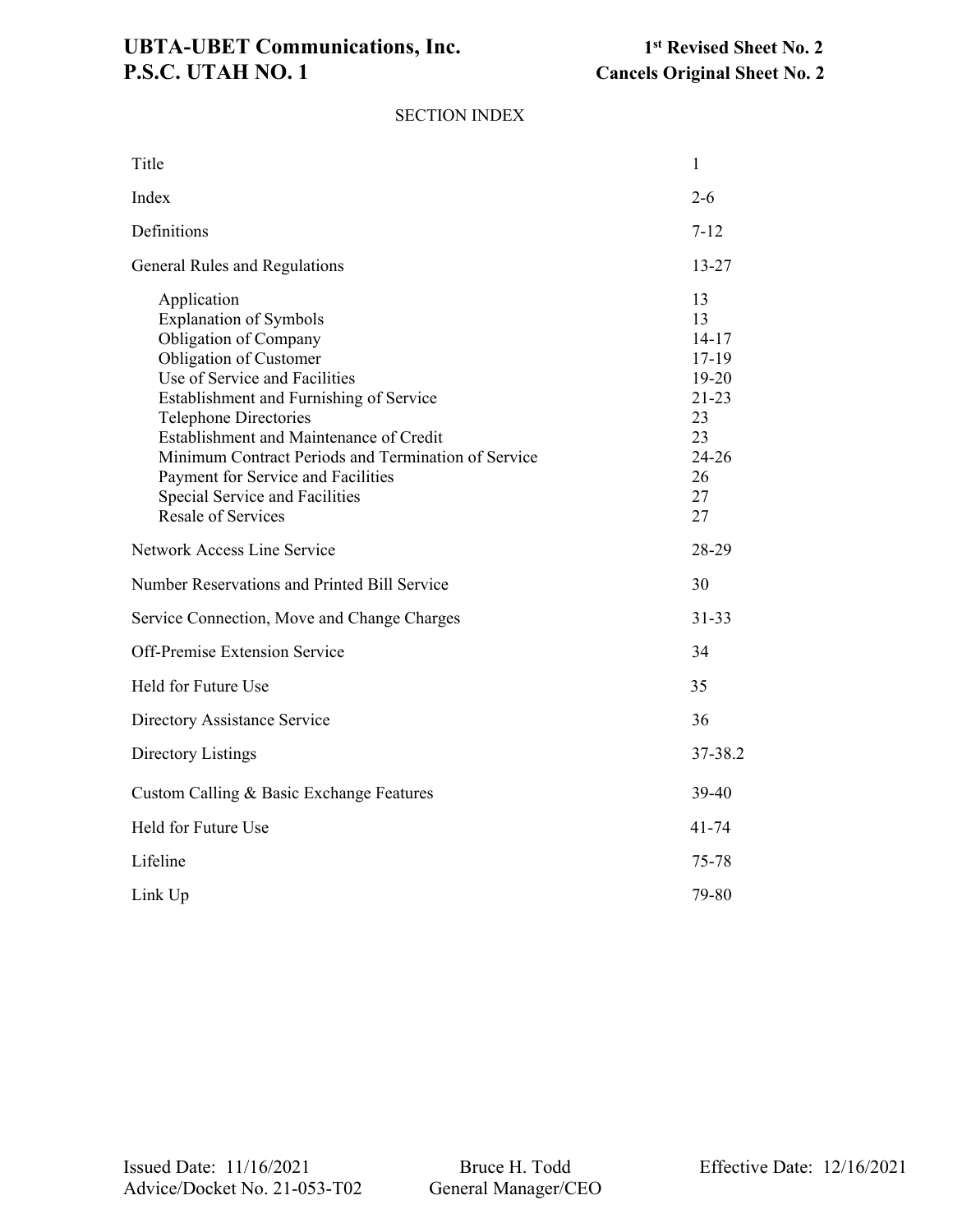# SECTION INDEX

| | |
|---|---|
| Title | 1 |
| Index | 2-6 |
| Definitions | 7-12 |
| General Rules and Regulations | 13-27 |
| Application | 13 |
| Explanation of Symbols | 13 |
| Obligation of Company | 14-17 |
| Obligation of Customer | 17-19 |
| Use of Service and Facilities | 19-20 |
| Establishment and Furnishing of Service | 21-23 |
| Telephone Directories | 23 |
| Establishment and Maintenance of Credit | 23 |
| Minimum Contract Periods and Termination of Service | 24-26 |
| Payment for Service and Facilities | 26 |
| Special Service and Facilities | 27 |
| Resale of Services | 27 |
| Network Access Line Service | 28-29 |
| Number Reservations and Printed Bill Service | 30 |
| Service Connection, Move and Change Charges | 31-33 |
| Off-Premise Extension Service | 34 |
| Held for Future Use | 35 |
| Directory Assistance Service | 36 |
| Directory Listings | 37-38.2 |
| Custom Calling & Basic Exchange Features | 39-40 |
| Held for Future Use | 41-74 |
| Lifeline | 75-78 |
| Link Up | 79-80 |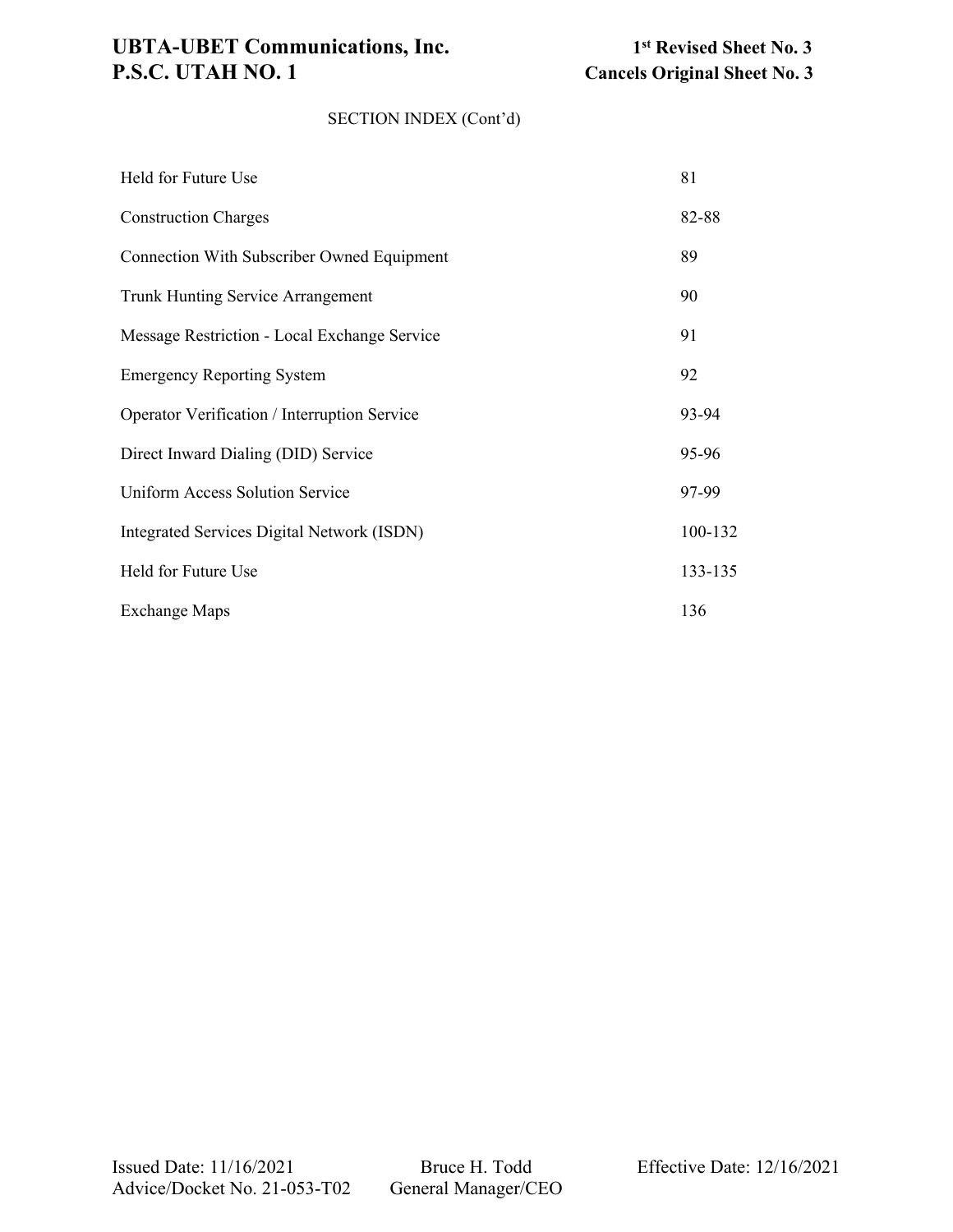SECTION INDEX (Cont'd)

| | |
|---|---|
| Held for Future Use | 81 |
| Construction Charges | 82-88 |
| Connection With Subscriber Owned Equipment | 89 |
| Trunk Hunting Service Arrangement | 90 |
| Message Restriction - Local Exchange Service | 91 |
| Emergency Reporting System | 92 |
| Operator Verification / Interruption Service | 93-94 |
| Direct Inward Dialing (DID) Service | 95-96 |
| Uniform Access Solution Service | 97-99 |
| Integrated Services Digital Network (ISDN) | 100-132 |
| Held for Future Use | 133-135 |
| Exchange Maps | 136 |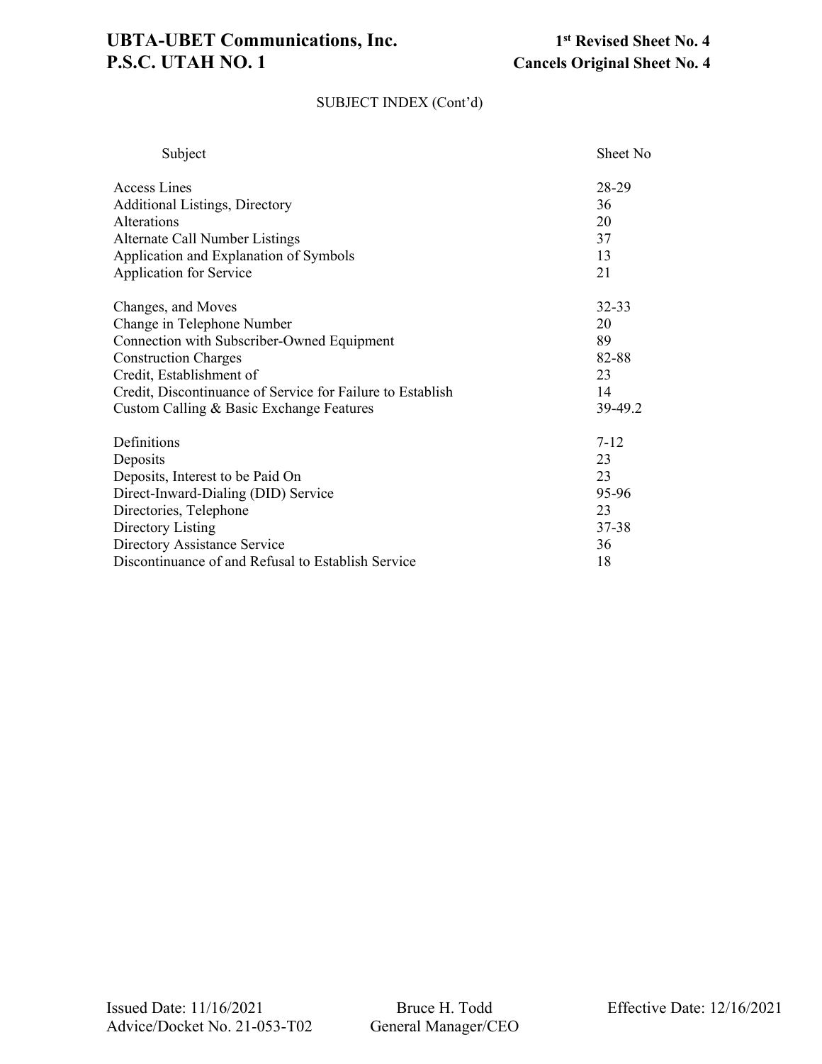SUBJECT INDEX (Cont'd)

| Subject | Sheet No |
|---|---|
| Access Lines | 28-29 |
| Additional Listings, Directory | 36 |
| Alterations | 20 |
| Alternate Call Number Listings | 37 |
| Application and Explanation of Symbols | 13 |
| Application for Service | 21 |
| | |
| Changes, and Moves | 32-33 |
| Change in Telephone Number | 20 |
| Connection with Subscriber-Owned Equipment | 89 |
| Construction Charges | 82-88 |
| Credit, Establishment of | 23 |
| Credit, Discontinuance of Service for Failure to Establish | 14 |
| Custom Calling & Basic Exchange Features | 39-49.2 |
| | |
| Definitions | 7-12 |
| Deposits | 23 |
| Deposits, Interest to be Paid On | 23 |
| Direct-Inward-Dialing (DID) Service | 95-96 |
| Directories, Telephone | 23 |
| Directory Listing | 37-38 |
| Directory Assistance Service | 36 |
| Discontinuance of and Refusal to Establish Service | 18 |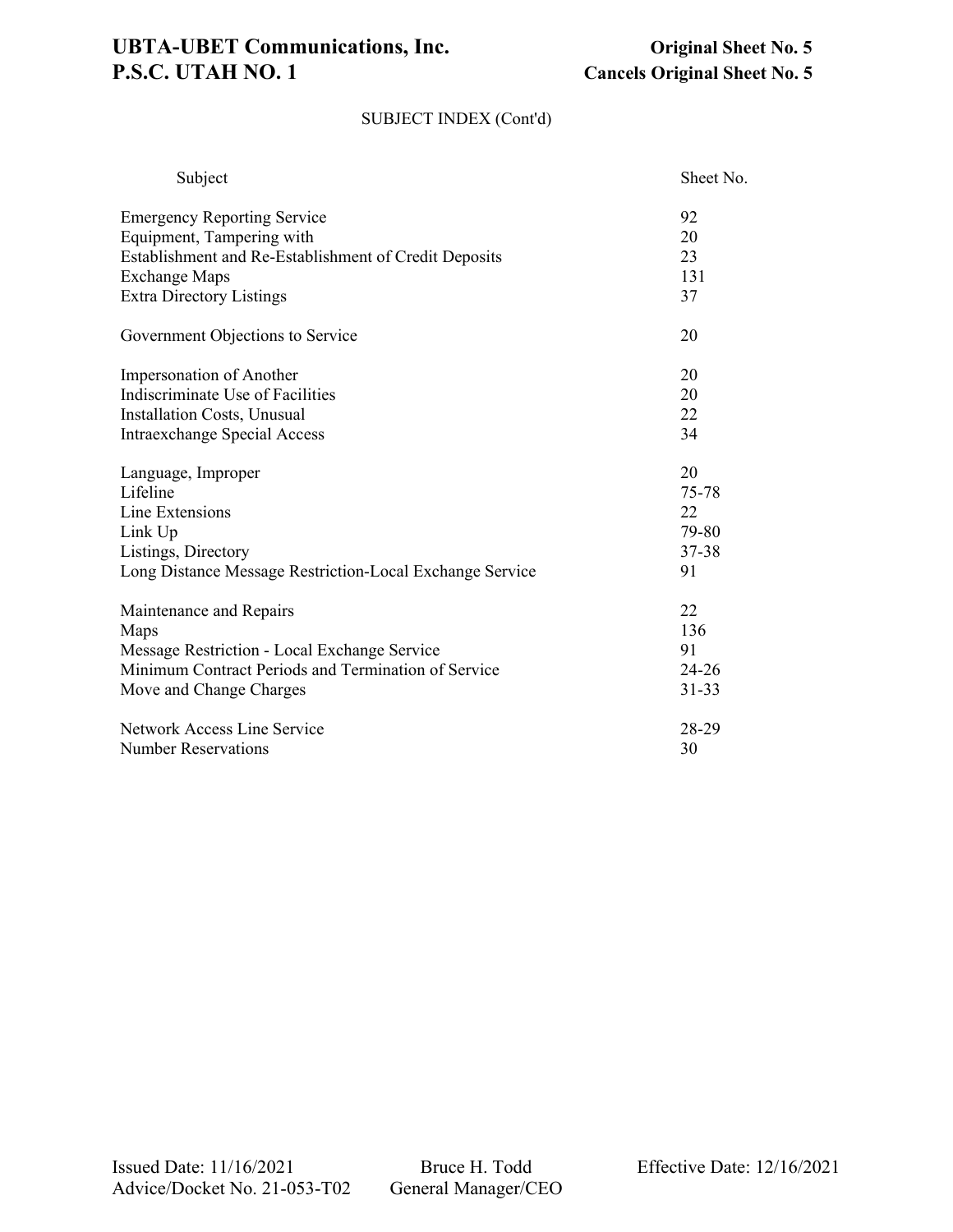# SUBJECT INDEX (Cont'd)

| Subject | Sheet No. |
|---|---|
| Emergency Reporting Service | 92 |
| Equipment, Tampering with | 20 |
| Establishment and Re-Establishment of Credit Deposits | 23 |
| Exchange Maps | 131 |
| Extra Directory Listings | 37 |
| | |
| Government Objections to Service | 20 |
| | |
| Impersonation of Another | 20 |
| Indiscriminate Use of Facilities | 20 |
| Installation Costs, Unusual | 22 |
| Intraexchange Special Access | 34 |
| | |
| Language, Improper | 20 |
| Lifeline | 75-78 |
| Line Extensions | 22 |
| Link Up | 79-80 |
| Listings, Directory | 37-38 |
| Long Distance Message Restriction-Local Exchange Service | 91 |
| | |
| Maintenance and Repairs | 22 |
| Maps | 136 |
| Message Restriction - Local Exchange Service | 91 |
| Minimum Contract Periods and Termination of Service | 24-26 |
| Move and Change Charges | 31-33 |
| | |
| Network Access Line Service | 28-29 |
| Number Reservations | 30 |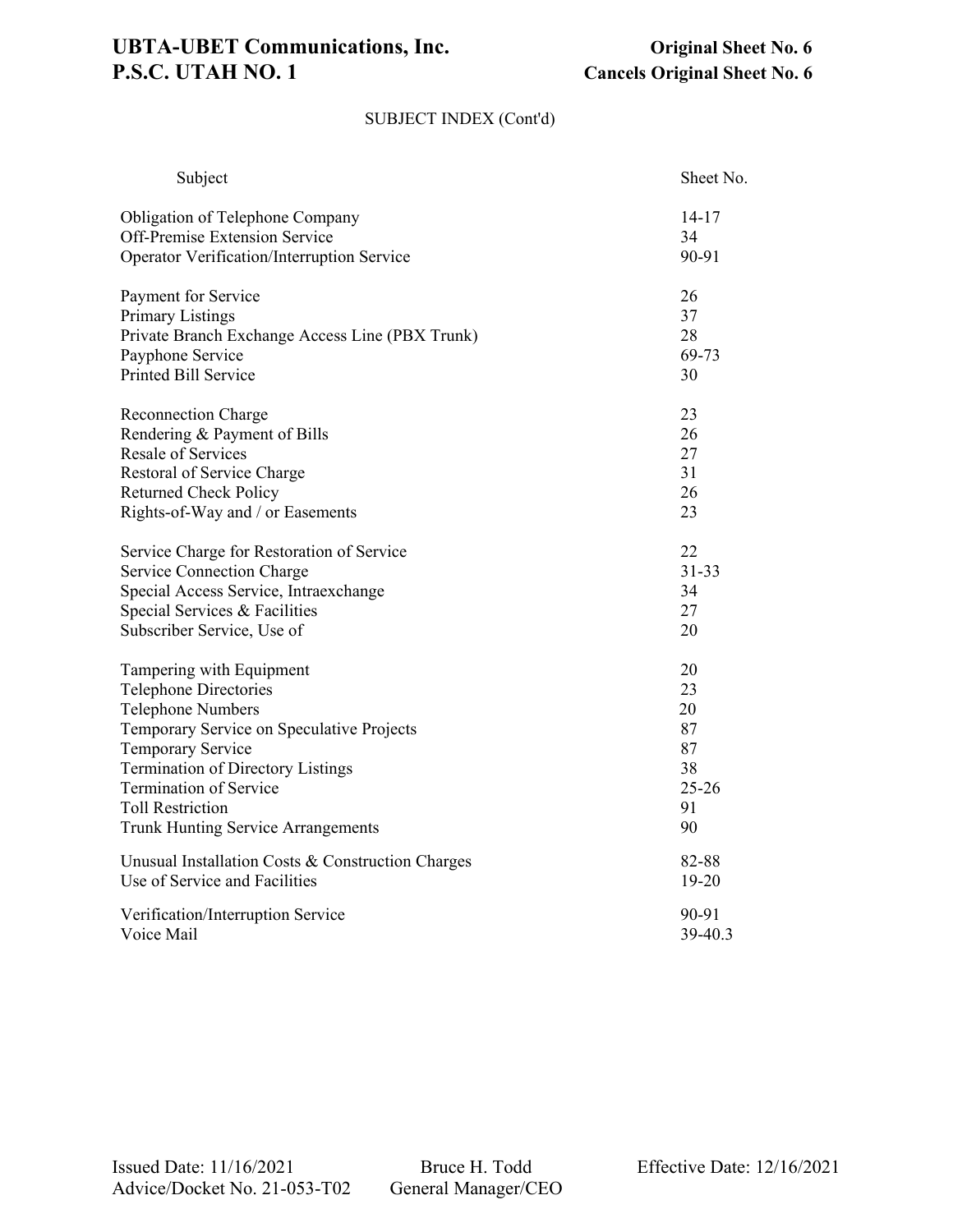# SUBJECT INDEX (Cont'd)

| Subject | Sheet No. |
| --- | --- |
| Obligation of Telephone Company | 14-17 |
| Off-Premise Extension Service | 34 |
| Operator Verification/Interruption Service | 90-91 |
| | |
| Payment for Service | 26 |
| Primary Listings | 37 |
| Private Branch Exchange Access Line (PBX Trunk) | 28 |
| Payphone Service | 69-73 |
| Printed Bill Service | 30 |
| | |
| Reconnection Charge | 23 |
| Rendering & Payment of Bills | 26 |
| Resale of Services | 27 |
| Restoral of Service Charge | 31 |
| Returned Check Policy | 26 |
| Rights-of-Way and / or Easements | 23 |
| | |
| Service Charge for Restoration of Service | 22 |
| Service Connection Charge | 31-33 |
| Special Access Service, Intraexchange | 34 |
| Special Services & Facilities | 27 |
| Subscriber Service, Use of | 20 |
| | |
| Tampering with Equipment | 20 |
| Telephone Directories | 23 |
| Telephone Numbers | 20 |
| Temporary Service on Speculative Projects | 87 |
| Temporary Service | 87 |
| Termination of Directory Listings | 38 |
| Termination of Service | 25-26 |
| Toll Restriction | 91 |
| Trunk Hunting Service Arrangements | 90 |
| | |
| Unusual Installation Costs & Construction Charges | 82-88 |
| Use of Service and Facilities | 19-20 |
| | |
| Verification/Interruption Service | 90-91 |
| Voice Mail | 39-40.3 |

Issued Date: 11/16/2021
Advice/Docket No. 21-053-T02

Bruce H. Todd
General Manager/CEO

Effective Date: 12/16/2021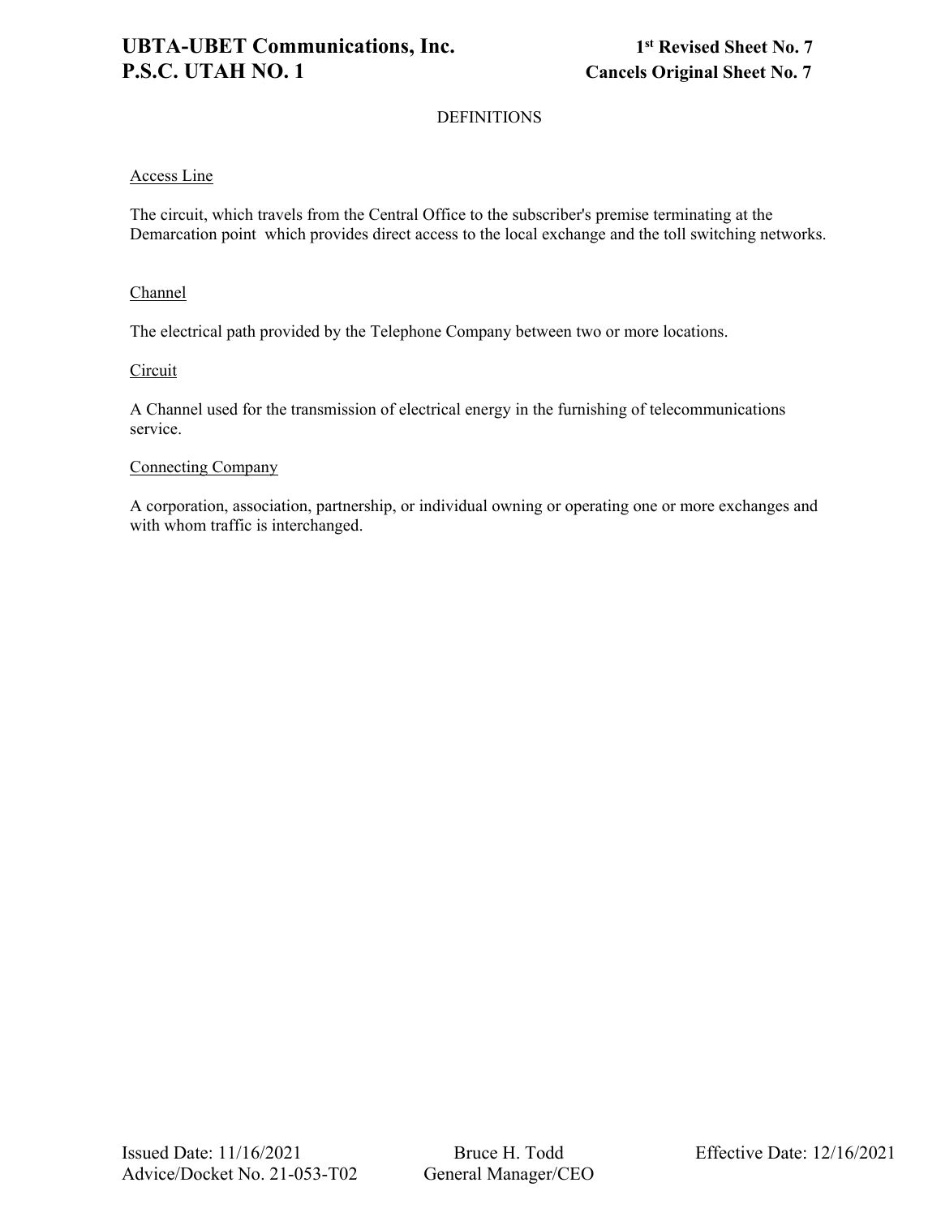## DEFINITIONS

Access Line

The circuit, which travels from the Central Office to the subscriber's premise terminating at the Demarcation point  which provides direct access to the local exchange and the toll switching networks.

Channel

The electrical path provided by the Telephone Company between two or more locations.

Circuit

A Channel used for the transmission of electrical energy in the furnishing of telecommunications service.

Connecting Company

A corporation, association, partnership, or individual owning or operating one or more exchanges and with whom traffic is interchanged.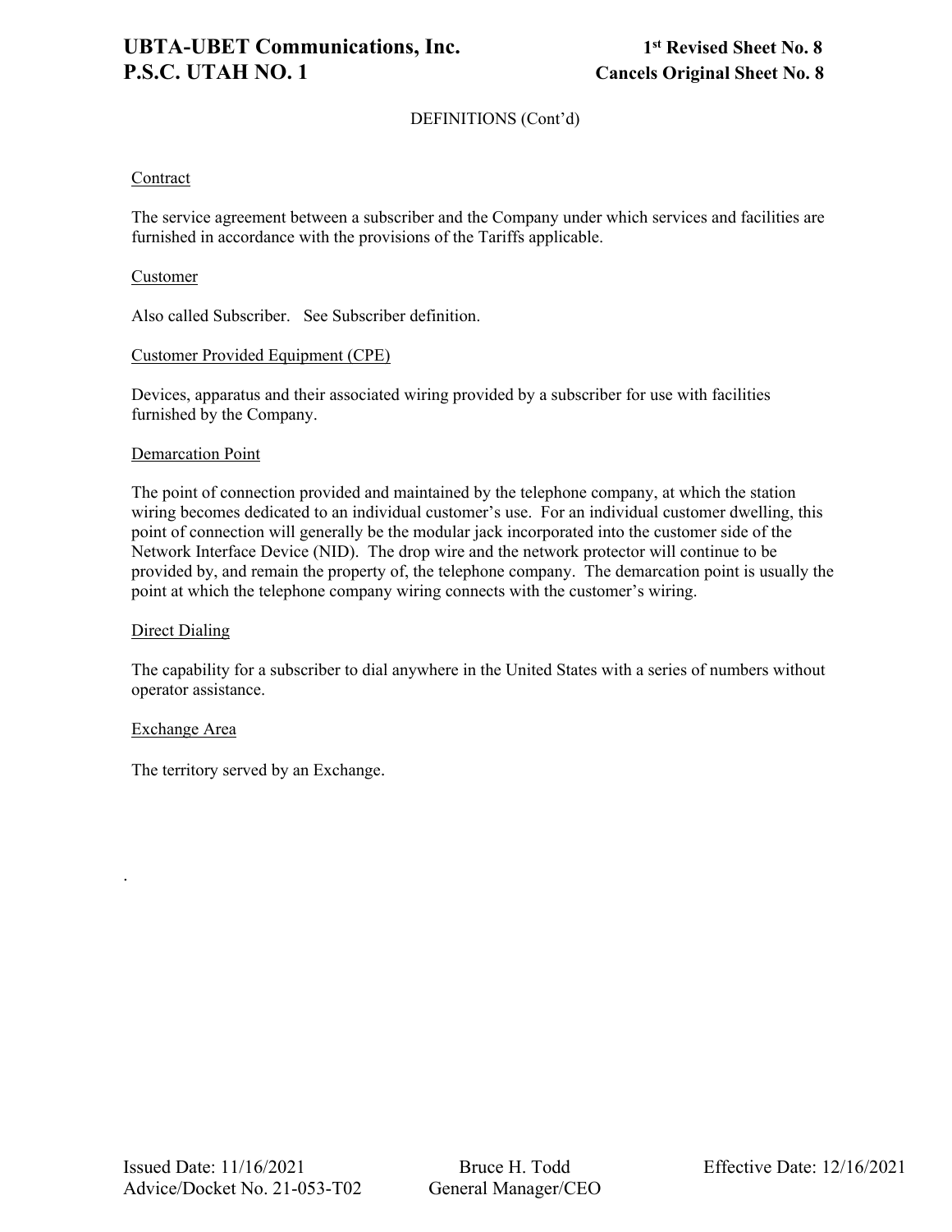DEFINITIONS (Cont'd)

Contract

The service agreement between a subscriber and the Company under which services and facilities are furnished in accordance with the provisions of the Tariffs applicable.

Customer

Also called Subscriber. See Subscriber definition.

Customer Provided Equipment (CPE)

Devices, apparatus and their associated wiring provided by a subscriber for use with facilities furnished by the Company.

Demarcation Point

The point of connection provided and maintained by the telephone company, at which the station wiring becomes dedicated to an individual customer's use. For an individual customer dwelling, this point of connection will generally be the modular jack incorporated into the customer side of the Network Interface Device (NID). The drop wire and the network protector will continue to be provided by, and remain the property of, the telephone company. The demarcation point is usually the point at which the telephone company wiring connects with the customer's wiring.

Direct Dialing

The capability for a subscriber to dial anywhere in the United States with a series of numbers without operator assistance.

Exchange Area

The territory served by an Exchange.

.

Issued Date: 11/16/2021
Advice/Docket No. 21-053-T02

Bruce H. Todd
General Manager/CEO

Effective Date: 12/16/2021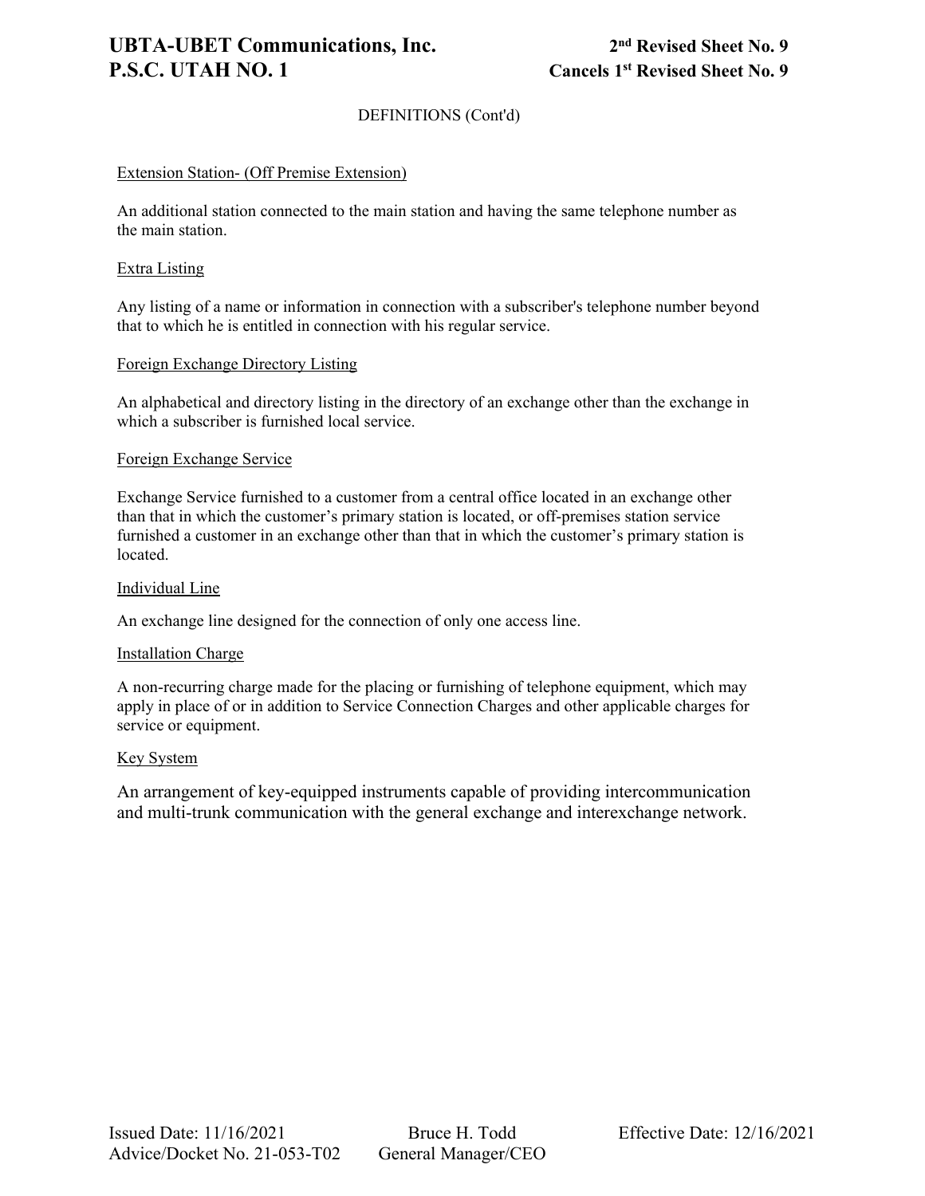DEFINITIONS (Cont'd)

Extension Station- (Off Premise Extension)

An additional station connected to the main station and having the same telephone number as the main station.

Extra Listing

Any listing of a name or information in connection with a subscriber's telephone number beyond that to which he is entitled in connection with his regular service.

Foreign Exchange Directory Listing

An alphabetical and directory listing in the directory of an exchange other than the exchange in which a subscriber is furnished local service.

Foreign Exchange Service

Exchange Service furnished to a customer from a central office located in an exchange other than that in which the customer's primary station is located, or off-premises station service furnished a customer in an exchange other than that in which the customer's primary station is located.

Individual Line

An exchange line designed for the connection of only one access line.

Installation Charge

A non-recurring charge made for the placing or furnishing of telephone equipment, which may apply in place of or in addition to Service Connection Charges and other applicable charges for service or equipment.

Key System

An arrangement of key-equipped instruments capable of providing intercommunication and multi-trunk communication with the general exchange and interexchange network.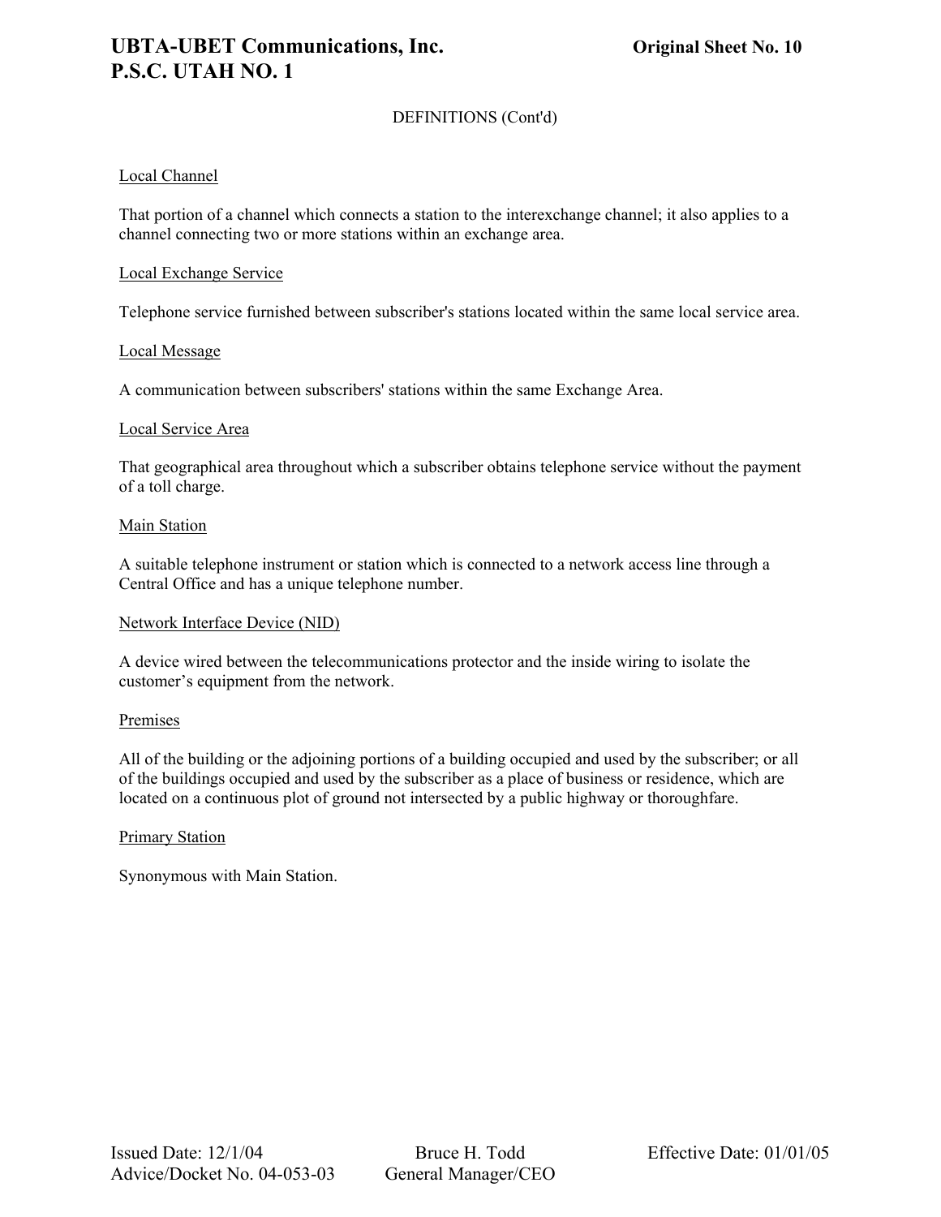DEFINITIONS (Cont'd)

Local Channel

That portion of a channel which connects a station to the interexchange channel; it also applies to a channel connecting two or more stations within an exchange area.

Local Exchange Service

Telephone service furnished between subscriber's stations located within the same local service area.

Local Message

A communication between subscribers' stations within the same Exchange Area.

Local Service Area

That geographical area throughout which a subscriber obtains telephone service without the payment of a toll charge.

Main Station

A suitable telephone instrument or station which is connected to a network access line through a Central Office and has a unique telephone number.

Network Interface Device (NID)

A device wired between the telecommunications protector and the inside wiring to isolate the customer's equipment from the network.

Premises

All of the building or the adjoining portions of a building occupied and used by the subscriber; or all of the buildings occupied and used by the subscriber as a place of business or residence, which are located on a continuous plot of ground not intersected by a public highway or thoroughfare.

Primary Station

Synonymous with Main Station.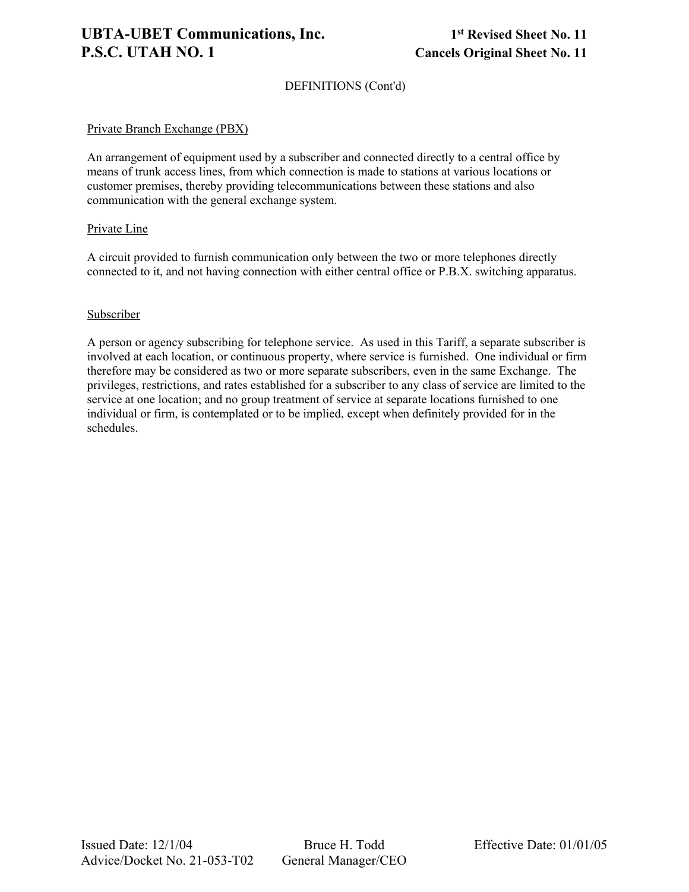DEFINITIONS (Cont'd)

Private Branch Exchange (PBX)

An arrangement of equipment used by a subscriber and connected directly to a central office by means of trunk access lines, from which connection is made to stations at various locations or customer premises, thereby providing telecommunications between these stations and also communication with the general exchange system.

Private Line

A circuit provided to furnish communication only between the two or more telephones directly connected to it, and not having connection with either central office or P.B.X. switching apparatus.

Subscriber

A person or agency subscribing for telephone service. As used in this Tariff, a separate subscriber is involved at each location, or continuous property, where service is furnished. One individual or firm therefore may be considered as two or more separate subscribers, even in the same Exchange. The privileges, restrictions, and rates established for a subscriber to any class of service are limited to the service at one location; and no group treatment of service at separate locations furnished to one individual or firm, is contemplated or to be implied, except when definitely provided for in the schedules.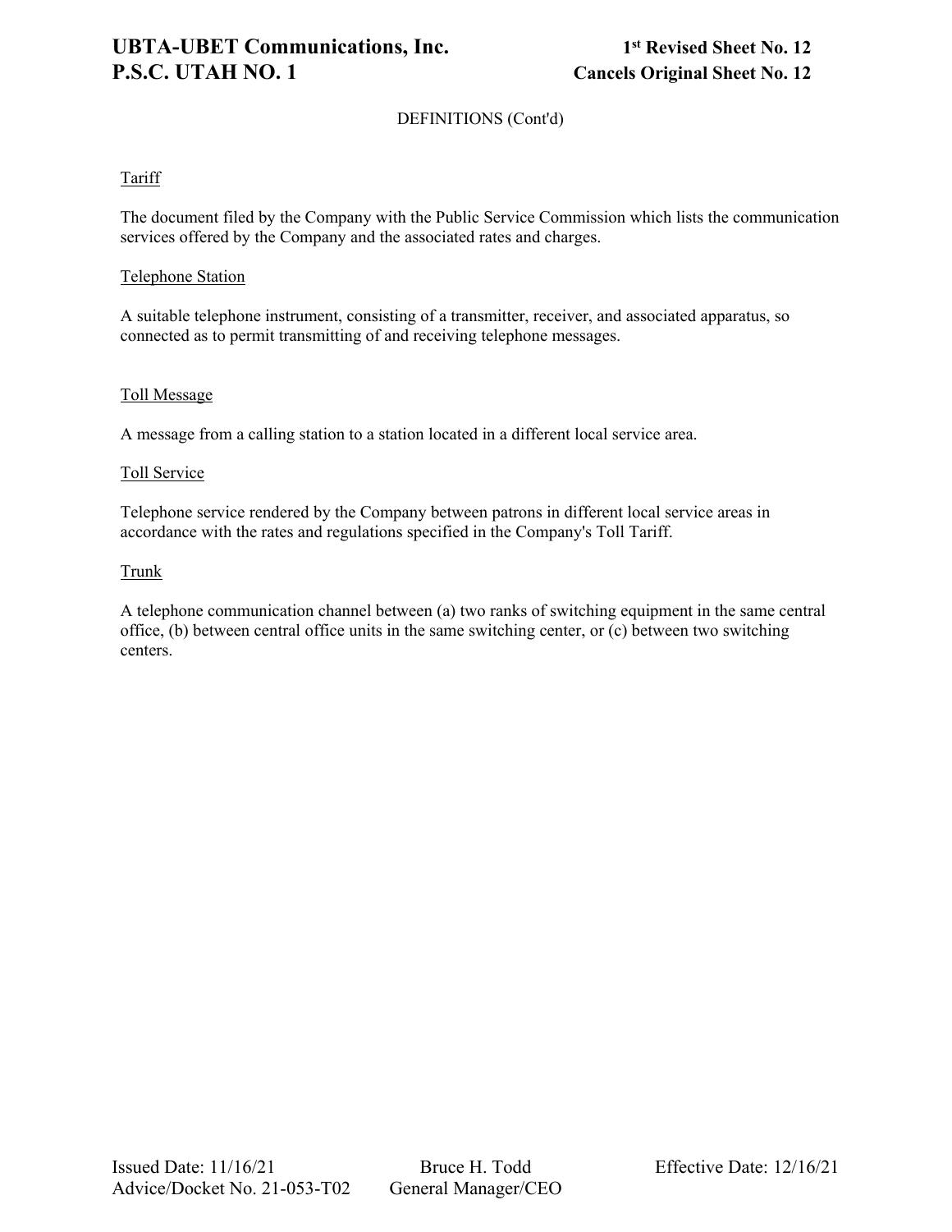DEFINITIONS (Cont'd)

<u>Tariff</u>

The document filed by the Company with the Public Service Commission which lists the communication services offered by the Company and the associated rates and charges.

<u>Telephone Station</u>

A suitable telephone instrument, consisting of a transmitter, receiver, and associated apparatus, so connected as to permit transmitting of and receiving telephone messages.

<u>Toll Message</u>

A message from a calling station to a station located in a different local service area.

<u>Toll Service</u>

Telephone service rendered by the Company between patrons in different local service areas in accordance with the rates and regulations specified in the Company's Toll Tariff.

<u>Trunk</u>

A telephone communication channel between (a) two ranks of switching equipment in the same central office, (b) between central office units in the same switching center, or (c) between two switching centers.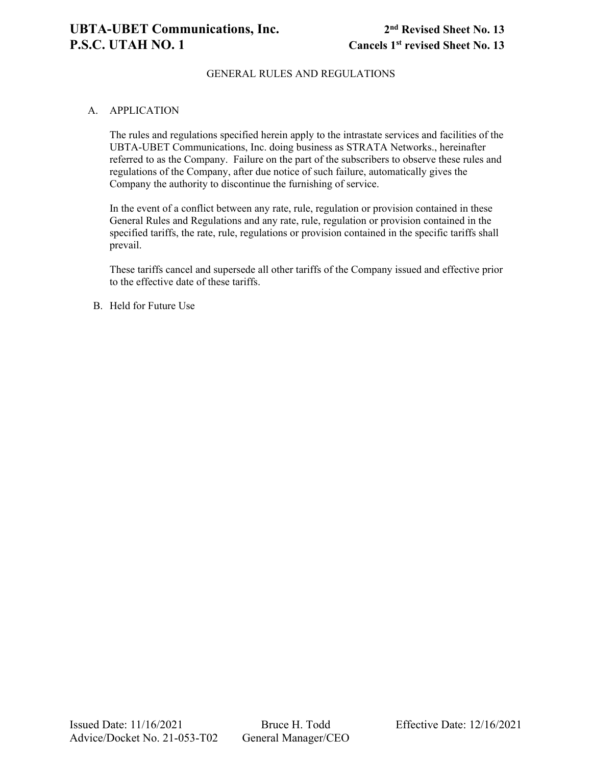## GENERAL RULES AND REGULATIONS

### A. APPLICATION

The rules and regulations specified herein apply to the intrastate services and facilities of the UBTA-UBET Communications, Inc. doing business as STRATA Networks., hereinafter referred to as the Company. Failure on the part of the subscribers to observe these rules and regulations of the Company, after due notice of such failure, automatically gives the Company the authority to discontinue the furnishing of service.

In the event of a conflict between any rate, rule, regulation or provision contained in these General Rules and Regulations and any rate, rule, regulation or provision contained in the specified tariffs, the rate, rule, regulations or provision contained in the specific tariffs shall prevail.

These tariffs cancel and supersede all other tariffs of the Company issued and effective prior to the effective date of these tariffs.

### B. Held for Future Use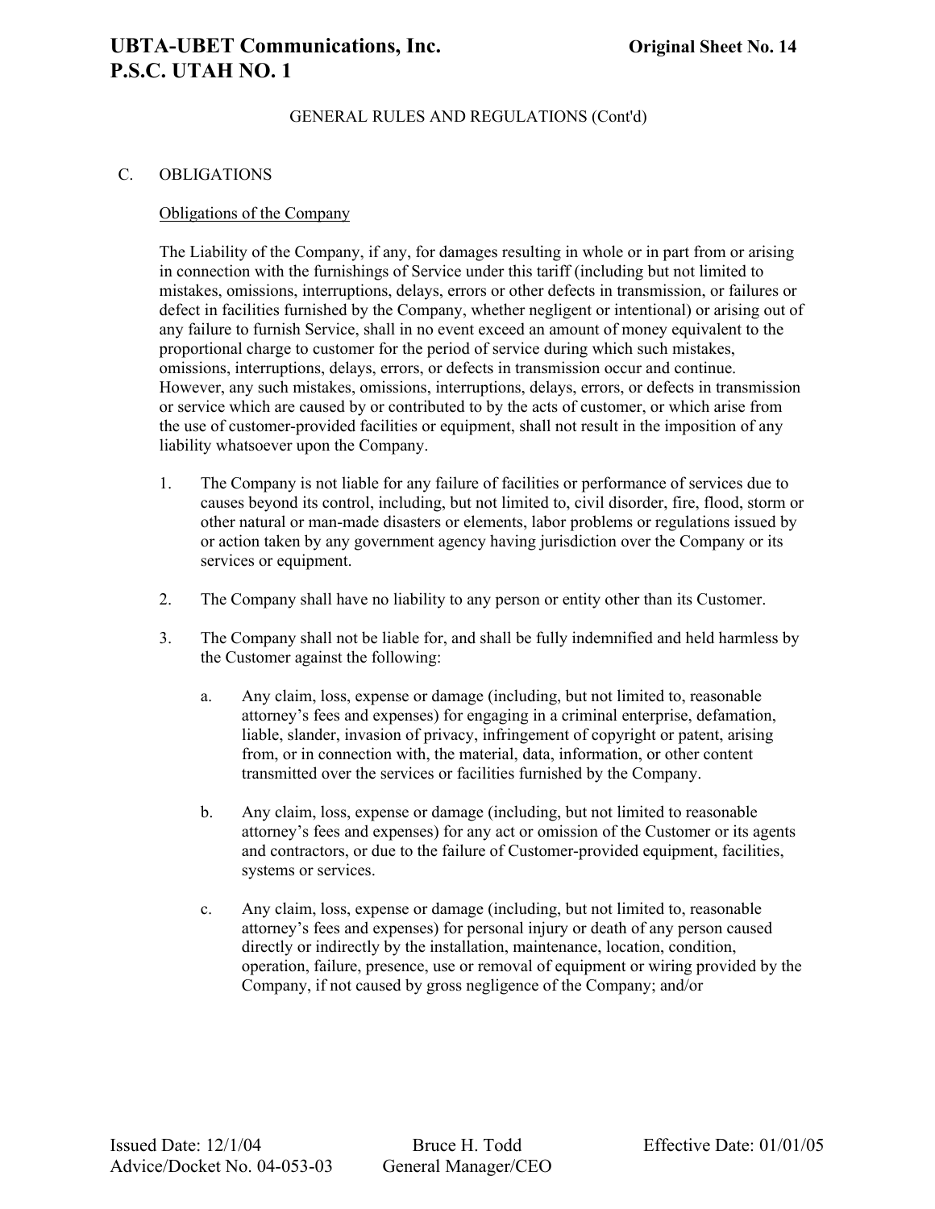GENERAL RULES AND REGULATIONS (Cont'd)

## C. OBLIGATIONS

### Obligations of the Company

The Liability of the Company, if any, for damages resulting in whole or in part from or arising in connection with the furnishings of Service under this tariff (including but not limited to mistakes, omissions, interruptions, delays, errors or other defects in transmission, or failures or defect in facilities furnished by the Company, whether negligent or intentional) or arising out of any failure to furnish Service, shall in no event exceed an amount of money equivalent to the proportional charge to customer for the period of service during which such mistakes, omissions, interruptions, delays, errors, or defects in transmission occur and continue. However, any such mistakes, omissions, interruptions, delays, errors, or defects in transmission or service which are caused by or contributed to by the acts of customer, or which arise from the use of customer-provided facilities or equipment, shall not result in the imposition of any liability whatsoever upon the Company.

1. The Company is not liable for any failure of facilities or performance of services due to causes beyond its control, including, but not limited to, civil disorder, fire, flood, storm or other natural or man-made disasters or elements, labor problems or regulations issued by or action taken by any government agency having jurisdiction over the Company or its services or equipment.

2. The Company shall have no liability to any person or entity other than its Customer.

3. The Company shall not be liable for, and shall be fully indemnified and held harmless by the Customer against the following:

   a. Any claim, loss, expense or damage (including, but not limited to, reasonable attorney's fees and expenses) for engaging in a criminal enterprise, defamation, liable, slander, invasion of privacy, infringement of copyright or patent, arising from, or in connection with, the material, data, information, or other content transmitted over the services or facilities furnished by the Company.

   b. Any claim, loss, expense or damage (including, but not limited to reasonable attorney's fees and expenses) for any act or omission of the Customer or its agents and contractors, or due to the failure of Customer-provided equipment, facilities, systems or services.

   c. Any claim, loss, expense or damage (including, but not limited to, reasonable attorney's fees and expenses) for personal injury or death of any person caused directly or indirectly by the installation, maintenance, location, condition, operation, failure, presence, use or removal of equipment or wiring provided by the Company, if not caused by gross negligence of the Company; and/or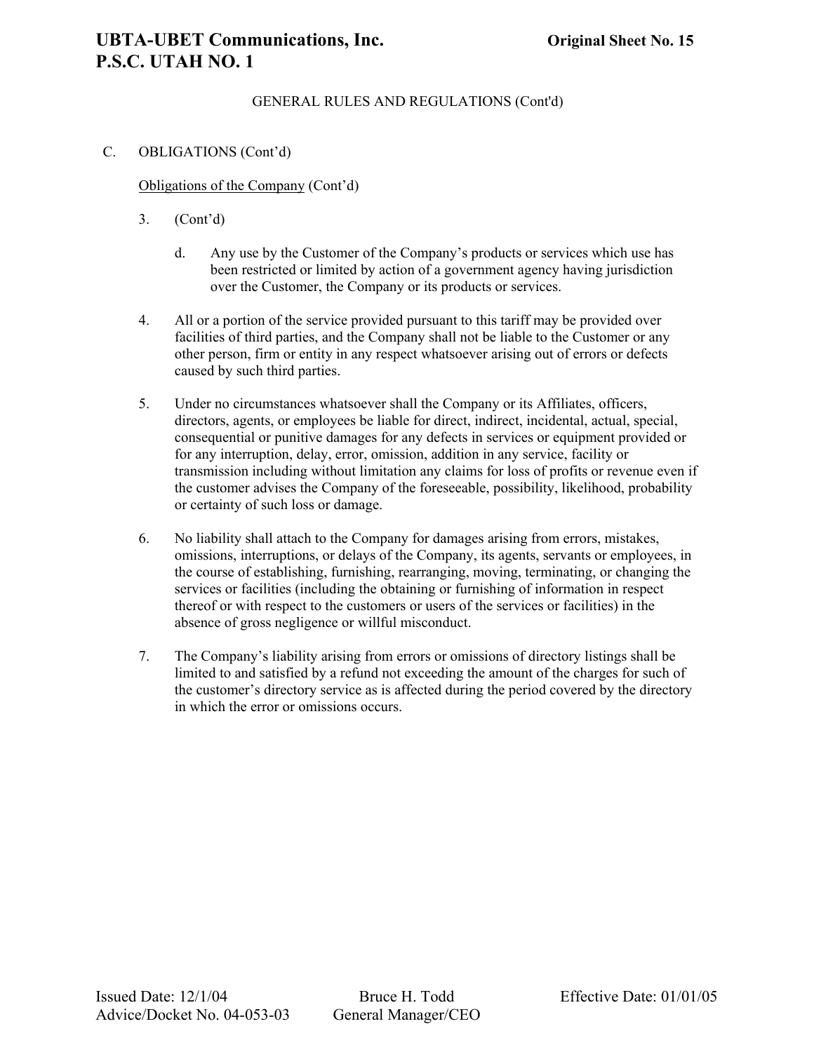GENERAL RULES AND REGULATIONS (Cont'd)

C. OBLIGATIONS (Cont'd)

Obligations of the Company (Cont'd)

3. (Cont'd)

   d. Any use by the Customer of the Company's products or services which use has been restricted or limited by action of a government agency having jurisdiction over the Customer, the Company or its products or services.

4. All or a portion of the service provided pursuant to this tariff may be provided over facilities of third parties, and the Company shall not be liable to the Customer or any other person, firm or entity in any respect whatsoever arising out of errors or defects caused by such third parties.

5. Under no circumstances whatsoever shall the Company or its Affiliates, officers, directors, agents, or employees be liable for direct, indirect, incidental, actual, special, consequential or punitive damages for any defects in services or equipment provided or for any interruption, delay, error, omission, addition in any service, facility or transmission including without limitation any claims for loss of profits or revenue even if the customer advises the Company of the foreseeable, possibility, likelihood, probability or certainty of such loss or damage.

6. No liability shall attach to the Company for damages arising from errors, mistakes, omissions, interruptions, or delays of the Company, its agents, servants or employees, in the course of establishing, furnishing, rearranging, moving, terminating, or changing the services or facilities (including the obtaining or furnishing of information in respect thereof or with respect to the customers or users of the services or facilities) in the absence of gross negligence or willful misconduct.

7. The Company's liability arising from errors or omissions of directory listings shall be limited to and satisfied by a refund not exceeding the amount of the charges for such of the customer's directory service as is affected during the period covered by the directory in which the error or omissions occurs.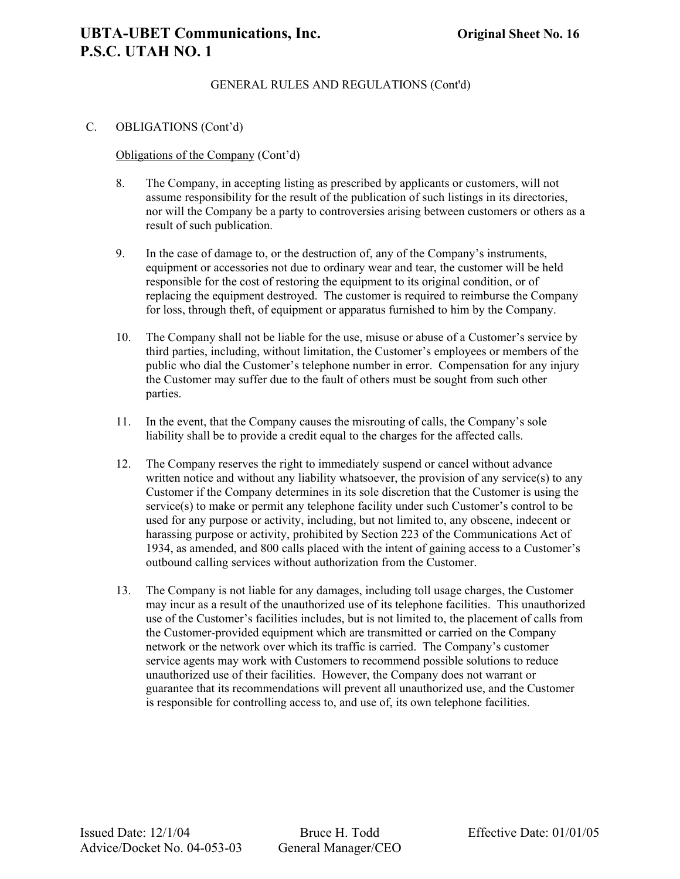GENERAL RULES AND REGULATIONS (Cont'd)

C. OBLIGATIONS (Cont'd)

Obligations of the Company (Cont'd)

8. The Company, in accepting listing as prescribed by applicants or customers, will not assume responsibility for the result of the publication of such listings in its directories, nor will the Company be a party to controversies arising between customers or others as a result of such publication.

9. In the case of damage to, or the destruction of, any of the Company's instruments, equipment or accessories not due to ordinary wear and tear, the customer will be held responsible for the cost of restoring the equipment to its original condition, or of replacing the equipment destroyed. The customer is required to reimburse the Company for loss, through theft, of equipment or apparatus furnished to him by the Company.

10. The Company shall not be liable for the use, misuse or abuse of a Customer's service by third parties, including, without limitation, the Customer's employees or members of the public who dial the Customer's telephone number in error. Compensation for any injury the Customer may suffer due to the fault of others must be sought from such other parties.

11. In the event, that the Company causes the misrouting of calls, the Company's sole liability shall be to provide a credit equal to the charges for the affected calls.

12. The Company reserves the right to immediately suspend or cancel without advance written notice and without any liability whatsoever, the provision of any service(s) to any Customer if the Company determines in its sole discretion that the Customer is using the service(s) to make or permit any telephone facility under such Customer's control to be used for any purpose or activity, including, but not limited to, any obscene, indecent or harassing purpose or activity, prohibited by Section 223 of the Communications Act of 1934, as amended, and 800 calls placed with the intent of gaining access to a Customer's outbound calling services without authorization from the Customer.

13. The Company is not liable for any damages, including toll usage charges, the Customer may incur as a result of the unauthorized use of its telephone facilities. This unauthorized use of the Customer's facilities includes, but is not limited to, the placement of calls from the Customer-provided equipment which are transmitted or carried on the Company network or the network over which its traffic is carried. The Company's customer service agents may work with Customers to recommend possible solutions to reduce unauthorized use of their facilities. However, the Company does not warrant or guarantee that its recommendations will prevent all unauthorized use, and the Customer is responsible for controlling access to, and use of, its own telephone facilities.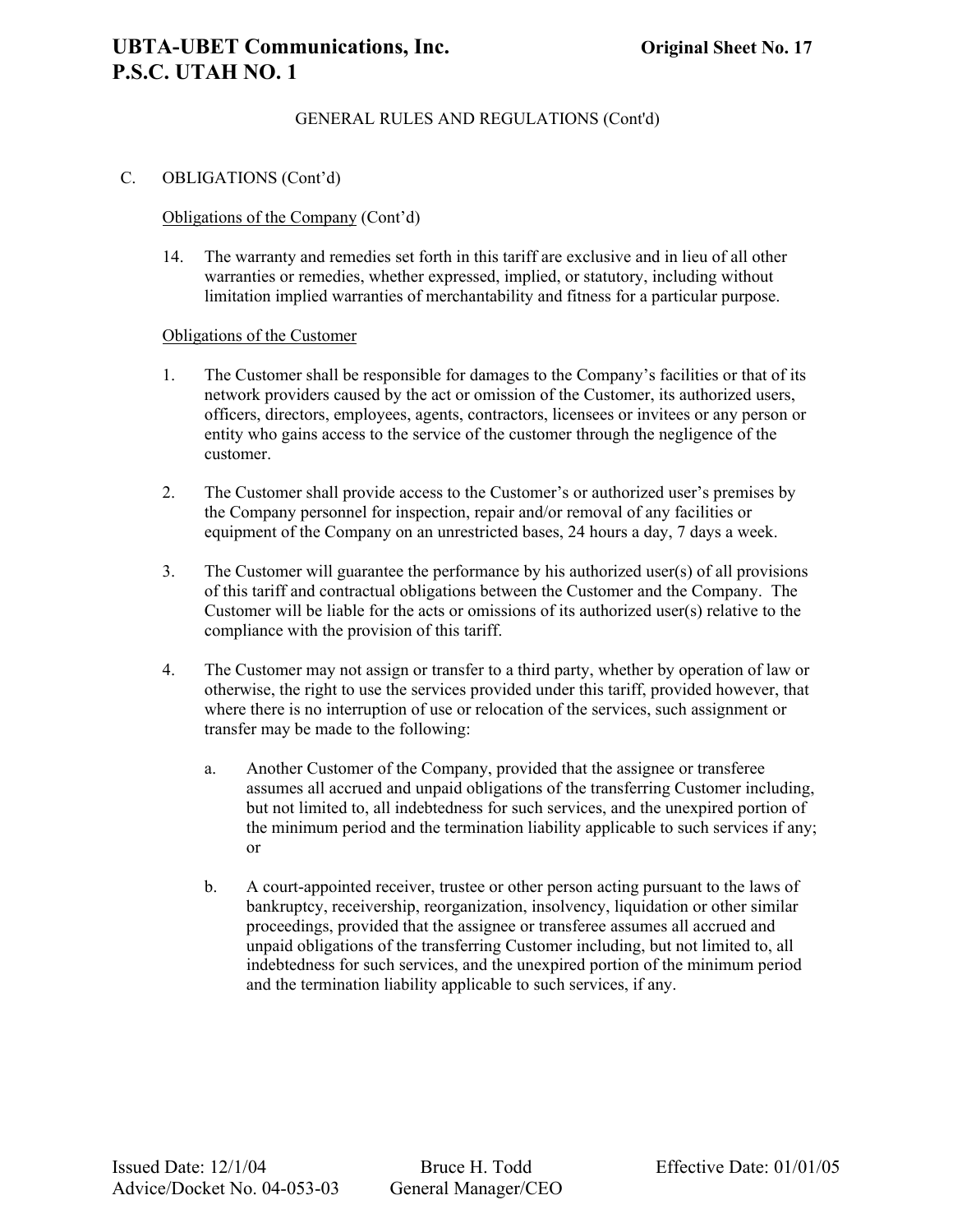GENERAL RULES AND REGULATIONS (Cont'd)

C. OBLIGATIONS (Cont'd)

Obligations of the Company (Cont'd)

14. The warranty and remedies set forth in this tariff are exclusive and in lieu of all other warranties or remedies, whether expressed, implied, or statutory, including without limitation implied warranties of merchantability and fitness for a particular purpose.

Obligations of the Customer

1. The Customer shall be responsible for damages to the Company's facilities or that of its network providers caused by the act or omission of the Customer, its authorized users, officers, directors, employees, agents, contractors, licensees or invitees or any person or entity who gains access to the service of the customer through the negligence of the customer.

2. The Customer shall provide access to the Customer's or authorized user's premises by the Company personnel for inspection, repair and/or removal of any facilities or equipment of the Company on an unrestricted bases, 24 hours a day, 7 days a week.

3. The Customer will guarantee the performance by his authorized user(s) of all provisions of this tariff and contractual obligations between the Customer and the Company. The Customer will be liable for the acts or omissions of its authorized user(s) relative to the compliance with the provision of this tariff.

4. The Customer may not assign or transfer to a third party, whether by operation of law or otherwise, the right to use the services provided under this tariff, provided however, that where there is no interruption of use or relocation of the services, such assignment or transfer may be made to the following:

   a. Another Customer of the Company, provided that the assignee or transferee assumes all accrued and unpaid obligations of the transferring Customer including, but not limited to, all indebtedness for such services, and the unexpired portion of the minimum period and the termination liability applicable to such services if any; or

   b. A court-appointed receiver, trustee or other person acting pursuant to the laws of bankruptcy, receivership, reorganization, insolvency, liquidation or other similar proceedings, provided that the assignee or transferee assumes all accrued and unpaid obligations of the transferring Customer including, but not limited to, all indebtedness for such services, and the unexpired portion of the minimum period and the termination liability applicable to such services, if any.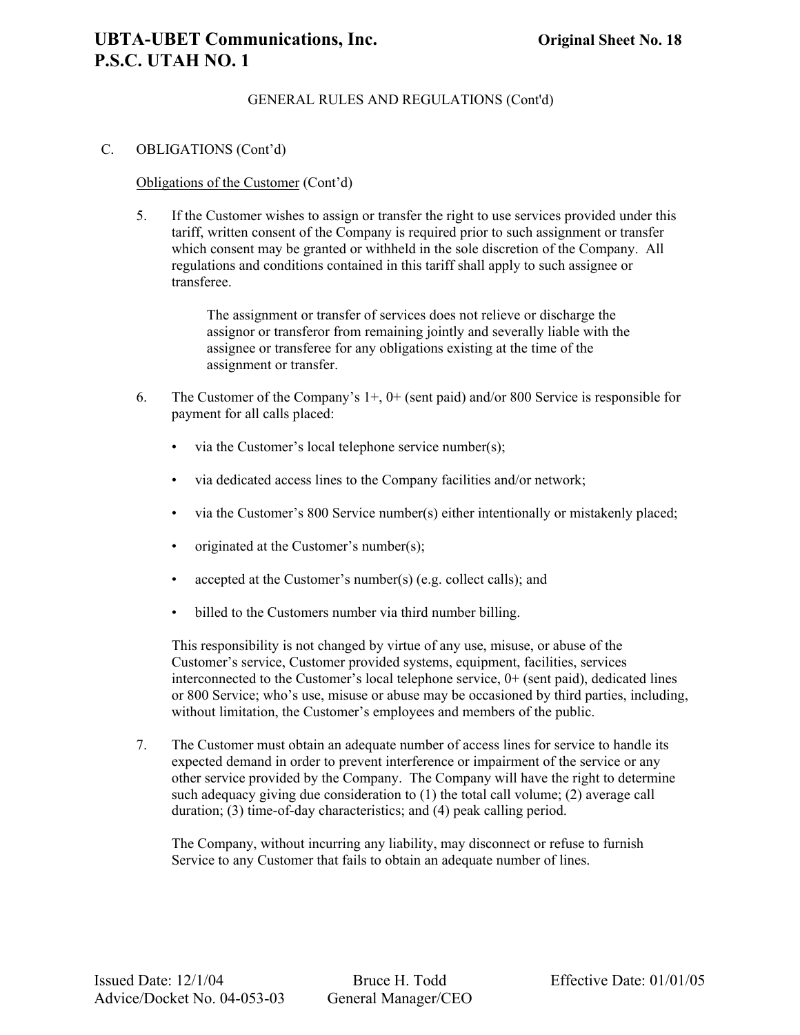GENERAL RULES AND REGULATIONS (Cont'd)

C. OBLIGATIONS (Cont'd)

Obligations of the Customer (Cont'd)

5. If the Customer wishes to assign or transfer the right to use services provided under this tariff, written consent of the Company is required prior to such assignment or transfer which consent may be granted or withheld in the sole discretion of the Company. All regulations and conditions contained in this tariff shall apply to such assignee or transferee.

   The assignment or transfer of services does not relieve or discharge the assignor or transferor from remaining jointly and severally liable with the assignee or transferee for any obligations existing at the time of the assignment or transfer.

6. The Customer of the Company's 1+, 0+ (sent paid) and/or 800 Service is responsible for payment for all calls placed:

   - via the Customer's local telephone service number(s);
   - via dedicated access lines to the Company facilities and/or network;
   - via the Customer's 800 Service number(s) either intentionally or mistakenly placed;
   - originated at the Customer's number(s);
   - accepted at the Customer's number(s) (e.g. collect calls); and
   - billed to the Customers number via third number billing.

   This responsibility is not changed by virtue of any use, misuse, or abuse of the Customer's service, Customer provided systems, equipment, facilities, services interconnected to the Customer's local telephone service, 0+ (sent paid), dedicated lines or 800 Service; who's use, misuse or abuse may be occasioned by third parties, including, without limitation, the Customer's employees and members of the public.

7. The Customer must obtain an adequate number of access lines for service to handle its expected demand in order to prevent interference or impairment of the service or any other service provided by the Company. The Company will have the right to determine such adequacy giving due consideration to (1) the total call volume; (2) average call duration; (3) time-of-day characteristics; and (4) peak calling period.

   The Company, without incurring any liability, may disconnect or refuse to furnish Service to any Customer that fails to obtain an adequate number of lines.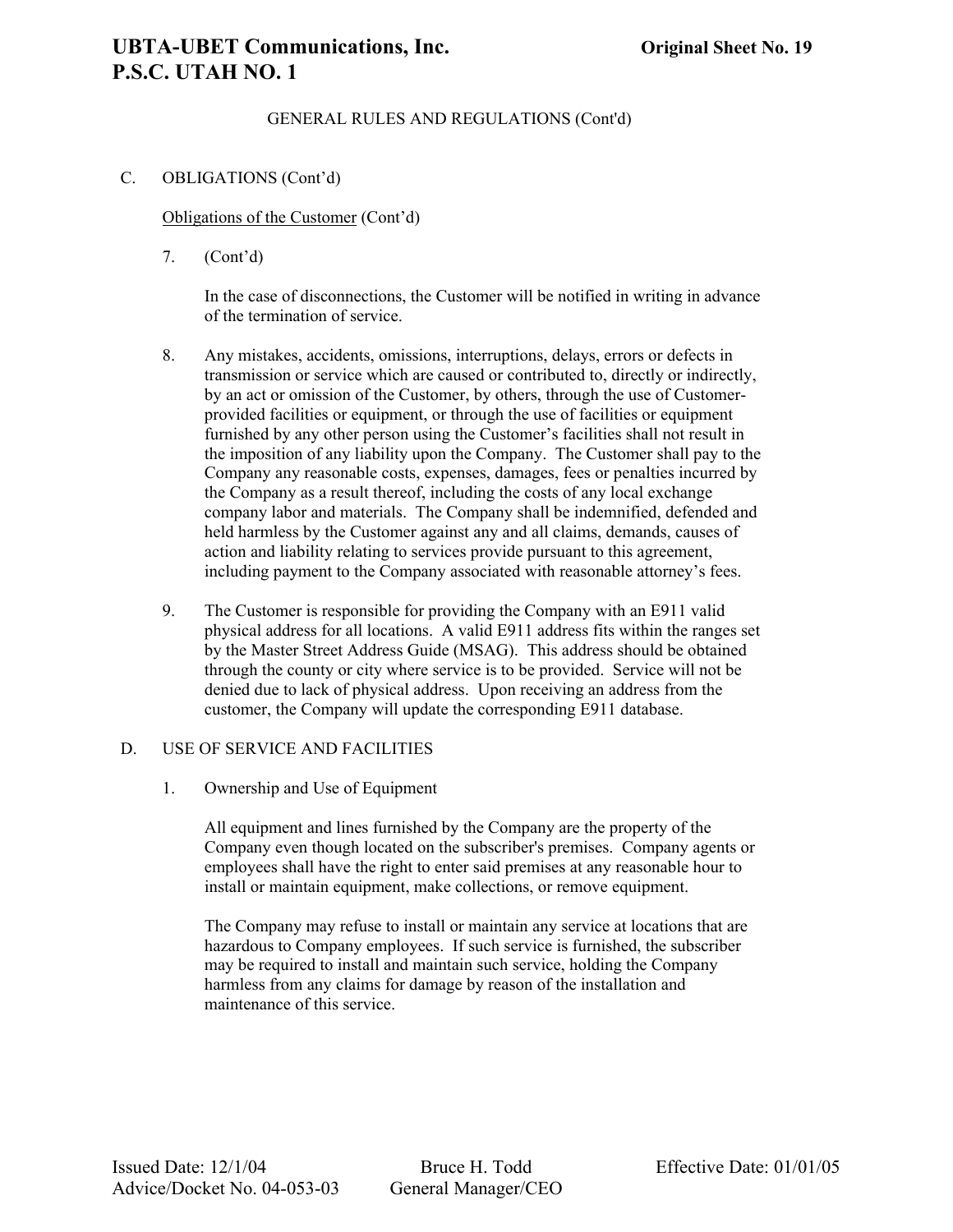GENERAL RULES AND REGULATIONS (Cont'd)

C. OBLIGATIONS (Cont'd)

Obligations of the Customer (Cont'd)

7. (Cont'd)

   In the case of disconnections, the Customer will be notified in writing in advance of the termination of service.

8. Any mistakes, accidents, omissions, interruptions, delays, errors or defects in transmission or service which are caused or contributed to, directly or indirectly, by an act or omission of the Customer, by others, through the use of Customer-provided facilities or equipment, or through the use of facilities or equipment furnished by any other person using the Customer's facilities shall not result in the imposition of any liability upon the Company. The Customer shall pay to the Company any reasonable costs, expenses, damages, fees or penalties incurred by the Company as a result thereof, including the costs of any local exchange company labor and materials. The Company shall be indemnified, defended and held harmless by the Customer against any and all claims, demands, causes of action and liability relating to services provide pursuant to this agreement, including payment to the Company associated with reasonable attorney's fees.

9. The Customer is responsible for providing the Company with an E911 valid physical address for all locations. A valid E911 address fits within the ranges set by the Master Street Address Guide (MSAG). This address should be obtained through the county or city where service is to be provided. Service will not be denied due to lack of physical address. Upon receiving an address from the customer, the Company will update the corresponding E911 database.

D. USE OF SERVICE AND FACILITIES

1. Ownership and Use of Equipment

   All equipment and lines furnished by the Company are the property of the Company even though located on the subscriber's premises. Company agents or employees shall have the right to enter said premises at any reasonable hour to install or maintain equipment, make collections, or remove equipment.

   The Company may refuse to install or maintain any service at locations that are hazardous to Company employees. If such service is furnished, the subscriber may be required to install and maintain such service, holding the Company harmless from any claims for damage by reason of the installation and maintenance of this service.

Issued Date: 12/1/04 Bruce H. Todd Effective Date: 01/01/05
Advice/Docket No. 04-053-03 General Manager/CEO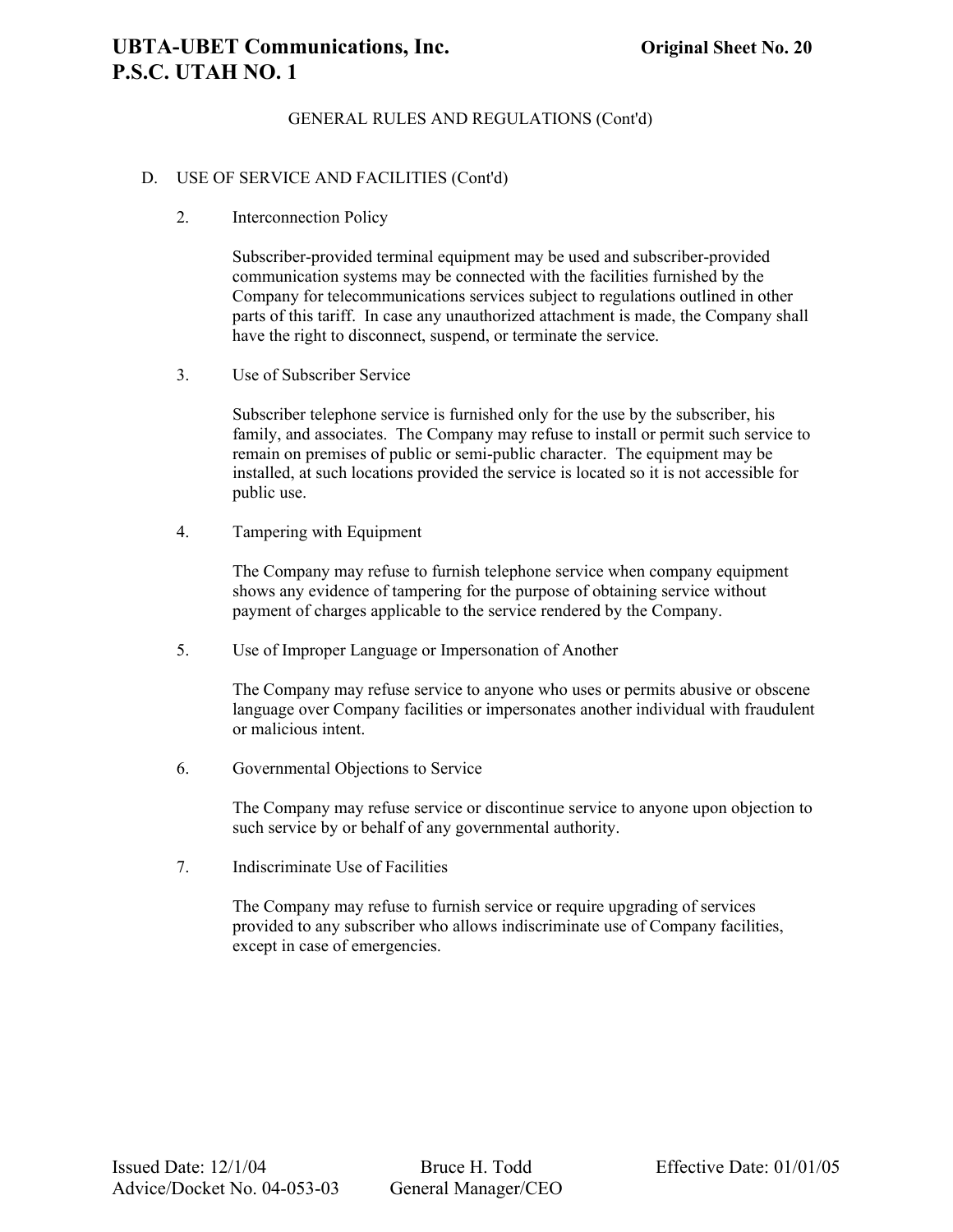GENERAL RULES AND REGULATIONS (Cont'd)

D. USE OF SERVICE AND FACILITIES (Cont'd)

2. Interconnection Policy

Subscriber-provided terminal equipment may be used and subscriber-provided communication systems may be connected with the facilities furnished by the Company for telecommunications services subject to regulations outlined in other parts of this tariff. In case any unauthorized attachment is made, the Company shall have the right to disconnect, suspend, or terminate the service.

3. Use of Subscriber Service

Subscriber telephone service is furnished only for the use by the subscriber, his family, and associates. The Company may refuse to install or permit such service to remain on premises of public or semi-public character. The equipment may be installed, at such locations provided the service is located so it is not accessible for public use.

4. Tampering with Equipment

The Company may refuse to furnish telephone service when company equipment shows any evidence of tampering for the purpose of obtaining service without payment of charges applicable to the service rendered by the Company.

5. Use of Improper Language or Impersonation of Another

The Company may refuse service to anyone who uses or permits abusive or obscene language over Company facilities or impersonates another individual with fraudulent or malicious intent.

6. Governmental Objections to Service

The Company may refuse service or discontinue service to anyone upon objection to such service by or behalf of any governmental authority.

7. Indiscriminate Use of Facilities

The Company may refuse to furnish service or require upgrading of services provided to any subscriber who allows indiscriminate use of Company facilities, except in case of emergencies.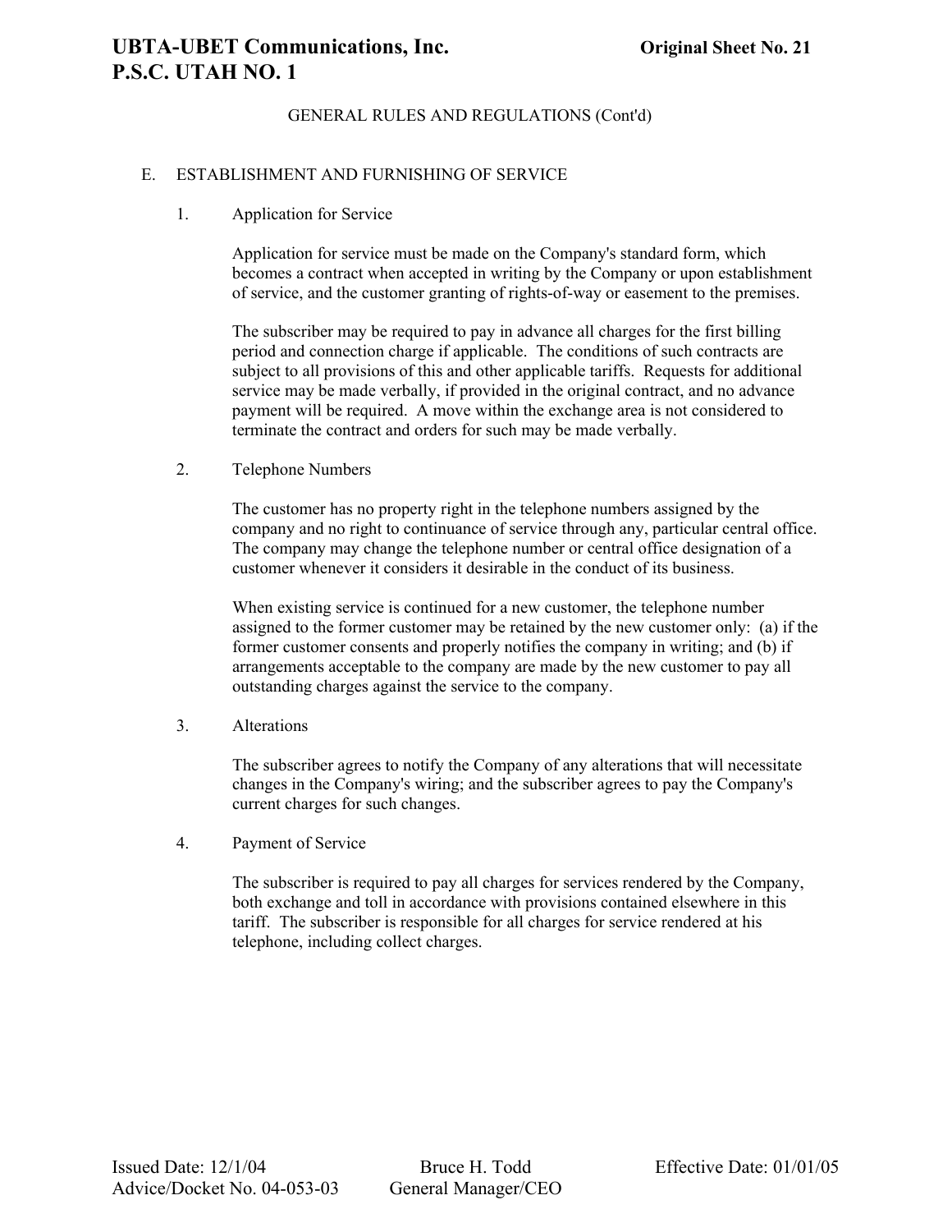GENERAL RULES AND REGULATIONS (Cont'd)

## E. ESTABLISHMENT AND FURNISHING OF SERVICE

### 1. Application for Service

Application for service must be made on the Company's standard form, which becomes a contract when accepted in writing by the Company or upon establishment of service, and the customer granting of rights-of-way or easement to the premises.

The subscriber may be required to pay in advance all charges for the first billing period and connection charge if applicable. The conditions of such contracts are subject to all provisions of this and other applicable tariffs. Requests for additional service may be made verbally, if provided in the original contract, and no advance payment will be required. A move within the exchange area is not considered to terminate the contract and orders for such may be made verbally.

### 2. Telephone Numbers

The customer has no property right in the telephone numbers assigned by the company and no right to continuance of service through any, particular central office. The company may change the telephone number or central office designation of a customer whenever it considers it desirable in the conduct of its business.

When existing service is continued for a new customer, the telephone number assigned to the former customer may be retained by the new customer only: (a) if the former customer consents and properly notifies the company in writing; and (b) if arrangements acceptable to the company are made by the new customer to pay all outstanding charges against the service to the company.

### 3. Alterations

The subscriber agrees to notify the Company of any alterations that will necessitate changes in the Company's wiring; and the subscriber agrees to pay the Company's current charges for such changes.

### 4. Payment of Service

The subscriber is required to pay all charges for services rendered by the Company, both exchange and toll in accordance with provisions contained elsewhere in this tariff. The subscriber is responsible for all charges for service rendered at his telephone, including collect charges.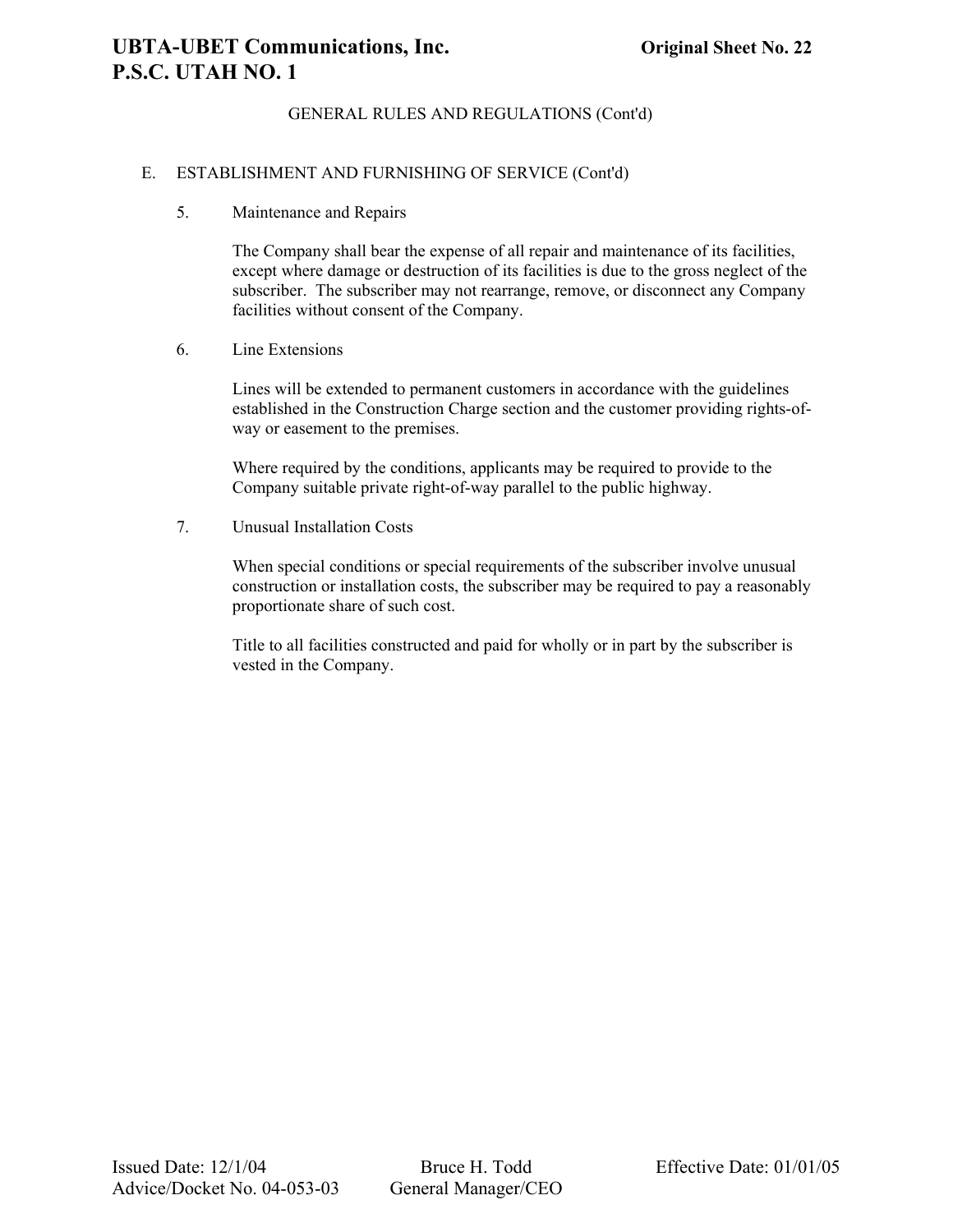GENERAL RULES AND REGULATIONS (Cont'd)

E. ESTABLISHMENT AND FURNISHING OF SERVICE (Cont'd)

5. Maintenance and Repairs

The Company shall bear the expense of all repair and maintenance of its facilities, except where damage or destruction of its facilities is due to the gross neglect of the subscriber. The subscriber may not rearrange, remove, or disconnect any Company facilities without consent of the Company.

6. Line Extensions

Lines will be extended to permanent customers in accordance with the guidelines established in the Construction Charge section and the customer providing rights-of-way or easement to the premises.

Where required by the conditions, applicants may be required to provide to the Company suitable private right-of-way parallel to the public highway.

7. Unusual Installation Costs

When special conditions or special requirements of the subscriber involve unusual construction or installation costs, the subscriber may be required to pay a reasonably proportionate share of such cost.

Title to all facilities constructed and paid for wholly or in part by the subscriber is vested in the Company.

Issued Date: 12/1/04
Advice/Docket No. 04-053-03

Bruce H. Todd
General Manager/CEO

Effective Date: 01/01/05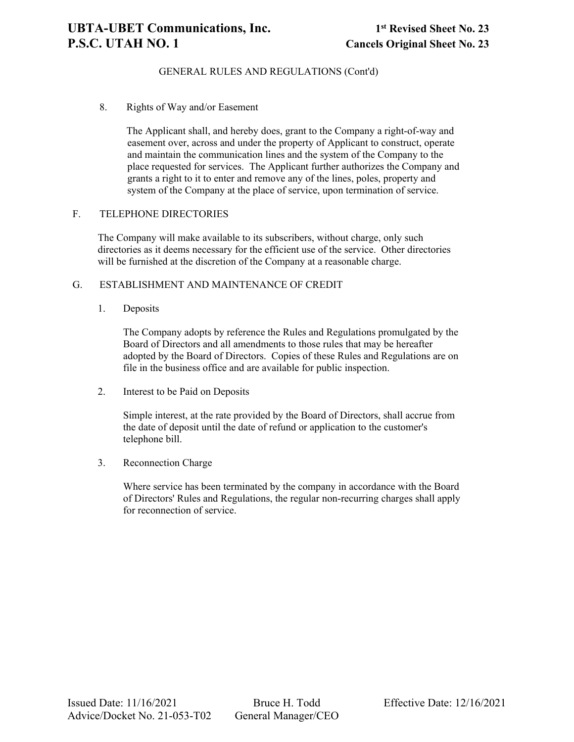GENERAL RULES AND REGULATIONS (Cont'd)

8. Rights of Way and/or Easement

The Applicant shall, and hereby does, grant to the Company a right-of-way and easement over, across and under the property of Applicant to construct, operate and maintain the communication lines and the system of the Company to the place requested for services. The Applicant further authorizes the Company and grants a right to it to enter and remove any of the lines, poles, property and system of the Company at the place of service, upon termination of service.

## F. TELEPHONE DIRECTORIES

The Company will make available to its subscribers, without charge, only such directories as it deems necessary for the efficient use of the service. Other directories will be furnished at the discretion of the Company at a reasonable charge.

## G. ESTABLISHMENT AND MAINTENANCE OF CREDIT

1. Deposits

The Company adopts by reference the Rules and Regulations promulgated by the Board of Directors and all amendments to those rules that may be hereafter adopted by the Board of Directors. Copies of these Rules and Regulations are on file in the business office and are available for public inspection.

2. Interest to be Paid on Deposits

Simple interest, at the rate provided by the Board of Directors, shall accrue from the date of deposit until the date of refund or application to the customer's telephone bill.

3. Reconnection Charge

Where service has been terminated by the company in accordance with the Board of Directors' Rules and Regulations, the regular non-recurring charges shall apply for reconnection of service.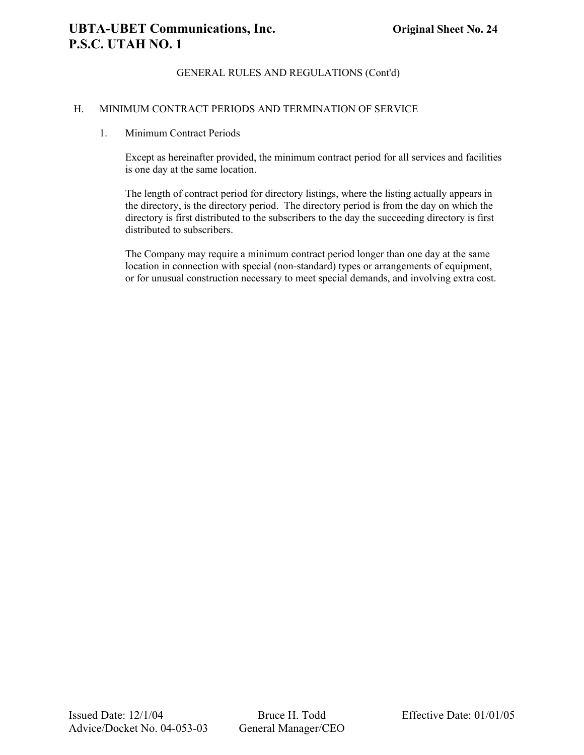GENERAL RULES AND REGULATIONS (Cont'd)

## H. MINIMUM CONTRACT PERIODS AND TERMINATION OF SERVICE

### 1. Minimum Contract Periods

Except as hereinafter provided, the minimum contract period for all services and facilities is one day at the same location.

The length of contract period for directory listings, where the listing actually appears in the directory, is the directory period. The directory period is from the day on which the directory is first distributed to the subscribers to the day the succeeding directory is first distributed to subscribers.

The Company may require a minimum contract period longer than one day at the same location in connection with special (non-standard) types or arrangements of equipment, or for unusual construction necessary to meet special demands, and involving extra cost.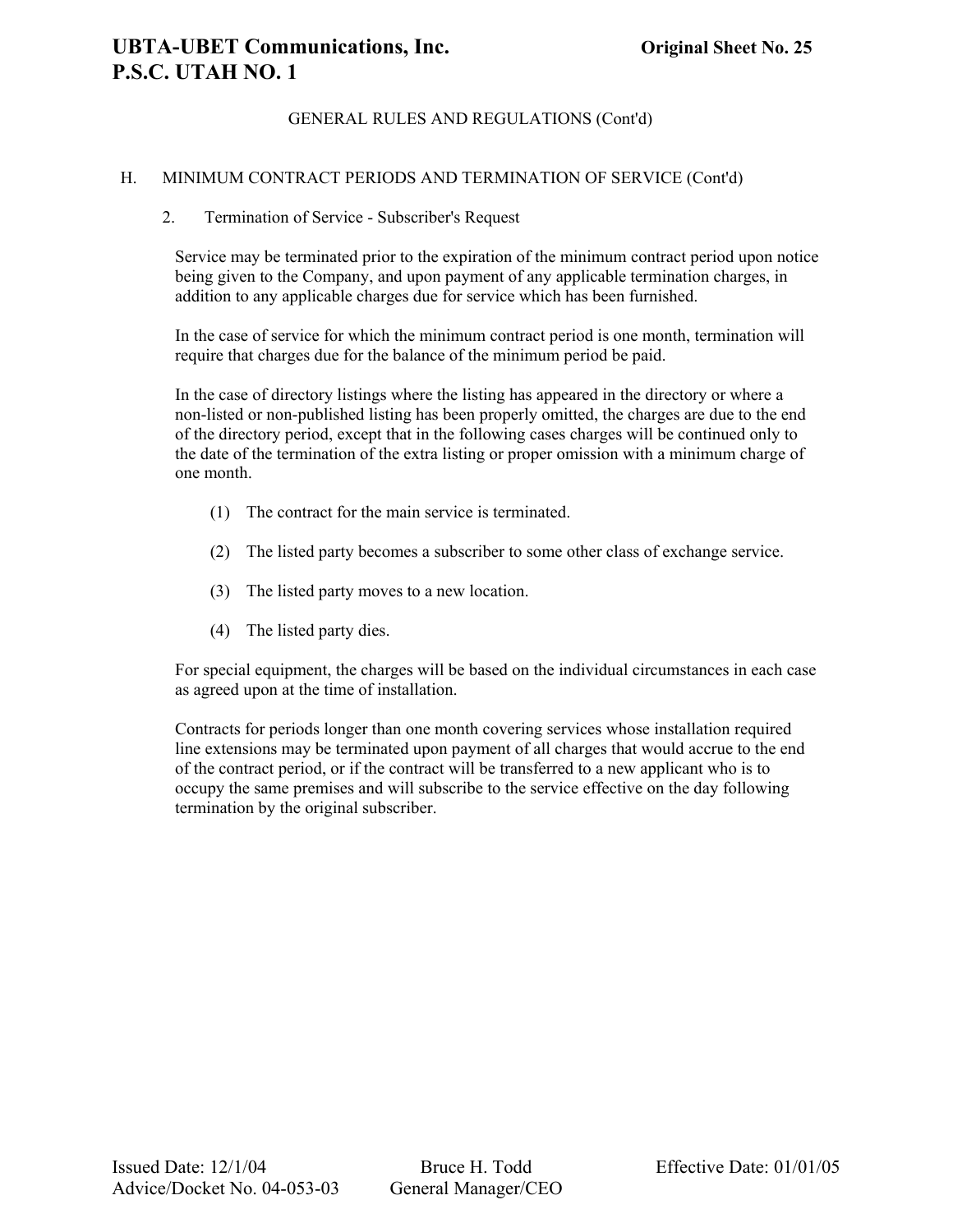GENERAL RULES AND REGULATIONS (Cont'd)

## H. MINIMUM CONTRACT PERIODS AND TERMINATION OF SERVICE (Cont'd)

### 2. Termination of Service - Subscriber's Request

Service may be terminated prior to the expiration of the minimum contract period upon notice being given to the Company, and upon payment of any applicable termination charges, in addition to any applicable charges due for service which has been furnished.

In the case of service for which the minimum contract period is one month, termination will require that charges due for the balance of the minimum period be paid.

In the case of directory listings where the listing has appeared in the directory or where a non-listed or non-published listing has been properly omitted, the charges are due to the end of the directory period, except that in the following cases charges will be continued only to the date of the termination of the extra listing or proper omission with a minimum charge of one month.

(1) The contract for the main service is terminated.

(2) The listed party becomes a subscriber to some other class of exchange service.

(3) The listed party moves to a new location.

(4) The listed party dies.

For special equipment, the charges will be based on the individual circumstances in each case as agreed upon at the time of installation.

Contracts for periods longer than one month covering services whose installation required line extensions may be terminated upon payment of all charges that would accrue to the end of the contract period, or if the contract will be transferred to a new applicant who is to occupy the same premises and will subscribe to the service effective on the day following termination by the original subscriber.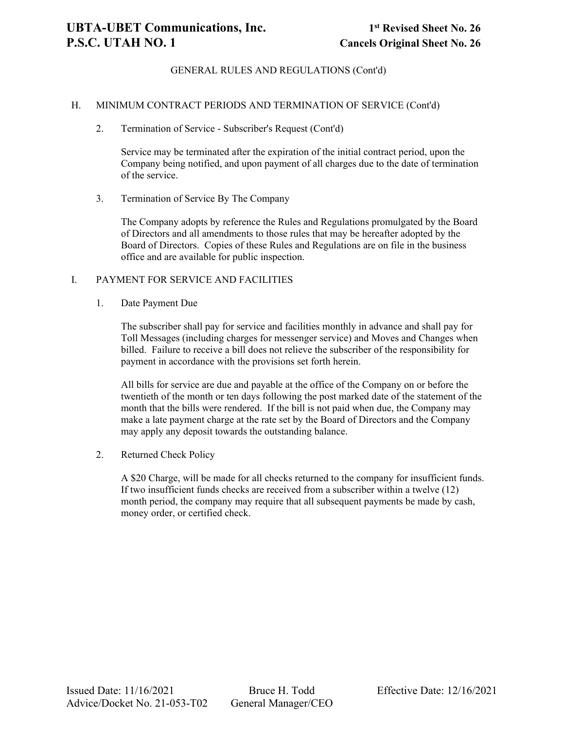GENERAL RULES AND REGULATIONS (Cont'd)

H. MINIMUM CONTRACT PERIODS AND TERMINATION OF SERVICE (Cont'd)

2. Termination of Service - Subscriber's Request (Cont'd)

Service may be terminated after the expiration of the initial contract period, upon the Company being notified, and upon payment of all charges due to the date of termination of the service.

3. Termination of Service By The Company

The Company adopts by reference the Rules and Regulations promulgated by the Board of Directors and all amendments to those rules that may be hereafter adopted by the Board of Directors. Copies of these Rules and Regulations are on file in the business office and are available for public inspection.

I. PAYMENT FOR SERVICE AND FACILITIES

1. Date Payment Due

The subscriber shall pay for service and facilities monthly in advance and shall pay for Toll Messages (including charges for messenger service) and Moves and Changes when billed. Failure to receive a bill does not relieve the subscriber of the responsibility for payment in accordance with the provisions set forth herein.

All bills for service are due and payable at the office of the Company on or before the twentieth of the month or ten days following the post marked date of the statement of the month that the bills were rendered. If the bill is not paid when due, the Company may make a late payment charge at the rate set by the Board of Directors and the Company may apply any deposit towards the outstanding balance.

2. Returned Check Policy

A $20 Charge, will be made for all checks returned to the company for insufficient funds. If two insufficient funds checks are received from a subscriber within a twelve (12) month period, the company may require that all subsequent payments be made by cash, money order, or certified check.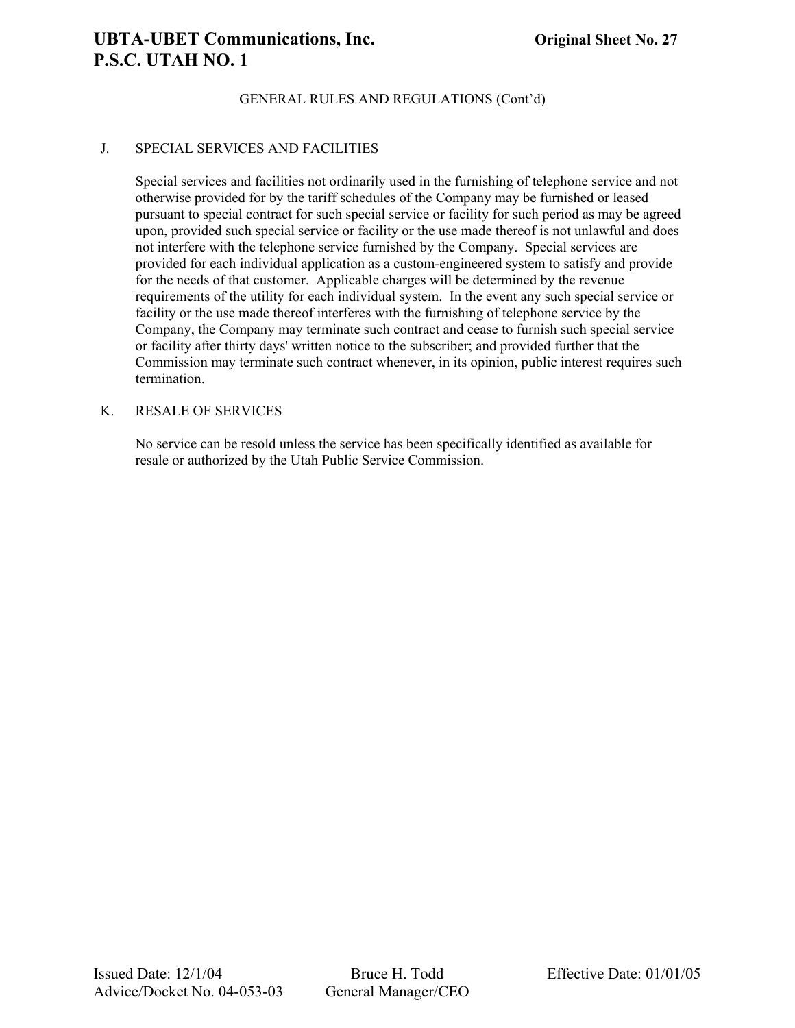GENERAL RULES AND REGULATIONS (Cont'd)

J. SPECIAL SERVICES AND FACILITIES

Special services and facilities not ordinarily used in the furnishing of telephone service and not otherwise provided for by the tariff schedules of the Company may be furnished or leased pursuant to special contract for such special service or facility for such period as may be agreed upon, provided such special service or facility or the use made thereof is not unlawful and does not interfere with the telephone service furnished by the Company. Special services are provided for each individual application as a custom-engineered system to satisfy and provide for the needs of that customer. Applicable charges will be determined by the revenue requirements of the utility for each individual system. In the event any such special service or facility or the use made thereof interferes with the furnishing of telephone service by the Company, the Company may terminate such contract and cease to furnish such special service or facility after thirty days' written notice to the subscriber; and provided further that the Commission may terminate such contract whenever, in its opinion, public interest requires such termination.

K. RESALE OF SERVICES

No service can be resold unless the service has been specifically identified as available for resale or authorized by the Utah Public Service Commission.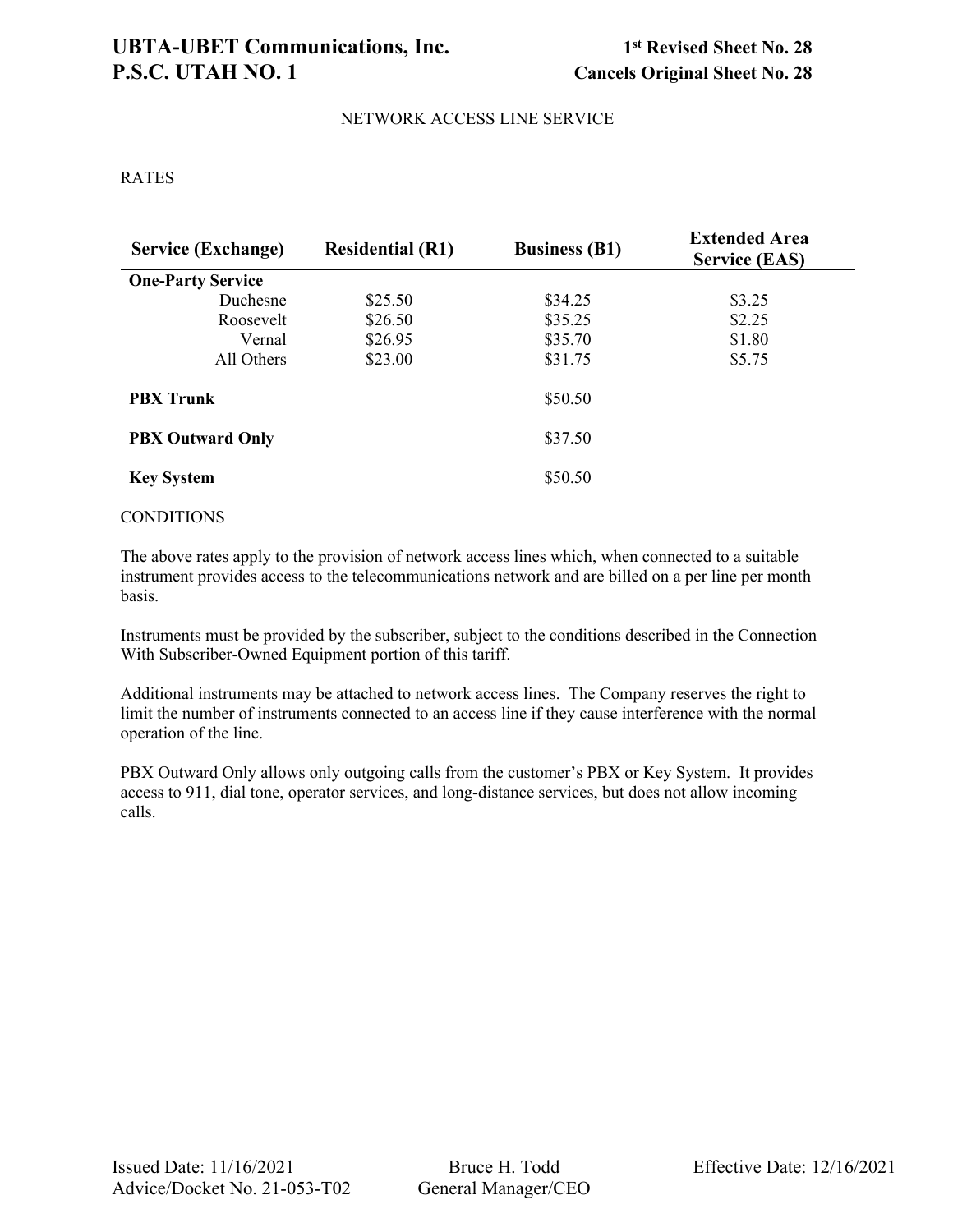# NETWORK ACCESS LINE SERVICE

## RATES

| Service (Exchange) | Residential (R1) | Business (B1) | Extended Area Service (EAS) |
|---|---|---|---|
| **One-Party Service** | | | |
| Duchesne | $25.50 | $34.25 | $3.25 |
| Roosevelt | $26.50 | $35.25 | $2.25 |
| Vernal | $26.95 | $35.70 | $1.80 |
| All Others | $23.00 | $31.75 | $5.75 |
| **PBX Trunk** | | $50.50 | |
| **PBX Outward Only** | | $37.50 | |
| **Key System** | | $50.50 | |

## CONDITIONS

The above rates apply to the provision of network access lines which, when connected to a suitable instrument provides access to the telecommunications network and are billed on a per line per month basis.

Instruments must be provided by the subscriber, subject to the conditions described in the Connection With Subscriber-Owned Equipment portion of this tariff.

Additional instruments may be attached to network access lines. The Company reserves the right to limit the number of instruments connected to an access line if they cause interference with the normal operation of the line.

PBX Outward Only allows only outgoing calls from the customer's PBX or Key System. It provides access to 911, dial tone, operator services, and long-distance services, but does not allow incoming calls.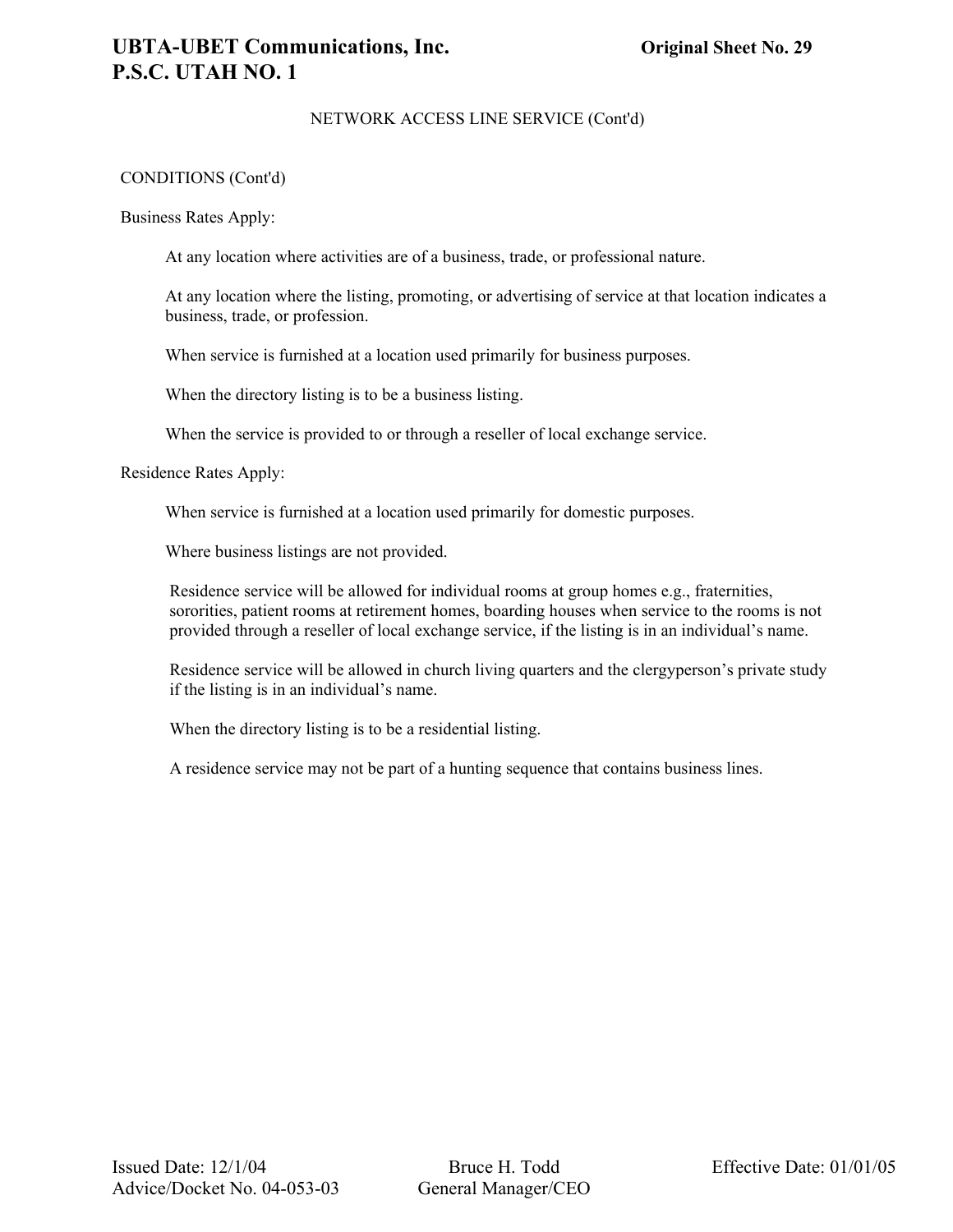NETWORK ACCESS LINE SERVICE (Cont'd)

CONDITIONS (Cont'd)

Business Rates Apply:

At any location where activities are of a business, trade, or professional nature.

At any location where the listing, promoting, or advertising of service at that location indicates a business, trade, or profession.

When service is furnished at a location used primarily for business purposes.

When the directory listing is to be a business listing.

When the service is provided to or through a reseller of local exchange service.

Residence Rates Apply:

When service is furnished at a location used primarily for domestic purposes.

Where business listings are not provided.

Residence service will be allowed for individual rooms at group homes e.g., fraternities, sororities, patient rooms at retirement homes, boarding houses when service to the rooms is not provided through a reseller of local exchange service, if the listing is in an individual's name.

Residence service will be allowed in church living quarters and the clergyperson's private study if the listing is in an individual's name.

When the directory listing is to be a residential listing.

A residence service may not be part of a hunting sequence that contains business lines.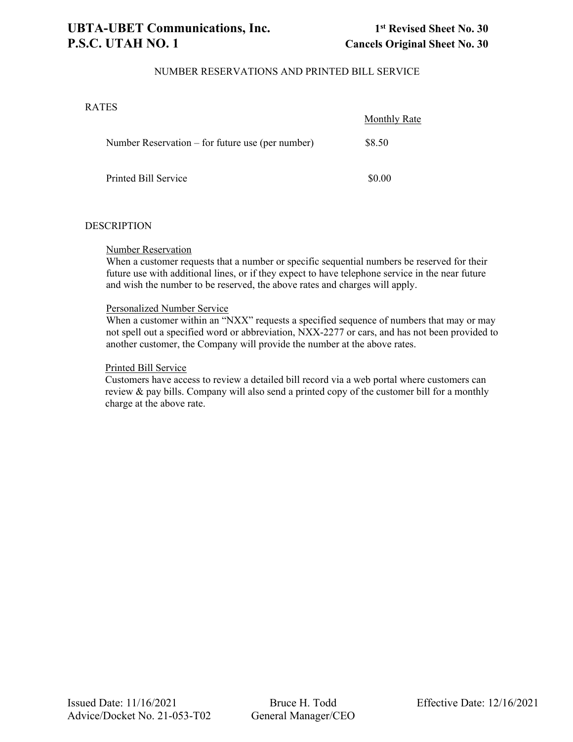# NUMBER RESERVATIONS AND PRINTED BILL SERVICE

## RATES

| | Monthly Rate |
|---|---|
| Number Reservation – for future use (per number) | $8.50 |
| Printed Bill Service | $0.00 |

## DESCRIPTION

Number Reservation

When a customer requests that a number or specific sequential numbers be reserved for their future use with additional lines, or if they expect to have telephone service in the near future and wish the number to be reserved, the above rates and charges will apply.

Personalized Number Service

When a customer within an "NXX" requests a specified sequence of numbers that may or may not spell out a specified word or abbreviation, NXX-2277 or cars, and has not been provided to another customer, the Company will provide the number at the above rates.

Printed Bill Service

Customers have access to review a detailed bill record via a web portal where customers can review & pay bills. Company will also send a printed copy of the customer bill for a monthly charge at the above rate.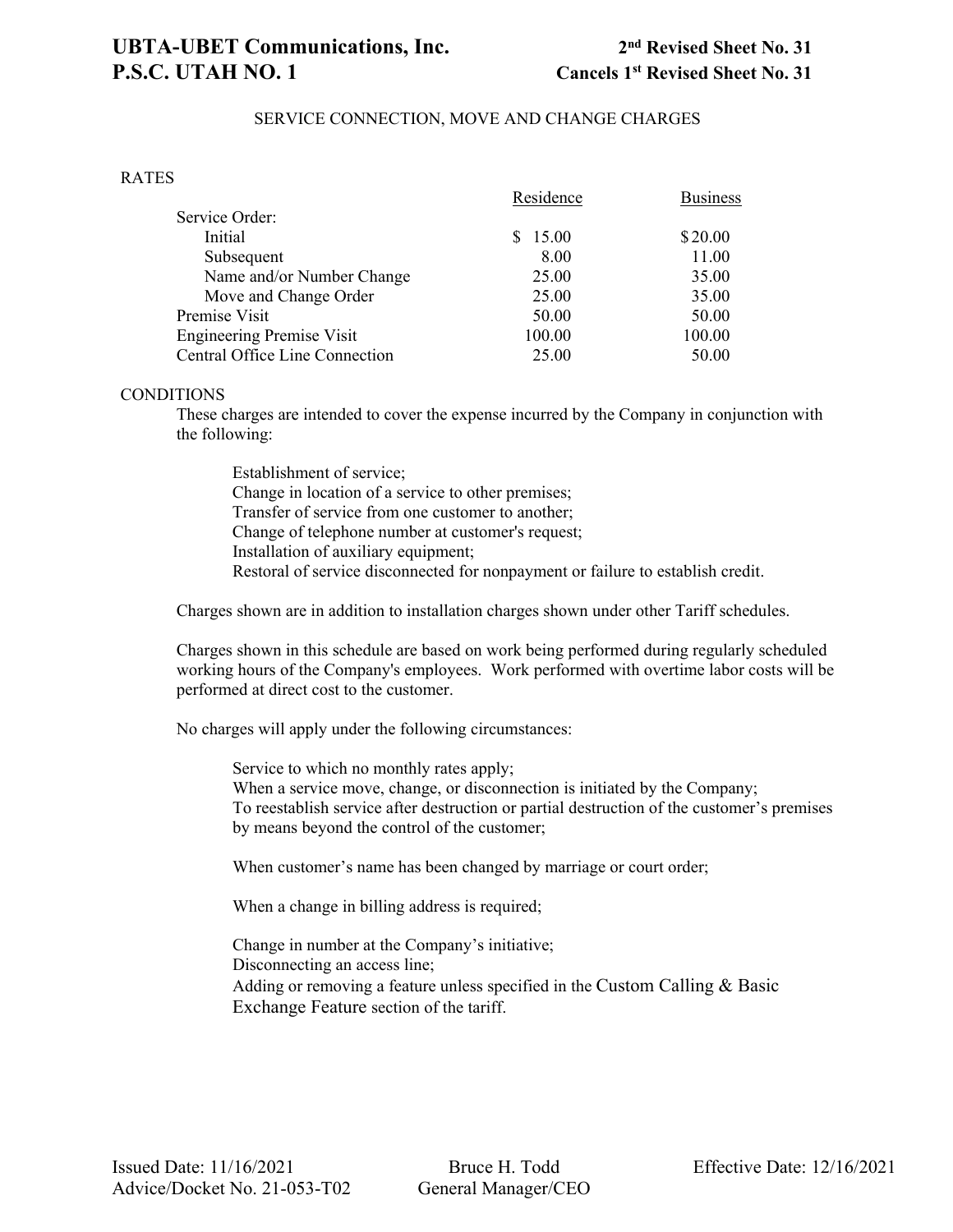## SERVICE CONNECTION, MOVE AND CHANGE CHARGES

### RATES

| | Residence | Business |
|---|---|---|
| Service Order: | | |
| Initial | $ 15.00 | $ 20.00 |
| Subsequent | 8.00 | 11.00 |
| Name and/or Number Change | 25.00 | 35.00 |
| Move and Change Order | 25.00 | 35.00 |
| Premise Visit | 50.00 | 50.00 |
| Engineering Premise Visit | 100.00 | 100.00 |
| Central Office Line Connection | 25.00 | 50.00 |

### CONDITIONS

These charges are intended to cover the expense incurred by the Company in conjunction with the following:

- Establishment of service;
- Change in location of a service to other premises;
- Transfer of service from one customer to another;
- Change of telephone number at customer's request;
- Installation of auxiliary equipment;
- Restoral of service disconnected for nonpayment or failure to establish credit.

Charges shown are in addition to installation charges shown under other Tariff schedules.

Charges shown in this schedule are based on work being performed during regularly scheduled working hours of the Company's employees. Work performed with overtime labor costs will be performed at direct cost to the customer.

No charges will apply under the following circumstances:

- Service to which no monthly rates apply;
- When a service move, change, or disconnection is initiated by the Company;
- To reestablish service after destruction or partial destruction of the customer's premises by means beyond the control of the customer;
- When customer's name has been changed by marriage or court order;
- When a change in billing address is required;
- Change in number at the Company's initiative;
- Disconnecting an access line;
- Adding or removing a feature unless specified in the Custom Calling & Basic Exchange Feature section of the tariff.

Issued Date: 11/16/2021
Advice/Docket No. 21-053-T02

Bruce H. Todd
General Manager/CEO

Effective Date: 12/16/2021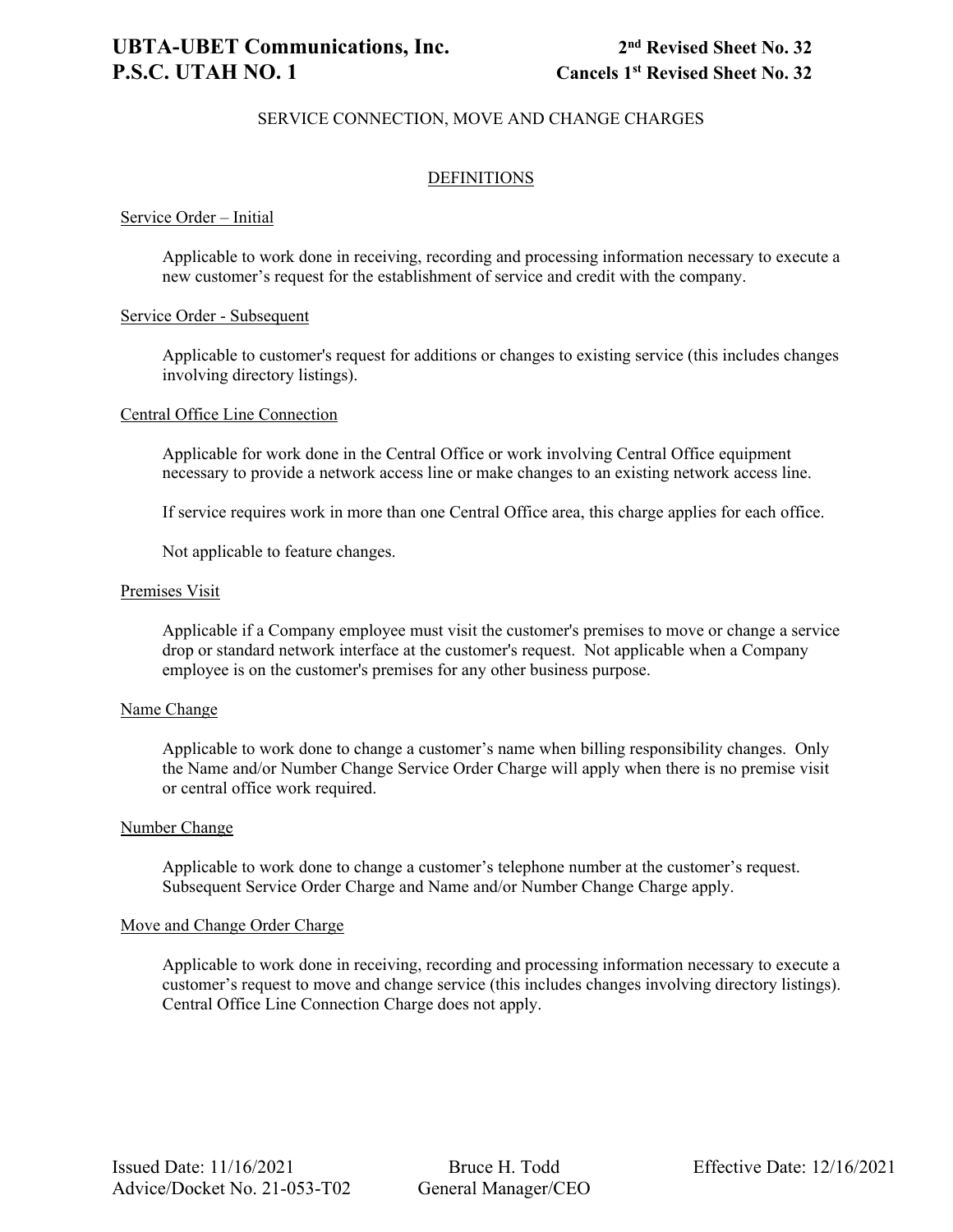# UBTA-UBET Communications, Inc. — 2nd Revised Sheet No. 32
## P.S.C. UTAH NO. 1 — Cancels 1st Revised Sheet No. 32

SERVICE CONNECTION, MOVE AND CHANGE CHARGES

### DEFINITIONS

Service Order – Initial

Applicable to work done in receiving, recording and processing information necessary to execute a new customer's request for the establishment of service and credit with the company.

Service Order - Subsequent

Applicable to customer's request for additions or changes to existing service (this includes changes involving directory listings).

Central Office Line Connection

Applicable for work done in the Central Office or work involving Central Office equipment necessary to provide a network access line or make changes to an existing network access line.

If service requires work in more than one Central Office area, this charge applies for each office.

Not applicable to feature changes.

Premises Visit

Applicable if a Company employee must visit the customer's premises to move or change a service drop or standard network interface at the customer's request. Not applicable when a Company employee is on the customer's premises for any other business purpose.

Name Change

Applicable to work done to change a customer's name when billing responsibility changes. Only the Name and/or Number Change Service Order Charge will apply when there is no premise visit or central office work required.

Number Change

Applicable to work done to change a customer's telephone number at the customer's request. Subsequent Service Order Charge and Name and/or Number Change Charge apply.

Move and Change Order Charge

Applicable to work done in receiving, recording and processing information necessary to execute a customer's request to move and change service (this includes changes involving directory listings). Central Office Line Connection Charge does not apply.

Issued Date: 11/16/2021 — Bruce H. Todd, General Manager/CEO — Effective Date: 12/16/2021
Advice/Docket No. 21-053-T02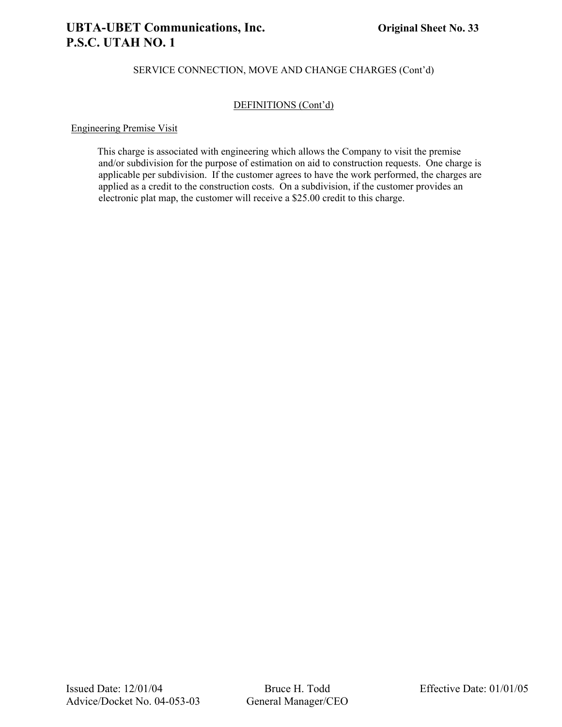SERVICE CONNECTION, MOVE AND CHANGE CHARGES (Cont'd)

DEFINITIONS (Cont'd)

Engineering Premise Visit

This charge is associated with engineering which allows the Company to visit the premise and/or subdivision for the purpose of estimation on aid to construction requests. One charge is applicable per subdivision. If the customer agrees to have the work performed, the charges are applied as a credit to the construction costs. On a subdivision, if the customer provides an electronic plat map, the customer will receive a $25.00 credit to this charge.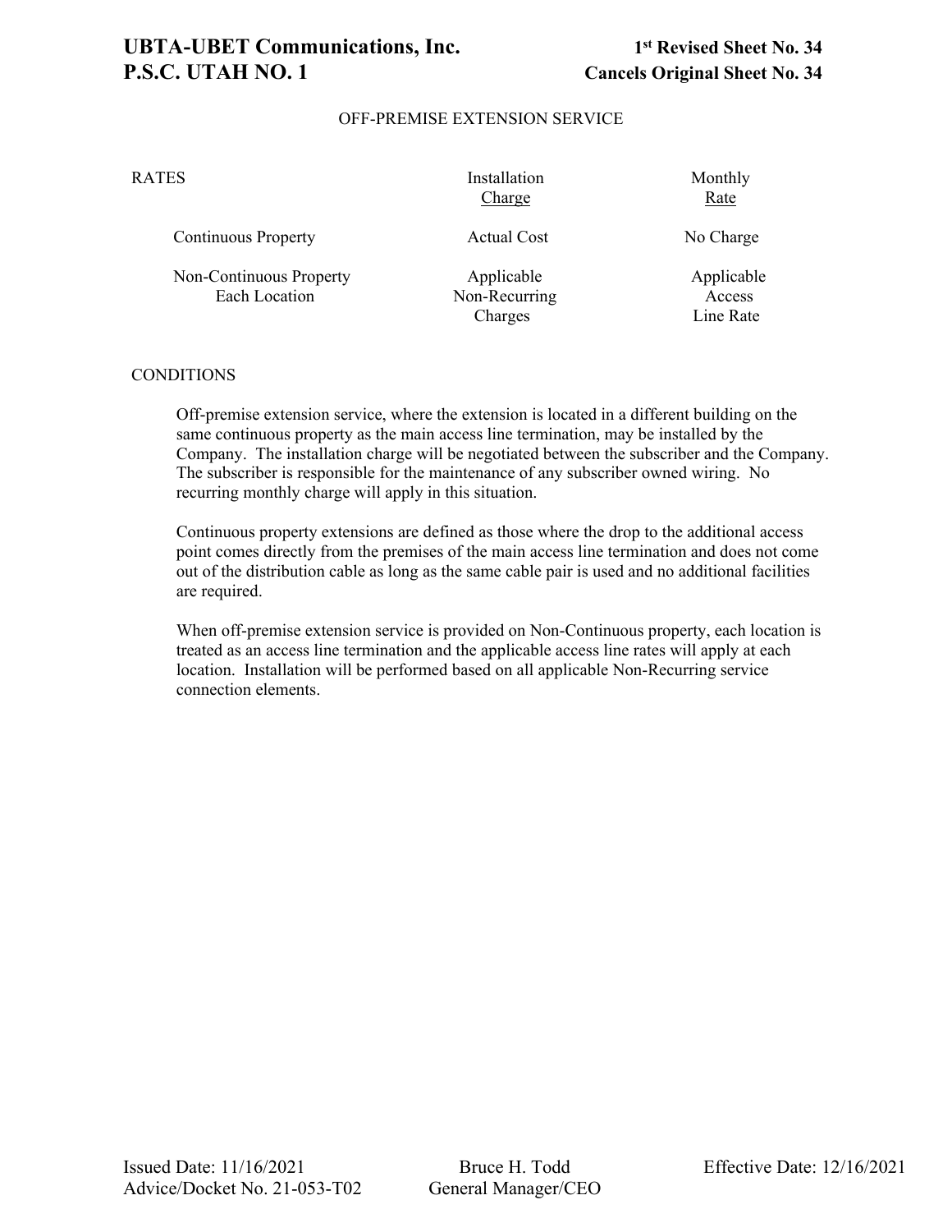## OFF-PREMISE EXTENSION SERVICE

| RATES | Installation Charge | Monthly Rate |
|---|---|---|
| Continuous Property | Actual Cost | No Charge |
| Non-Continuous Property Each Location | Applicable Non-Recurring Charges | Applicable Access Line Rate |

### CONDITIONS

Off-premise extension service, where the extension is located in a different building on the same continuous property as the main access line termination, may be installed by the Company. The installation charge will be negotiated between the subscriber and the Company. The subscriber is responsible for the maintenance of any subscriber owned wiring. No recurring monthly charge will apply in this situation.

Continuous property extensions are defined as those where the drop to the additional access point comes directly from the premises of the main access line termination and does not come out of the distribution cable as long as the same cable pair is used and no additional facilities are required.

When off-premise extension service is provided on Non-Continuous property, each location is treated as an access line termination and the applicable access line rates will apply at each location. Installation will be performed based on all applicable Non-Recurring service connection elements.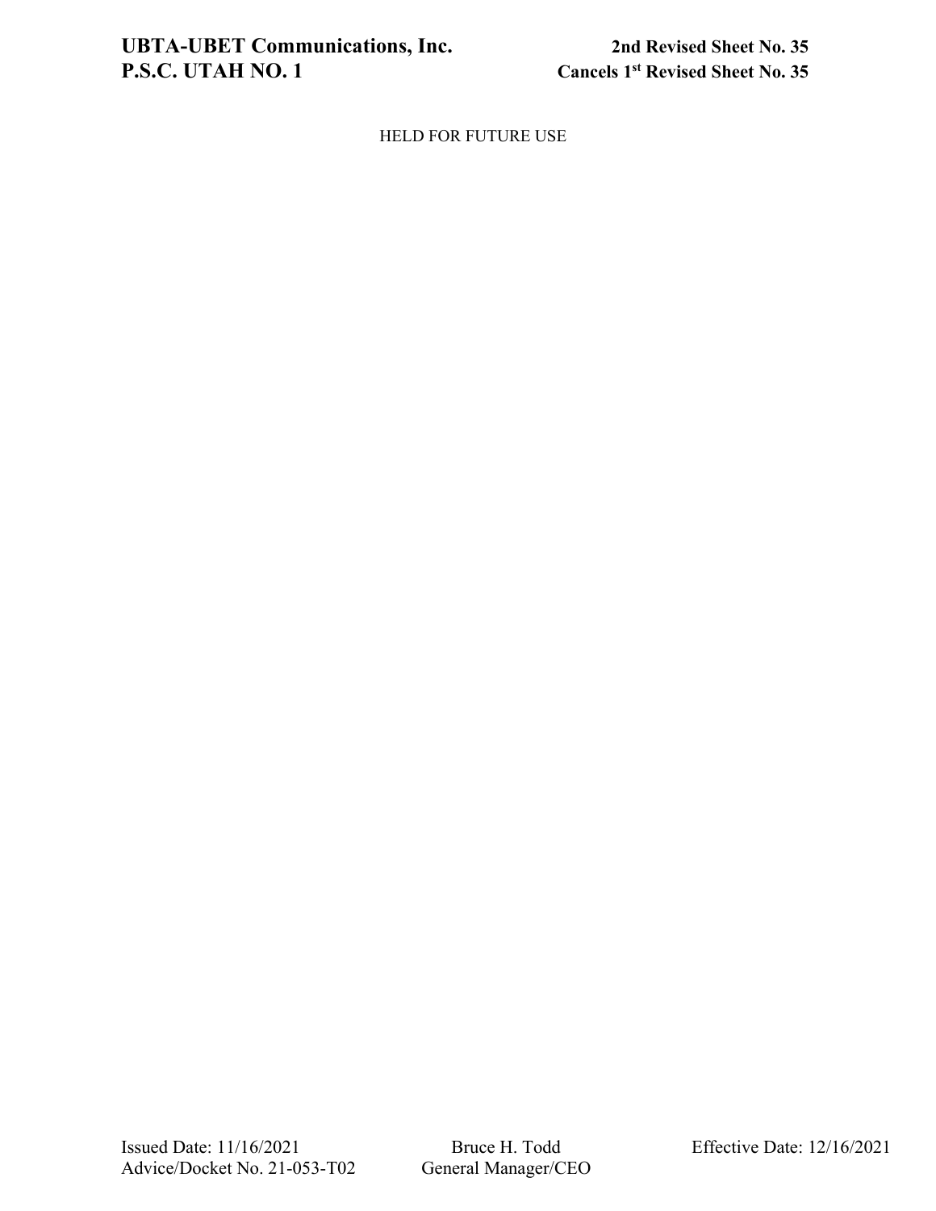HELD FOR FUTURE USE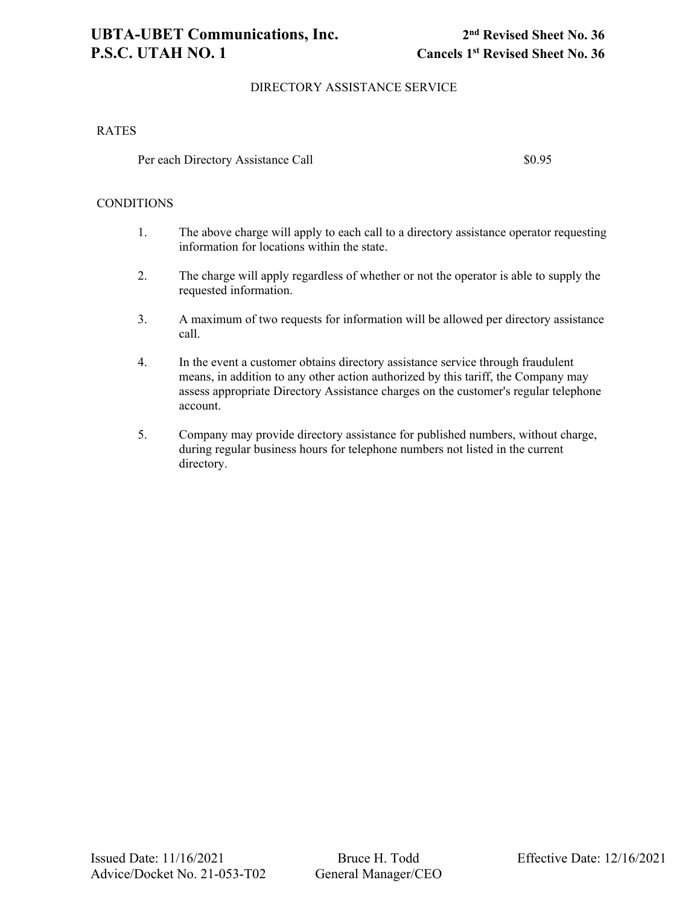## DIRECTORY ASSISTANCE SERVICE

RATES

| | |
|---|---|
| Per each Directory Assistance Call | $0.95 |

CONDITIONS

1. The above charge will apply to each call to a directory assistance operator requesting information for locations within the state.

2. The charge will apply regardless of whether or not the operator is able to supply the requested information.

3. A maximum of two requests for information will be allowed per directory assistance call.

4. In the event a customer obtains directory assistance service through fraudulent means, in addition to any other action authorized by this tariff, the Company may assess appropriate Directory Assistance charges on the customer's regular telephone account.

5. Company may provide directory assistance for published numbers, without charge, during regular business hours for telephone numbers not listed in the current directory.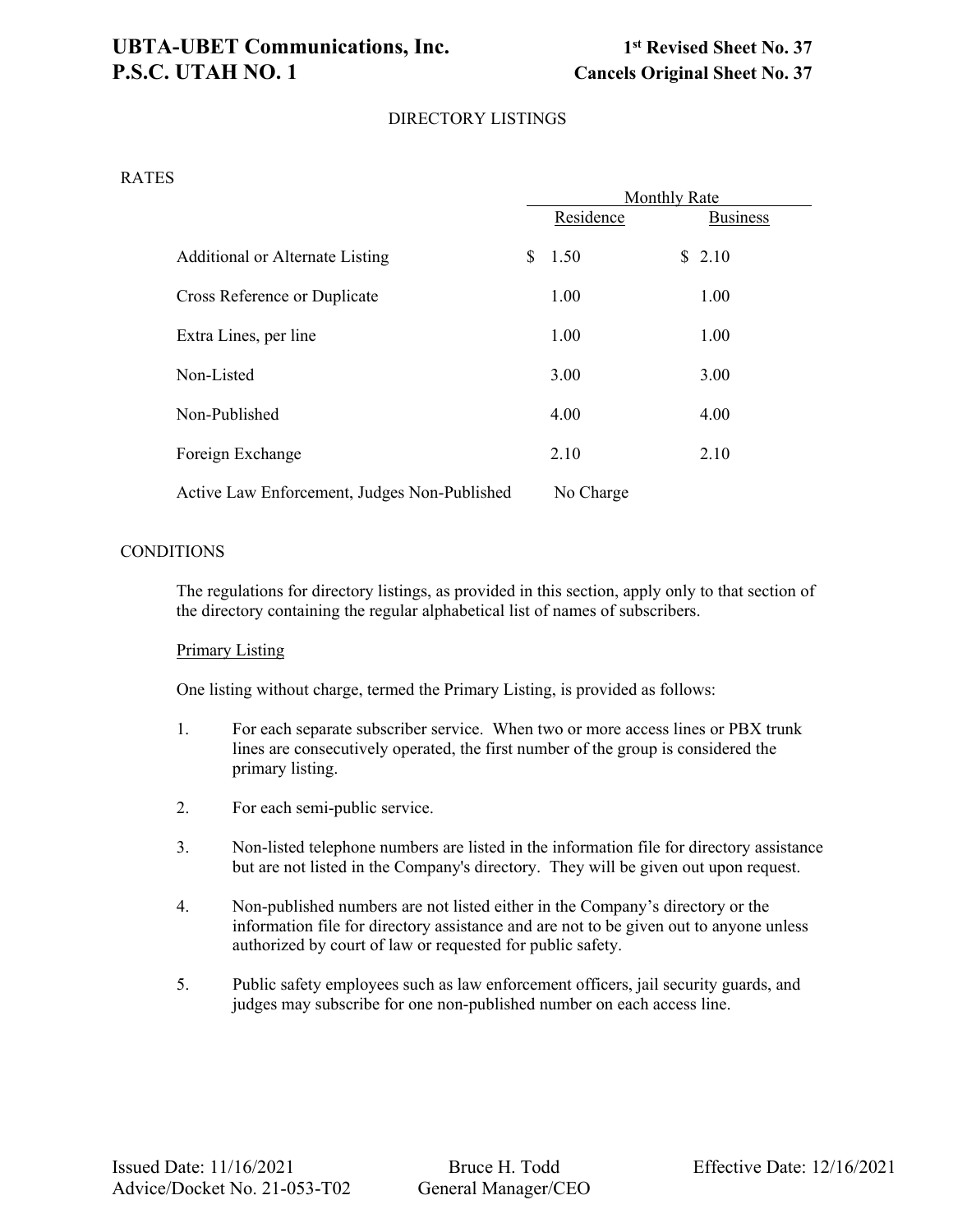# UBTA-UBET Communications, Inc.
# P.S.C. UTAH NO. 1

**1st Revised Sheet No. 37**
**Cancels Original Sheet No. 37**

## DIRECTORY LISTINGS

### RATES

| | Monthly Rate | |
|---|---|---|
| | Residence | Business |
| Additional or Alternate Listing | $ 1.50 | $ 2.10 |
| Cross Reference or Duplicate | 1.00 | 1.00 |
| Extra Lines, per line | 1.00 | 1.00 |
| Non-Listed | 3.00 | 3.00 |
| Non-Published | 4.00 | 4.00 |
| Foreign Exchange | 2.10 | 2.10 |
| Active Law Enforcement, Judges Non-Published | No Charge | |

### CONDITIONS

The regulations for directory listings, as provided in this section, apply only to that section of the directory containing the regular alphabetical list of names of subscribers.

Primary Listing

One listing without charge, termed the Primary Listing, is provided as follows:

1. For each separate subscriber service. When two or more access lines or PBX trunk lines are consecutively operated, the first number of the group is considered the primary listing.
2. For each semi-public service.
3. Non-listed telephone numbers are listed in the information file for directory assistance but are not listed in the Company's directory. They will be given out upon request.
4. Non-published numbers are not listed either in the Company's directory or the information file for directory assistance and are not to be given out to anyone unless authorized by court of law or requested for public safety.
5. Public safety employees such as law enforcement officers, jail security guards, and judges may subscribe for one non-published number on each access line.

Issued Date: 11/16/2021
Advice/Docket No. 21-053-T02

Bruce H. Todd
General Manager/CEO

Effective Date: 12/16/2021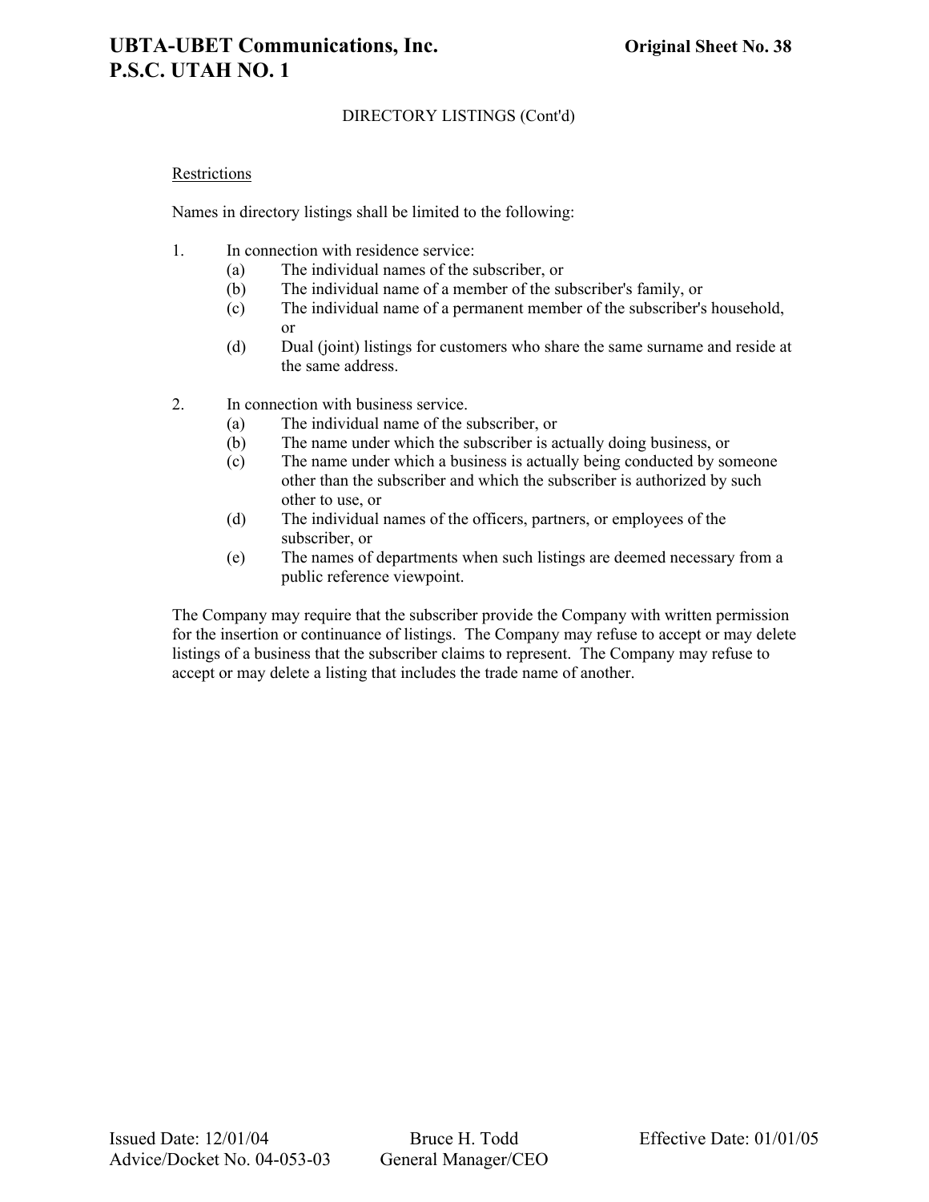DIRECTORY LISTINGS (Cont'd)

Restrictions

Names in directory listings shall be limited to the following:

1. In connection with residence service:
   (a) The individual names of the subscriber, or
   (b) The individual name of a member of the subscriber's family, or
   (c) The individual name of a permanent member of the subscriber's household, or
   (d) Dual (joint) listings for customers who share the same surname and reside at the same address.

2. In connection with business service.
   (a) The individual name of the subscriber, or
   (b) The name under which the subscriber is actually doing business, or
   (c) The name under which a business is actually being conducted by someone other than the subscriber and which the subscriber is authorized by such other to use, or
   (d) The individual names of the officers, partners, or employees of the subscriber, or
   (e) The names of departments when such listings are deemed necessary from a public reference viewpoint.

The Company may require that the subscriber provide the Company with written permission for the insertion or continuance of listings. The Company may refuse to accept or may delete listings of a business that the subscriber claims to represent. The Company may refuse to accept or may delete a listing that includes the trade name of another.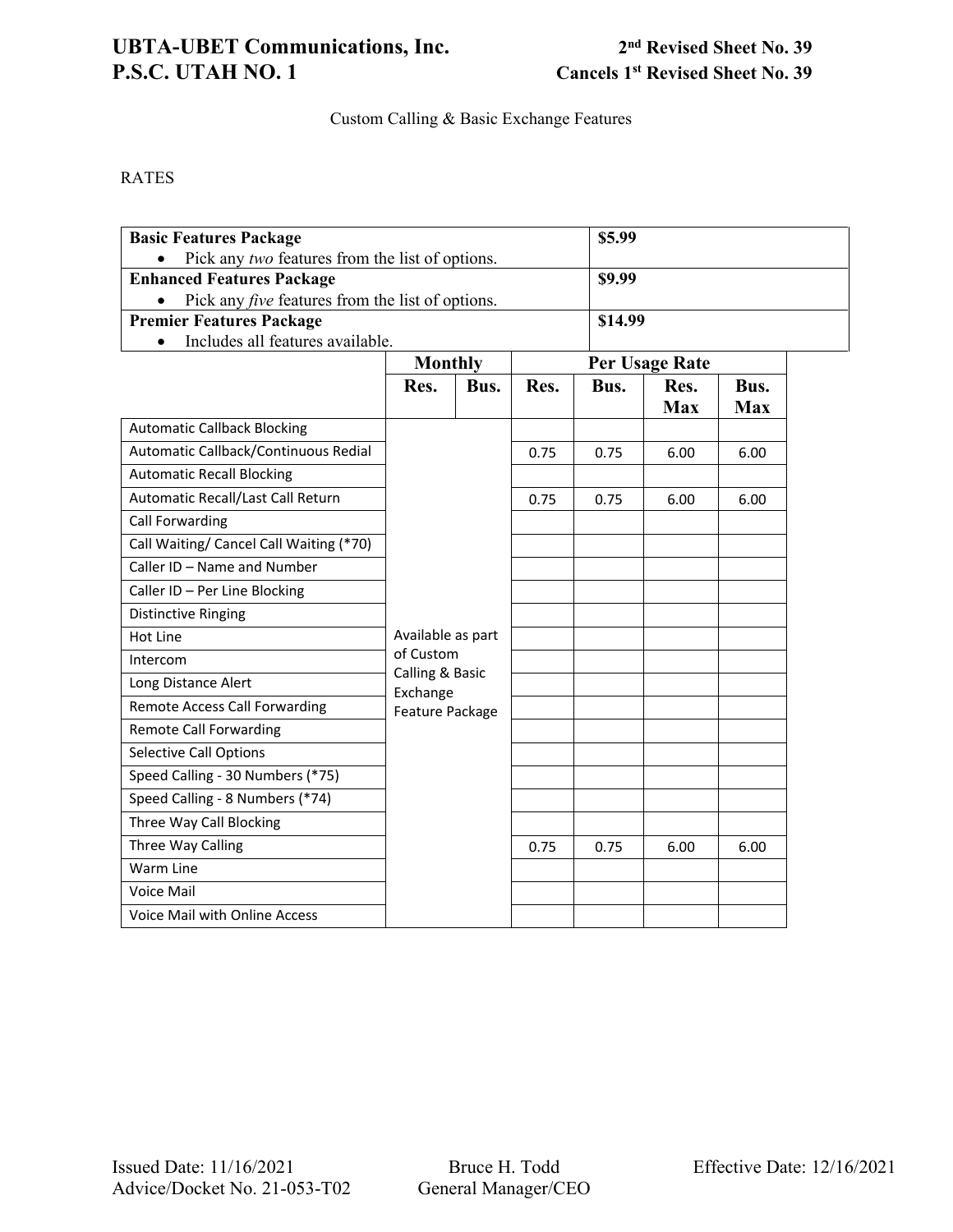**UBTA-UBET Communications, Inc.**
**P.S.C. UTAH NO. 1**

**2nd Revised Sheet No. 39**
**Cancels 1st Revised Sheet No. 39**

Custom Calling & Basic Exchange Features

RATES

| Package | Rate |
|---|---|
| **Basic Features Package**<br>• Pick any *two* features from the list of options. | **$5.99** |
| **Enhanced Features Package**<br>• Pick any *five* features from the list of options. | **$9.99** |
| **Premier Features Package**<br>• Includes all features available. | **$14.99** |

| | **Monthly** | | **Per Usage Rate** | | | |
|---|---|---|---|---|---|---|
| | **Res.** | **Bus.** | **Res.** | **Bus.** | **Res. Max** | **Bus. Max** |
| Automatic Callback Blocking | Available as part of Custom Calling & Basic Exchange Feature Package | | | | | |
| Automatic Callback/Continuous Redial | | | 0.75 | 0.75 | 6.00 | 6.00 |
| Automatic Recall Blocking | | | | | | |
| Automatic Recall/Last Call Return | | | 0.75 | 0.75 | 6.00 | 6.00 |
| Call Forwarding | | | | | | |
| Call Waiting/ Cancel Call Waiting (*70) | | | | | | |
| Caller ID – Name and Number | | | | | | |
| Caller ID – Per Line Blocking | | | | | | |
| Distinctive Ringing | | | | | | |
| Hot Line | | | | | | |
| Intercom | | | | | | |
| Long Distance Alert | | | | | | |
| Remote Access Call Forwarding | | | | | | |
| Remote Call Forwarding | | | | | | |
| Selective Call Options | | | | | | |
| Speed Calling - 30 Numbers (*75) | | | | | | |
| Speed Calling - 8 Numbers (*74) | | | | | | |
| Three Way Call Blocking | | | | | | |
| Three Way Calling | | | 0.75 | 0.75 | 6.00 | 6.00 |
| Warm Line | | | | | | |
| Voice Mail | | | | | | |
| Voice Mail with Online Access | | | | | | |

Issued Date: 11/16/2021
Advice/Docket No. 21-053-T02

Bruce H. Todd
General Manager/CEO

Effective Date: 12/16/2021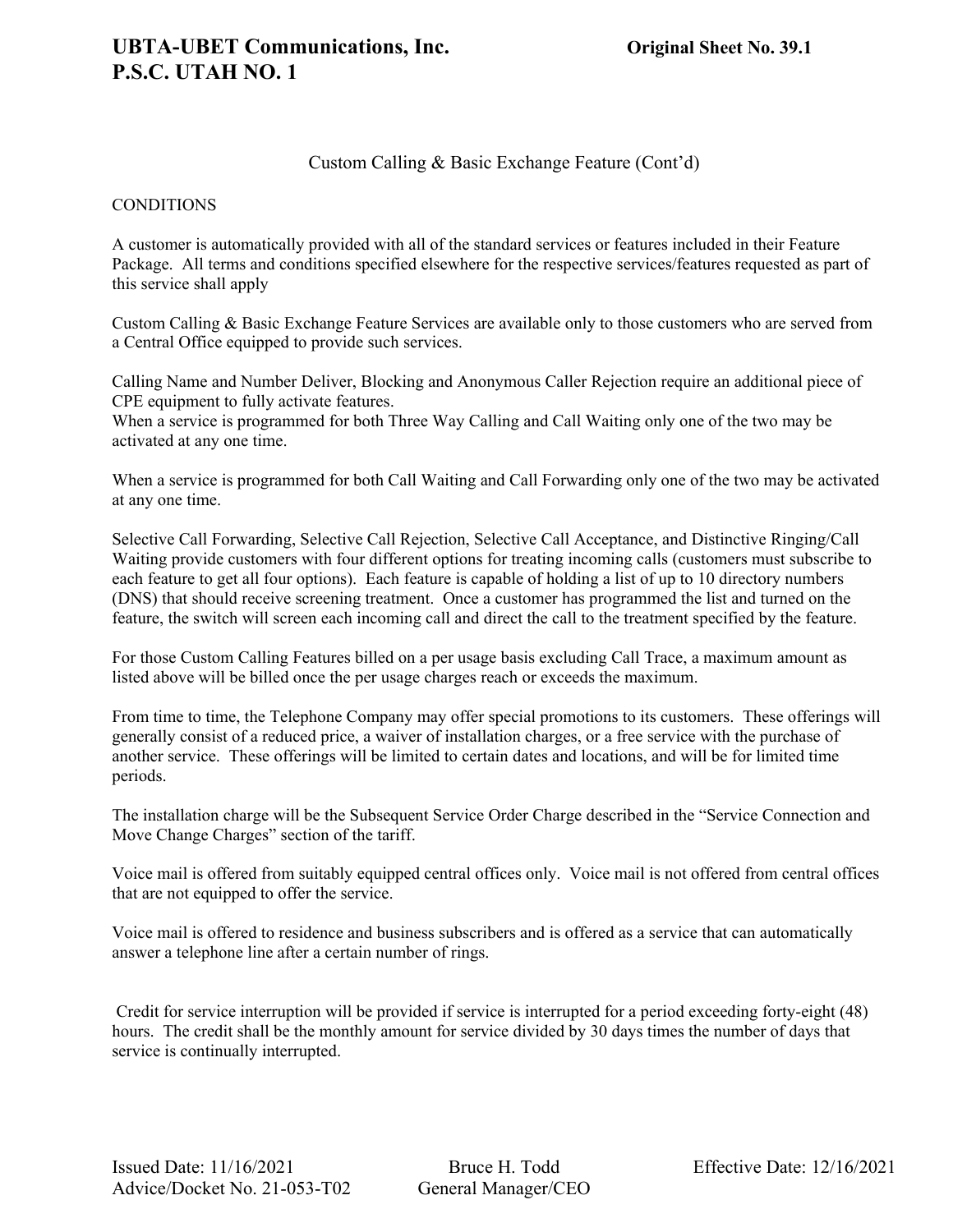Custom Calling & Basic Exchange Feature (Cont'd)

CONDITIONS

A customer is automatically provided with all of the standard services or features included in their Feature Package. All terms and conditions specified elsewhere for the respective services/features requested as part of this service shall apply

Custom Calling & Basic Exchange Feature Services are available only to those customers who are served from a Central Office equipped to provide such services.

Calling Name and Number Deliver, Blocking and Anonymous Caller Rejection require an additional piece of CPE equipment to fully activate features.
When a service is programmed for both Three Way Calling and Call Waiting only one of the two may be activated at any one time.

When a service is programmed for both Call Waiting and Call Forwarding only one of the two may be activated at any one time.

Selective Call Forwarding, Selective Call Rejection, Selective Call Acceptance, and Distinctive Ringing/Call Waiting provide customers with four different options for treating incoming calls (customers must subscribe to each feature to get all four options). Each feature is capable of holding a list of up to 10 directory numbers (DNS) that should receive screening treatment. Once a customer has programmed the list and turned on the feature, the switch will screen each incoming call and direct the call to the treatment specified by the feature.

For those Custom Calling Features billed on a per usage basis excluding Call Trace, a maximum amount as listed above will be billed once the per usage charges reach or exceeds the maximum.

From time to time, the Telephone Company may offer special promotions to its customers. These offerings will generally consist of a reduced price, a waiver of installation charges, or a free service with the purchase of another service. These offerings will be limited to certain dates and locations, and will be for limited time periods.

The installation charge will be the Subsequent Service Order Charge described in the "Service Connection and Move Change Charges" section of the tariff.

Voice mail is offered from suitably equipped central offices only. Voice mail is not offered from central offices that are not equipped to offer the service.

Voice mail is offered to residence and business subscribers and is offered as a service that can automatically answer a telephone line after a certain number of rings.

Credit for service interruption will be provided if service is interrupted for a period exceeding forty-eight (48) hours. The credit shall be the monthly amount for service divided by 30 days times the number of days that service is continually interrupted.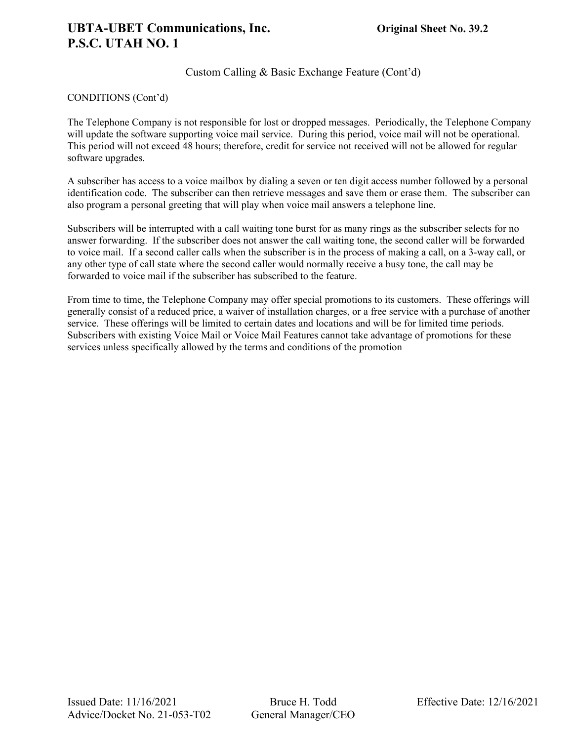Custom Calling & Basic Exchange Feature (Cont'd)

CONDITIONS (Cont'd)

The Telephone Company is not responsible for lost or dropped messages. Periodically, the Telephone Company will update the software supporting voice mail service. During this period, voice mail will not be operational. This period will not exceed 48 hours; therefore, credit for service not received will not be allowed for regular software upgrades.

A subscriber has access to a voice mailbox by dialing a seven or ten digit access number followed by a personal identification code. The subscriber can then retrieve messages and save them or erase them. The subscriber can also program a personal greeting that will play when voice mail answers a telephone line.

Subscribers will be interrupted with a call waiting tone burst for as many rings as the subscriber selects for no answer forwarding. If the subscriber does not answer the call waiting tone, the second caller will be forwarded to voice mail. If a second caller calls when the subscriber is in the process of making a call, on a 3-way call, or any other type of call state where the second caller would normally receive a busy tone, the call may be forwarded to voice mail if the subscriber has subscribed to the feature.

From time to time, the Telephone Company may offer special promotions to its customers. These offerings will generally consist of a reduced price, a waiver of installation charges, or a free service with a purchase of another service. These offerings will be limited to certain dates and locations and will be for limited time periods. Subscribers with existing Voice Mail or Voice Mail Features cannot take advantage of promotions for these services unless specifically allowed by the terms and conditions of the promotion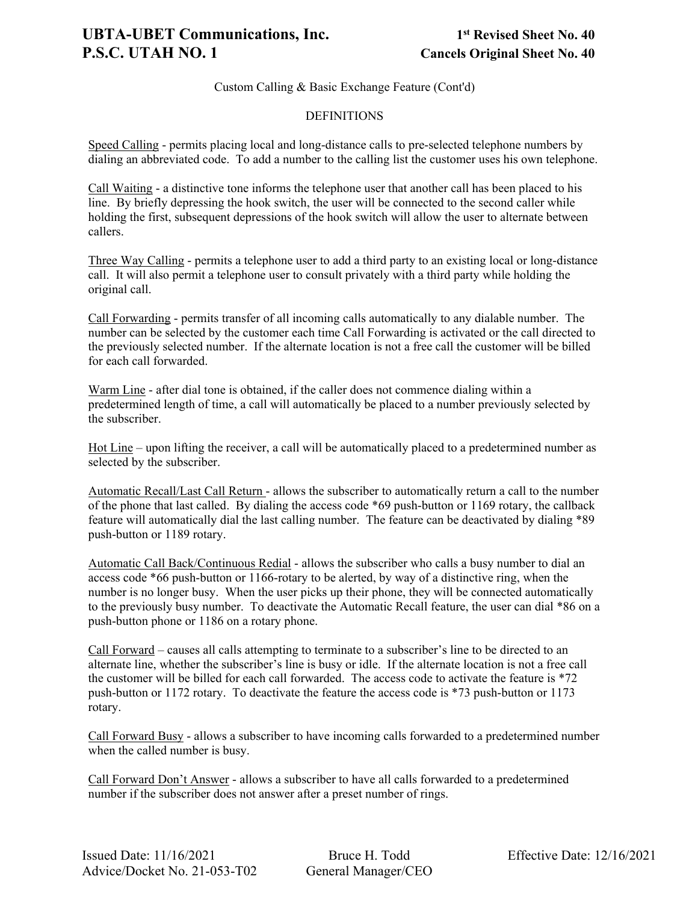# UBTA-UBET Communications, Inc.
# P.S.C. UTAH NO. 1

**1st Revised Sheet No. 40**
**Cancels Original Sheet No. 40**

Custom Calling & Basic Exchange Feature (Cont'd)

DEFINITIONS

Speed Calling - permits placing local and long-distance calls to pre-selected telephone numbers by dialing an abbreviated code. To add a number to the calling list the customer uses his own telephone.

Call Waiting - a distinctive tone informs the telephone user that another call has been placed to his line. By briefly depressing the hook switch, the user will be connected to the second caller while holding the first, subsequent depressions of the hook switch will allow the user to alternate between callers.

Three Way Calling - permits a telephone user to add a third party to an existing local or long-distance call. It will also permit a telephone user to consult privately with a third party while holding the original call.

Call Forwarding - permits transfer of all incoming calls automatically to any dialable number. The number can be selected by the customer each time Call Forwarding is activated or the call directed to the previously selected number. If the alternate location is not a free call the customer will be billed for each call forwarded.

Warm Line - after dial tone is obtained, if the caller does not commence dialing within a predetermined length of time, a call will automatically be placed to a number previously selected by the subscriber.

Hot Line – upon lifting the receiver, a call will be automatically placed to a predetermined number as selected by the subscriber.

Automatic Recall/Last Call Return - allows the subscriber to automatically return a call to the number of the phone that last called. By dialing the access code *69 push-button or 1169 rotary, the callback feature will automatically dial the last calling number. The feature can be deactivated by dialing *89 push-button or 1189 rotary.

Automatic Call Back/Continuous Redial - allows the subscriber who calls a busy number to dial an access code *66 push-button or 1166-rotary to be alerted, by way of a distinctive ring, when the number is no longer busy. When the user picks up their phone, they will be connected automatically to the previously busy number. To deactivate the Automatic Recall feature, the user can dial *86 on a push-button phone or 1186 on a rotary phone.

Call Forward – causes all calls attempting to terminate to a subscriber's line to be directed to an alternate line, whether the subscriber's line is busy or idle. If the alternate location is not a free call the customer will be billed for each call forwarded. The access code to activate the feature is *72 push-button or 1172 rotary. To deactivate the feature the access code is *73 push-button or 1173 rotary.

Call Forward Busy - allows a subscriber to have incoming calls forwarded to a predetermined number when the called number is busy.

Call Forward Don't Answer - allows a subscriber to have all calls forwarded to a predetermined number if the subscriber does not answer after a preset number of rings.

Issued Date: 11/16/2021
Advice/Docket No. 21-053-T02

Bruce H. Todd
General Manager/CEO

Effective Date: 12/16/2021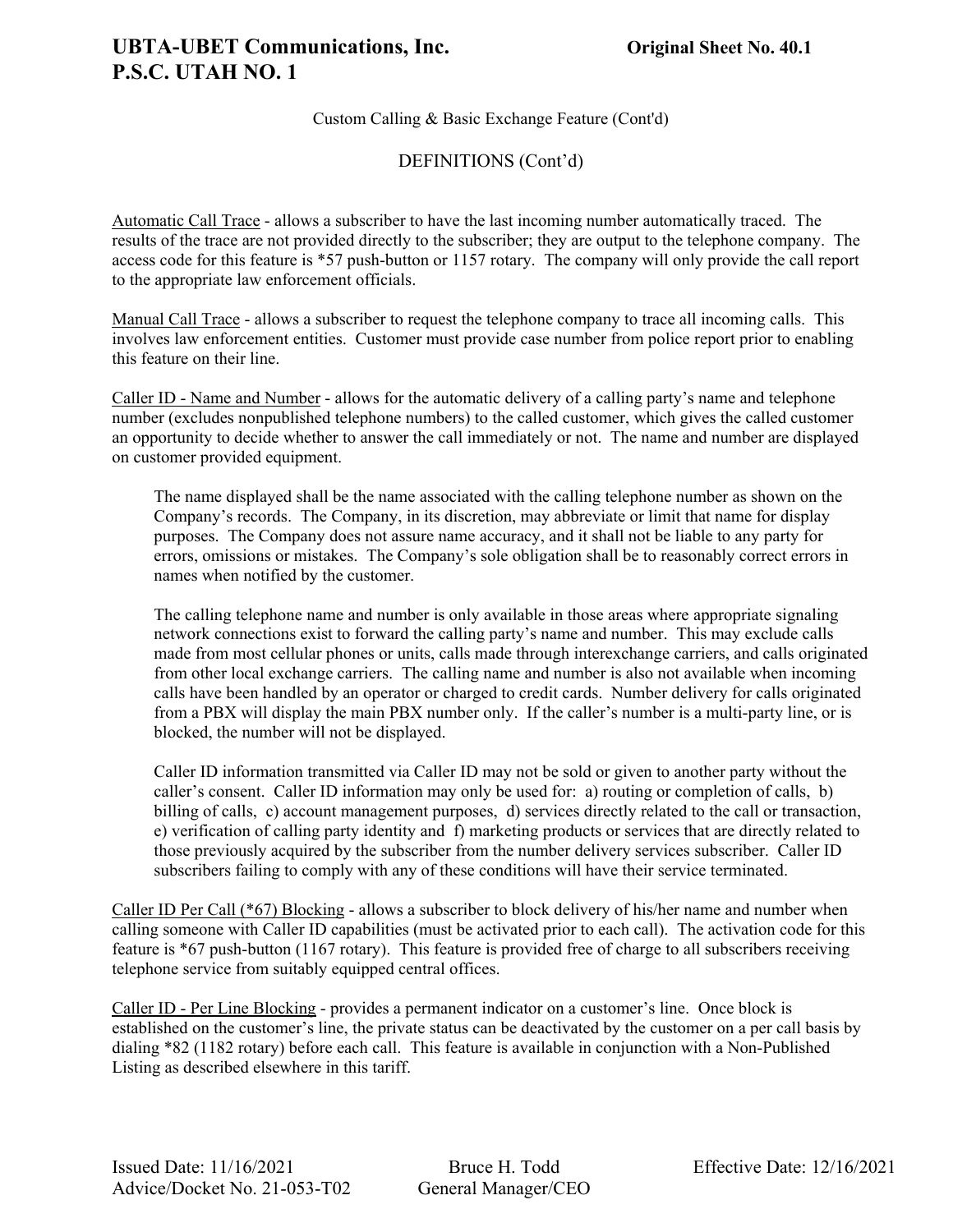Custom Calling & Basic Exchange Feature (Cont'd)

DEFINITIONS (Cont'd)

Automatic Call Trace - allows a subscriber to have the last incoming number automatically traced. The results of the trace are not provided directly to the subscriber; they are output to the telephone company. The access code for this feature is *57 push-button or 1157 rotary. The company will only provide the call report to the appropriate law enforcement officials.

Manual Call Trace - allows a subscriber to request the telephone company to trace all incoming calls. This involves law enforcement entities. Customer must provide case number from police report prior to enabling this feature on their line.

Caller ID - Name and Number - allows for the automatic delivery of a calling party's name and telephone number (excludes nonpublished telephone numbers) to the called customer, which gives the called customer an opportunity to decide whether to answer the call immediately or not. The name and number are displayed on customer provided equipment.

> The name displayed shall be the name associated with the calling telephone number as shown on the Company's records. The Company, in its discretion, may abbreviate or limit that name for display purposes. The Company does not assure name accuracy, and it shall not be liable to any party for errors, omissions or mistakes. The Company's sole obligation shall be to reasonably correct errors in names when notified by the customer.
>
> The calling telephone name and number is only available in those areas where appropriate signaling network connections exist to forward the calling party's name and number. This may exclude calls made from most cellular phones or units, calls made through interexchange carriers, and calls originated from other local exchange carriers. The calling name and number is also not available when incoming calls have been handled by an operator or charged to credit cards. Number delivery for calls originated from a PBX will display the main PBX number only. If the caller's number is a multi-party line, or is blocked, the number will not be displayed.
>
> Caller ID information transmitted via Caller ID may not be sold or given to another party without the caller's consent. Caller ID information may only be used for: a) routing or completion of calls, b) billing of calls, c) account management purposes, d) services directly related to the call or transaction, e) verification of calling party identity and f) marketing products or services that are directly related to those previously acquired by the subscriber from the number delivery services subscriber. Caller ID subscribers failing to comply with any of these conditions will have their service terminated.

Caller ID Per Call (*67) Blocking - allows a subscriber to block delivery of his/her name and number when calling someone with Caller ID capabilities (must be activated prior to each call). The activation code for this feature is *67 push-button (1167 rotary). This feature is provided free of charge to all subscribers receiving telephone service from suitably equipped central offices.

Caller ID - Per Line Blocking - provides a permanent indicator on a customer's line. Once block is established on the customer's line, the private status can be deactivated by the customer on a per call basis by dialing *82 (1182 rotary) before each call. This feature is available in conjunction with a Non-Published Listing as described elsewhere in this tariff.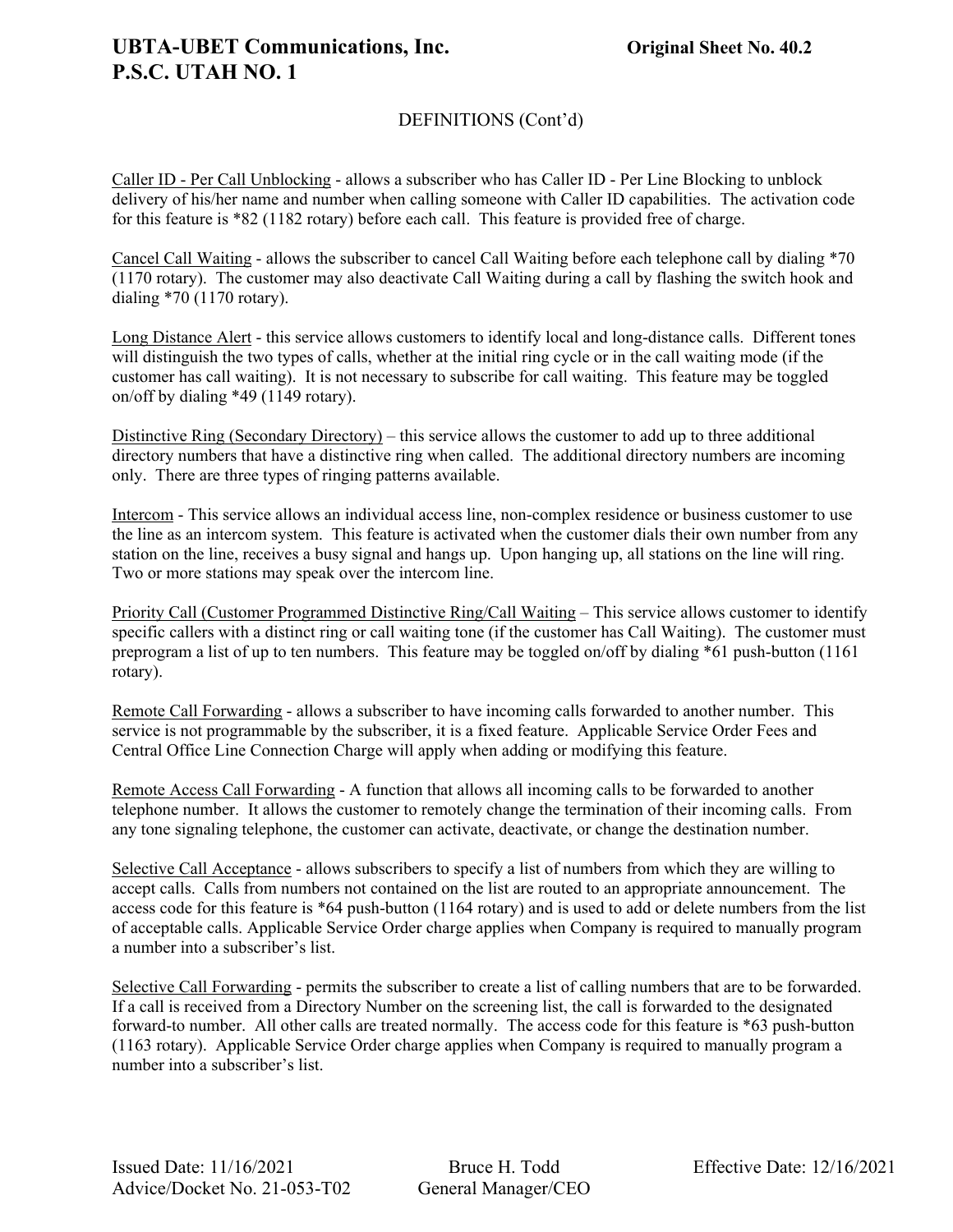DEFINITIONS (Cont'd)

Caller ID - Per Call Unblocking - allows a subscriber who has Caller ID - Per Line Blocking to unblock delivery of his/her name and number when calling someone with Caller ID capabilities. The activation code for this feature is *82 (1182 rotary) before each call. This feature is provided free of charge.

Cancel Call Waiting - allows the subscriber to cancel Call Waiting before each telephone call by dialing *70 (1170 rotary). The customer may also deactivate Call Waiting during a call by flashing the switch hook and dialing *70 (1170 rotary).

Long Distance Alert - this service allows customers to identify local and long-distance calls. Different tones will distinguish the two types of calls, whether at the initial ring cycle or in the call waiting mode (if the customer has call waiting). It is not necessary to subscribe for call waiting. This feature may be toggled on/off by dialing *49 (1149 rotary).

Distinctive Ring (Secondary Directory) – this service allows the customer to add up to three additional directory numbers that have a distinctive ring when called. The additional directory numbers are incoming only. There are three types of ringing patterns available.

Intercom - This service allows an individual access line, non-complex residence or business customer to use the line as an intercom system. This feature is activated when the customer dials their own number from any station on the line, receives a busy signal and hangs up. Upon hanging up, all stations on the line will ring. Two or more stations may speak over the intercom line.

Priority Call (Customer Programmed Distinctive Ring/Call Waiting – This service allows customer to identify specific callers with a distinct ring or call waiting tone (if the customer has Call Waiting). The customer must preprogram a list of up to ten numbers. This feature may be toggled on/off by dialing *61 push-button (1161 rotary).

Remote Call Forwarding - allows a subscriber to have incoming calls forwarded to another number. This service is not programmable by the subscriber, it is a fixed feature. Applicable Service Order Fees and Central Office Line Connection Charge will apply when adding or modifying this feature.

Remote Access Call Forwarding - A function that allows all incoming calls to be forwarded to another telephone number. It allows the customer to remotely change the termination of their incoming calls. From any tone signaling telephone, the customer can activate, deactivate, or change the destination number.

Selective Call Acceptance - allows subscribers to specify a list of numbers from which they are willing to accept calls. Calls from numbers not contained on the list are routed to an appropriate announcement. The access code for this feature is *64 push-button (1164 rotary) and is used to add or delete numbers from the list of acceptable calls. Applicable Service Order charge applies when Company is required to manually program a number into a subscriber's list.

Selective Call Forwarding - permits the subscriber to create a list of calling numbers that are to be forwarded. If a call is received from a Directory Number on the screening list, the call is forwarded to the designated forward-to number. All other calls are treated normally. The access code for this feature is *63 push-button (1163 rotary). Applicable Service Order charge applies when Company is required to manually program a number into a subscriber's list.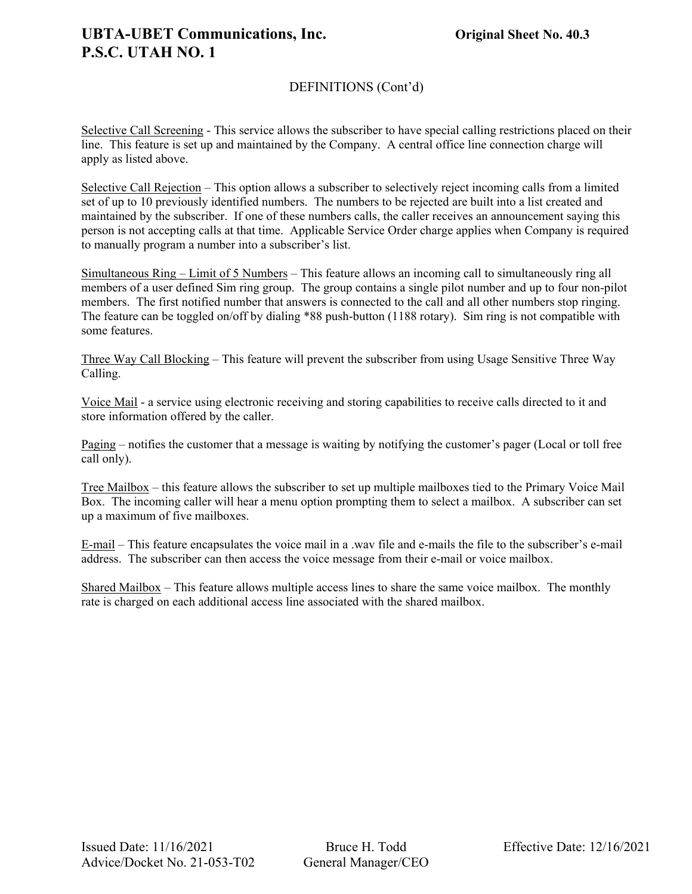## DEFINITIONS (Cont'd)

Selective Call Screening - This service allows the subscriber to have special calling restrictions placed on their line. This feature is set up and maintained by the Company. A central office line connection charge will apply as listed above.

Selective Call Rejection – This option allows a subscriber to selectively reject incoming calls from a limited set of up to 10 previously identified numbers. The numbers to be rejected are built into a list created and maintained by the subscriber. If one of these numbers calls, the caller receives an announcement saying this person is not accepting calls at that time. Applicable Service Order charge applies when Company is required to manually program a number into a subscriber's list.

Simultaneous Ring – Limit of 5 Numbers – This feature allows an incoming call to simultaneously ring all members of a user defined Sim ring group. The group contains a single pilot number and up to four non-pilot members. The first notified number that answers is connected to the call and all other numbers stop ringing. The feature can be toggled on/off by dialing *88 push-button (1188 rotary). Sim ring is not compatible with some features.

Three Way Call Blocking – This feature will prevent the subscriber from using Usage Sensitive Three Way Calling.

Voice Mail - a service using electronic receiving and storing capabilities to receive calls directed to it and store information offered by the caller.

Paging – notifies the customer that a message is waiting by notifying the customer's pager (Local or toll free call only).

Tree Mailbox – this feature allows the subscriber to set up multiple mailboxes tied to the Primary Voice Mail Box. The incoming caller will hear a menu option prompting them to select a mailbox. A subscriber can set up a maximum of five mailboxes.

E-mail – This feature encapsulates the voice mail in a .wav file and e-mails the file to the subscriber's e-mail address. The subscriber can then access the voice message from their e-mail or voice mailbox.

Shared Mailbox – This feature allows multiple access lines to share the same voice mailbox. The monthly rate is charged on each additional access line associated with the shared mailbox.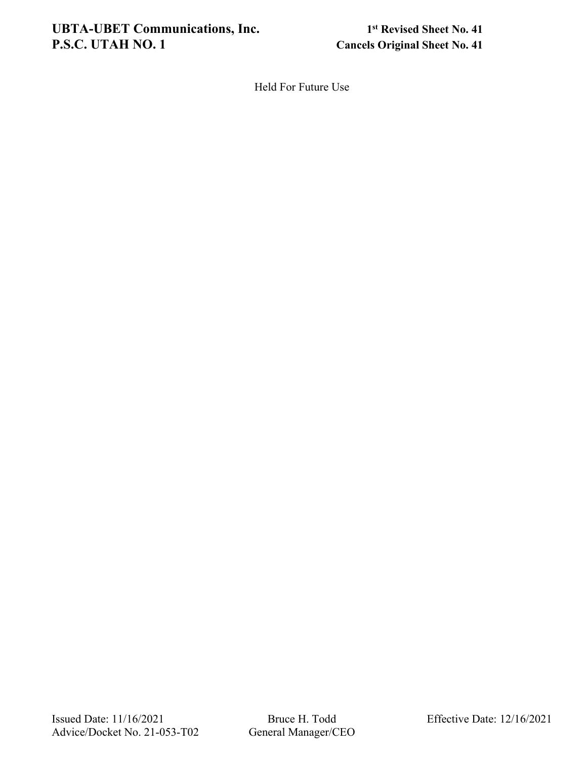Held For Future Use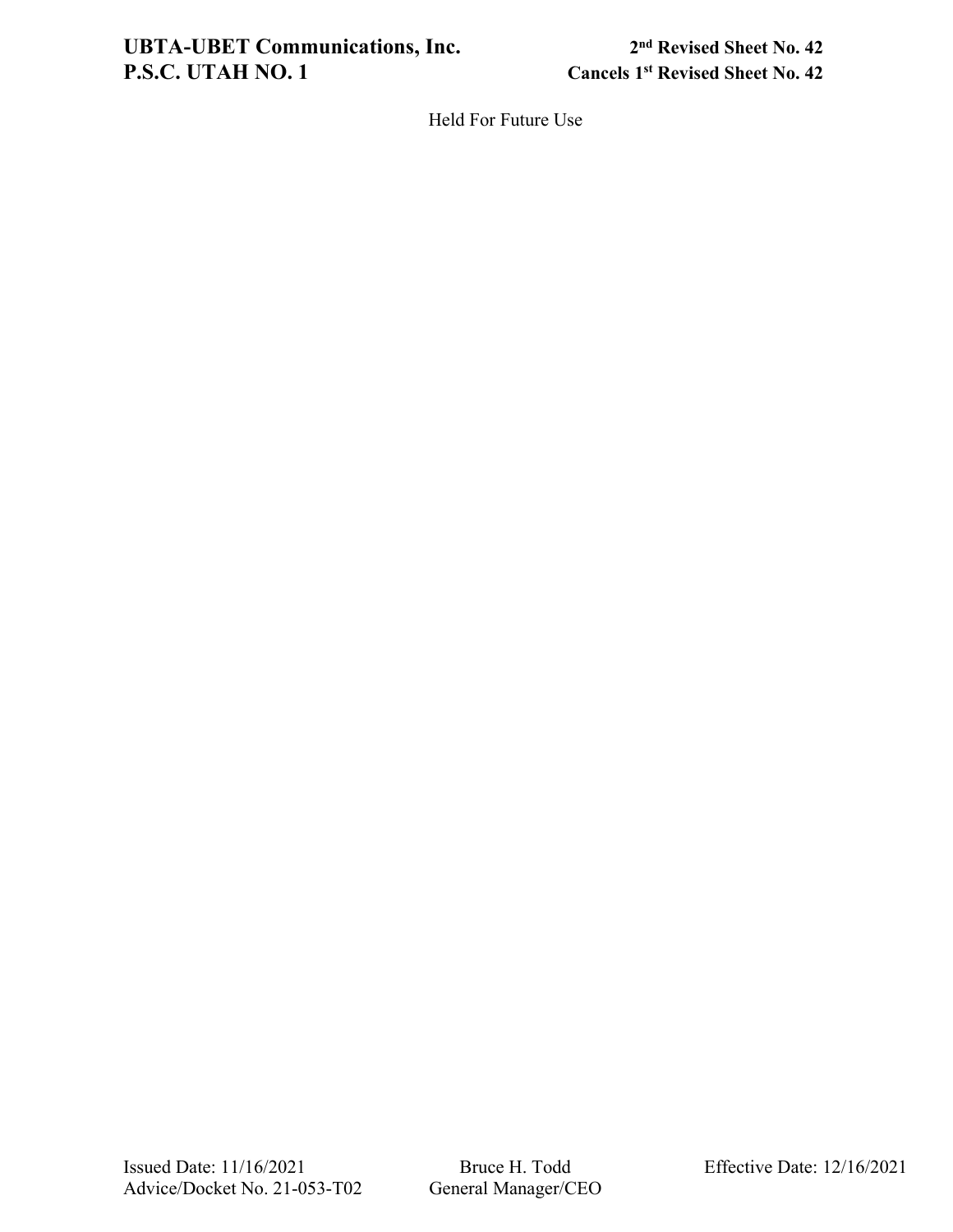Held For Future Use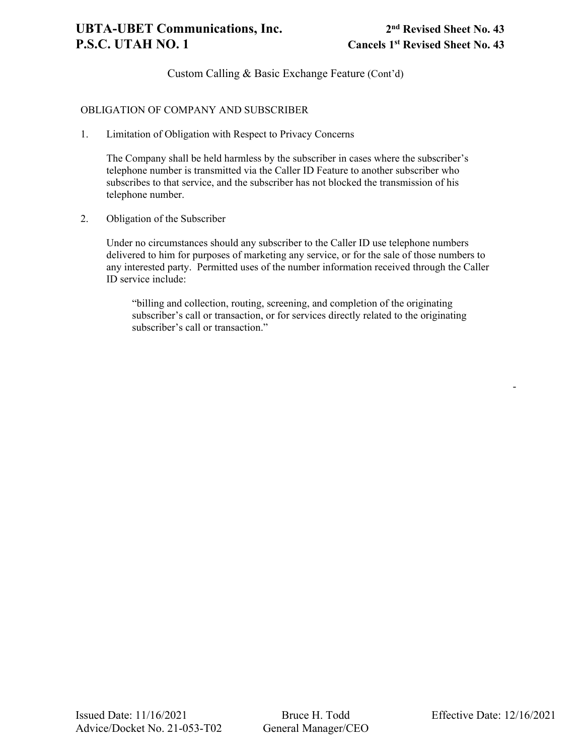Custom Calling & Basic Exchange Feature (Cont'd)

OBLIGATION OF COMPANY AND SUBSCRIBER

1. Limitation of Obligation with Respect to Privacy Concerns

   The Company shall be held harmless by the subscriber in cases where the subscriber's telephone number is transmitted via the Caller ID Feature to another subscriber who subscribes to that service, and the subscriber has not blocked the transmission of his telephone number.

2. Obligation of the Subscriber

   Under no circumstances should any subscriber to the Caller ID use telephone numbers delivered to him for purposes of marketing any service, or for the sale of those numbers to any interested party. Permitted uses of the number information received through the Caller ID service include:

   > "billing and collection, routing, screening, and completion of the originating subscriber's call or transaction, or for services directly related to the originating subscriber's call or transaction."

-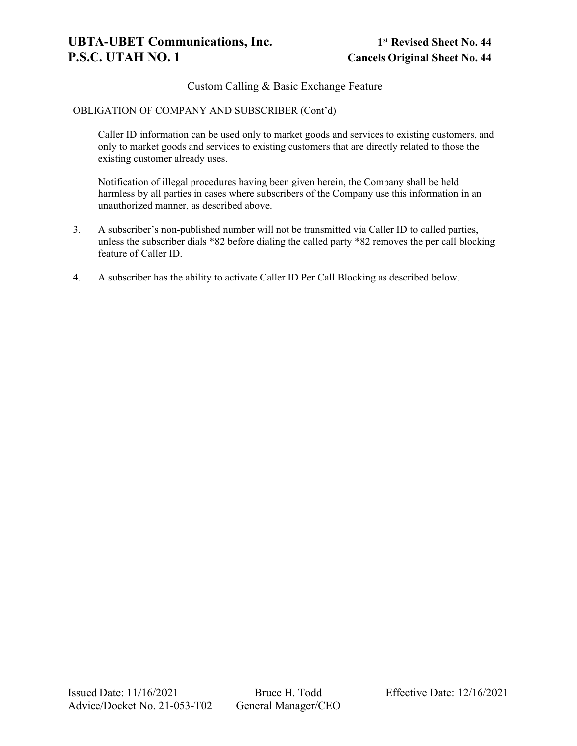Custom Calling & Basic Exchange Feature

OBLIGATION OF COMPANY AND SUBSCRIBER (Cont'd)

Caller ID information can be used only to market goods and services to existing customers, and only to market goods and services to existing customers that are directly related to those the existing customer already uses.

Notification of illegal procedures having been given herein, the Company shall be held harmless by all parties in cases where subscribers of the Company use this information in an unauthorized manner, as described above.

3. A subscriber's non-published number will not be transmitted via Caller ID to called parties, unless the subscriber dials *82 before dialing the called party *82 removes the per call blocking feature of Caller ID.

4. A subscriber has the ability to activate Caller ID Per Call Blocking as described below.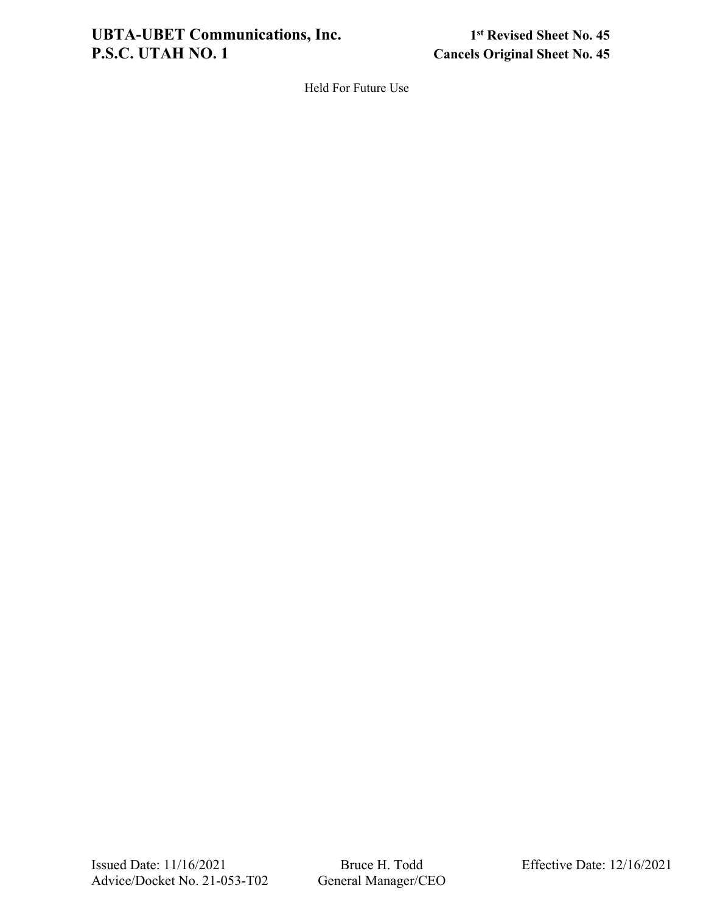Held For Future Use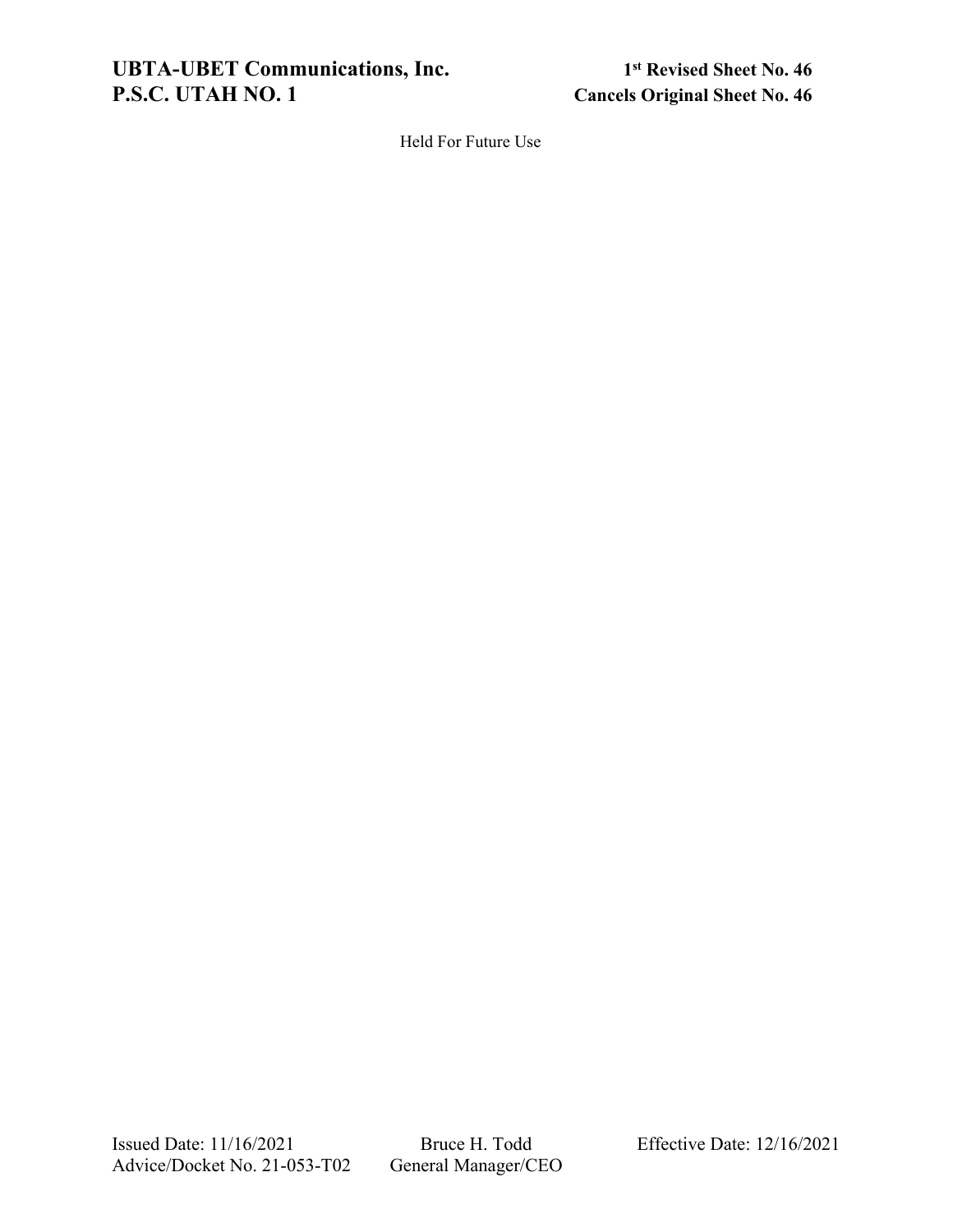Held For Future Use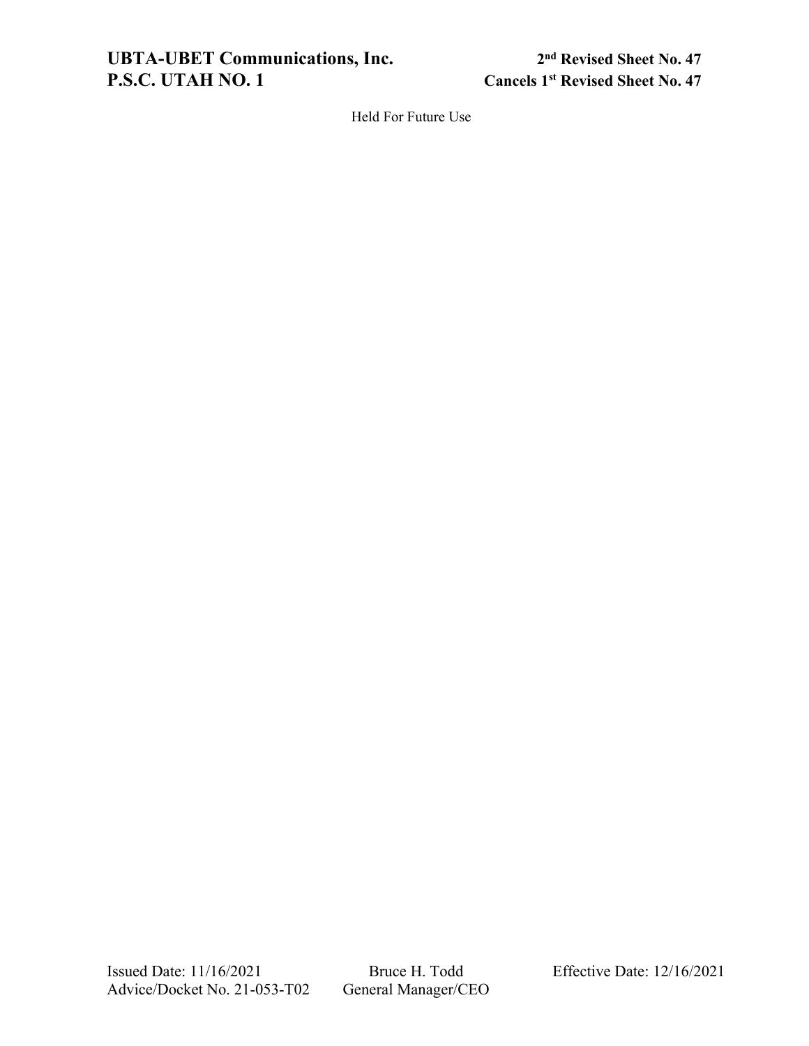Held For Future Use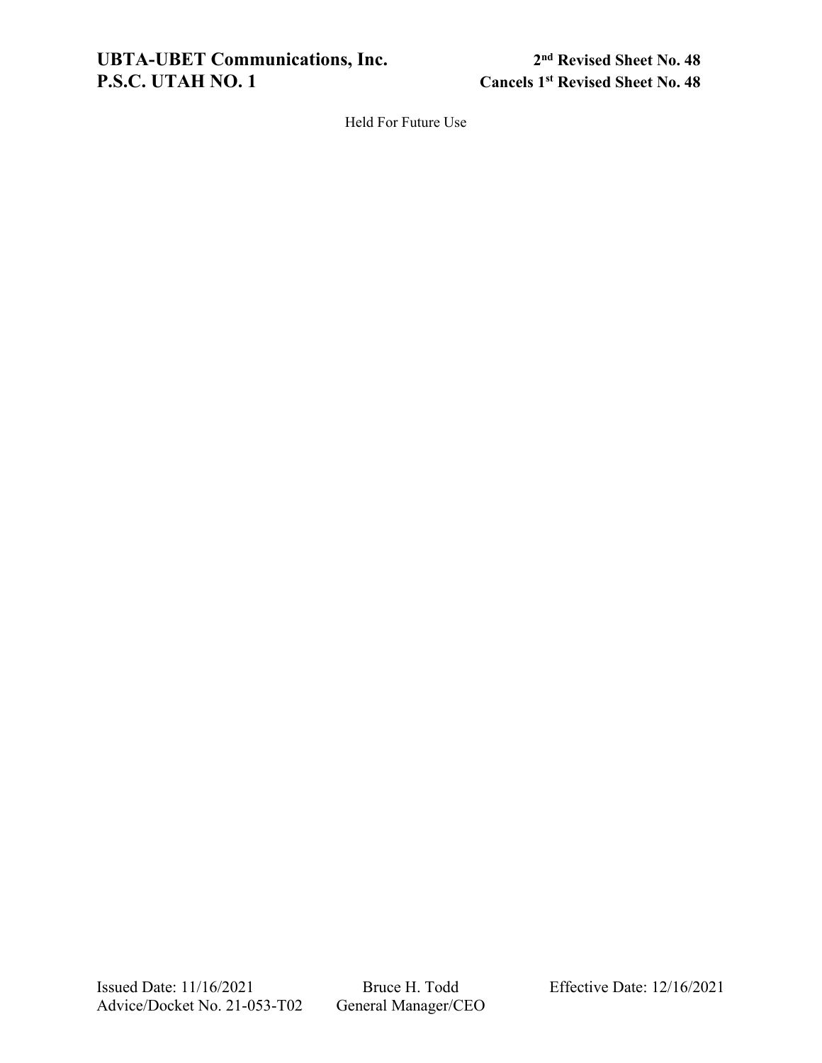UBTA-UBET Communications, Inc. | 2nd Revised Sheet No. 48
P.S.C. UTAH NO. 1 | Cancels 1st Revised Sheet No. 48

Held For Future Use

Issued Date: 11/16/2021 | Bruce H. Todd | Effective Date: 12/16/2021
Advice/Docket No. 21-053-T02 | General Manager/CEO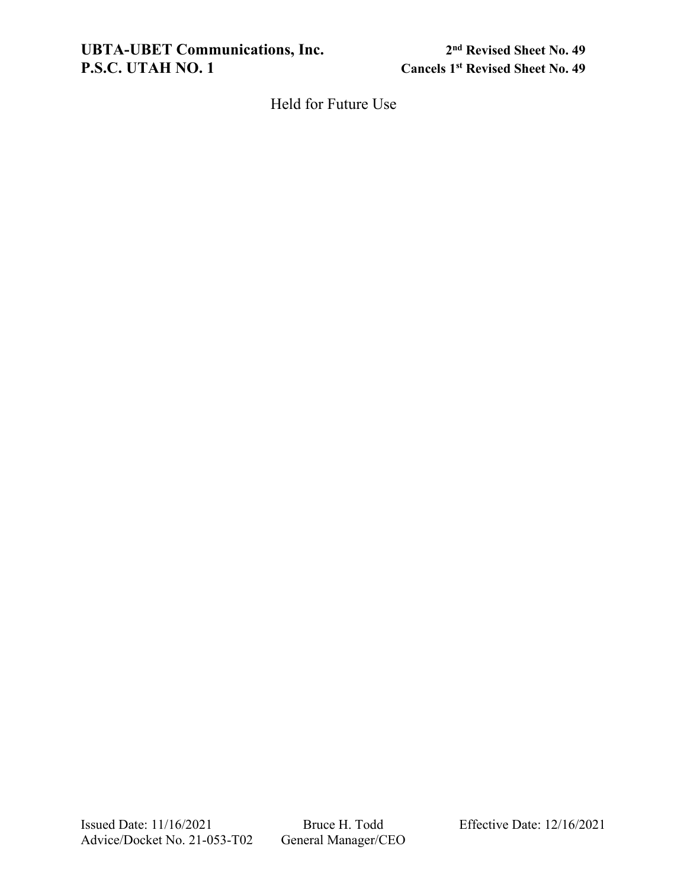Held for Future Use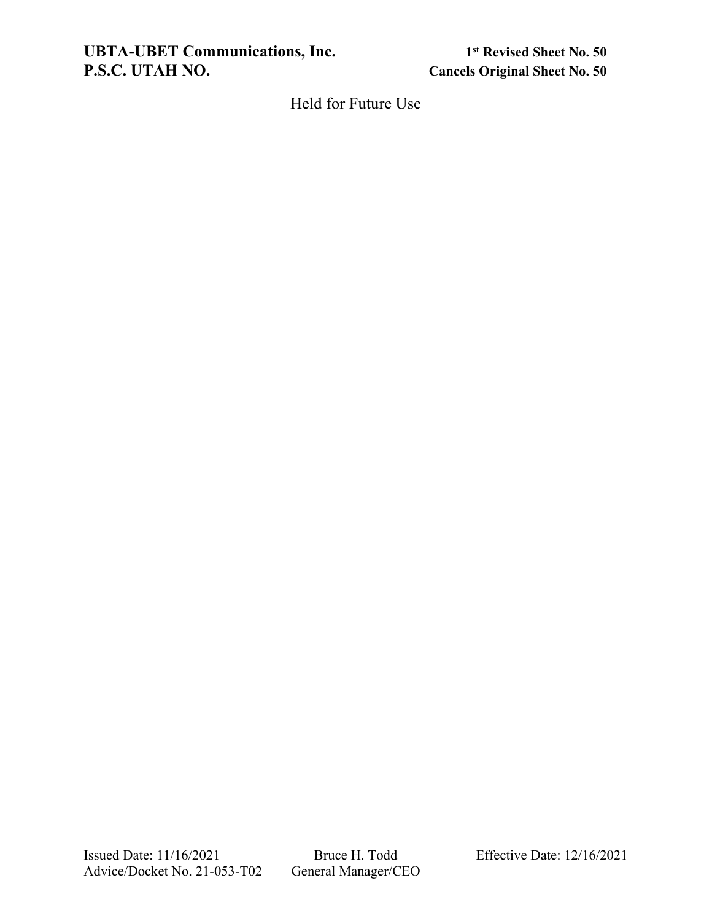**UBTA-UBET Communications, Inc.** **1st Revised Sheet No. 50**
**P.S.C. UTAH NO.** **Cancels Original Sheet No. 50**

Held for Future Use

Issued Date: 11/16/2021 Bruce H. Todd Effective Date: 12/16/2021
Advice/Docket No. 21-053-T02 General Manager/CEO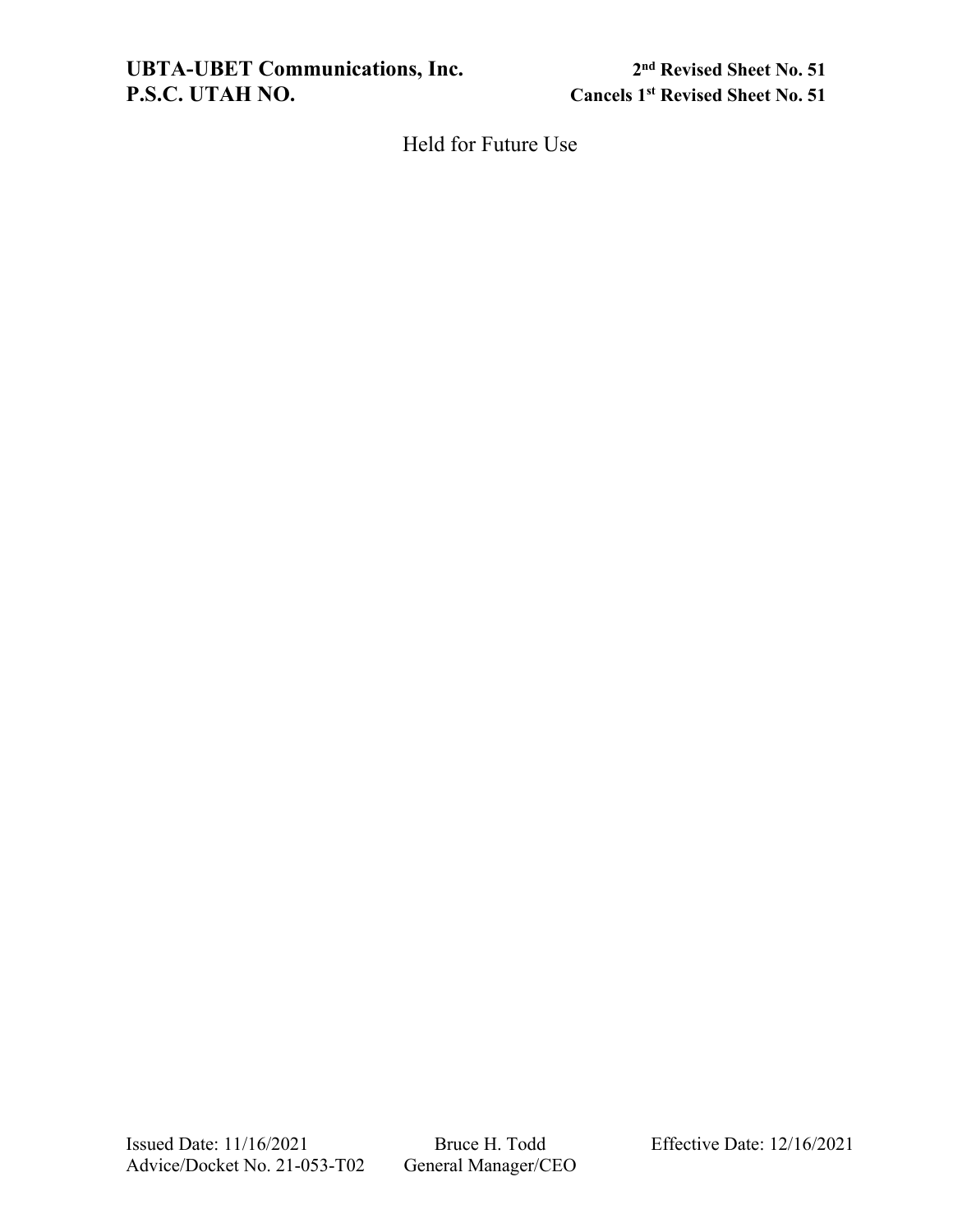Held for Future Use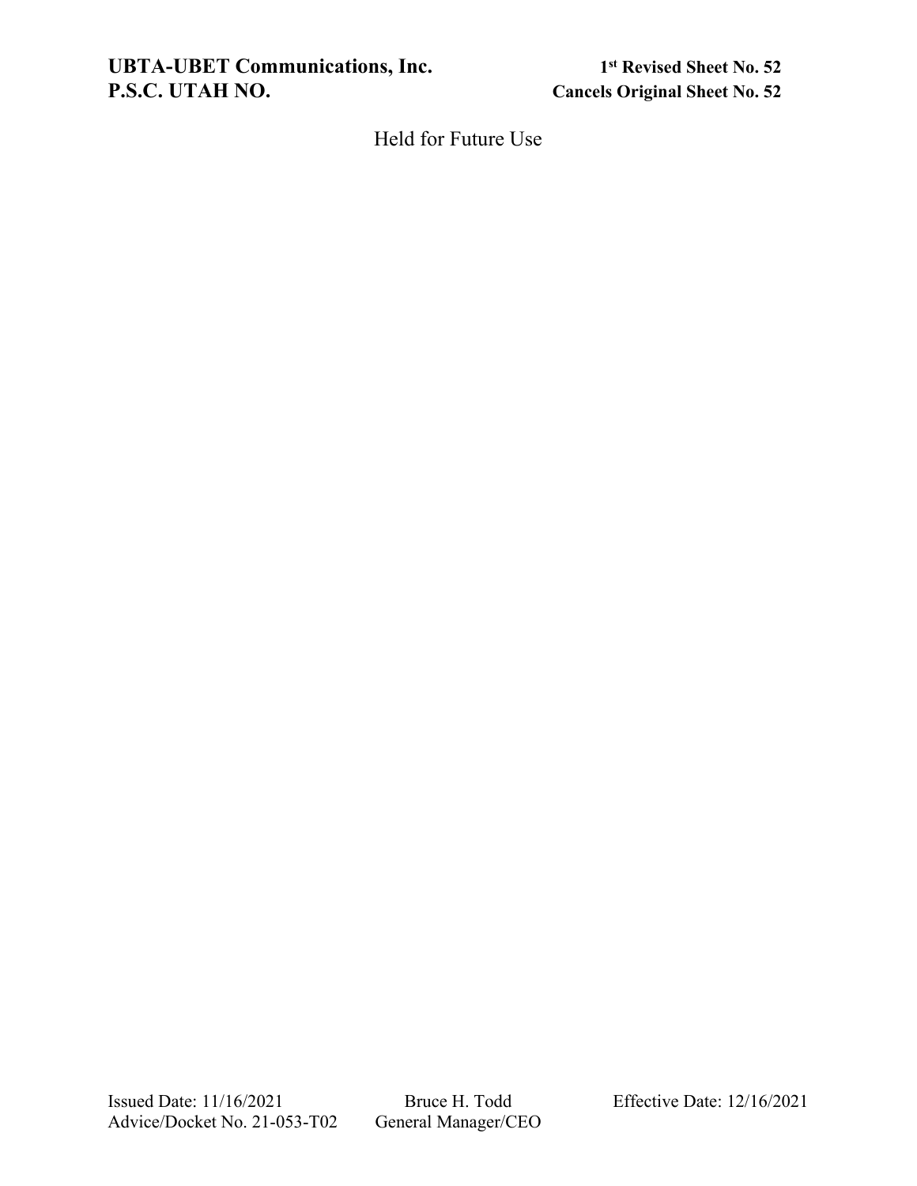Held for Future Use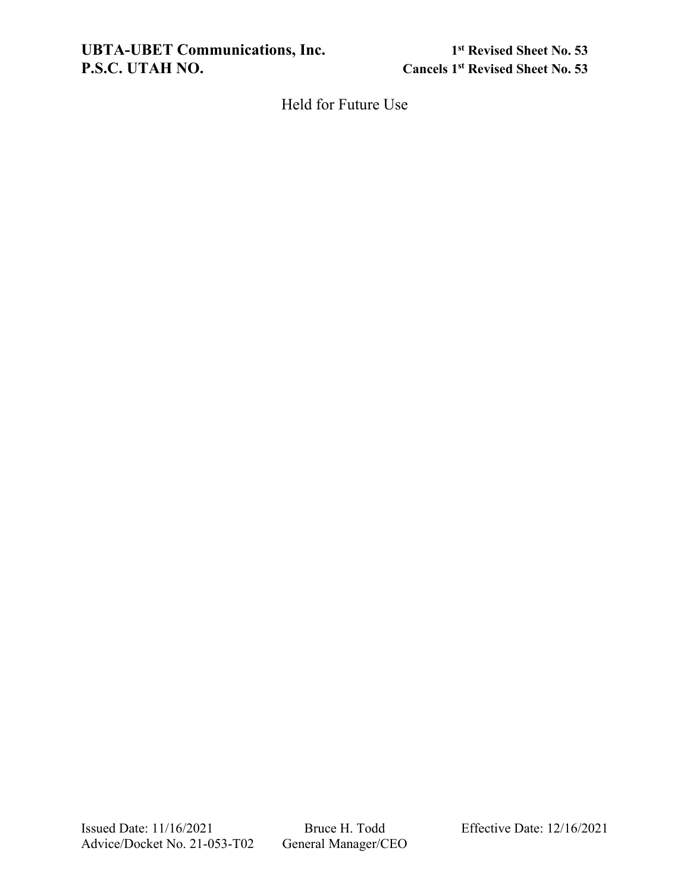Held for Future Use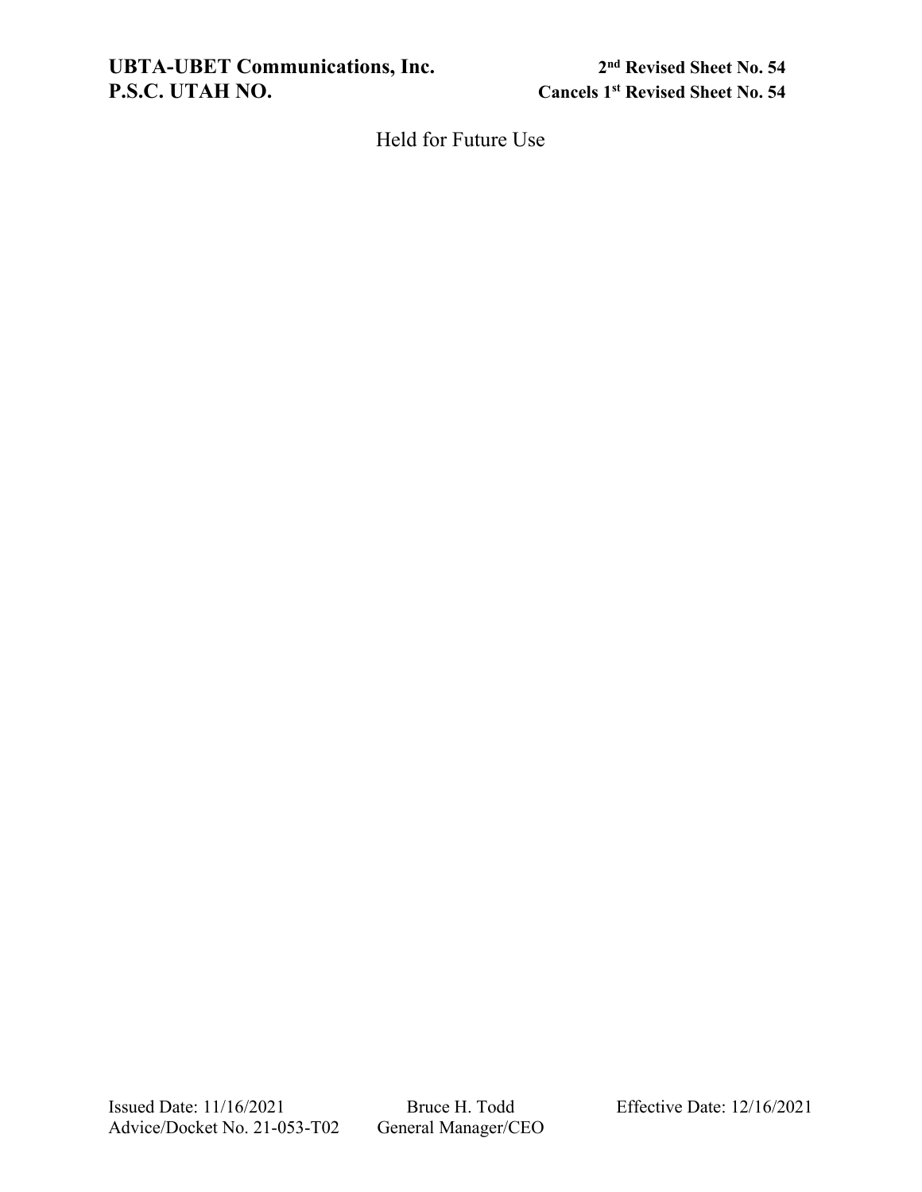Held for Future Use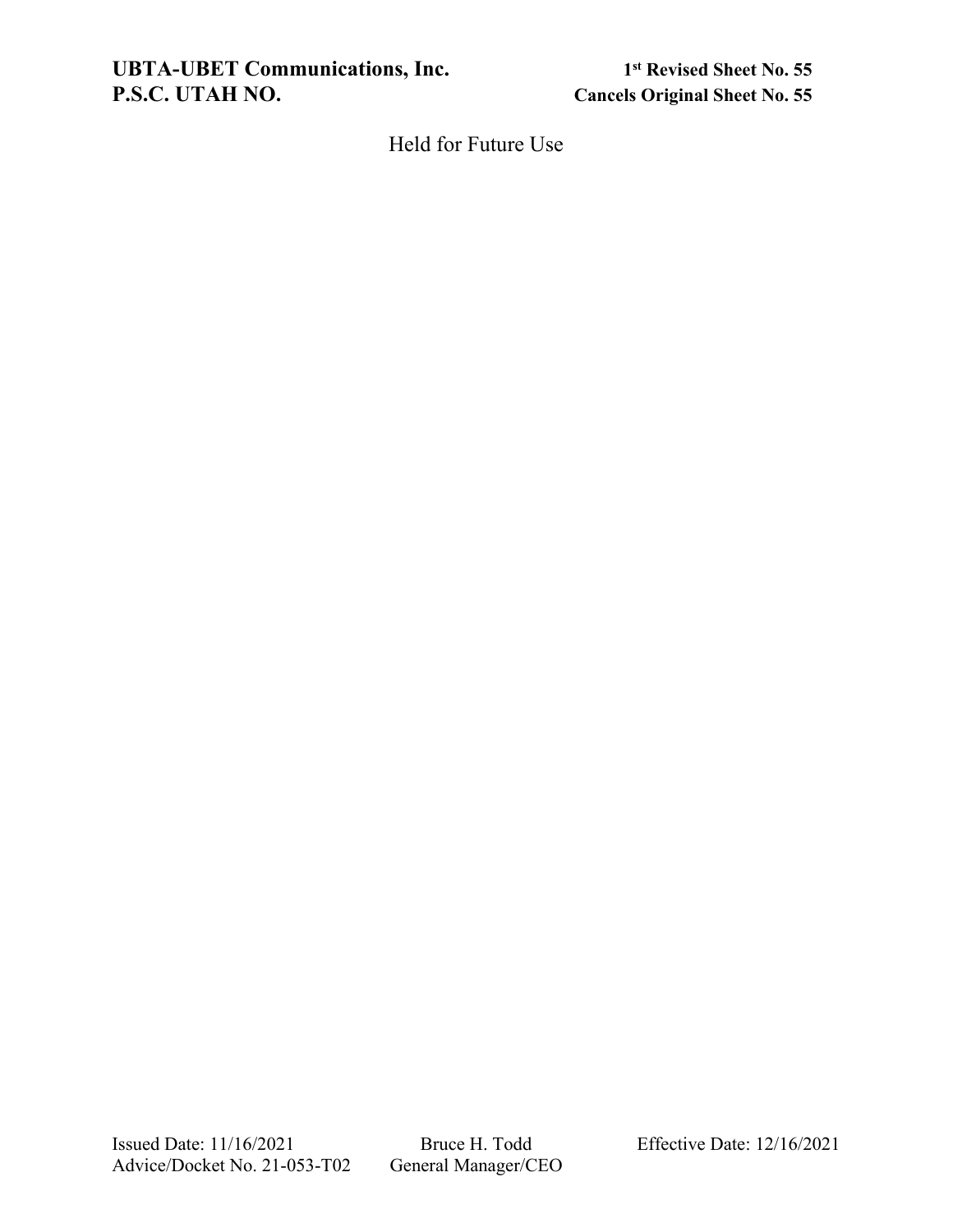**UBTA-UBET Communications, Inc.** **1st Revised Sheet No. 55**
**P.S.C. UTAH NO.** **Cancels Original Sheet No. 55**

Held for Future Use

Issued Date: 11/16/2021 Bruce H. Todd Effective Date: 12/16/2021
Advice/Docket No. 21-053-T02 General Manager/CEO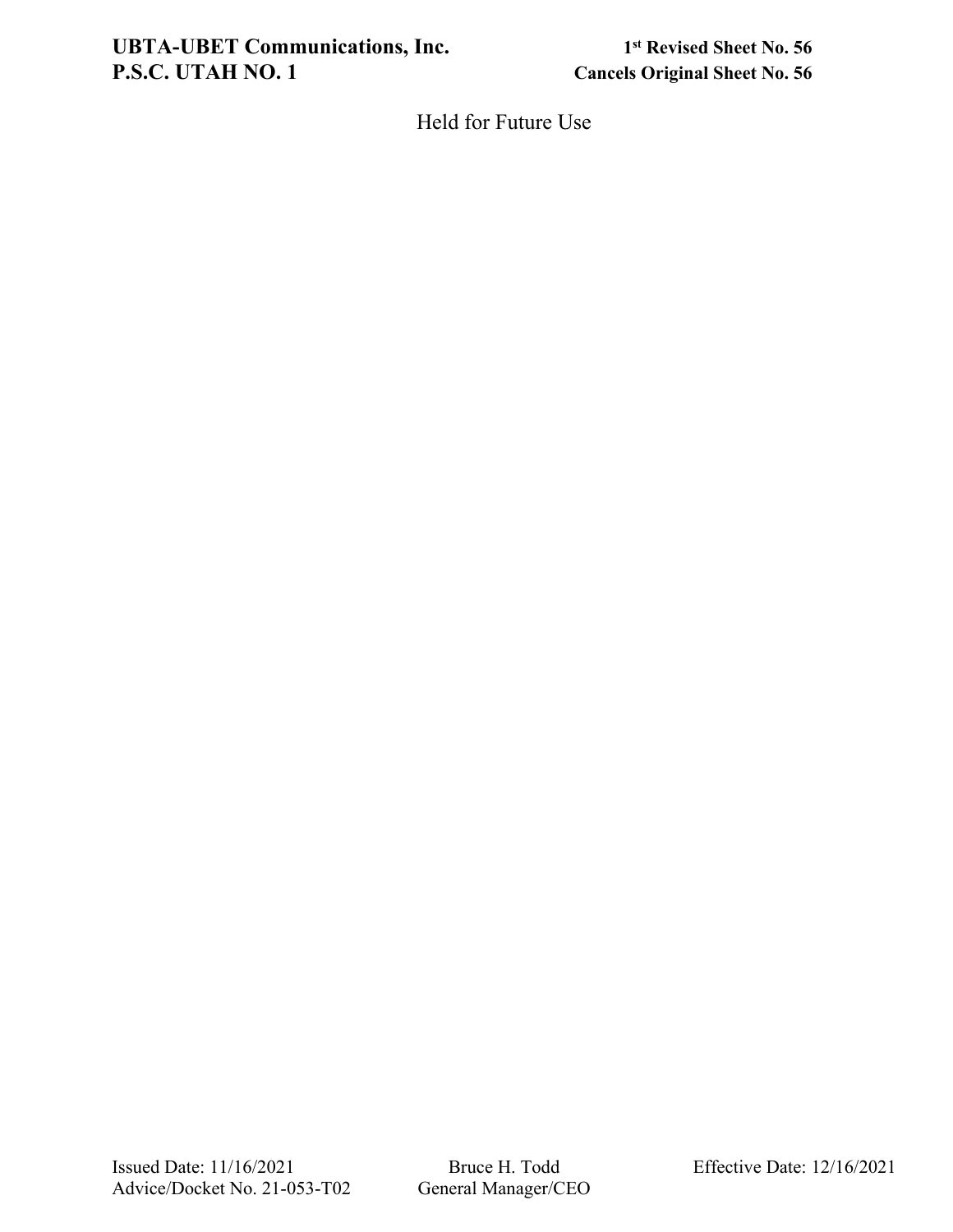Held for Future Use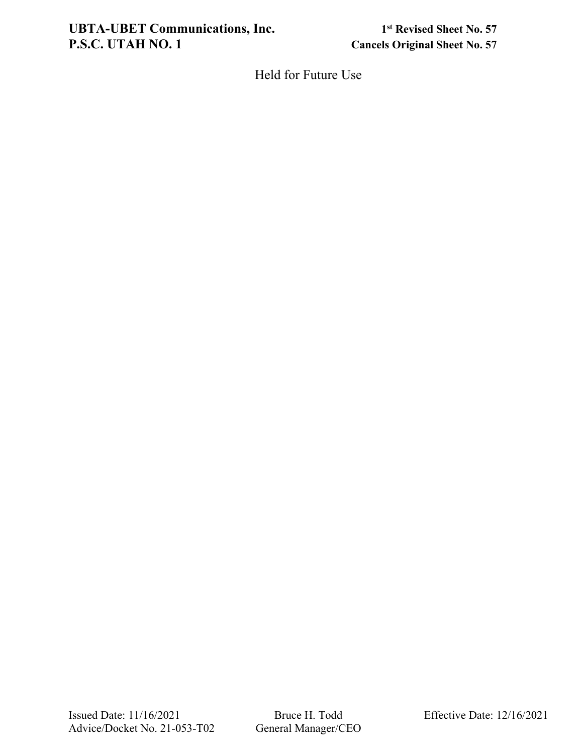Held for Future Use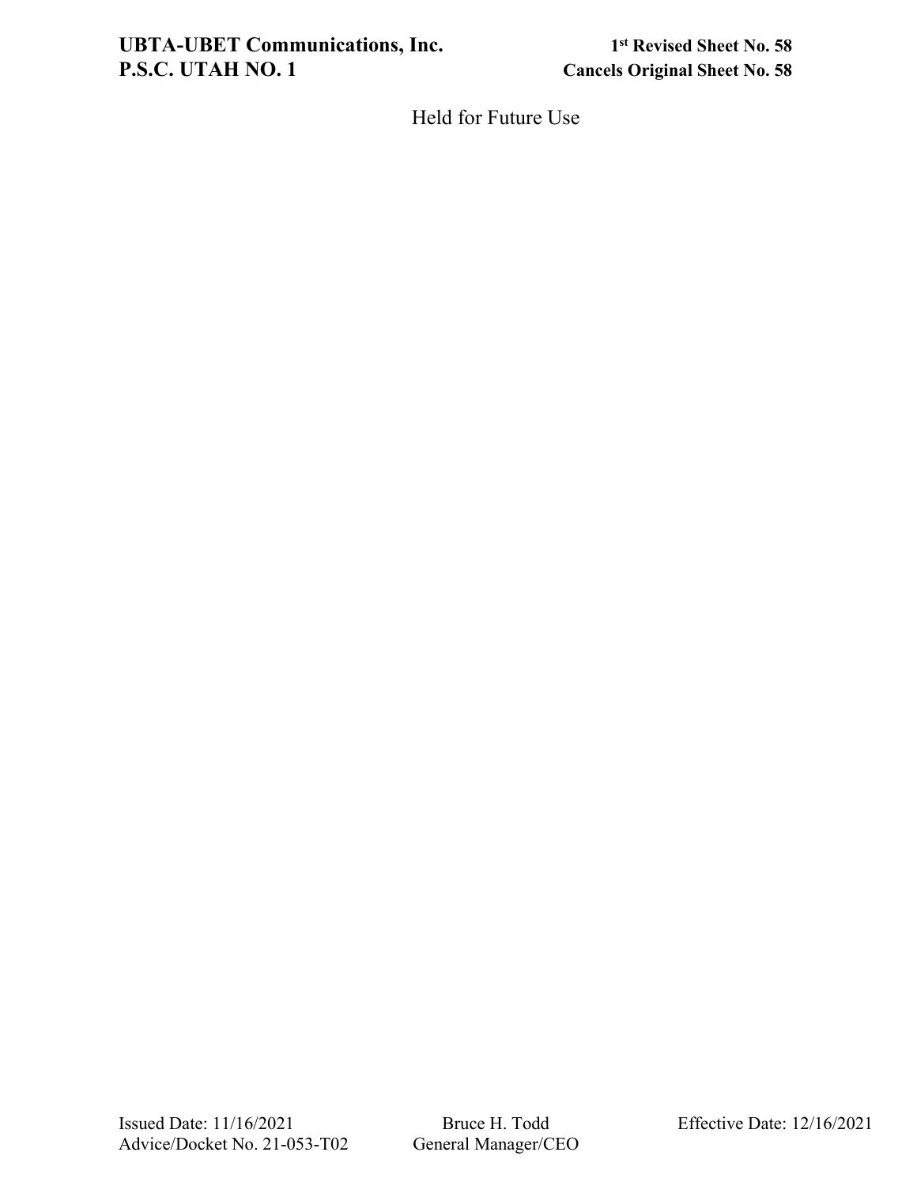Held for Future Use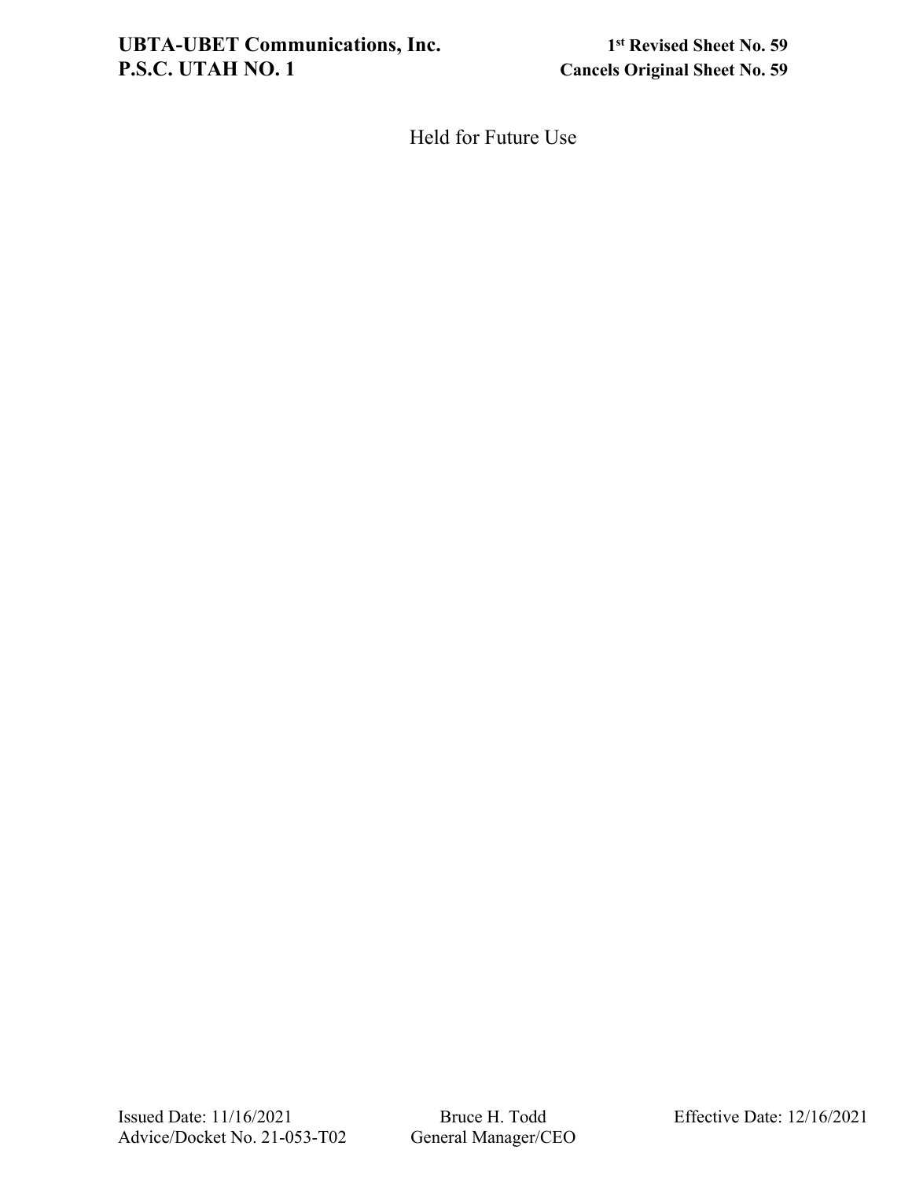Held for Future Use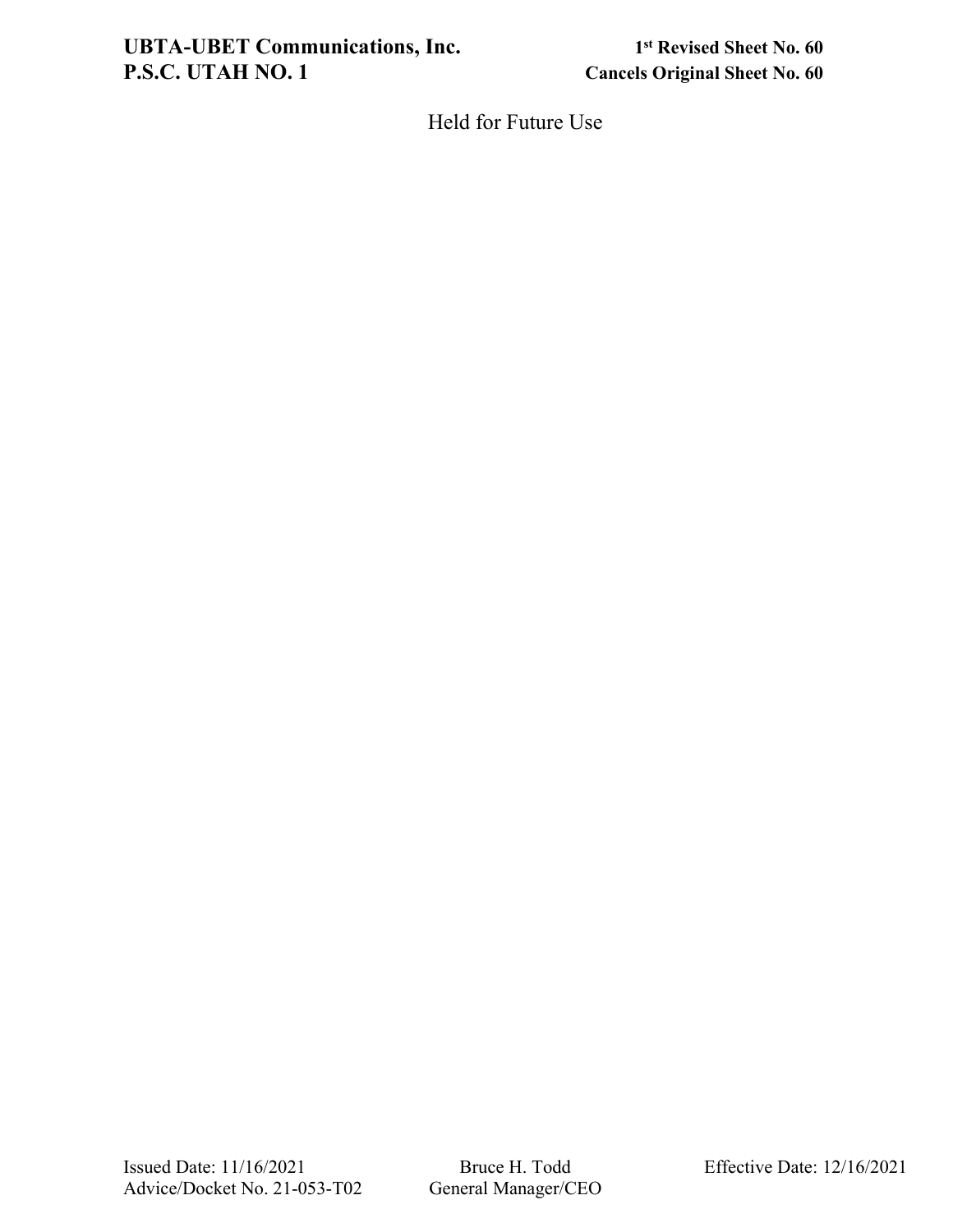Held for Future Use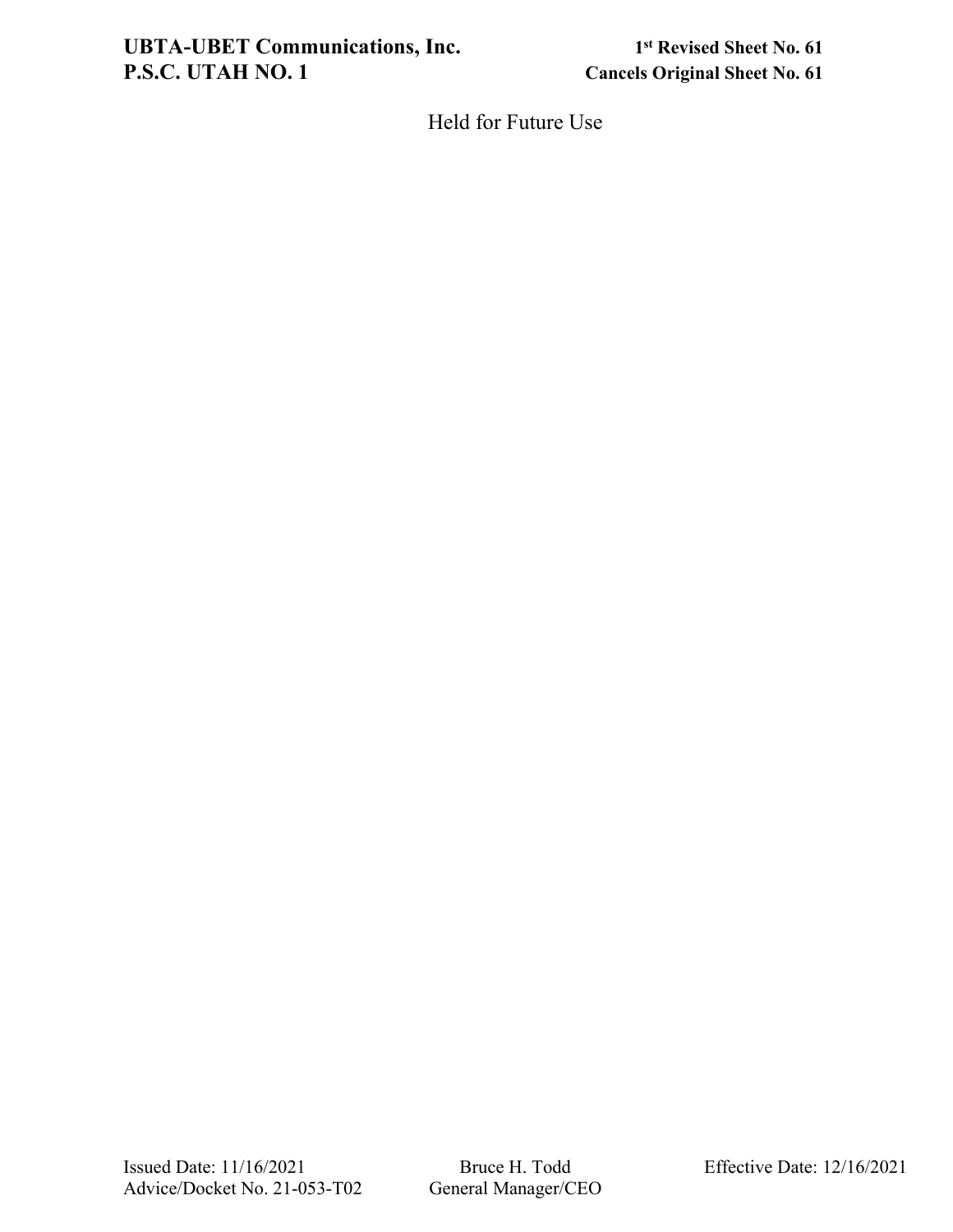Held for Future Use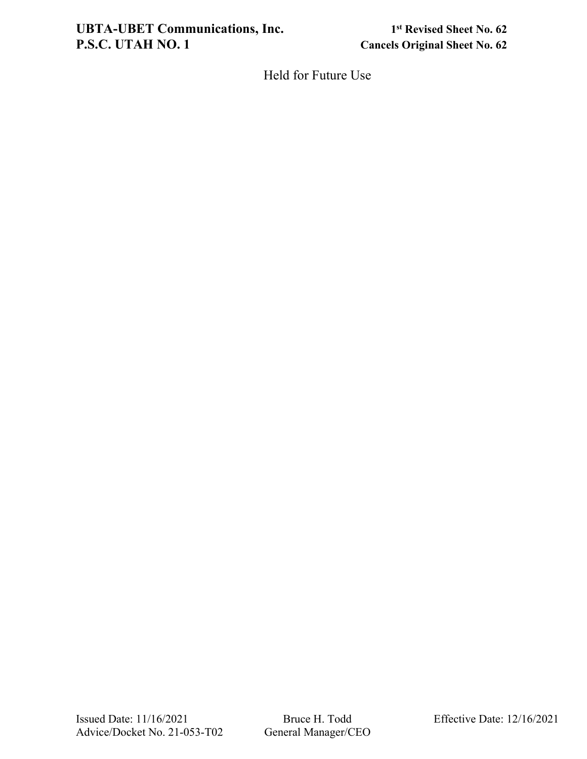Held for Future Use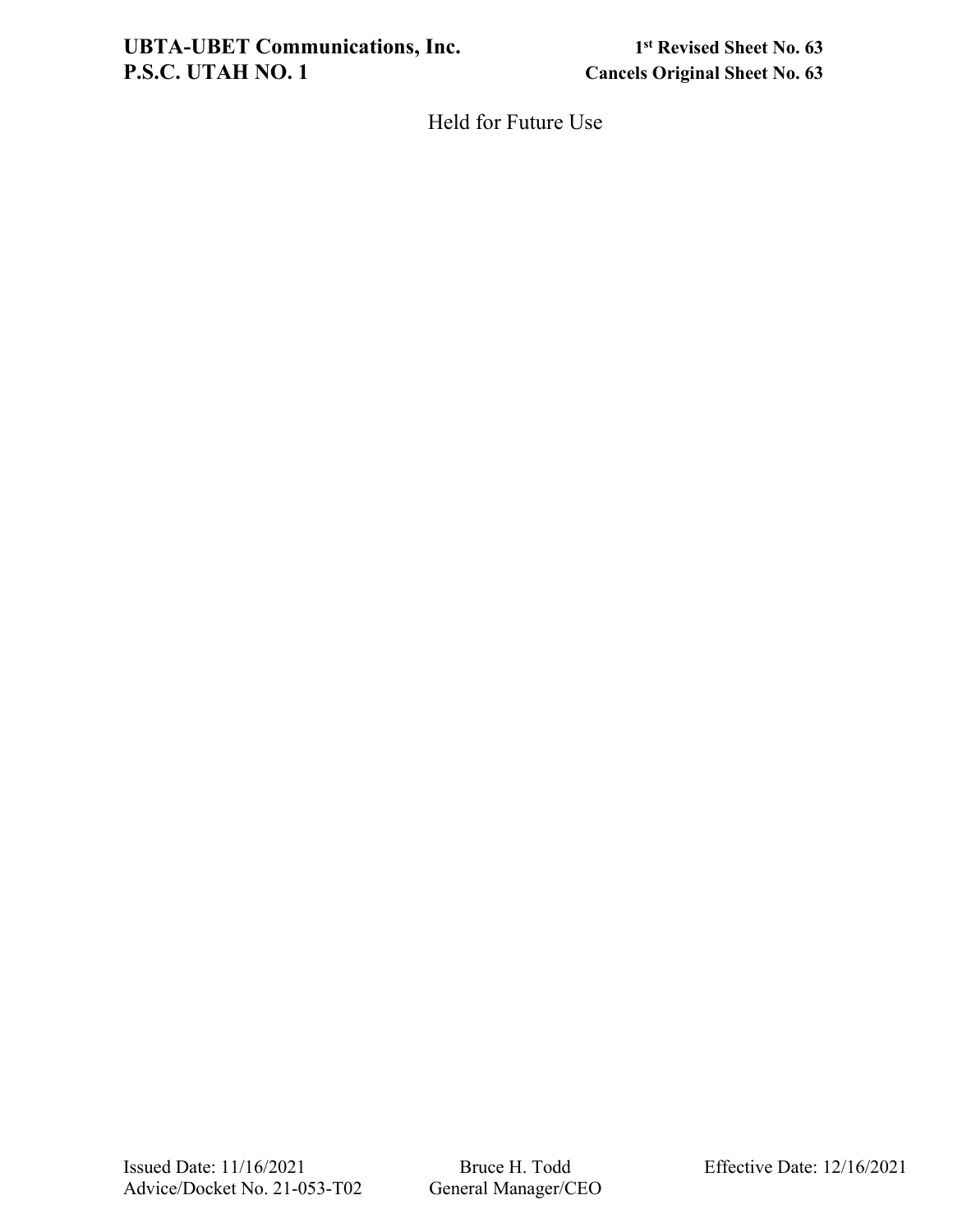Held for Future Use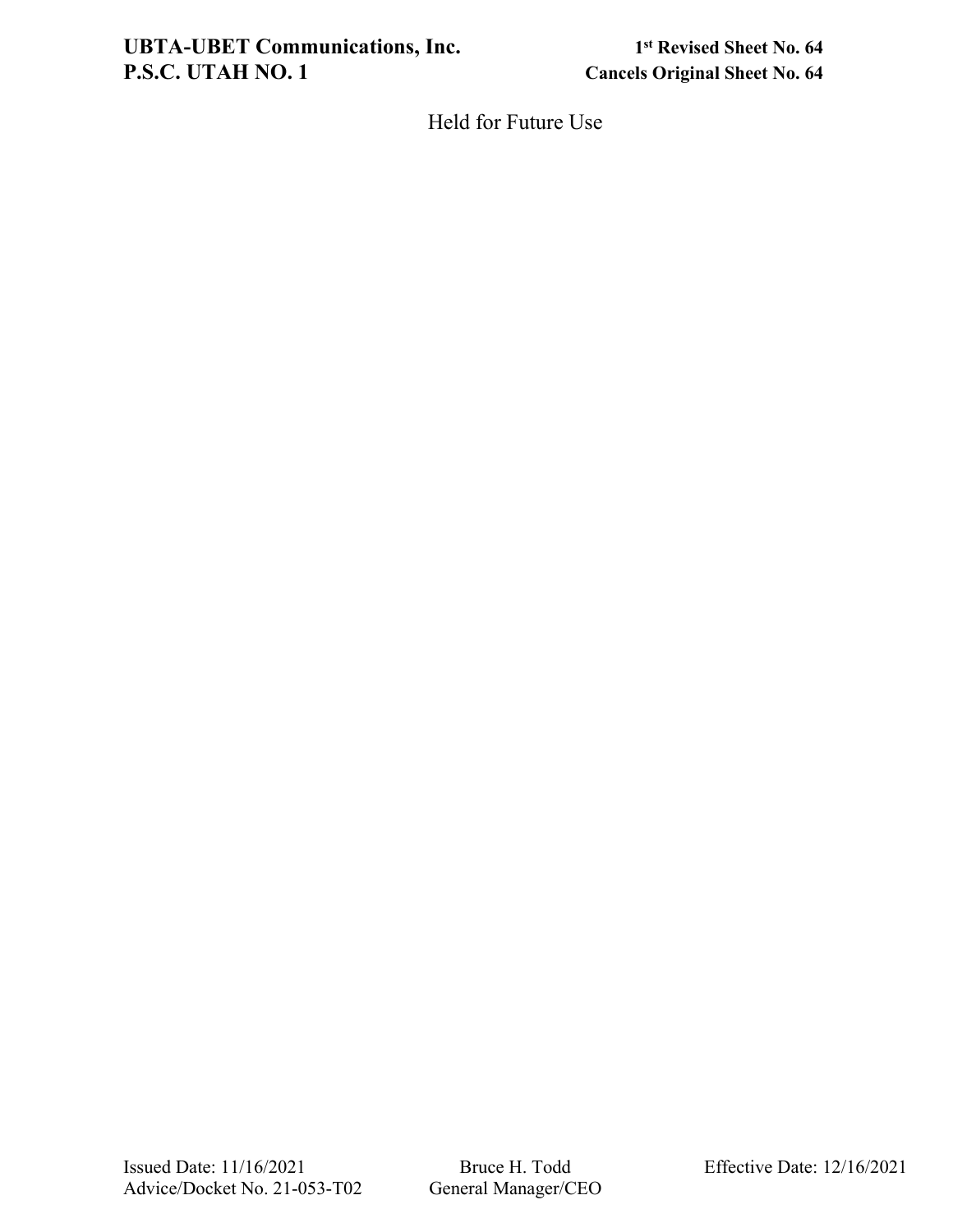Held for Future Use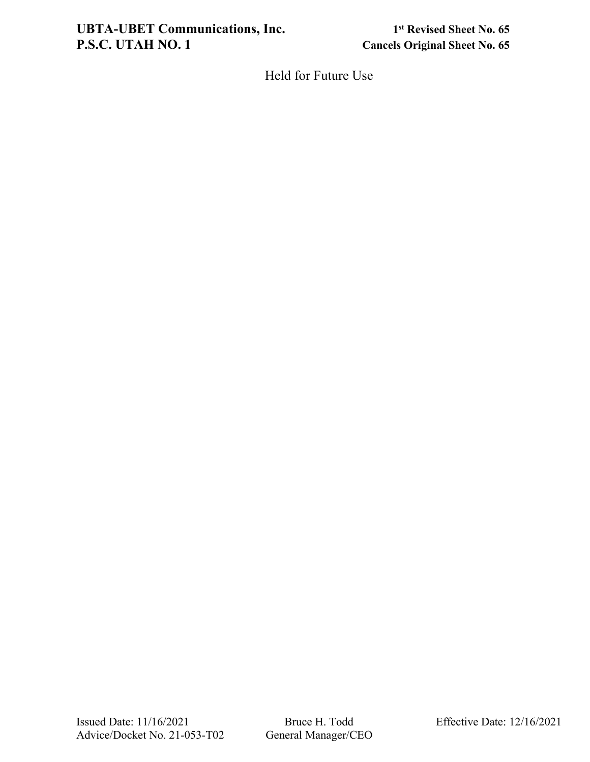Held for Future Use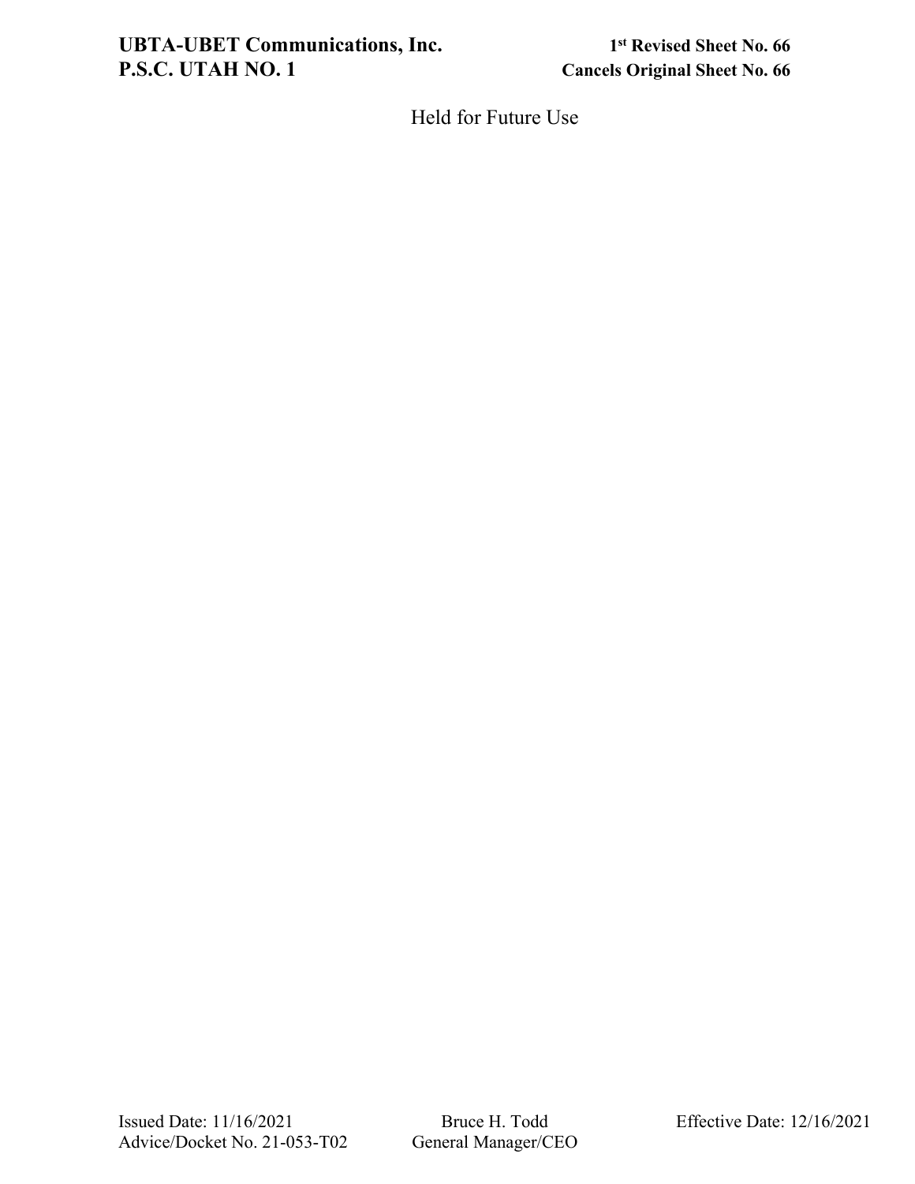Held for Future Use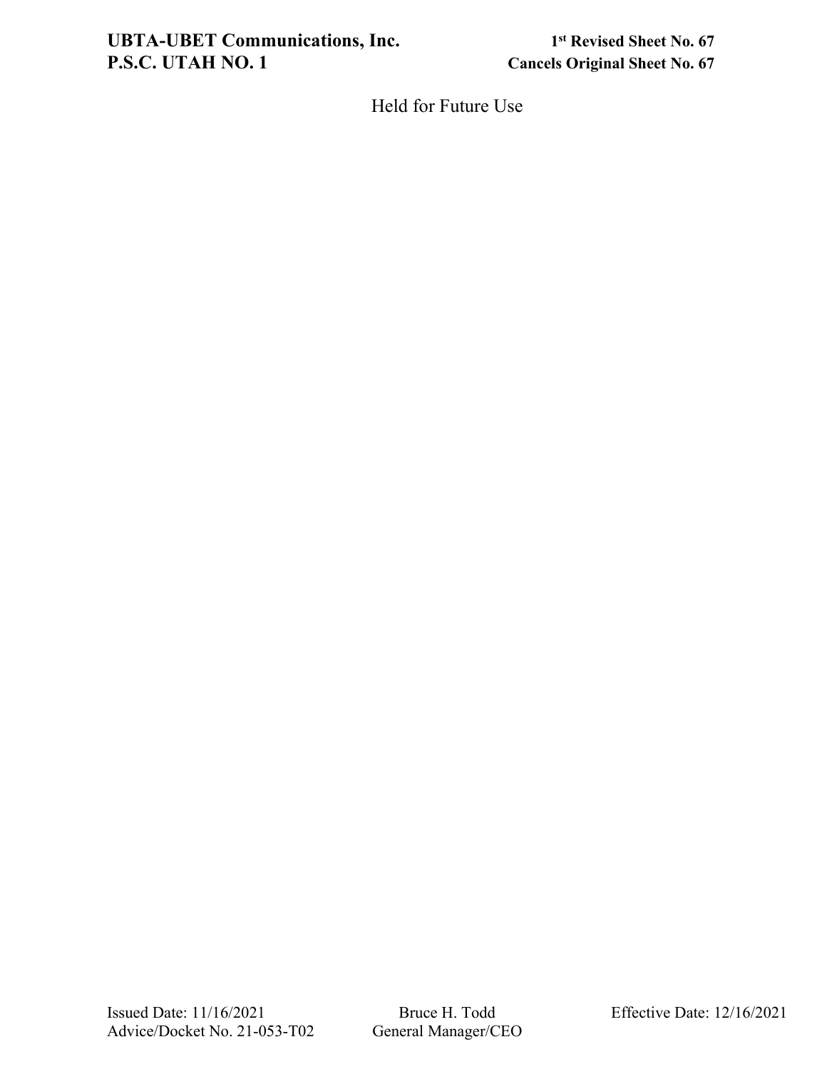Held for Future Use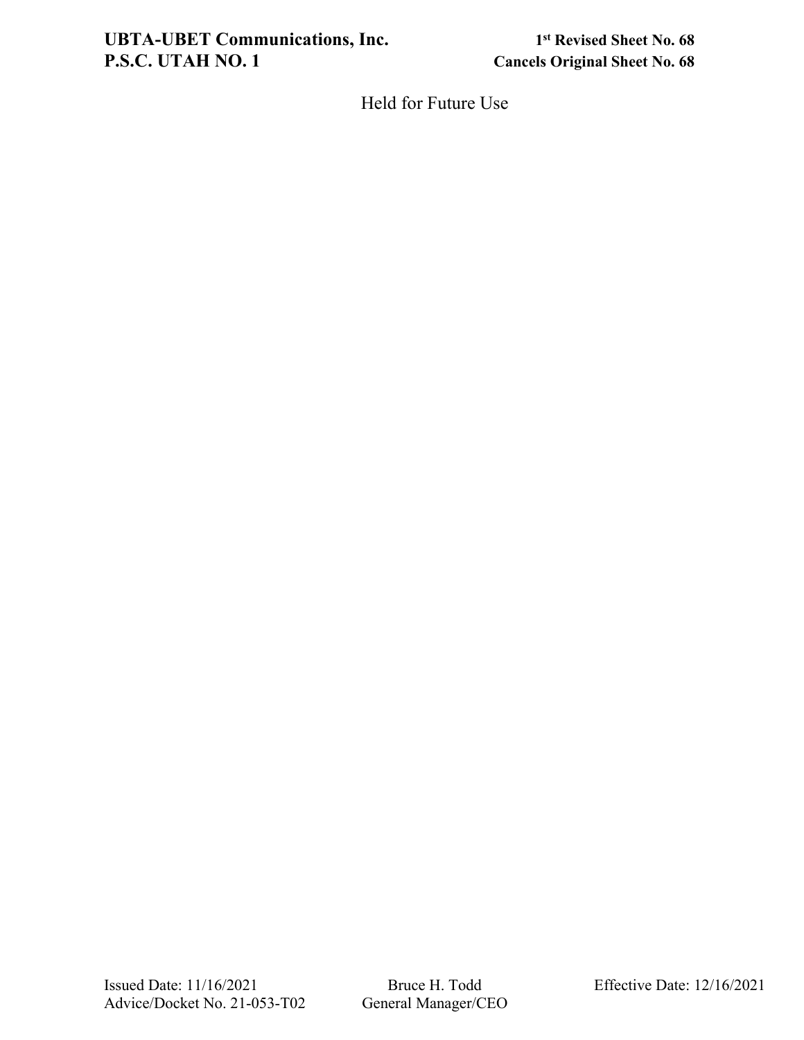Held for Future Use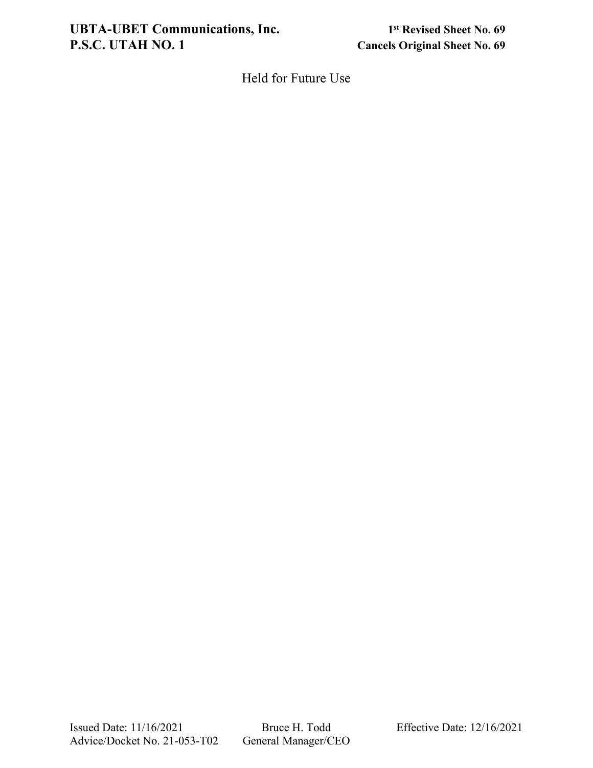Held for Future Use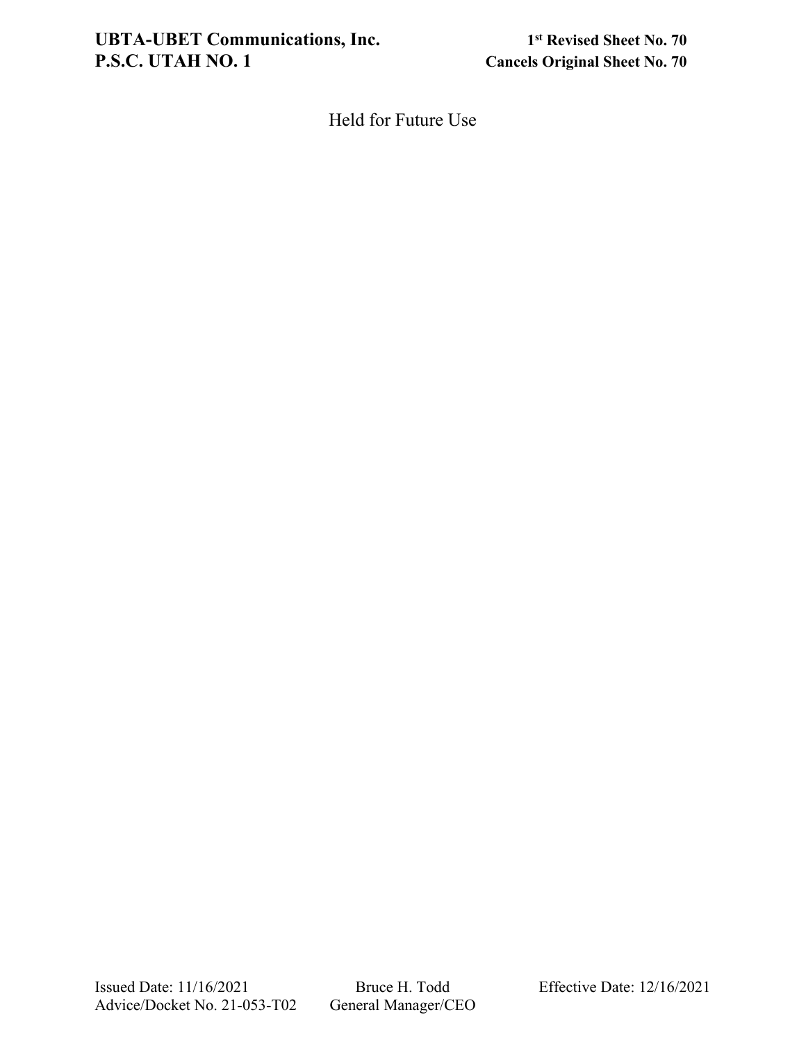Held for Future Use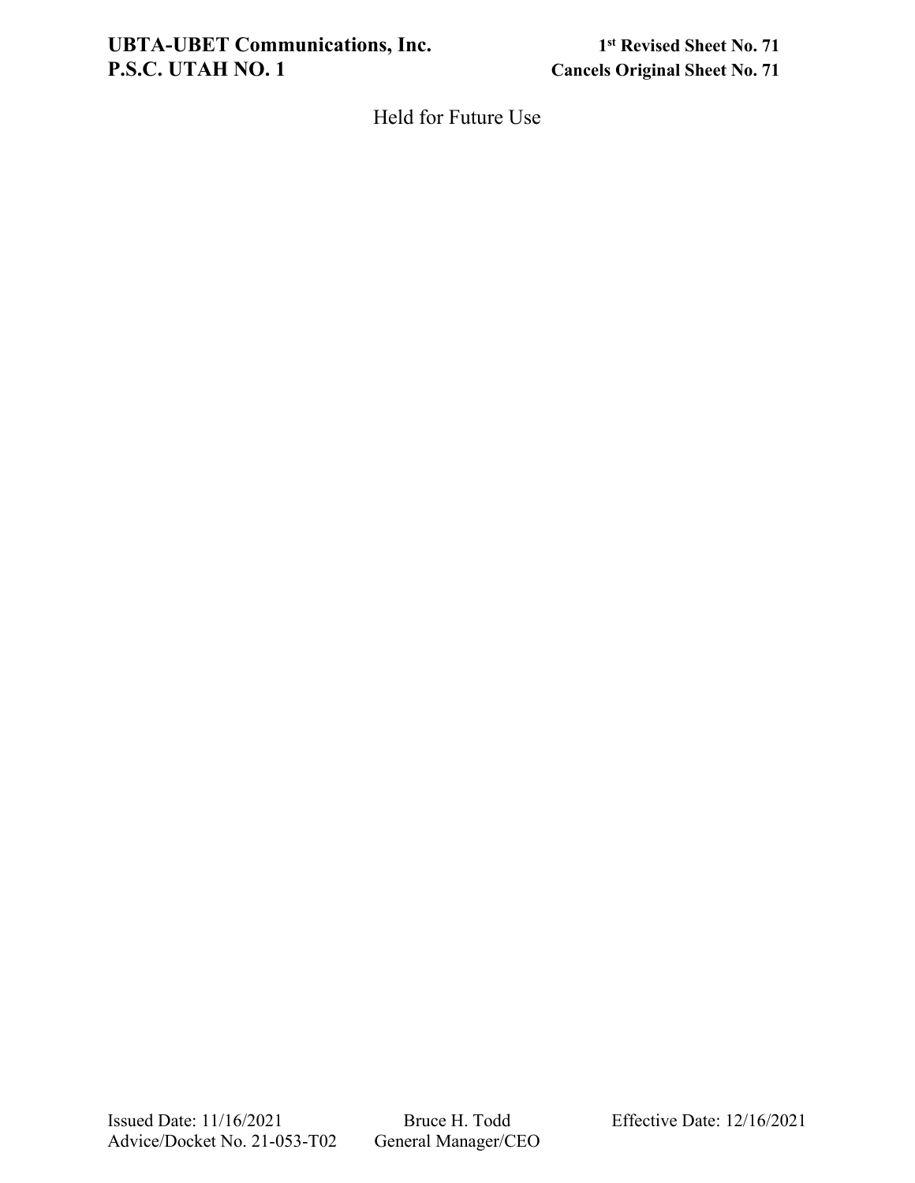Held for Future Use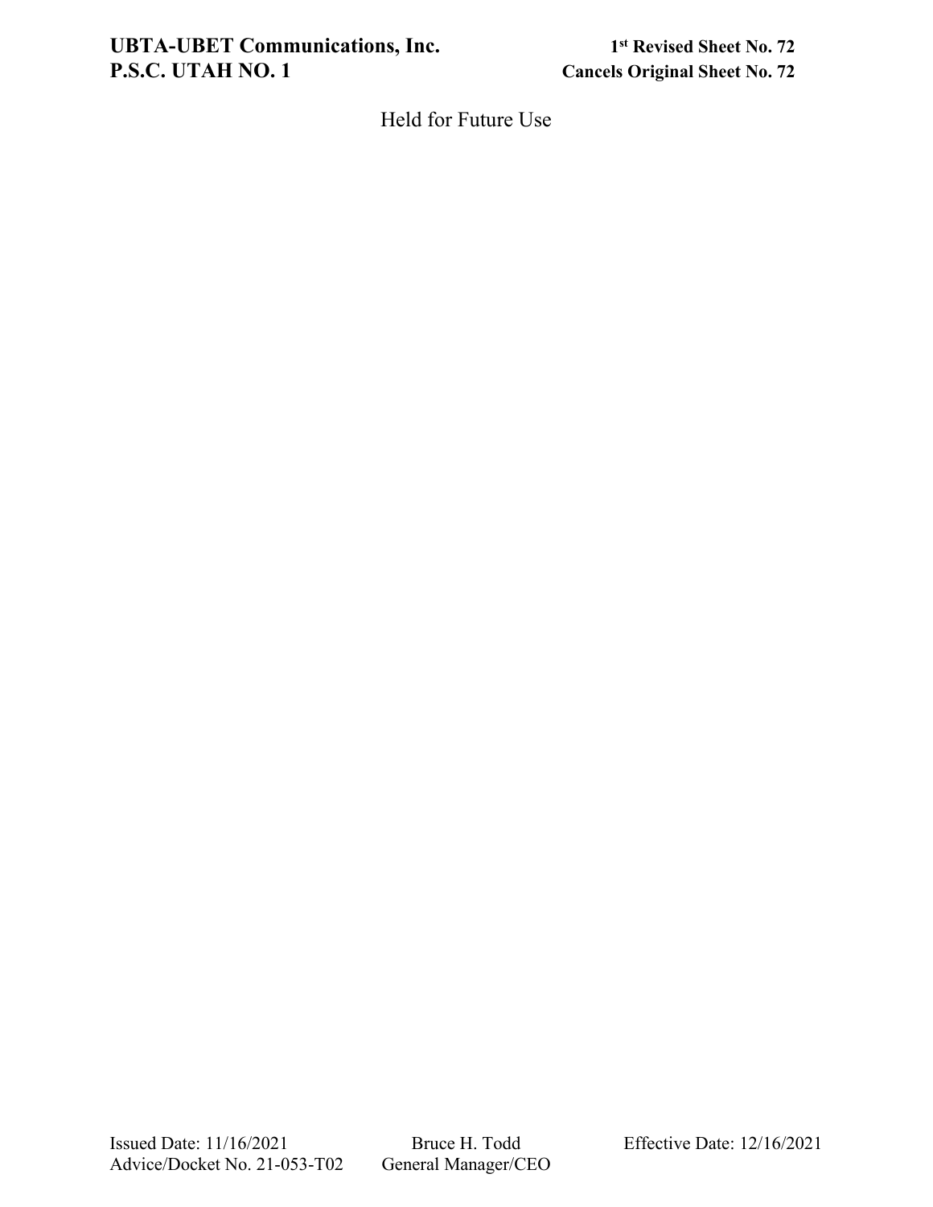Held for Future Use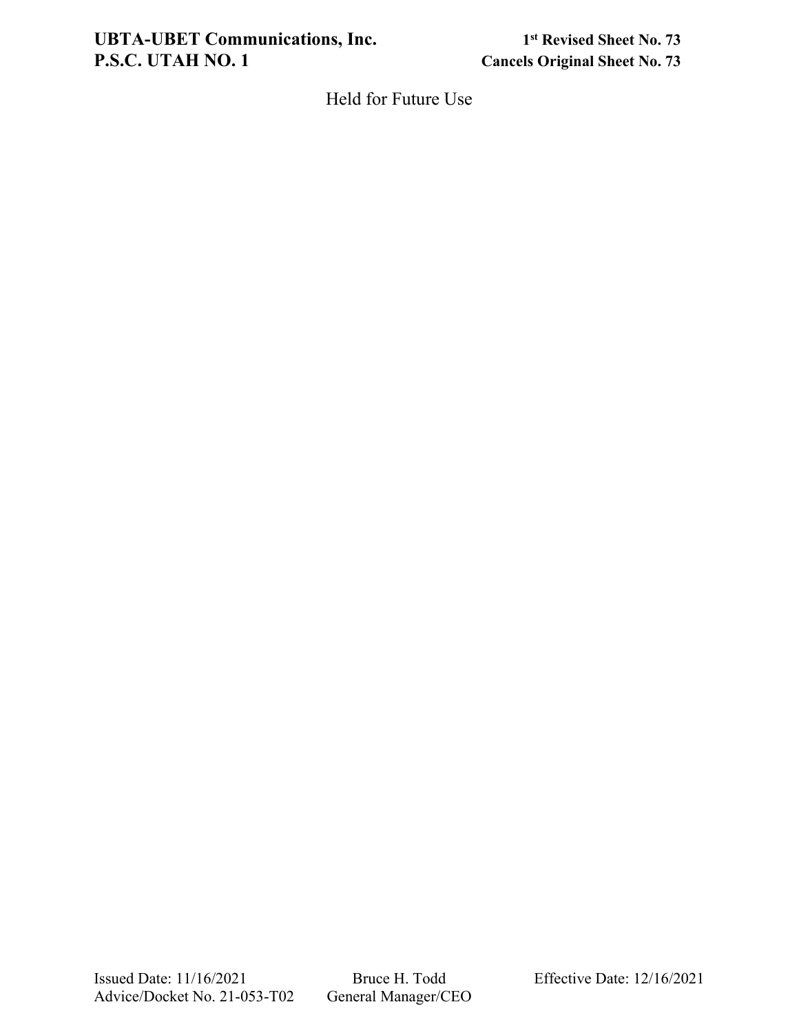Held for Future Use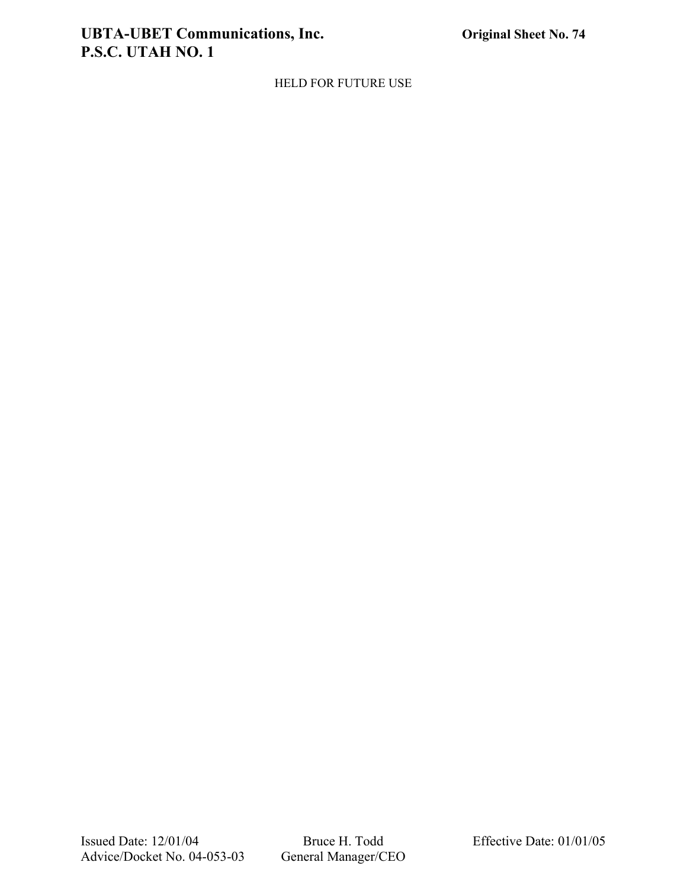HELD FOR FUTURE USE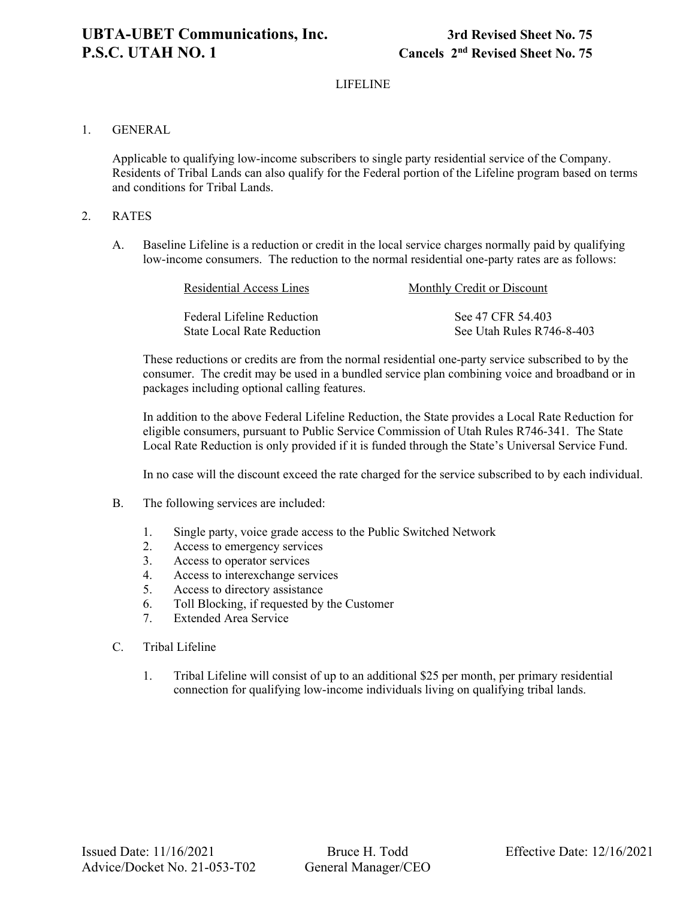# LIFELINE

1. GENERAL

   Applicable to qualifying low-income subscribers to single party residential service of the Company. Residents of Tribal Lands can also qualify for the Federal portion of the Lifeline program based on terms and conditions for Tribal Lands.

2. RATES

   A. Baseline Lifeline is a reduction or credit in the local service charges normally paid by qualifying low-income consumers. The reduction to the normal residential one-party rates are as follows:

   | Residential Access Lines | Monthly Credit or Discount |
   |---|---|
   | Federal Lifeline Reduction | See 47 CFR 54.403 |
   | State Local Rate Reduction | See Utah Rules R746-8-403 |

   These reductions or credits are from the normal residential one-party service subscribed to by the consumer. The credit may be used in a bundled service plan combining voice and broadband or in packages including optional calling features.

   In addition to the above Federal Lifeline Reduction, the State provides a Local Rate Reduction for eligible consumers, pursuant to Public Service Commission of Utah Rules R746-341. The State Local Rate Reduction is only provided if it is funded through the State's Universal Service Fund.

   In no case will the discount exceed the rate charged for the service subscribed to by each individual.

   B. The following services are included:

      1. Single party, voice grade access to the Public Switched Network
      2. Access to emergency services
      3. Access to operator services
      4. Access to interexchange services
      5. Access to directory assistance
      6. Toll Blocking, if requested by the Customer
      7. Extended Area Service

   C. Tribal Lifeline

      1. Tribal Lifeline will consist of up to an additional $25 per month, per primary residential connection for qualifying low-income individuals living on qualifying tribal lands.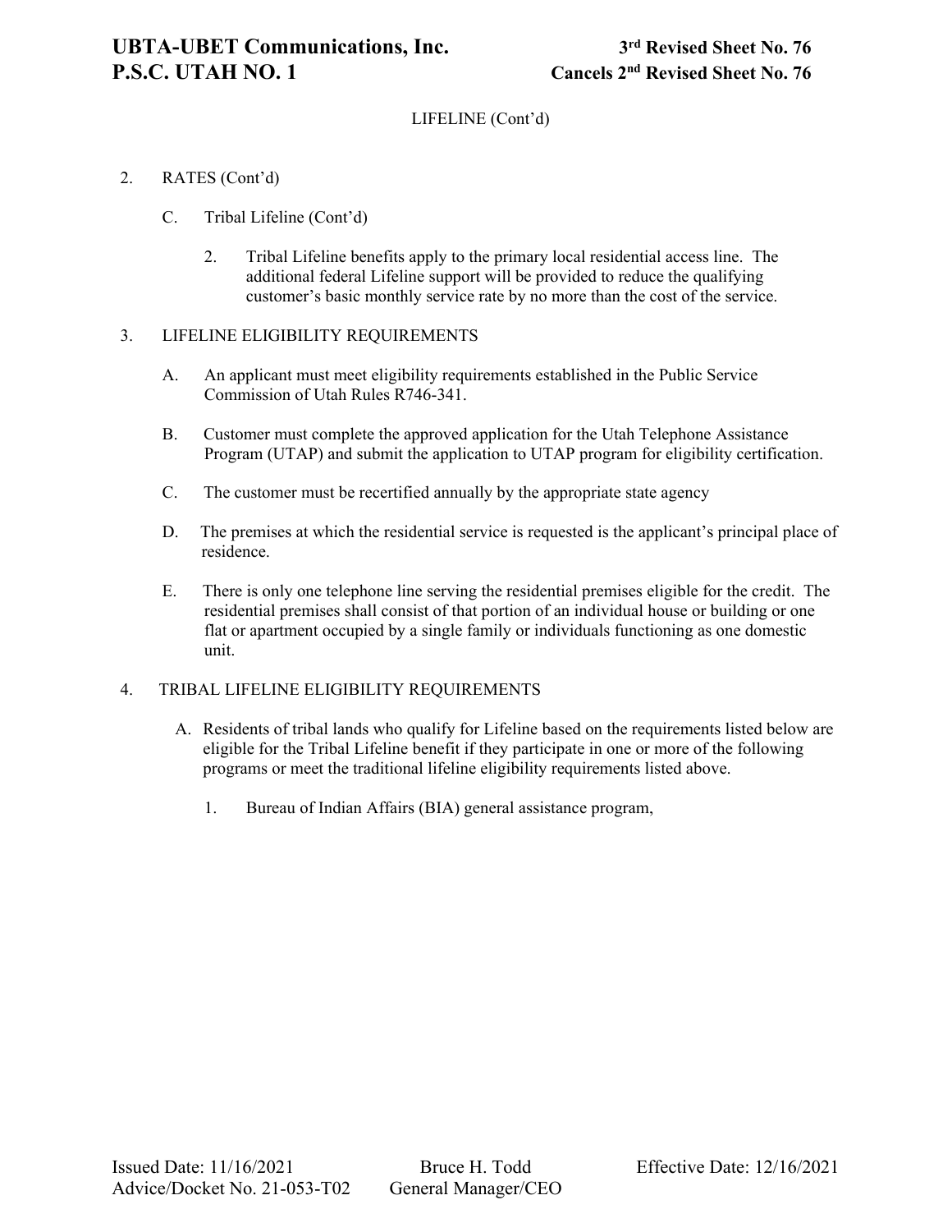LIFELINE (Cont'd)

2. RATES (Cont'd)

   C. Tribal Lifeline (Cont'd)

      2. Tribal Lifeline benefits apply to the primary local residential access line. The additional federal Lifeline support will be provided to reduce the qualifying customer's basic monthly service rate by no more than the cost of the service.

3. LIFELINE ELIGIBILITY REQUIREMENTS

   A. An applicant must meet eligibility requirements established in the Public Service Commission of Utah Rules R746-341.

   B. Customer must complete the approved application for the Utah Telephone Assistance Program (UTAP) and submit the application to UTAP program for eligibility certification.

   C. The customer must be recertified annually by the appropriate state agency

   D. The premises at which the residential service is requested is the applicant's principal place of residence.

   E. There is only one telephone line serving the residential premises eligible for the credit. The residential premises shall consist of that portion of an individual house or building or one flat or apartment occupied by a single family or individuals functioning as one domestic unit.

4. TRIBAL LIFELINE ELIGIBILITY REQUIREMENTS

   A. Residents of tribal lands who qualify for Lifeline based on the requirements listed below are eligible for the Tribal Lifeline benefit if they participate in one or more of the following programs or meet the traditional lifeline eligibility requirements listed above.

      1. Bureau of Indian Affairs (BIA) general assistance program,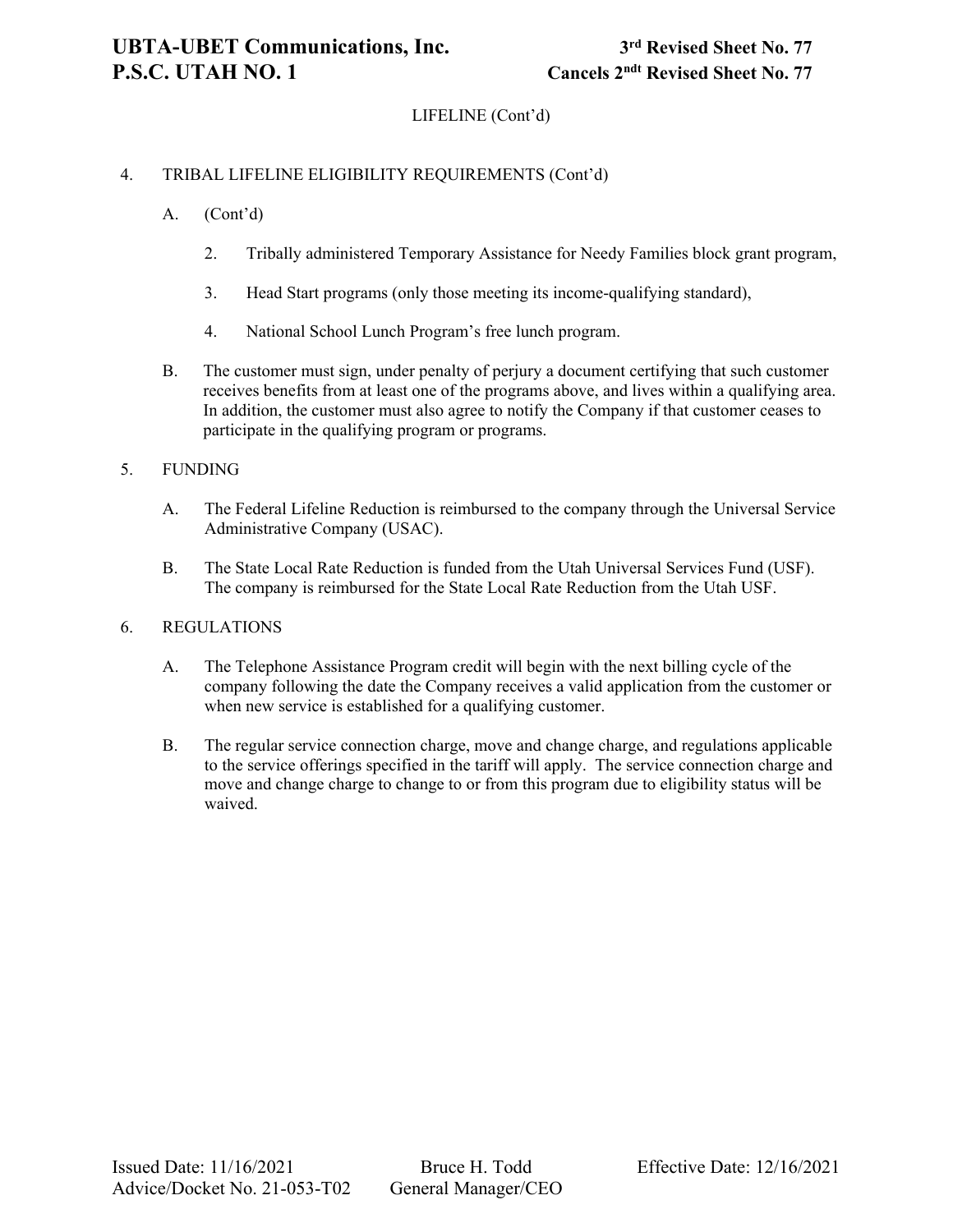LIFELINE (Cont'd)

4. TRIBAL LIFELINE ELIGIBILITY REQUIREMENTS (Cont'd)

   A. (Cont'd)

      2. Tribally administered Temporary Assistance for Needy Families block grant program,

      3. Head Start programs (only those meeting its income-qualifying standard),

      4. National School Lunch Program's free lunch program.

   B. The customer must sign, under penalty of perjury a document certifying that such customer receives benefits from at least one of the programs above, and lives within a qualifying area. In addition, the customer must also agree to notify the Company if that customer ceases to participate in the qualifying program or programs.

5. FUNDING

   A. The Federal Lifeline Reduction is reimbursed to the company through the Universal Service Administrative Company (USAC).

   B. The State Local Rate Reduction is funded from the Utah Universal Services Fund (USF). The company is reimbursed for the State Local Rate Reduction from the Utah USF.

6. REGULATIONS

   A. The Telephone Assistance Program credit will begin with the next billing cycle of the company following the date the Company receives a valid application from the customer or when new service is established for a qualifying customer.

   B. The regular service connection charge, move and change charge, and regulations applicable to the service offerings specified in the tariff will apply. The service connection charge and move and change charge to change to or from this program due to eligibility status will be waived.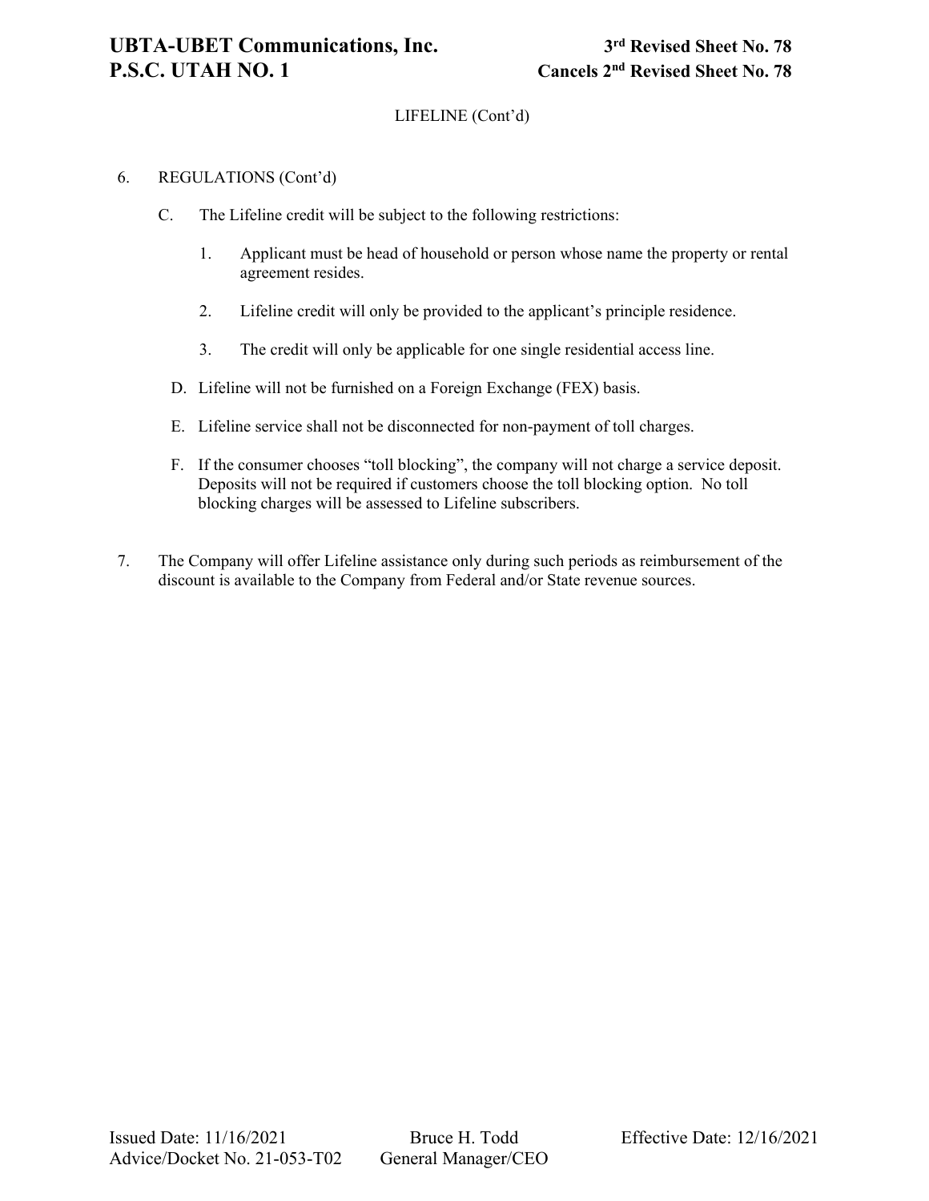LIFELINE (Cont'd)

6. REGULATIONS (Cont'd)

   C. The Lifeline credit will be subject to the following restrictions:

      1. Applicant must be head of household or person whose name the property or rental agreement resides.

      2. Lifeline credit will only be provided to the applicant's principle residence.

      3. The credit will only be applicable for one single residential access line.

   D. Lifeline will not be furnished on a Foreign Exchange (FEX) basis.

   E. Lifeline service shall not be disconnected for non-payment of toll charges.

   F. If the consumer chooses "toll blocking", the company will not charge a service deposit. Deposits will not be required if customers choose the toll blocking option. No toll blocking charges will be assessed to Lifeline subscribers.

7. The Company will offer Lifeline assistance only during such periods as reimbursement of the discount is available to the Company from Federal and/or State revenue sources.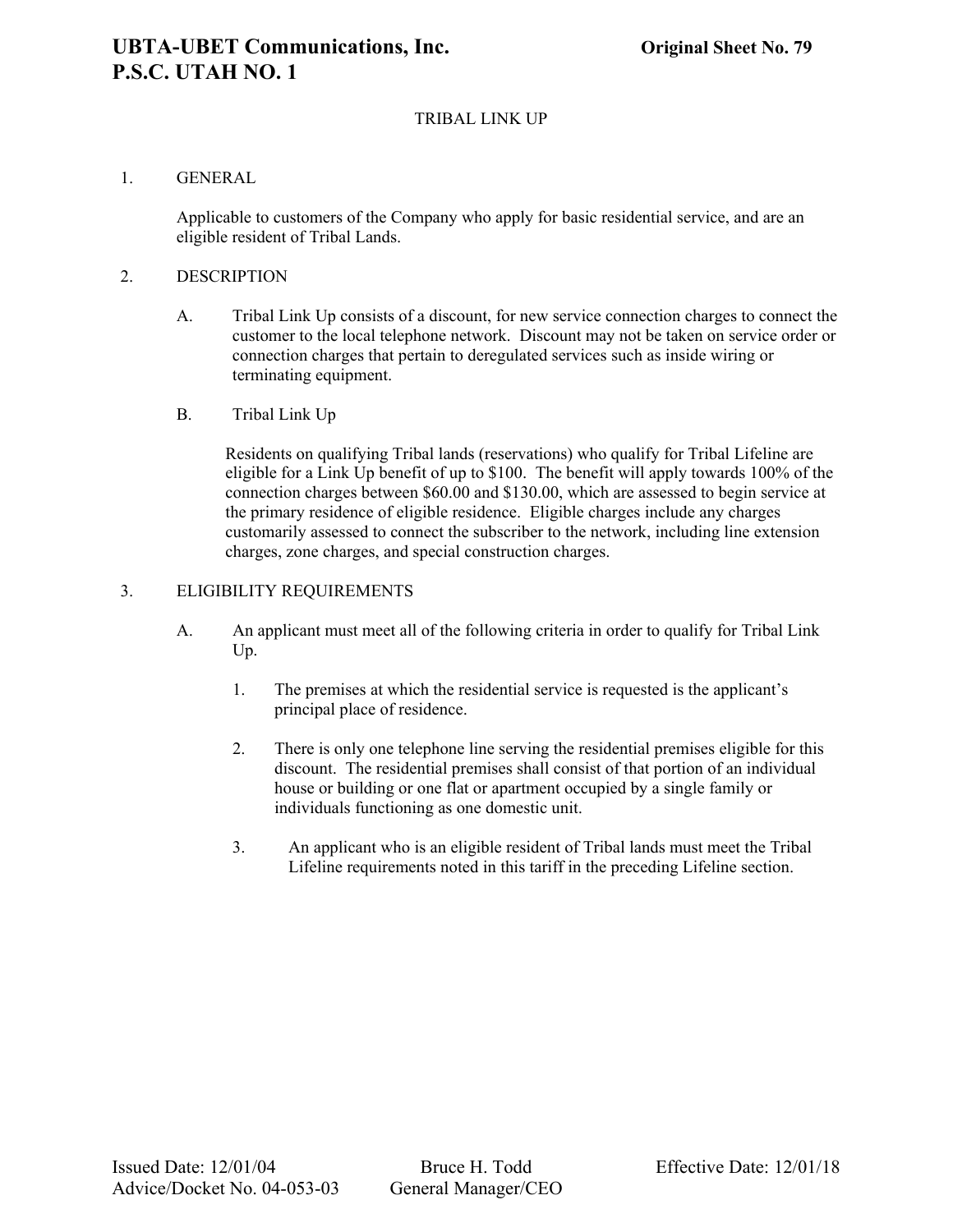# TRIBAL LINK UP

1. GENERAL

   Applicable to customers of the Company who apply for basic residential service, and are an eligible resident of Tribal Lands.

2. DESCRIPTION

   A. Tribal Link Up consists of a discount, for new service connection charges to connect the customer to the local telephone network. Discount may not be taken on service order or connection charges that pertain to deregulated services such as inside wiring or terminating equipment.

   B. Tribal Link Up

      Residents on qualifying Tribal lands (reservations) who qualify for Tribal Lifeline are eligible for a Link Up benefit of up to $100. The benefit will apply towards 100% of the connection charges between $60.00 and $130.00, which are assessed to begin service at the primary residence of eligible residence. Eligible charges include any charges customarily assessed to connect the subscriber to the network, including line extension charges, zone charges, and special construction charges.

3. ELIGIBILITY REQUIREMENTS

   A. An applicant must meet all of the following criteria in order to qualify for Tribal Link Up.

      1. The premises at which the residential service is requested is the applicant's principal place of residence.

      2. There is only one telephone line serving the residential premises eligible for this discount. The residential premises shall consist of that portion of an individual house or building or one flat or apartment occupied by a single family or individuals functioning as one domestic unit.

      3. An applicant who is an eligible resident of Tribal lands must meet the Tribal Lifeline requirements noted in this tariff in the preceding Lifeline section.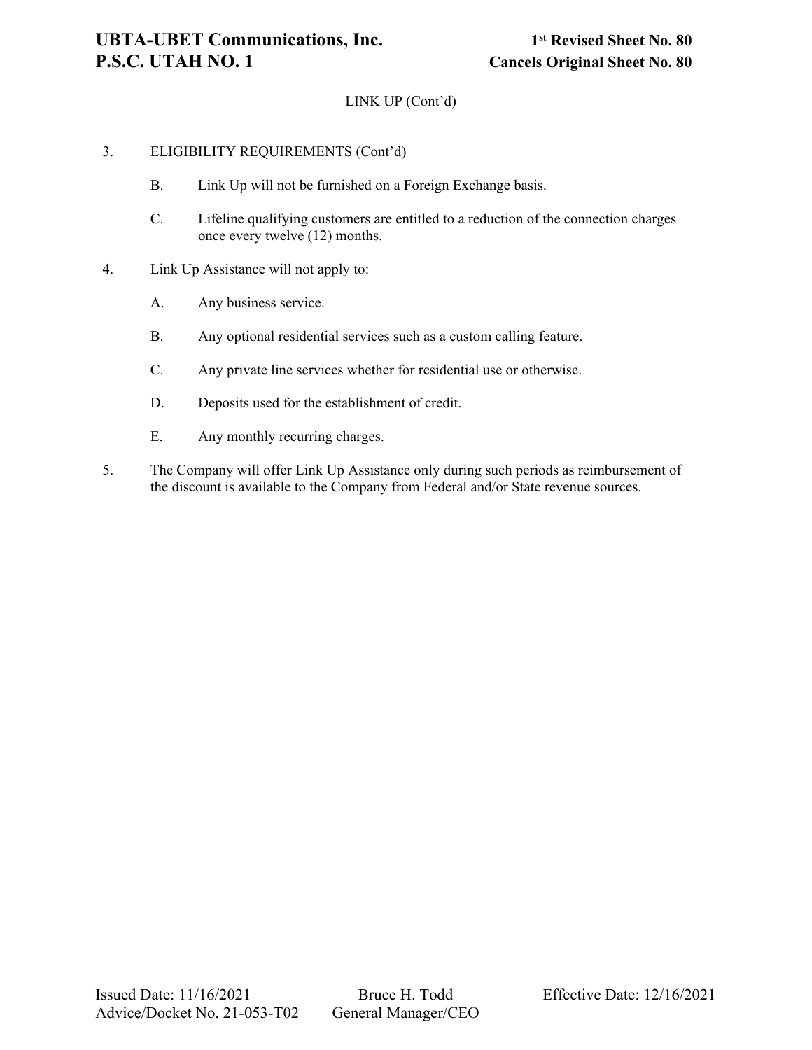LINK UP (Cont'd)

3. ELIGIBILITY REQUIREMENTS (Cont'd)

   B. Link Up will not be furnished on a Foreign Exchange basis.

   C. Lifeline qualifying customers are entitled to a reduction of the connection charges once every twelve (12) months.

4. Link Up Assistance will not apply to:

   A. Any business service.

   B. Any optional residential services such as a custom calling feature.

   C. Any private line services whether for residential use or otherwise.

   D. Deposits used for the establishment of credit.

   E. Any monthly recurring charges.

5. The Company will offer Link Up Assistance only during such periods as reimbursement of the discount is available to the Company from Federal and/or State revenue sources.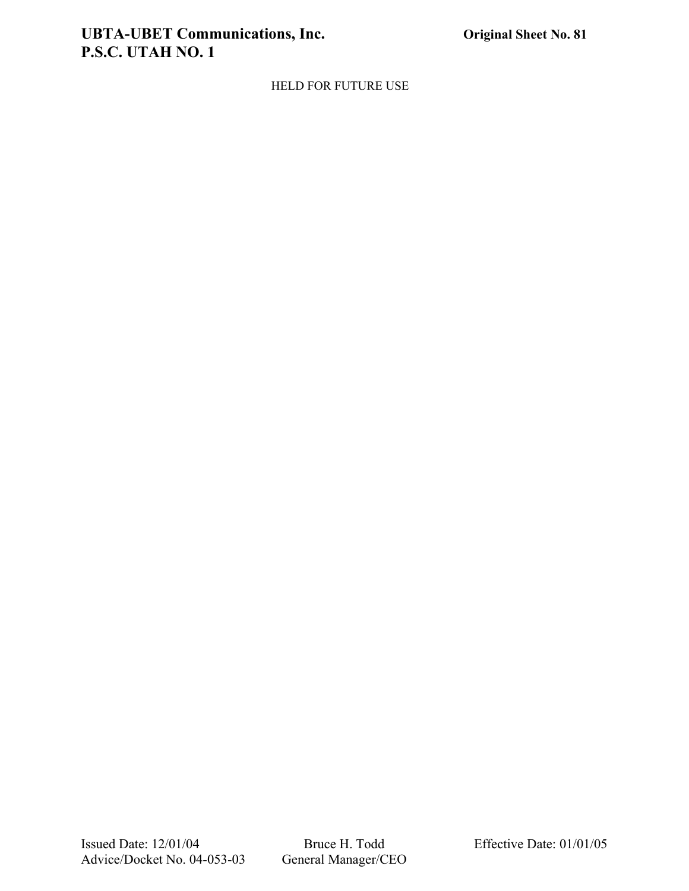HELD FOR FUTURE USE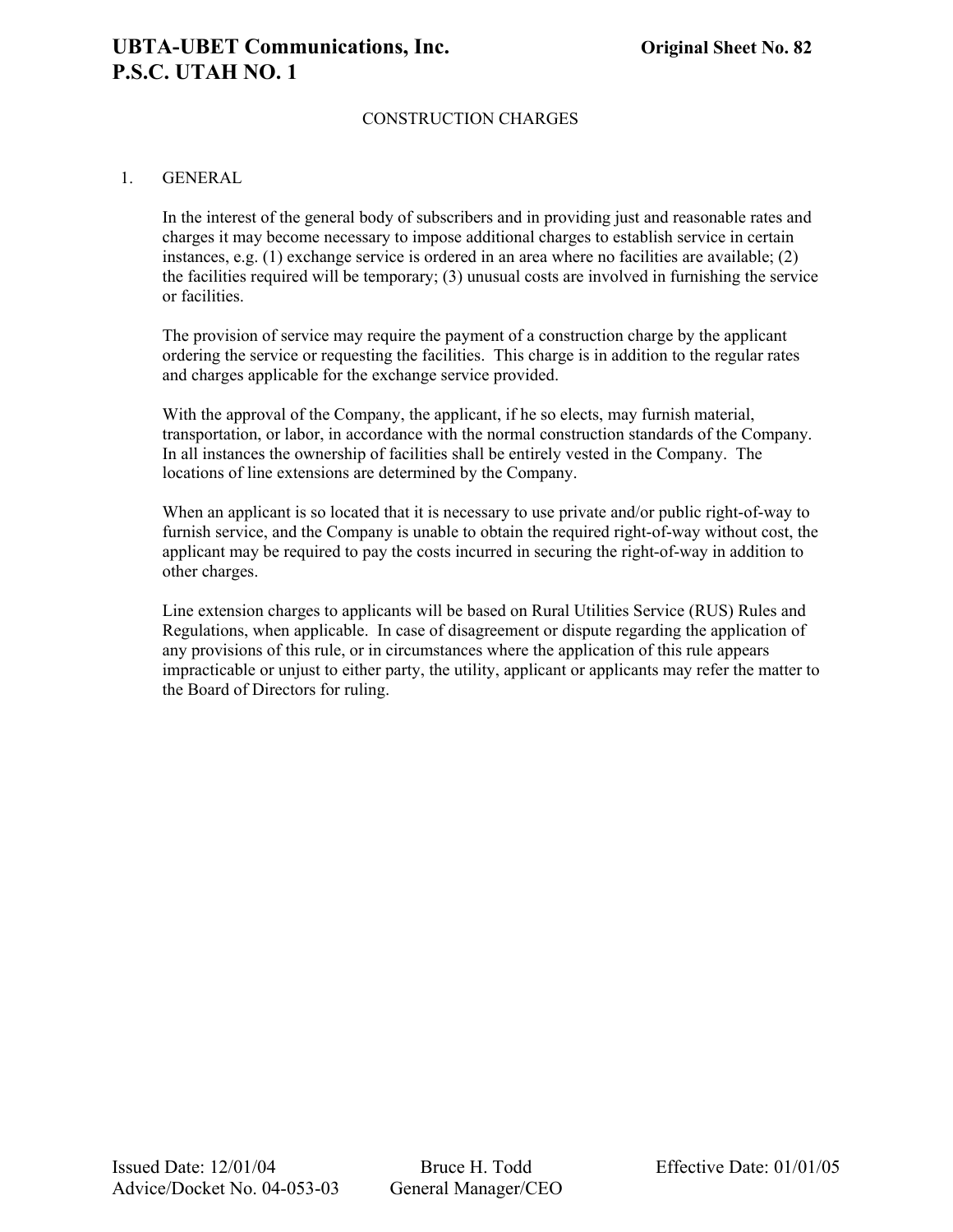CONSTRUCTION CHARGES

1. GENERAL

In the interest of the general body of subscribers and in providing just and reasonable rates and charges it may become necessary to impose additional charges to establish service in certain instances, e.g. (1) exchange service is ordered in an area where no facilities are available; (2) the facilities required will be temporary; (3) unusual costs are involved in furnishing the service or facilities.

The provision of service may require the payment of a construction charge by the applicant ordering the service or requesting the facilities. This charge is in addition to the regular rates and charges applicable for the exchange service provided.

With the approval of the Company, the applicant, if he so elects, may furnish material, transportation, or labor, in accordance with the normal construction standards of the Company. In all instances the ownership of facilities shall be entirely vested in the Company. The locations of line extensions are determined by the Company.

When an applicant is so located that it is necessary to use private and/or public right-of-way to furnish service, and the Company is unable to obtain the required right-of-way without cost, the applicant may be required to pay the costs incurred in securing the right-of-way in addition to other charges.

Line extension charges to applicants will be based on Rural Utilities Service (RUS) Rules and Regulations, when applicable. In case of disagreement or dispute regarding the application of any provisions of this rule, or in circumstances where the application of this rule appears impracticable or unjust to either party, the utility, applicant or applicants may refer the matter to the Board of Directors for ruling.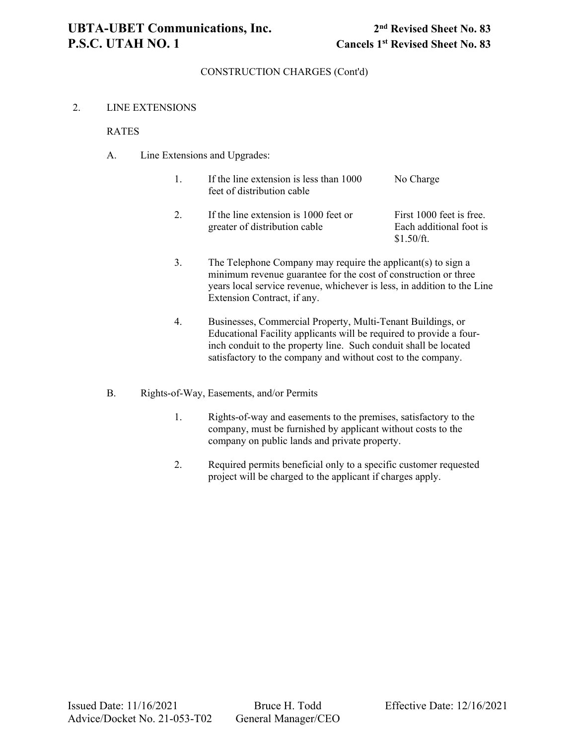CONSTRUCTION CHARGES (Cont'd)

2. LINE EXTENSIONS

RATES

A. Line Extensions and Upgrades:

| | | |
|---|---|---|
| 1. | If the line extension is less than 1000 feet of distribution cable | No Charge |
| 2. | If the line extension is 1000 feet or greater of distribution cable | First 1000 feet is free. Each additional foot is $1.50/ft. |

3. The Telephone Company may require the applicant(s) to sign a minimum revenue guarantee for the cost of construction or three years local service revenue, whichever is less, in addition to the Line Extension Contract, if any.

4. Businesses, Commercial Property, Multi-Tenant Buildings, or Educational Facility applicants will be required to provide a four-inch conduit to the property line. Such conduit shall be located satisfactory to the company and without cost to the company.

B. Rights-of-Way, Easements, and/or Permits

1. Rights-of-way and easements to the premises, satisfactory to the company, must be furnished by applicant without costs to the company on public lands and private property.

2. Required permits beneficial only to a specific customer requested project will be charged to the applicant if charges apply.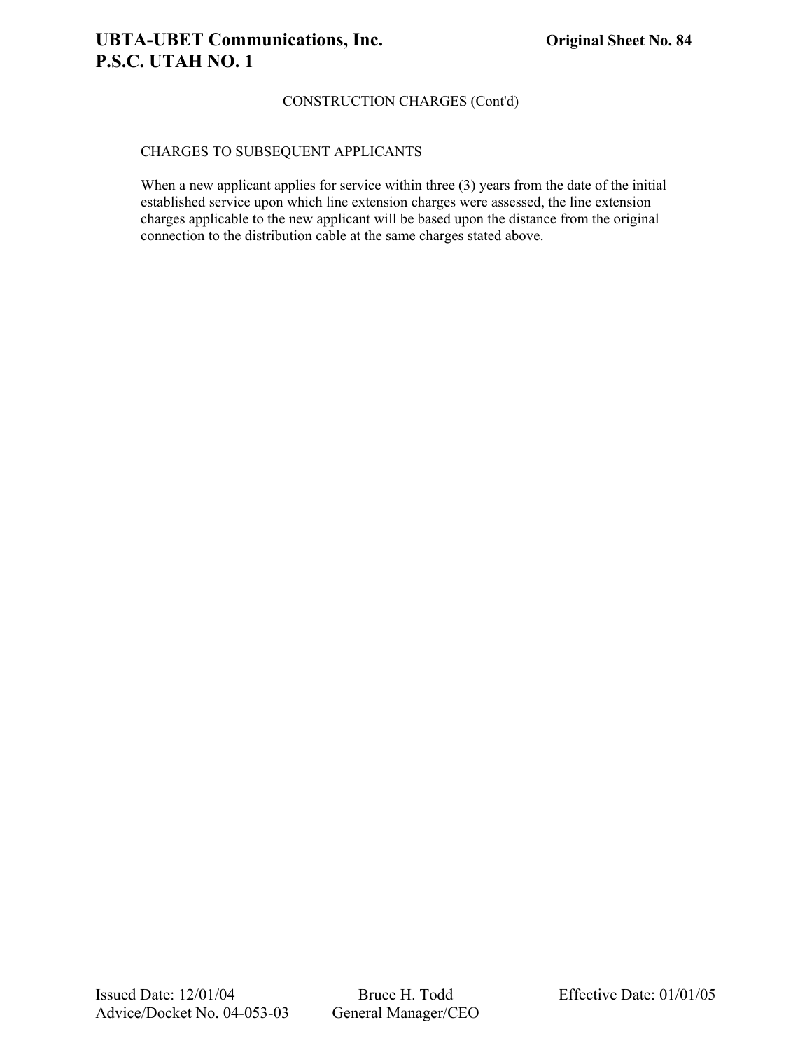CONSTRUCTION CHARGES (Cont'd)

CHARGES TO SUBSEQUENT APPLICANTS

When a new applicant applies for service within three (3) years from the date of the initial established service upon which line extension charges were assessed, the line extension charges applicable to the new applicant will be based upon the distance from the original connection to the distribution cable at the same charges stated above.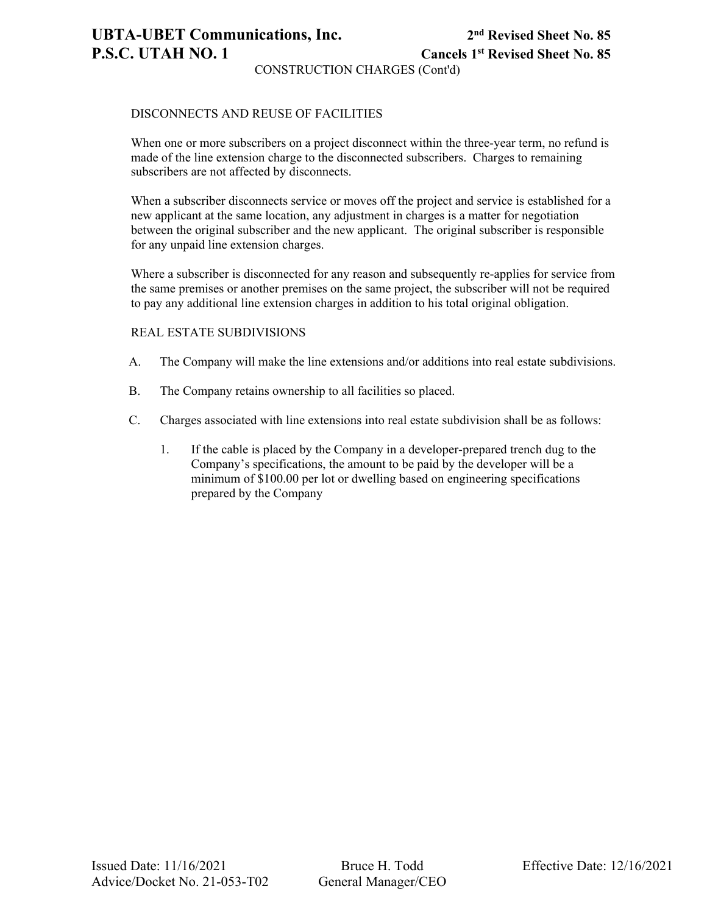CONSTRUCTION CHARGES (Cont'd)

## DISCONNECTS AND REUSE OF FACILITIES

When one or more subscribers on a project disconnect within the three-year term, no refund is made of the line extension charge to the disconnected subscribers. Charges to remaining subscribers are not affected by disconnects.

When a subscriber disconnects service or moves off the project and service is established for a new applicant at the same location, any adjustment in charges is a matter for negotiation between the original subscriber and the new applicant. The original subscriber is responsible for any unpaid line extension charges.

Where a subscriber is disconnected for any reason and subsequently re-applies for service from the same premises or another premises on the same project, the subscriber will not be required to pay any additional line extension charges in addition to his total original obligation.

## REAL ESTATE SUBDIVISIONS

A. The Company will make the line extensions and/or additions into real estate subdivisions.

B. The Company retains ownership to all facilities so placed.

C. Charges associated with line extensions into real estate subdivision shall be as follows:

   1. If the cable is placed by the Company in a developer-prepared trench dug to the Company's specifications, the amount to be paid by the developer will be a minimum of $100.00 per lot or dwelling based on engineering specifications prepared by the Company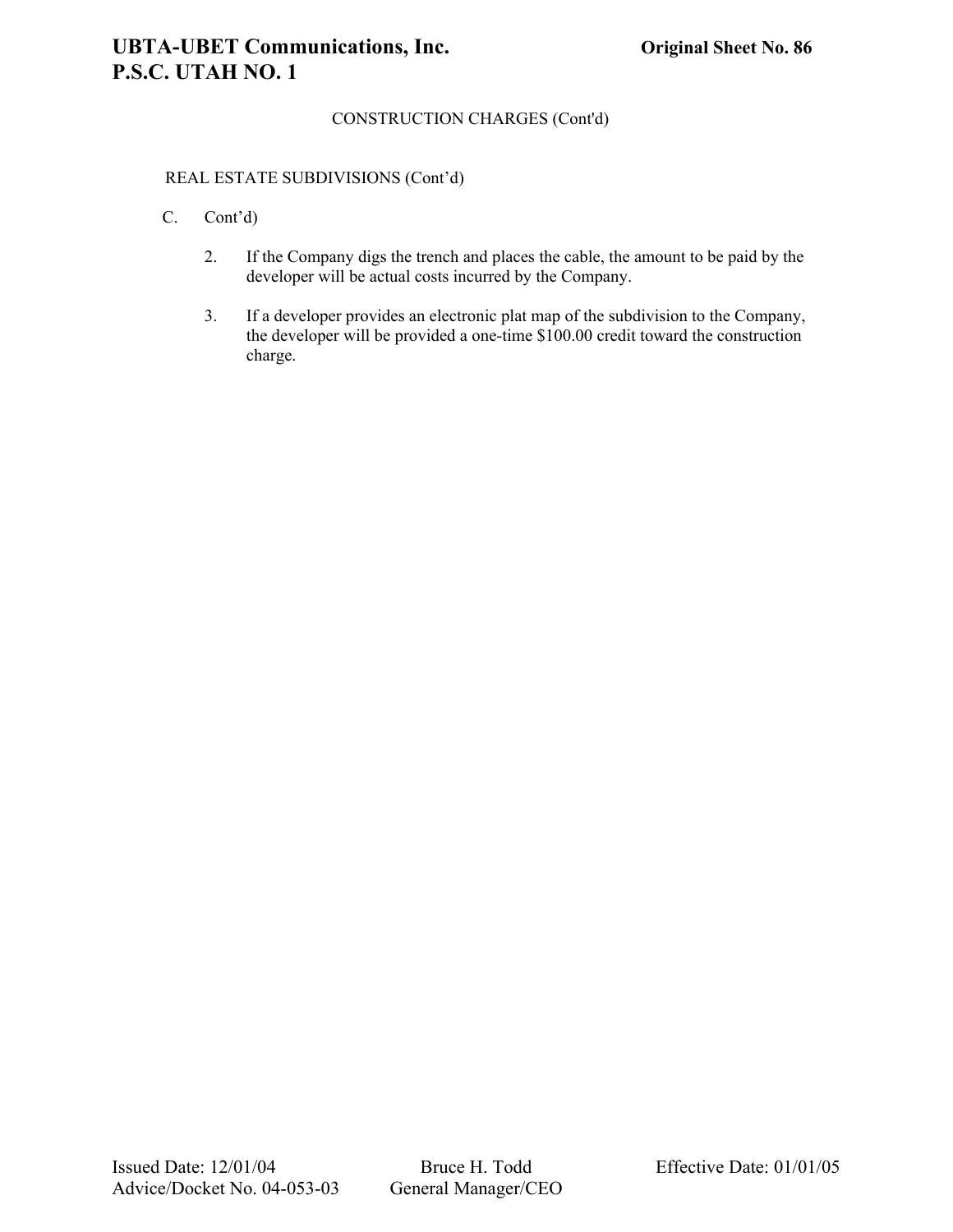CONSTRUCTION CHARGES (Cont'd)

REAL ESTATE SUBDIVISIONS (Cont'd)

C. Cont'd)

2. If the Company digs the trench and places the cable, the amount to be paid by the developer will be actual costs incurred by the Company.

3. If a developer provides an electronic plat map of the subdivision to the Company, the developer will be provided a one-time $100.00 credit toward the construction charge.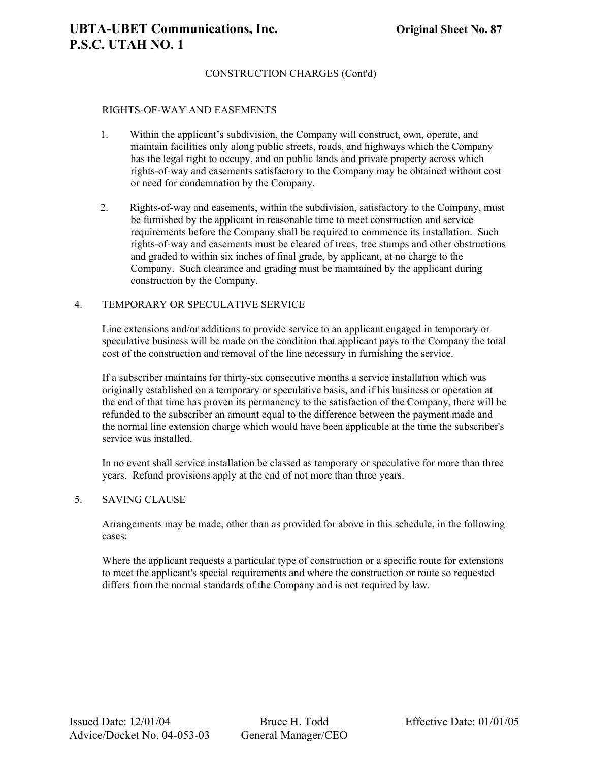CONSTRUCTION CHARGES (Cont'd)

RIGHTS-OF-WAY AND EASEMENTS

1. Within the applicant's subdivision, the Company will construct, own, operate, and maintain facilities only along public streets, roads, and highways which the Company has the legal right to occupy, and on public lands and private property across which rights-of-way and easements satisfactory to the Company may be obtained without cost or need for condemnation by the Company.

2. Rights-of-way and easements, within the subdivision, satisfactory to the Company, must be furnished by the applicant in reasonable time to meet construction and service requirements before the Company shall be required to commence its installation. Such rights-of-way and easements must be cleared of trees, tree stumps and other obstructions and graded to within six inches of final grade, by applicant, at no charge to the Company. Such clearance and grading must be maintained by the applicant during construction by the Company.

4. TEMPORARY OR SPECULATIVE SERVICE

Line extensions and/or additions to provide service to an applicant engaged in temporary or speculative business will be made on the condition that applicant pays to the Company the total cost of the construction and removal of the line necessary in furnishing the service.

If a subscriber maintains for thirty-six consecutive months a service installation which was originally established on a temporary or speculative basis, and if his business or operation at the end of that time has proven its permanency to the satisfaction of the Company, there will be refunded to the subscriber an amount equal to the difference between the payment made and the normal line extension charge which would have been applicable at the time the subscriber's service was installed.

In no event shall service installation be classed as temporary or speculative for more than three years. Refund provisions apply at the end of not more than three years.

5. SAVING CLAUSE

Arrangements may be made, other than as provided for above in this schedule, in the following cases:

Where the applicant requests a particular type of construction or a specific route for extensions to meet the applicant's special requirements and where the construction or route so requested differs from the normal standards of the Company and is not required by law.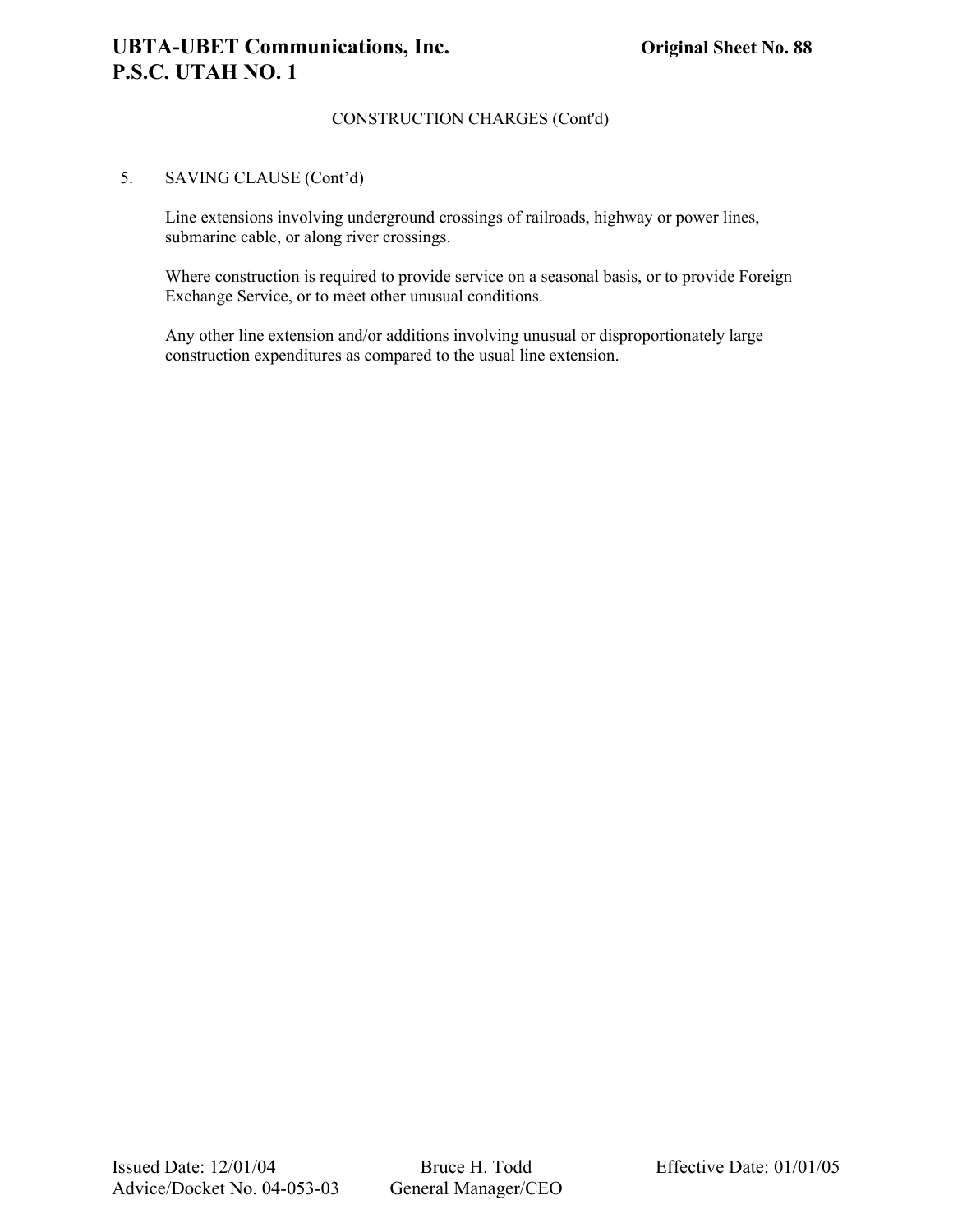CONSTRUCTION CHARGES (Cont'd)

5. SAVING CLAUSE (Cont'd)

Line extensions involving underground crossings of railroads, highway or power lines, submarine cable, or along river crossings.

Where construction is required to provide service on a seasonal basis, or to provide Foreign Exchange Service, or to meet other unusual conditions.

Any other line extension and/or additions involving unusual or disproportionately large construction expenditures as compared to the usual line extension.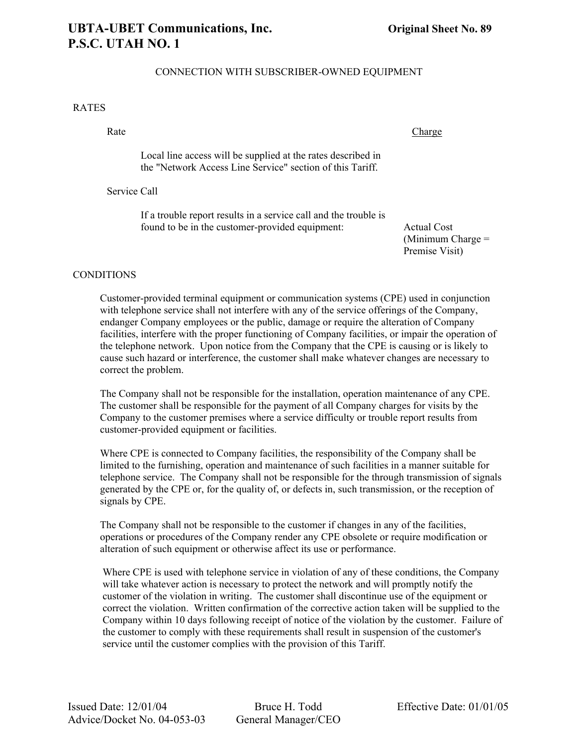## CONNECTION WITH SUBSCRIBER-OWNED EQUIPMENT

### RATES

| Rate | Charge |
|---|---|
| Local line access will be supplied at the rates described in the "Network Access Line Service" section of this Tariff. | |
| **Service Call** | |
| If a trouble report results in a service call and the trouble is found to be in the customer-provided equipment: | Actual Cost (Minimum Charge = Premise Visit) |

### CONDITIONS

Customer-provided terminal equipment or communication systems (CPE) used in conjunction with telephone service shall not interfere with any of the service offerings of the Company, endanger Company employees or the public, damage or require the alteration of Company facilities, interfere with the proper functioning of Company facilities, or impair the operation of the telephone network. Upon notice from the Company that the CPE is causing or is likely to cause such hazard or interference, the customer shall make whatever changes are necessary to correct the problem.

The Company shall not be responsible for the installation, operation maintenance of any CPE. The customer shall be responsible for the payment of all Company charges for visits by the Company to the customer premises where a service difficulty or trouble report results from customer-provided equipment or facilities.

Where CPE is connected to Company facilities, the responsibility of the Company shall be limited to the furnishing, operation and maintenance of such facilities in a manner suitable for telephone service. The Company shall not be responsible for the through transmission of signals generated by the CPE or, for the quality of, or defects in, such transmission, or the reception of signals by CPE.

The Company shall not be responsible to the customer if changes in any of the facilities, operations or procedures of the Company render any CPE obsolete or require modification or alteration of such equipment or otherwise affect its use or performance.

Where CPE is used with telephone service in violation of any of these conditions, the Company will take whatever action is necessary to protect the network and will promptly notify the customer of the violation in writing. The customer shall discontinue use of the equipment or correct the violation. Written confirmation of the corrective action taken will be supplied to the Company within 10 days following receipt of notice of the violation by the customer. Failure of the customer to comply with these requirements shall result in suspension of the customer's service until the customer complies with the provision of this Tariff.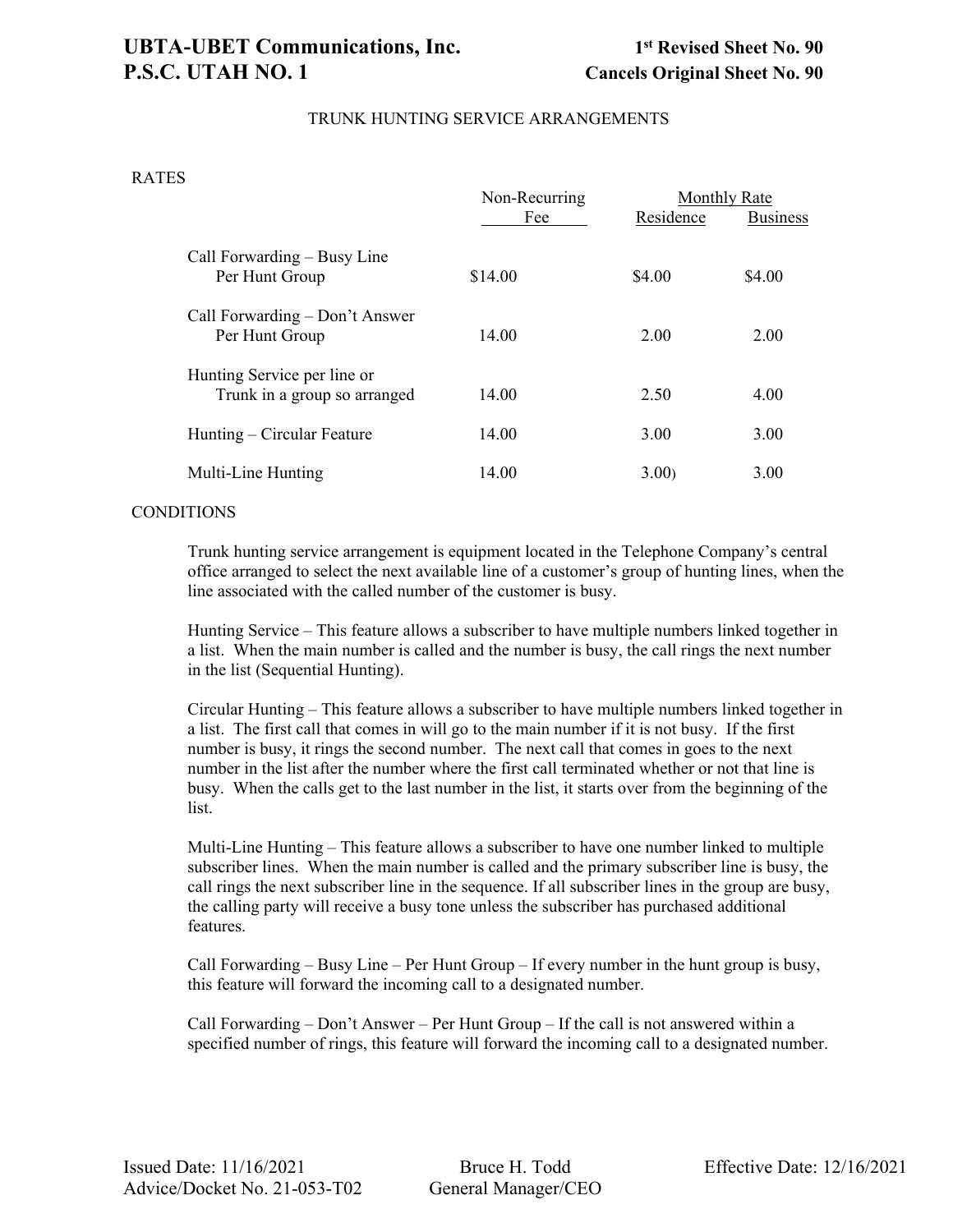# TRUNK HUNTING SERVICE ARRANGEMENTS

## RATES

| | Non-Recurring Fee | Monthly Rate | |
|---|---|---|---|
| | | Residence | Business |
| Call Forwarding – Busy Line Per Hunt Group | $14.00 | $4.00 | $4.00 |
| Call Forwarding – Don't Answer Per Hunt Group | 14.00 | 2.00 | 2.00 |
| Hunting Service per line or Trunk in a group so arranged | 14.00 | 2.50 | 4.00 |
| Hunting – Circular Feature | 14.00 | 3.00 | 3.00 |
| Multi-Line Hunting | 14.00 | 3.00) | 3.00 |

## CONDITIONS

Trunk hunting service arrangement is equipment located in the Telephone Company's central office arranged to select the next available line of a customer's group of hunting lines, when the line associated with the called number of the customer is busy.

Hunting Service – This feature allows a subscriber to have multiple numbers linked together in a list. When the main number is called and the number is busy, the call rings the next number in the list (Sequential Hunting).

Circular Hunting – This feature allows a subscriber to have multiple numbers linked together in a list. The first call that comes in will go to the main number if it is not busy. If the first number is busy, it rings the second number. The next call that comes in goes to the next number in the list after the number where the first call terminated whether or not that line is busy. When the calls get to the last number in the list, it starts over from the beginning of the list.

Multi-Line Hunting – This feature allows a subscriber to have one number linked to multiple subscriber lines. When the main number is called and the primary subscriber line is busy, the call rings the next subscriber line in the sequence. If all subscriber lines in the group are busy, the calling party will receive a busy tone unless the subscriber has purchased additional features.

Call Forwarding – Busy Line – Per Hunt Group – If every number in the hunt group is busy, this feature will forward the incoming call to a designated number.

Call Forwarding – Don't Answer – Per Hunt Group – If the call is not answered within a specified number of rings, this feature will forward the incoming call to a designated number.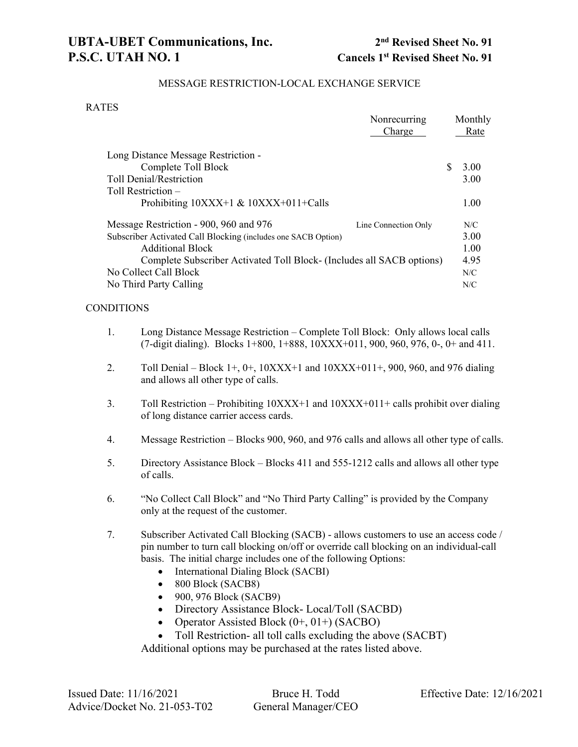# UBTA-UBET Communications, Inc.
# P.S.C. UTAH NO. 1

**2nd Revised Sheet No. 91**
**Cancels 1st Revised Sheet No. 91**

MESSAGE RESTRICTION-LOCAL EXCHANGE SERVICE

RATES

| | Nonrecurring Charge | Monthly Rate |
|---|---|---|
| Long Distance Message Restriction - Complete Toll Block | | $ 3.00 |
| Toll Denial/Restriction | | 3.00 |
| Toll Restriction – Prohibiting 10XXX+1 & 10XXX+011+Calls | | 1.00 |
| Message Restriction - 900, 960 and 976 | Line Connection Only | N/C |
| Subscriber Activated Call Blocking (includes one SACB Option) | | 3.00 |
| Additional Block | | 1.00 |
| Complete Subscriber Activated Toll Block- (Includes all SACB options) | | 4.95 |
| No Collect Call Block | | N/C |
| No Third Party Calling | | N/C |

CONDITIONS

1. Long Distance Message Restriction – Complete Toll Block: Only allows local calls (7-digit dialing). Blocks 1+800, 1+888, 10XXX+011, 900, 960, 976, 0-, 0+ and 411.

2. Toll Denial – Block 1+, 0+, 10XXX+1 and 10XXX+011+, 900, 960, and 976 dialing and allows all other type of calls.

3. Toll Restriction – Prohibiting 10XXX+1 and 10XXX+011+ calls prohibit over dialing of long distance carrier access cards.

4. Message Restriction – Blocks 900, 960, and 976 calls and allows all other type of calls.

5. Directory Assistance Block – Blocks 411 and 555-1212 calls and allows all other type of calls.

6. "No Collect Call Block" and "No Third Party Calling" is provided by the Company only at the request of the customer.

7. Subscriber Activated Call Blocking (SACB) - allows customers to use an access code / pin number to turn call blocking on/off or override call blocking on an individual-call basis. The initial charge includes one of the following Options:
   - International Dialing Block (SACBI)
   - 800 Block (SACB8)
   - 900, 976 Block (SACB9)
   - Directory Assistance Block- Local/Toll (SACBD)
   - Operator Assisted Block (0+, 01+) (SACBO)
   - Toll Restriction- all toll calls excluding the above (SACBT)

   Additional options may be purchased at the rates listed above.

Issued Date: 11/16/2021
Advice/Docket No. 21-053-T02

Bruce H. Todd
General Manager/CEO

Effective Date: 12/16/2021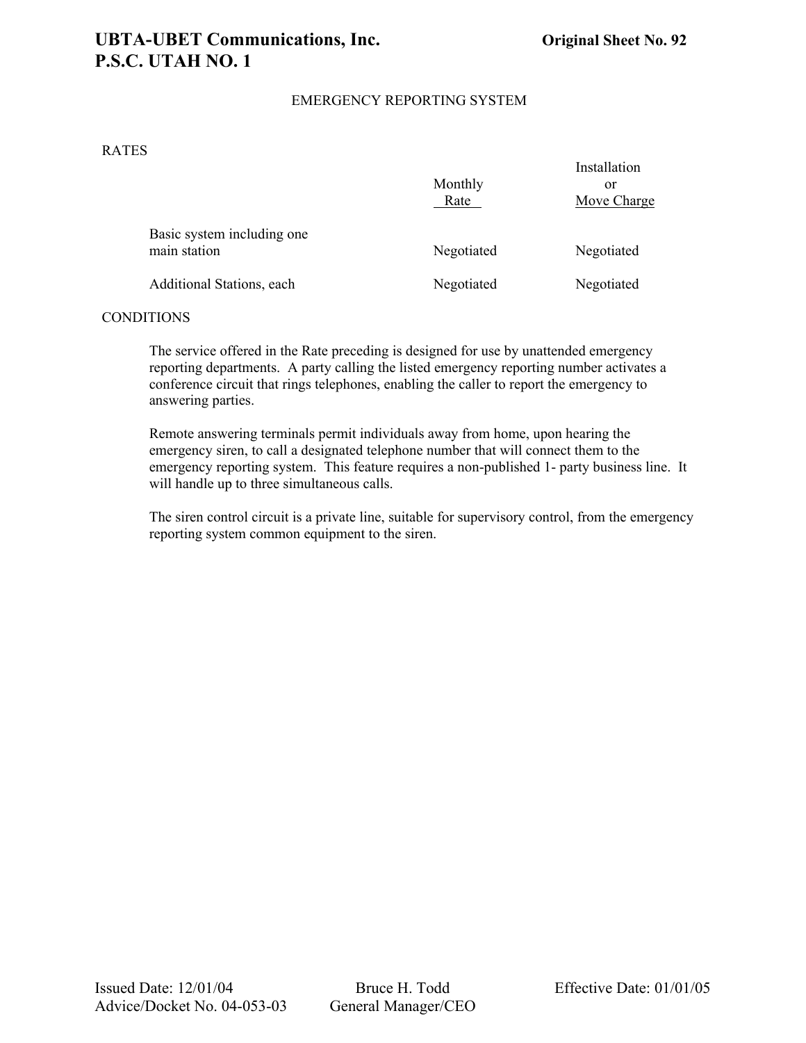# EMERGENCY REPORTING SYSTEM

RATES

| | Monthly Rate | Installation or Move Charge |
|---|---|---|
| Basic system including one main station | Negotiated | Negotiated |
| Additional Stations, each | Negotiated | Negotiated |

CONDITIONS

The service offered in the Rate preceding is designed for use by unattended emergency reporting departments. A party calling the listed emergency reporting number activates a conference circuit that rings telephones, enabling the caller to report the emergency to answering parties.

Remote answering terminals permit individuals away from home, upon hearing the emergency siren, to call a designated telephone number that will connect them to the emergency reporting system. This feature requires a non-published 1- party business line. It will handle up to three simultaneous calls.

The siren control circuit is a private line, suitable for supervisory control, from the emergency reporting system common equipment to the siren.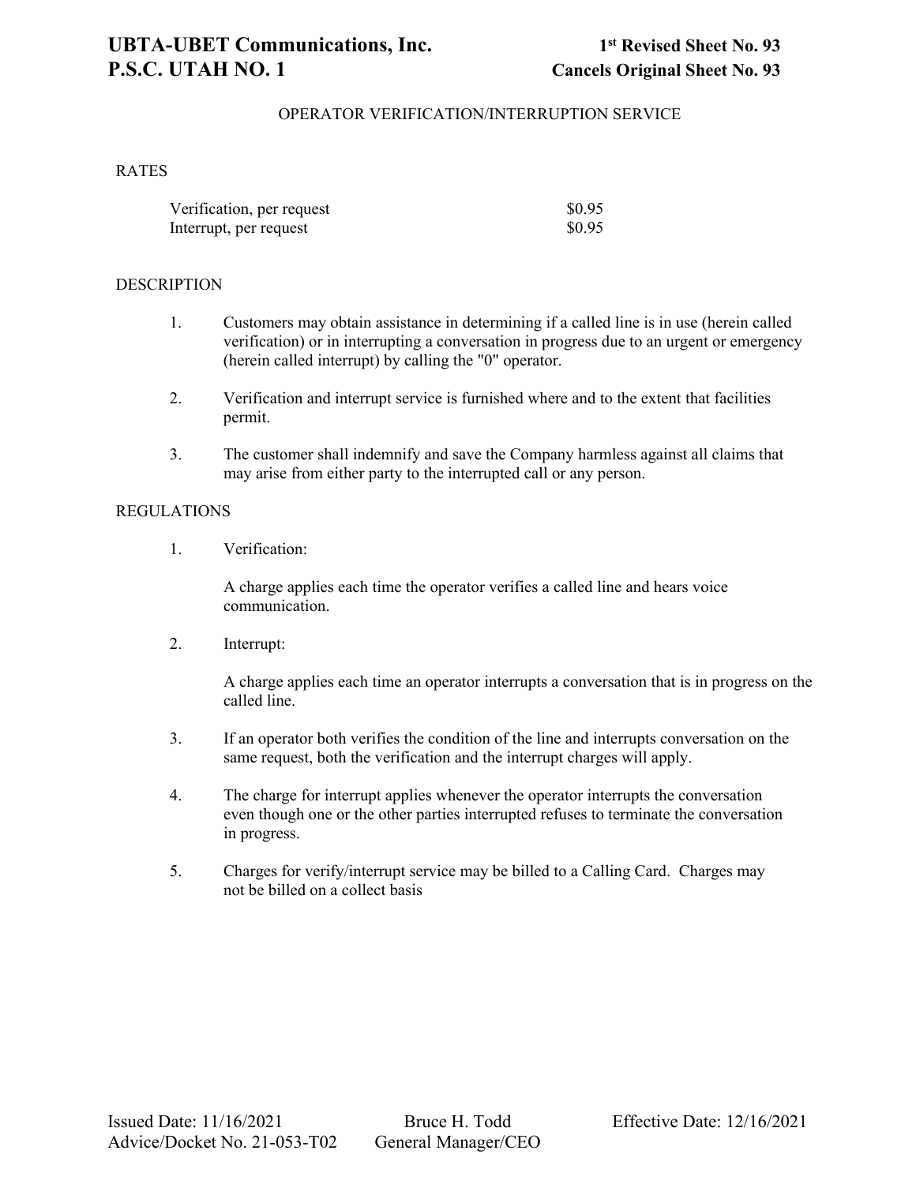# OPERATOR VERIFICATION/INTERRUPTION SERVICE

## RATES

| | |
|---|---|
| Verification, per request | $0.95 |
| Interrupt, per request | $0.95 |

## DESCRIPTION

1. Customers may obtain assistance in determining if a called line is in use (herein called verification) or in interrupting a conversation in progress due to an urgent or emergency (herein called interrupt) by calling the "0" operator.

2. Verification and interrupt service is furnished where and to the extent that facilities permit.

3. The customer shall indemnify and save the Company harmless against all claims that may arise from either party to the interrupted call or any person.

## REGULATIONS

1. Verification:

   A charge applies each time the operator verifies a called line and hears voice communication.

2. Interrupt:

   A charge applies each time an operator interrupts a conversation that is in progress on the called line.

3. If an operator both verifies the condition of the line and interrupts conversation on the same request, both the verification and the interrupt charges will apply.

4. The charge for interrupt applies whenever the operator interrupts the conversation even though one or the other parties interrupted refuses to terminate the conversation in progress.

5. Charges for verify/interrupt service may be billed to a Calling Card. Charges may not be billed on a collect basis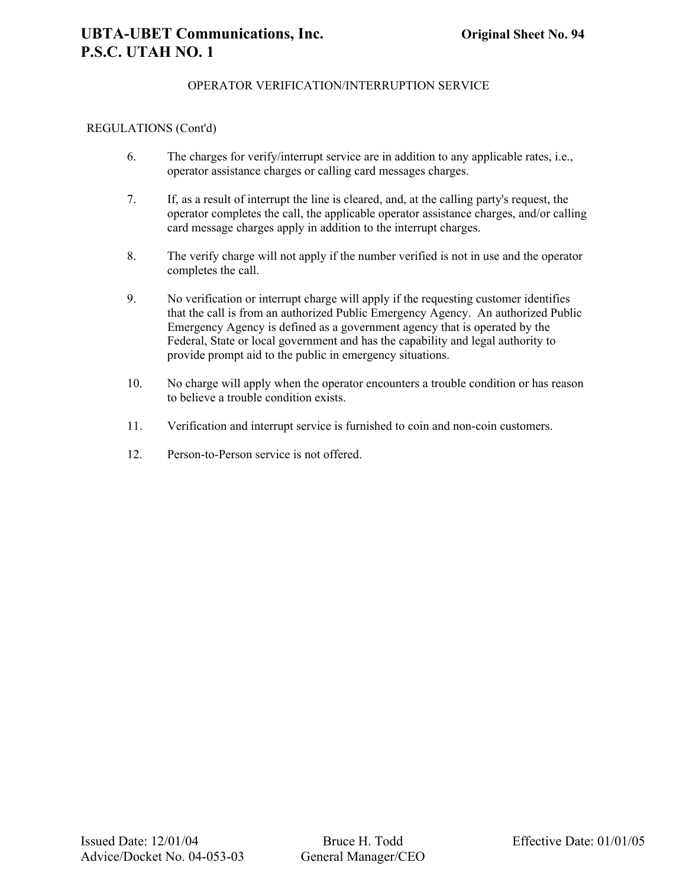## OPERATOR VERIFICATION/INTERRUPTION SERVICE

REGULATIONS (Cont'd)

6. The charges for verify/interrupt service are in addition to any applicable rates, i.e., operator assistance charges or calling card messages charges.

7. If, as a result of interrupt the line is cleared, and, at the calling party's request, the operator completes the call, the applicable operator assistance charges, and/or calling card message charges apply in addition to the interrupt charges.

8. The verify charge will not apply if the number verified is not in use and the operator completes the call.

9. No verification or interrupt charge will apply if the requesting customer identifies that the call is from an authorized Public Emergency Agency. An authorized Public Emergency Agency is defined as a government agency that is operated by the Federal, State or local government and has the capability and legal authority to provide prompt aid to the public in emergency situations.

10. No charge will apply when the operator encounters a trouble condition or has reason to believe a trouble condition exists.

11. Verification and interrupt service is furnished to coin and non-coin customers.

12. Person-to-Person service is not offered.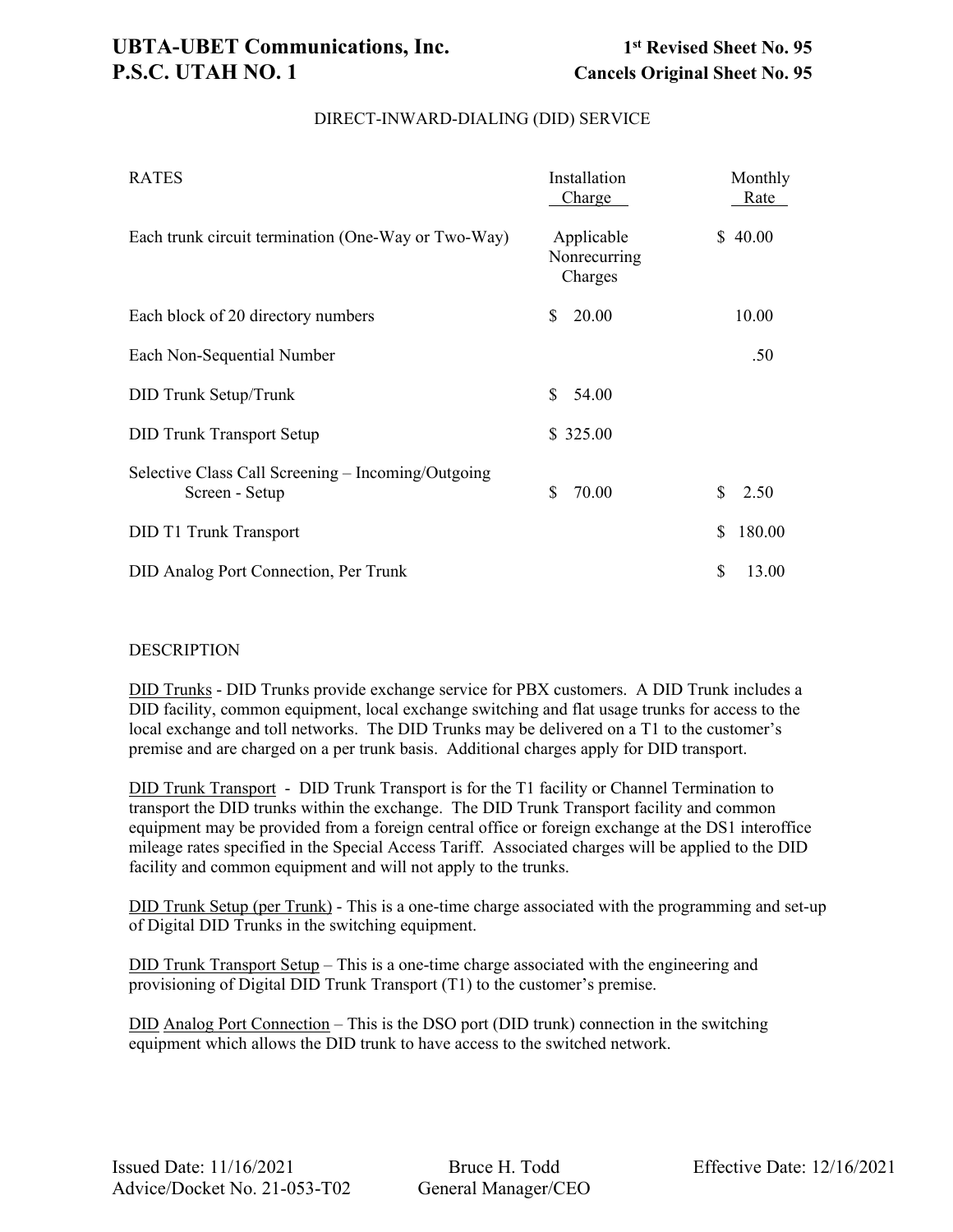# DIRECT-INWARD-DIALING (DID) SERVICE

| RATES | Installation Charge | Monthly Rate |
|---|---|---|
| Each trunk circuit termination (One-Way or Two-Way) | Applicable Nonrecurring Charges | $ 40.00 |
| Each block of 20 directory numbers | $ 20.00 | 10.00 |
| Each Non-Sequential Number | | .50 |
| DID Trunk Setup/Trunk | $ 54.00 | |
| DID Trunk Transport Setup | $ 325.00 | |
| Selective Class Call Screening – Incoming/Outgoing Screen - Setup | $ 70.00 | $ 2.50 |
| DID T1 Trunk Transport | | $ 180.00 |
| DID Analog Port Connection, Per Trunk | | $ 13.00 |

DESCRIPTION

DID Trunks - DID Trunks provide exchange service for PBX customers. A DID Trunk includes a DID facility, common equipment, local exchange switching and flat usage trunks for access to the local exchange and toll networks. The DID Trunks may be delivered on a T1 to the customer's premise and are charged on a per trunk basis. Additional charges apply for DID transport.

DID Trunk Transport - DID Trunk Transport is for the T1 facility or Channel Termination to transport the DID trunks within the exchange. The DID Trunk Transport facility and common equipment may be provided from a foreign central office or foreign exchange at the DS1 interoffice mileage rates specified in the Special Access Tariff. Associated charges will be applied to the DID facility and common equipment and will not apply to the trunks.

DID Trunk Setup (per Trunk) - This is a one-time charge associated with the programming and set-up of Digital DID Trunks in the switching equipment.

DID Trunk Transport Setup – This is a one-time charge associated with the engineering and provisioning of Digital DID Trunk Transport (T1) to the customer's premise.

DID Analog Port Connection – This is the DSO port (DID trunk) connection in the switching equipment which allows the DID trunk to have access to the switched network.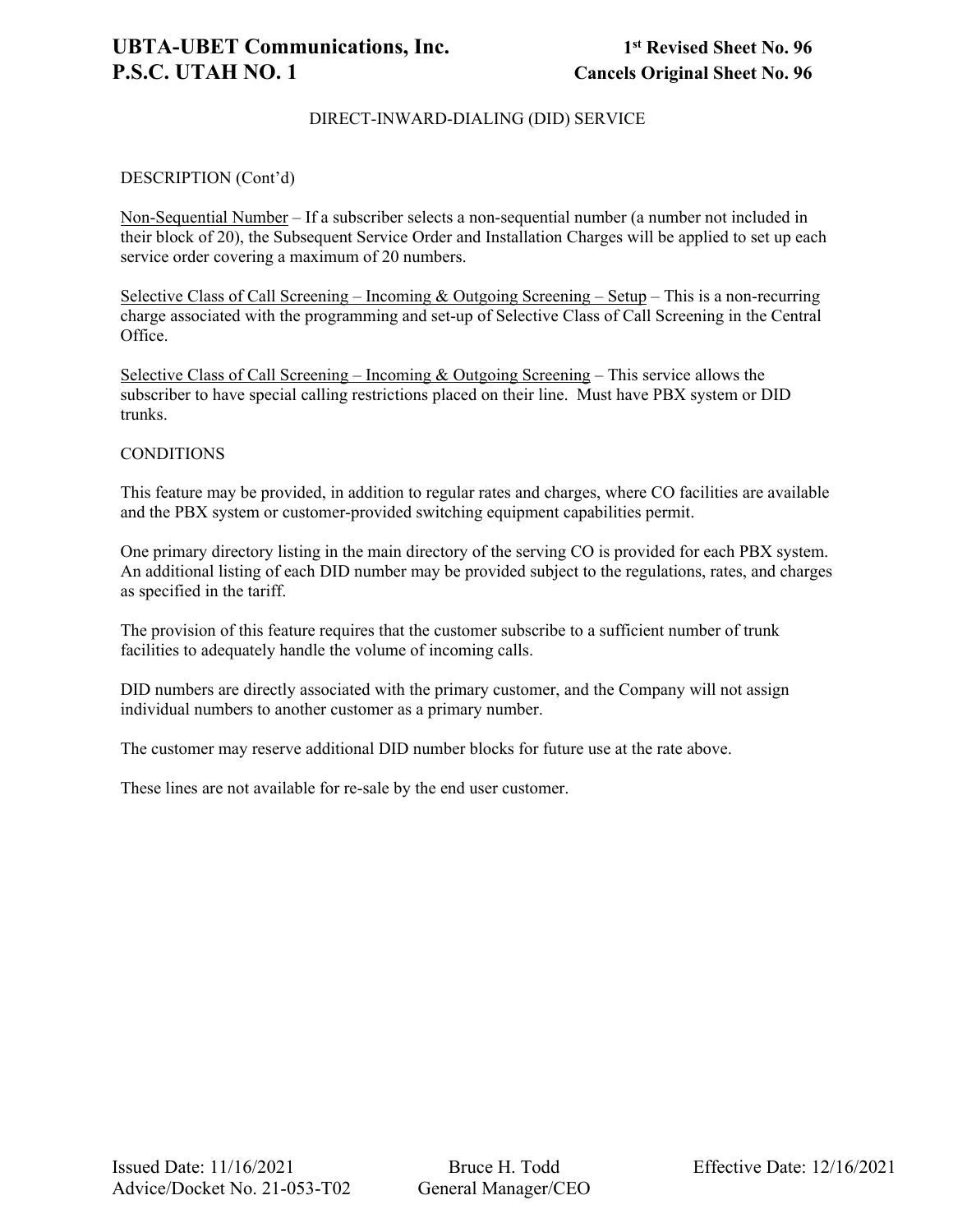## DIRECT-INWARD-DIALING (DID) SERVICE

DESCRIPTION (Cont'd)

Non-Sequential Number – If a subscriber selects a non-sequential number (a number not included in their block of 20), the Subsequent Service Order and Installation Charges will be applied to set up each service order covering a maximum of 20 numbers.

Selective Class of Call Screening – Incoming & Outgoing Screening – Setup – This is a non-recurring charge associated with the programming and set-up of Selective Class of Call Screening in the Central Office.

Selective Class of Call Screening – Incoming & Outgoing Screening – This service allows the subscriber to have special calling restrictions placed on their line. Must have PBX system or DID trunks.

CONDITIONS

This feature may be provided, in addition to regular rates and charges, where CO facilities are available and the PBX system or customer-provided switching equipment capabilities permit.

One primary directory listing in the main directory of the serving CO is provided for each PBX system. An additional listing of each DID number may be provided subject to the regulations, rates, and charges as specified in the tariff.

The provision of this feature requires that the customer subscribe to a sufficient number of trunk facilities to adequately handle the volume of incoming calls.

DID numbers are directly associated with the primary customer, and the Company will not assign individual numbers to another customer as a primary number.

The customer may reserve additional DID number blocks for future use at the rate above.

These lines are not available for re-sale by the end user customer.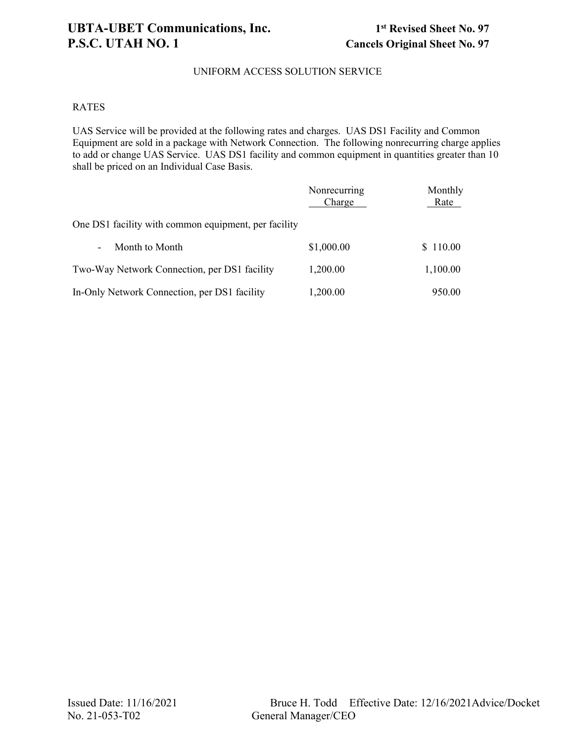UNIFORM ACCESS SOLUTION SERVICE

RATES

UAS Service will be provided at the following rates and charges. UAS DS1 Facility and Common Equipment are sold in a package with Network Connection. The following nonrecurring charge applies to add or change UAS Service. UAS DS1 facility and common equipment in quantities greater than 10 shall be priced on an Individual Case Basis.

| | Nonrecurring Charge | Monthly Rate |
|---|---|---|
| One DS1 facility with common equipment, per facility | | |
| - Month to Month | $1,000.00 | $ 110.00 |
| Two-Way Network Connection, per DS1 facility | 1,200.00 | 1,100.00 |
| In-Only Network Connection, per DS1 facility | 1,200.00 | 950.00 |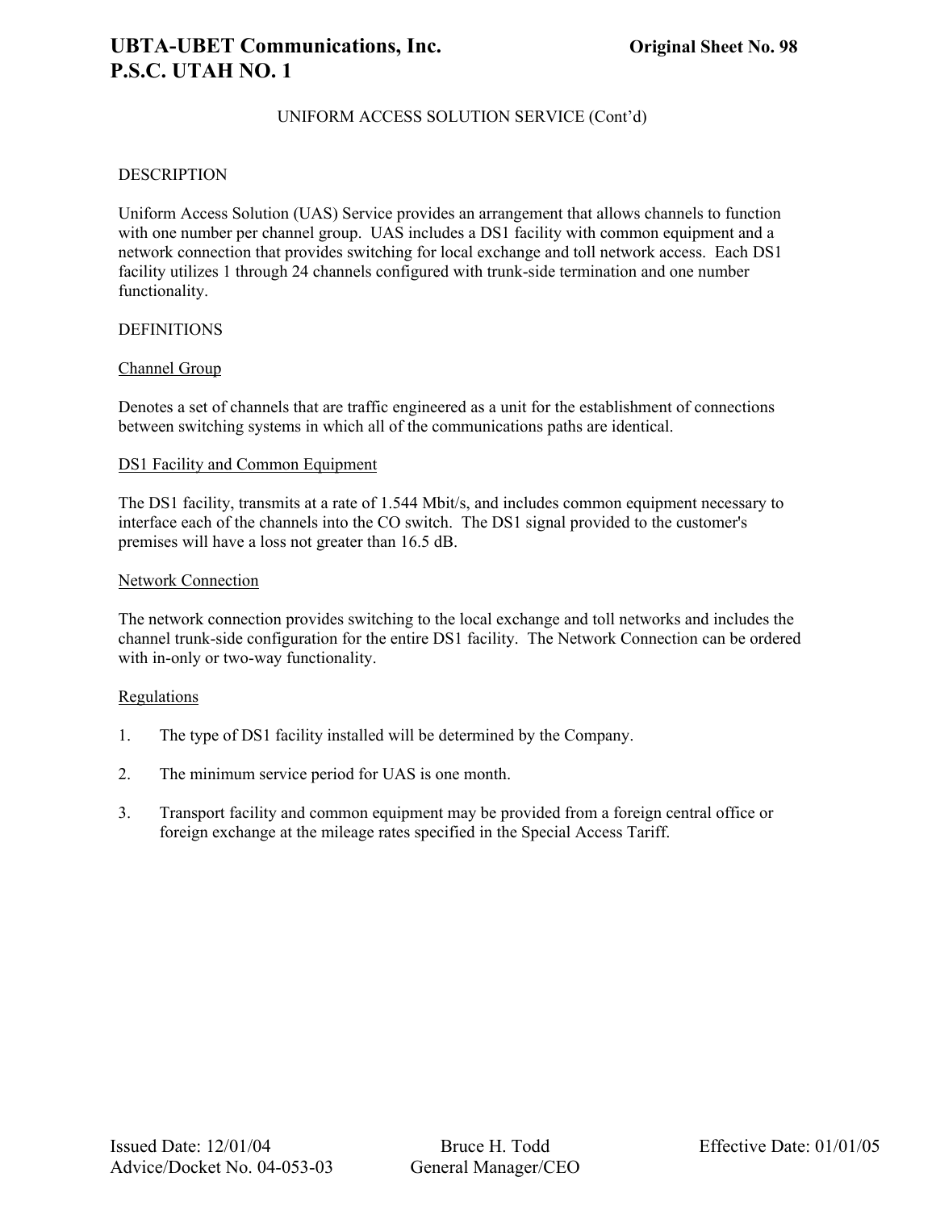UNIFORM ACCESS SOLUTION SERVICE (Cont'd)

DESCRIPTION

Uniform Access Solution (UAS) Service provides an arrangement that allows channels to function with one number per channel group. UAS includes a DS1 facility with common equipment and a network connection that provides switching for local exchange and toll network access. Each DS1 facility utilizes 1 through 24 channels configured with trunk-side termination and one number functionality.

DEFINITIONS

<u>Channel Group</u>

Denotes a set of channels that are traffic engineered as a unit for the establishment of connections between switching systems in which all of the communications paths are identical.

<u>DS1 Facility and Common Equipment</u>

The DS1 facility, transmits at a rate of 1.544 Mbit/s, and includes common equipment necessary to interface each of the channels into the CO switch. The DS1 signal provided to the customer's premises will have a loss not greater than 16.5 dB.

<u>Network Connection</u>

The network connection provides switching to the local exchange and toll networks and includes the channel trunk-side configuration for the entire DS1 facility. The Network Connection can be ordered with in-only or two-way functionality.

<u>Regulations</u>

1. The type of DS1 facility installed will be determined by the Company.

2. The minimum service period for UAS is one month.

3. Transport facility and common equipment may be provided from a foreign central office or foreign exchange at the mileage rates specified in the Special Access Tariff.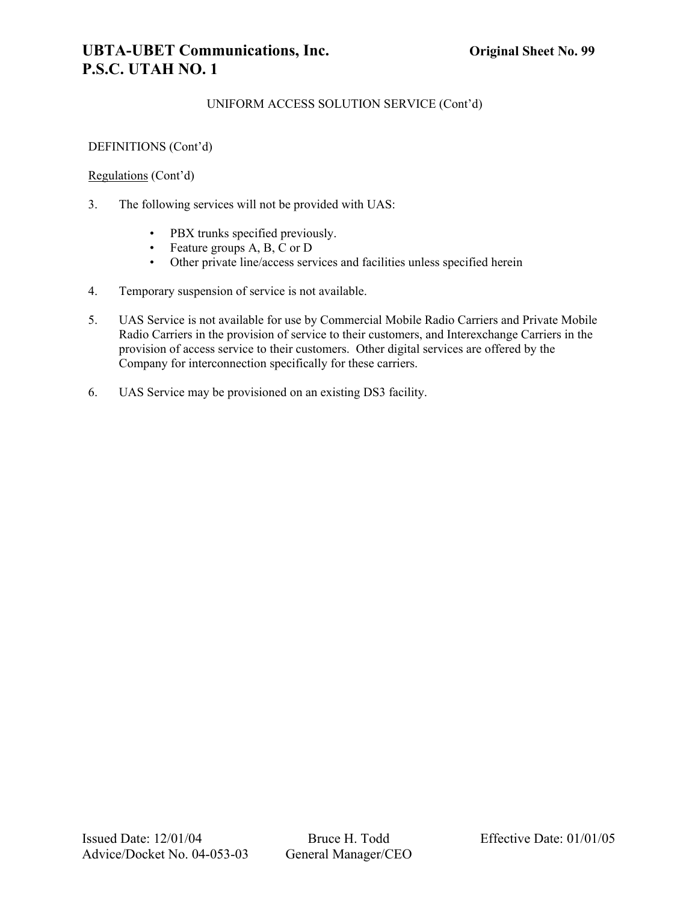UNIFORM ACCESS SOLUTION SERVICE (Cont'd)

DEFINITIONS (Cont'd)

Regulations (Cont'd)

3. The following services will not be provided with UAS:

   - PBX trunks specified previously.
   - Feature groups A, B, C or D
   - Other private line/access services and facilities unless specified herein

4. Temporary suspension of service is not available.

5. UAS Service is not available for use by Commercial Mobile Radio Carriers and Private Mobile Radio Carriers in the provision of service to their customers, and Interexchange Carriers in the provision of access service to their customers. Other digital services are offered by the Company for interconnection specifically for these carriers.

6. UAS Service may be provisioned on an existing DS3 facility.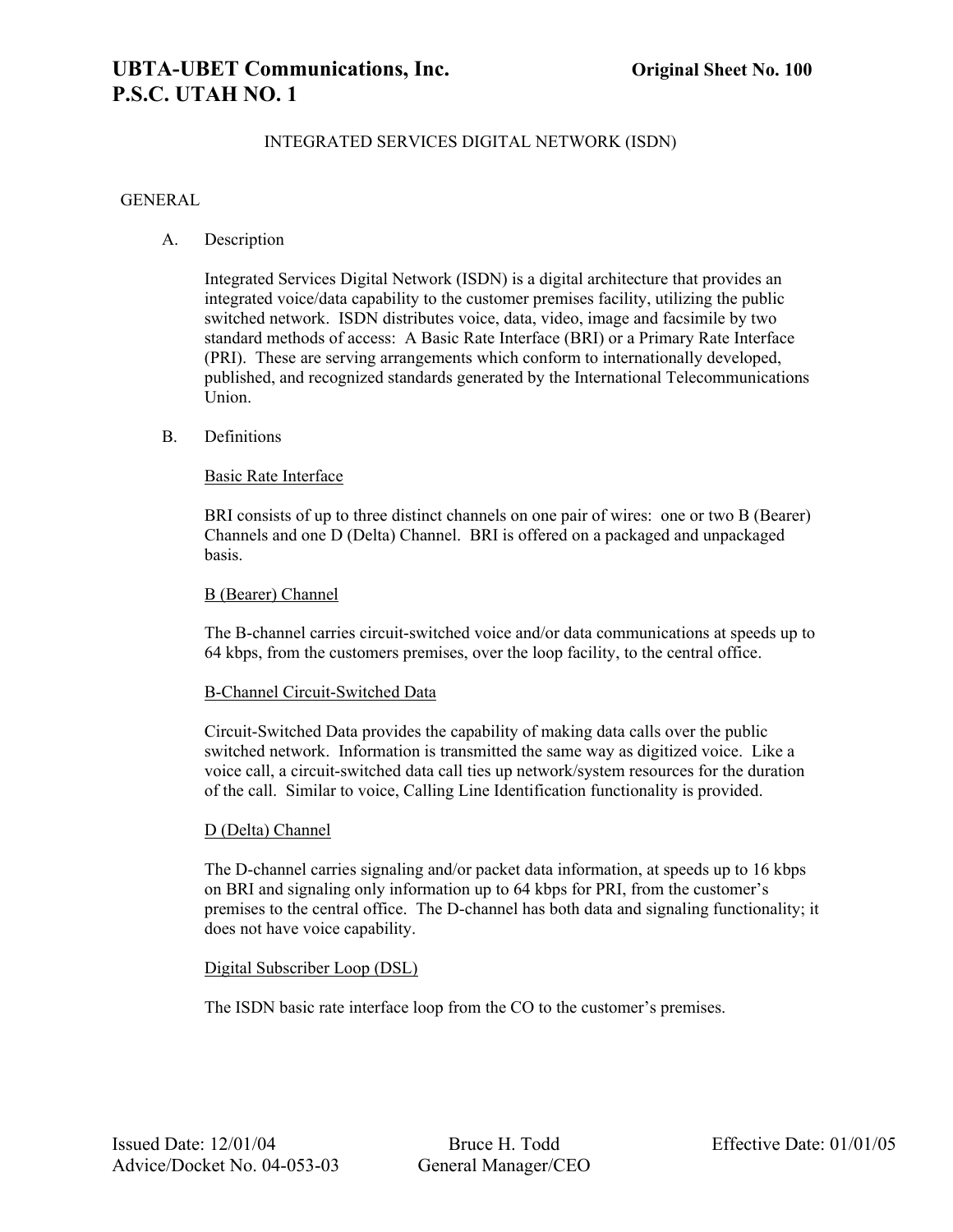# INTEGRATED SERVICES DIGITAL NETWORK (ISDN)

## GENERAL

### A. Description

Integrated Services Digital Network (ISDN) is a digital architecture that provides an integrated voice/data capability to the customer premises facility, utilizing the public switched network. ISDN distributes voice, data, video, image and facsimile by two standard methods of access: A Basic Rate Interface (BRI) or a Primary Rate Interface (PRI). These are serving arrangements which conform to internationally developed, published, and recognized standards generated by the International Telecommunications Union.

### B. Definitions

Basic Rate Interface

BRI consists of up to three distinct channels on one pair of wires: one or two B (Bearer) Channels and one D (Delta) Channel. BRI is offered on a packaged and unpackaged basis.

B (Bearer) Channel

The B-channel carries circuit-switched voice and/or data communications at speeds up to 64 kbps, from the customers premises, over the loop facility, to the central office.

B-Channel Circuit-Switched Data

Circuit-Switched Data provides the capability of making data calls over the public switched network. Information is transmitted the same way as digitized voice. Like a voice call, a circuit-switched data call ties up network/system resources for the duration of the call. Similar to voice, Calling Line Identification functionality is provided.

D (Delta) Channel

The D-channel carries signaling and/or packet data information, at speeds up to 16 kbps on BRI and signaling only information up to 64 kbps for PRI, from the customer's premises to the central office. The D-channel has both data and signaling functionality; it does not have voice capability.

Digital Subscriber Loop (DSL)

The ISDN basic rate interface loop from the CO to the customer's premises.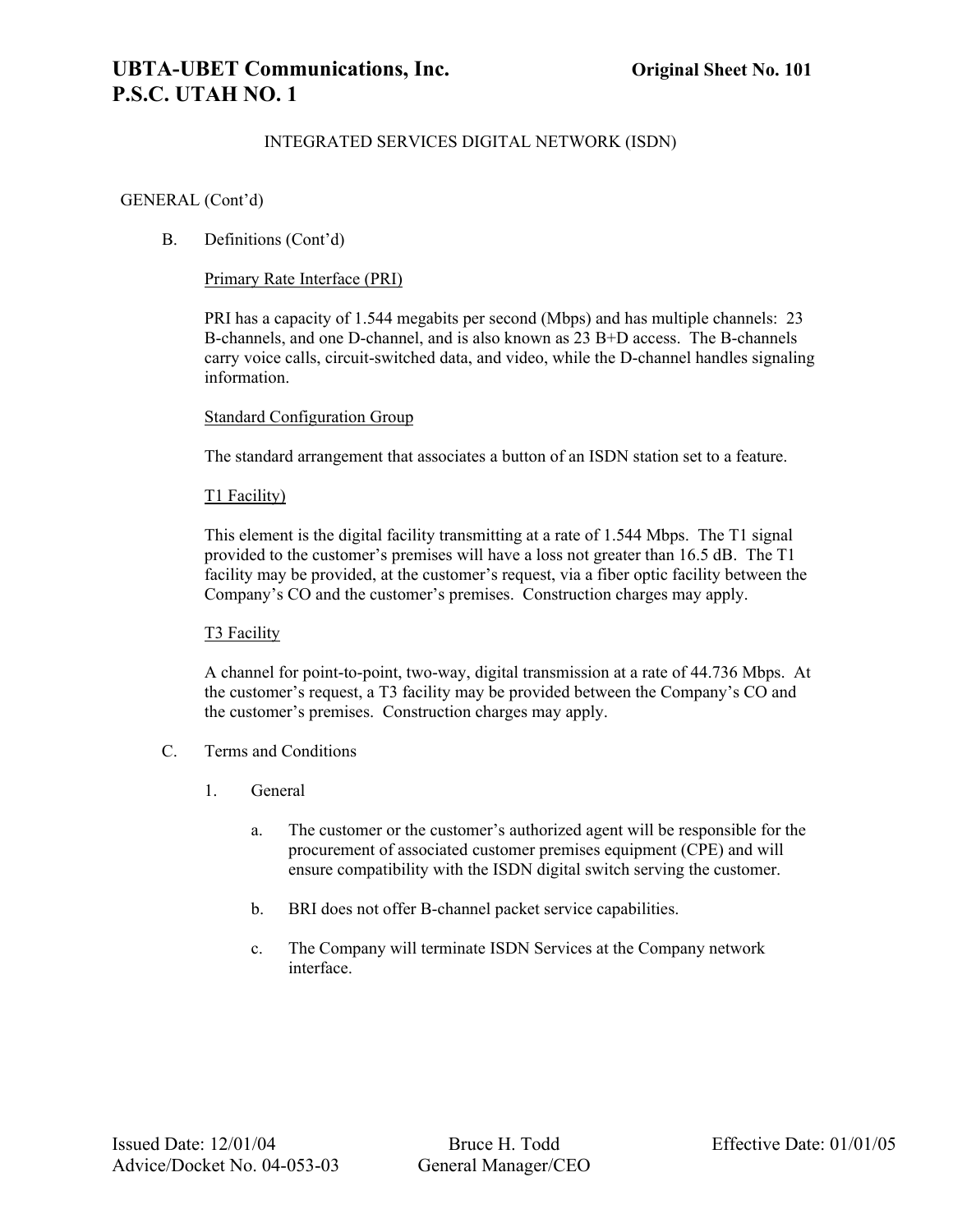INTEGRATED SERVICES DIGITAL NETWORK (ISDN)

GENERAL (Cont'd)

B. Definitions (Cont'd)

Primary Rate Interface (PRI)

PRI has a capacity of 1.544 megabits per second (Mbps) and has multiple channels: 23 B-channels, and one D-channel, and is also known as 23 B+D access. The B-channels carry voice calls, circuit-switched data, and video, while the D-channel handles signaling information.

Standard Configuration Group

The standard arrangement that associates a button of an ISDN station set to a feature.

T1 Facility)

This element is the digital facility transmitting at a rate of 1.544 Mbps. The T1 signal provided to the customer's premises will have a loss not greater than 16.5 dB. The T1 facility may be provided, at the customer's request, via a fiber optic facility between the Company's CO and the customer's premises. Construction charges may apply.

T3 Facility

A channel for point-to-point, two-way, digital transmission at a rate of 44.736 Mbps. At the customer's request, a T3 facility may be provided between the Company's CO and the customer's premises. Construction charges may apply.

C. Terms and Conditions

1. General

a. The customer or the customer's authorized agent will be responsible for the procurement of associated customer premises equipment (CPE) and will ensure compatibility with the ISDN digital switch serving the customer.

b. BRI does not offer B-channel packet service capabilities.

c. The Company will terminate ISDN Services at the Company network interface.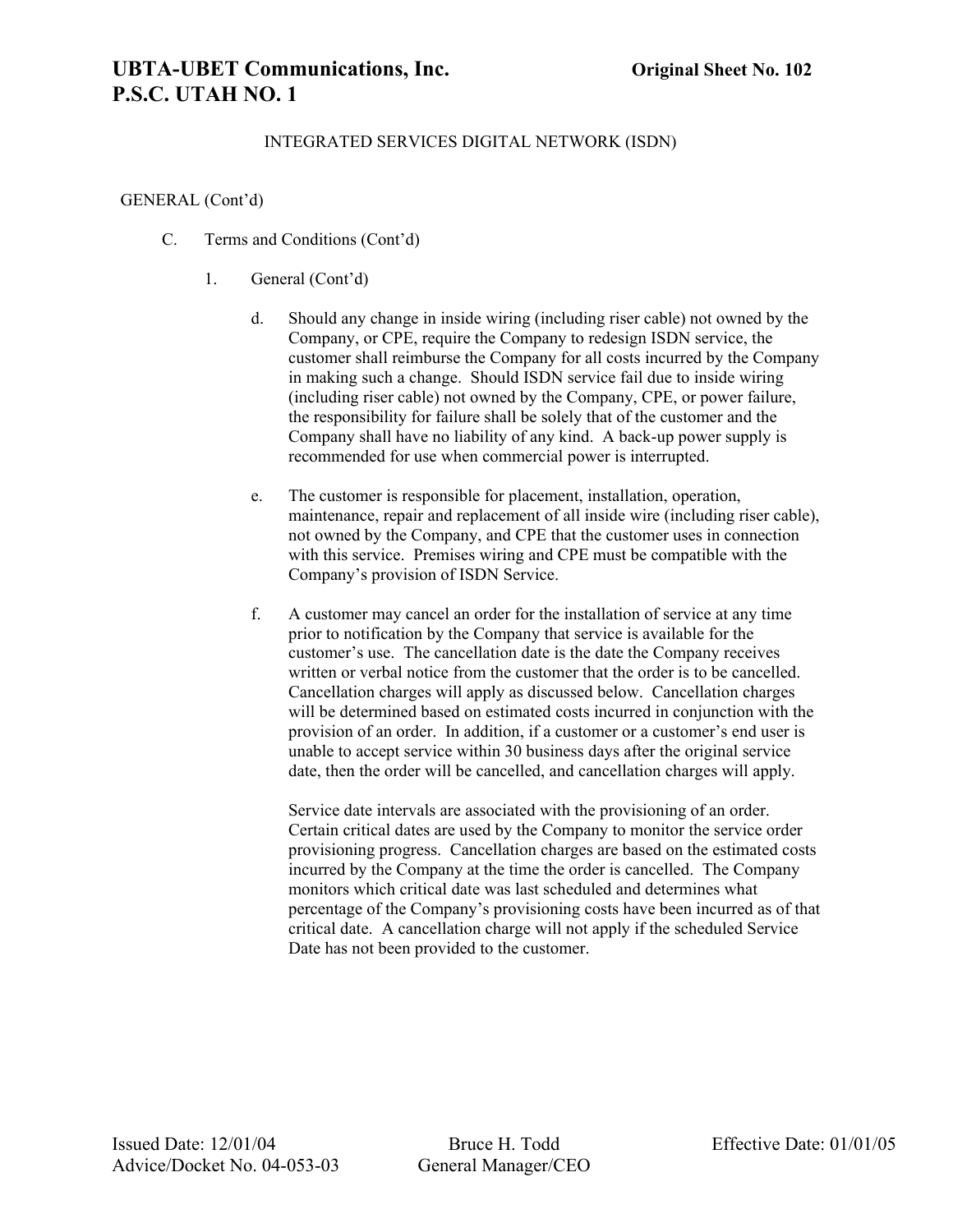INTEGRATED SERVICES DIGITAL NETWORK (ISDN)

GENERAL (Cont'd)

C. Terms and Conditions (Cont'd)

1. General (Cont'd)

d. Should any change in inside wiring (including riser cable) not owned by the Company, or CPE, require the Company to redesign ISDN service, the customer shall reimburse the Company for all costs incurred by the Company in making such a change. Should ISDN service fail due to inside wiring (including riser cable) not owned by the Company, CPE, or power failure, the responsibility for failure shall be solely that of the customer and the Company shall have no liability of any kind. A back-up power supply is recommended for use when commercial power is interrupted.

e. The customer is responsible for placement, installation, operation, maintenance, repair and replacement of all inside wire (including riser cable), not owned by the Company, and CPE that the customer uses in connection with this service. Premises wiring and CPE must be compatible with the Company's provision of ISDN Service.

f. A customer may cancel an order for the installation of service at any time prior to notification by the Company that service is available for the customer's use. The cancellation date is the date the Company receives written or verbal notice from the customer that the order is to be cancelled. Cancellation charges will apply as discussed below. Cancellation charges will be determined based on estimated costs incurred in conjunction with the provision of an order. In addition, if a customer or a customer's end user is unable to accept service within 30 business days after the original service date, then the order will be cancelled, and cancellation charges will apply.

Service date intervals are associated with the provisioning of an order. Certain critical dates are used by the Company to monitor the service order provisioning progress. Cancellation charges are based on the estimated costs incurred by the Company at the time the order is cancelled. The Company monitors which critical date was last scheduled and determines what percentage of the Company's provisioning costs have been incurred as of that critical date. A cancellation charge will not apply if the scheduled Service Date has not been provided to the customer.

Issued Date: 12/01/04 — Bruce H. Todd, General Manager/CEO — Effective Date: 01/01/05

Advice/Docket No. 04-053-03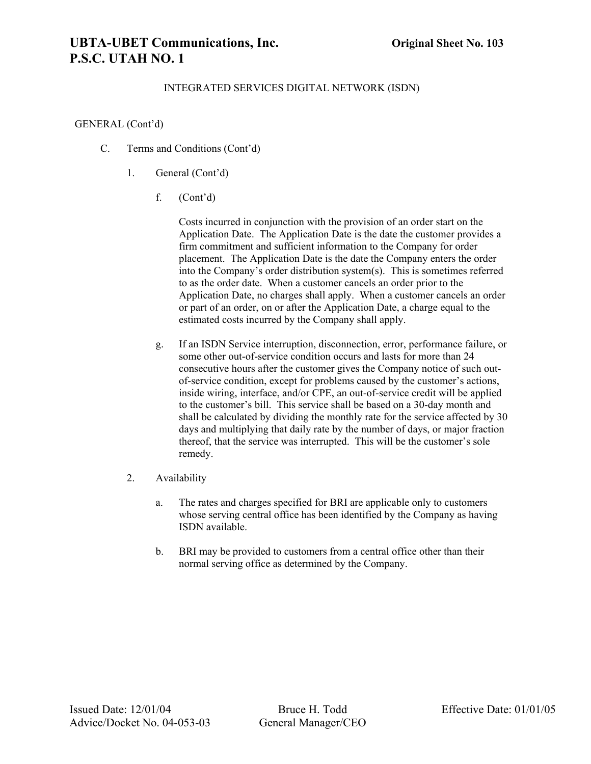INTEGRATED SERVICES DIGITAL NETWORK (ISDN)

GENERAL (Cont'd)

C. Terms and Conditions (Cont'd)

1. General (Cont'd)

f. (Cont'd)

Costs incurred in conjunction with the provision of an order start on the Application Date. The Application Date is the date the customer provides a firm commitment and sufficient information to the Company for order placement. The Application Date is the date the Company enters the order into the Company's order distribution system(s). This is sometimes referred to as the order date. When a customer cancels an order prior to the Application Date, no charges shall apply. When a customer cancels an order or part of an order, on or after the Application Date, a charge equal to the estimated costs incurred by the Company shall apply.

g. If an ISDN Service interruption, disconnection, error, performance failure, or some other out-of-service condition occurs and lasts for more than 24 consecutive hours after the customer gives the Company notice of such out-of-service condition, except for problems caused by the customer's actions, inside wiring, interface, and/or CPE, an out-of-service credit will be applied to the customer's bill. This service shall be based on a 30-day month and shall be calculated by dividing the monthly rate for the service affected by 30 days and multiplying that daily rate by the number of days, or major fraction thereof, that the service was interrupted. This will be the customer's sole remedy.

2. Availability

a. The rates and charges specified for BRI are applicable only to customers whose serving central office has been identified by the Company as having ISDN available.

b. BRI may be provided to customers from a central office other than their normal serving office as determined by the Company.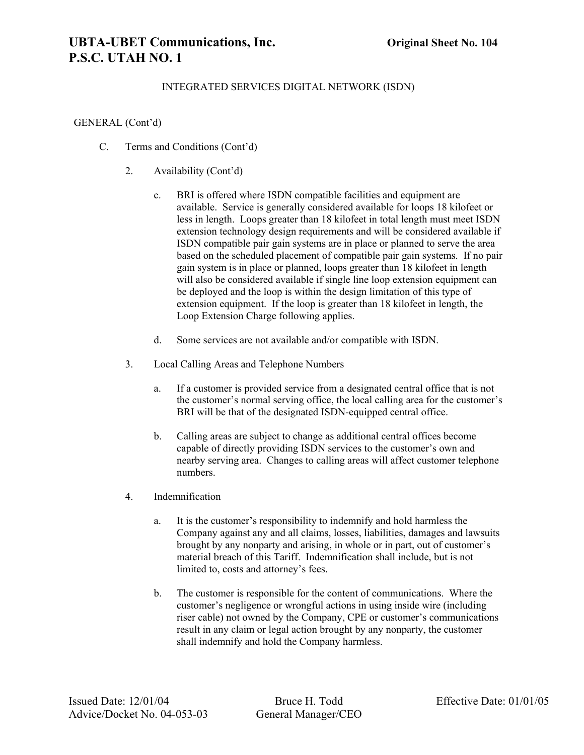# INTEGRATED SERVICES DIGITAL NETWORK (ISDN)

GENERAL (Cont'd)

C. Terms and Conditions (Cont'd)

2. Availability (Cont'd)

   c. BRI is offered where ISDN compatible facilities and equipment are available. Service is generally considered available for loops 18 kilofeet or less in length. Loops greater than 18 kilofeet in total length must meet ISDN extension technology design requirements and will be considered available if ISDN compatible pair gain systems are in place or planned to serve the area based on the scheduled placement of compatible pair gain systems. If no pair gain system is in place or planned, loops greater than 18 kilofeet in length will also be considered available if single line loop extension equipment can be deployed and the loop is within the design limitation of this type of extension equipment. If the loop is greater than 18 kilofeet in length, the Loop Extension Charge following applies.

   d. Some services are not available and/or compatible with ISDN.

3. Local Calling Areas and Telephone Numbers

   a. If a customer is provided service from a designated central office that is not the customer's normal serving office, the local calling area for the customer's BRI will be that of the designated ISDN-equipped central office.

   b. Calling areas are subject to change as additional central offices become capable of directly providing ISDN services to the customer's own and nearby serving area. Changes to calling areas will affect customer telephone numbers.

4. Indemnification

   a. It is the customer's responsibility to indemnify and hold harmless the Company against any and all claims, losses, liabilities, damages and lawsuits brought by any nonparty and arising, in whole or in part, out of customer's material breach of this Tariff. Indemnification shall include, but is not limited to, costs and attorney's fees.

   b. The customer is responsible for the content of communications. Where the customer's negligence or wrongful actions in using inside wire (including riser cable) not owned by the Company, CPE or customer's communications result in any claim or legal action brought by any nonparty, the customer shall indemnify and hold the Company harmless.

Issued Date: 12/01/04 | Bruce H. Todd | Effective Date: 01/01/05
Advice/Docket No. 04-053-03 | General Manager/CEO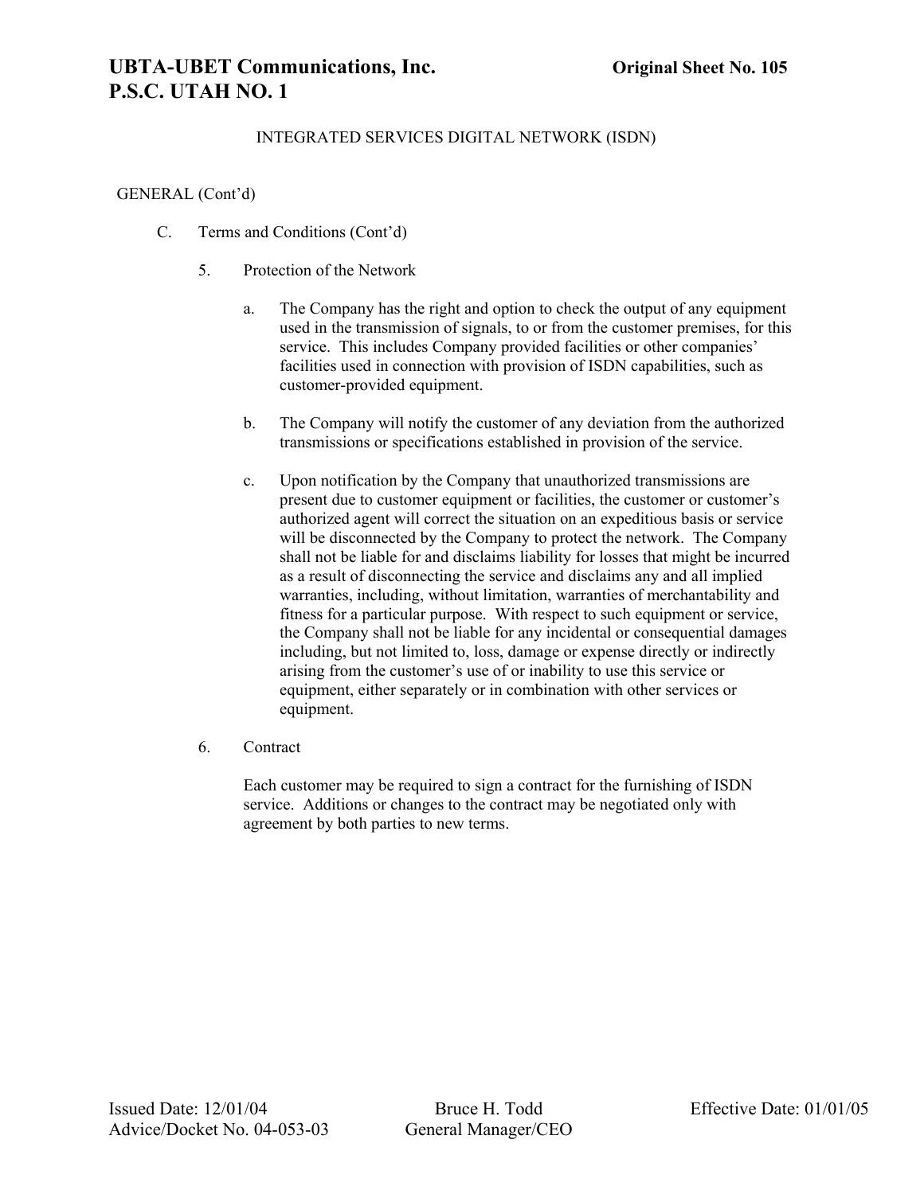# INTEGRATED SERVICES DIGITAL NETWORK (ISDN)

GENERAL (Cont'd)

C. Terms and Conditions (Cont'd)

5. Protection of the Network

   a. The Company has the right and option to check the output of any equipment used in the transmission of signals, to or from the customer premises, for this service. This includes Company provided facilities or other companies' facilities used in connection with provision of ISDN capabilities, such as customer-provided equipment.

   b. The Company will notify the customer of any deviation from the authorized transmissions or specifications established in provision of the service.

   c. Upon notification by the Company that unauthorized transmissions are present due to customer equipment or facilities, the customer or customer's authorized agent will correct the situation on an expeditious basis or service will be disconnected by the Company to protect the network. The Company shall not be liable for and disclaims liability for losses that might be incurred as a result of disconnecting the service and disclaims any and all implied warranties, including, without limitation, warranties of merchantability and fitness for a particular purpose. With respect to such equipment or service, the Company shall not be liable for any incidental or consequential damages including, but not limited to, loss, damage or expense directly or indirectly arising from the customer's use of or inability to use this service or equipment, either separately or in combination with other services or equipment.

6. Contract

   Each customer may be required to sign a contract for the furnishing of ISDN service. Additions or changes to the contract may be negotiated only with agreement by both parties to new terms.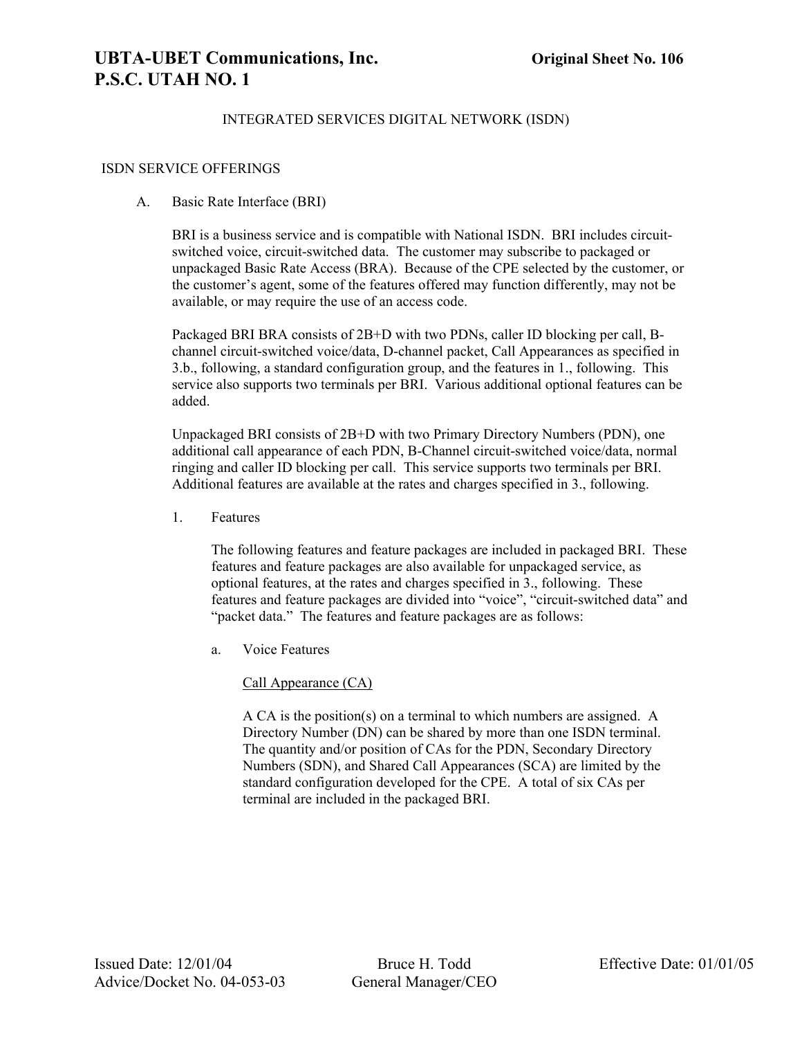## INTEGRATED SERVICES DIGITAL NETWORK (ISDN)

### ISDN SERVICE OFFERINGS

A. Basic Rate Interface (BRI)

BRI is a business service and is compatible with National ISDN. BRI includes circuit-switched voice, circuit-switched data. The customer may subscribe to packaged or unpackaged Basic Rate Access (BRA). Because of the CPE selected by the customer, or the customer's agent, some of the features offered may function differently, may not be available, or may require the use of an access code.

Packaged BRI BRA consists of 2B+D with two PDNs, caller ID blocking per call, B-channel circuit-switched voice/data, D-channel packet, Call Appearances as specified in 3.b., following, a standard configuration group, and the features in 1., following. This service also supports two terminals per BRI. Various additional optional features can be added.

Unpackaged BRI consists of 2B+D with two Primary Directory Numbers (PDN), one additional call appearance of each PDN, B-Channel circuit-switched voice/data, normal ringing and caller ID blocking per call. This service supports two terminals per BRI. Additional features are available at the rates and charges specified in 3., following.

1. Features

The following features and feature packages are included in packaged BRI. These features and feature packages are also available for unpackaged service, as optional features, at the rates and charges specified in 3., following. These features and feature packages are divided into "voice", "circuit-switched data" and "packet data." The features and feature packages are as follows:

a. Voice Features

<u>Call Appearance (CA)</u>

A CA is the position(s) on a terminal to which numbers are assigned. A Directory Number (DN) can be shared by more than one ISDN terminal. The quantity and/or position of CAs for the PDN, Secondary Directory Numbers (SDN), and Shared Call Appearances (SCA) are limited by the standard configuration developed for the CPE. A total of six CAs per terminal are included in the packaged BRI.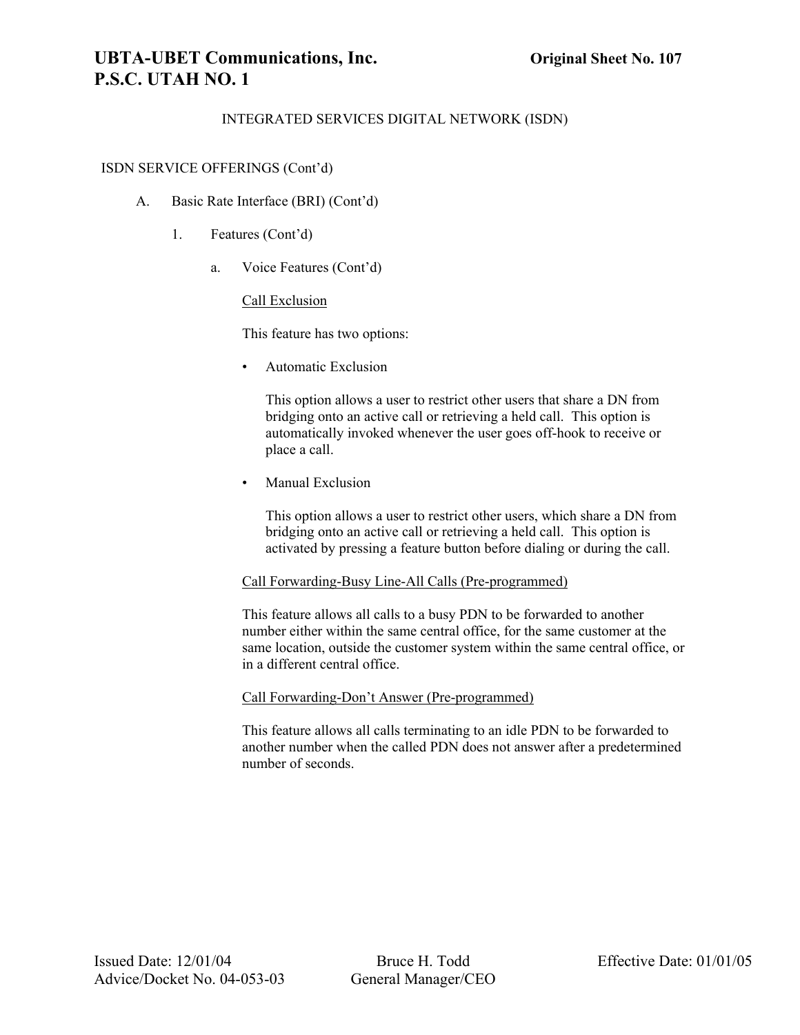INTEGRATED SERVICES DIGITAL NETWORK (ISDN)

ISDN SERVICE OFFERINGS (Cont'd)

A. Basic Rate Interface (BRI) (Cont'd)

1. Features (Cont'd)

a. Voice Features (Cont'd)

Call Exclusion

This feature has two options:

- Automatic Exclusion

  This option allows a user to restrict other users that share a DN from bridging onto an active call or retrieving a held call. This option is automatically invoked whenever the user goes off-hook to receive or place a call.

- Manual Exclusion

  This option allows a user to restrict other users, which share a DN from bridging onto an active call or retrieving a held call. This option is activated by pressing a feature button before dialing or during the call.

Call Forwarding-Busy Line-All Calls (Pre-programmed)

This feature allows all calls to a busy PDN to be forwarded to another number either within the same central office, for the same customer at the same location, outside the customer system within the same central office, or in a different central office.

Call Forwarding-Don't Answer (Pre-programmed)

This feature allows all calls terminating to an idle PDN to be forwarded to another number when the called PDN does not answer after a predetermined number of seconds.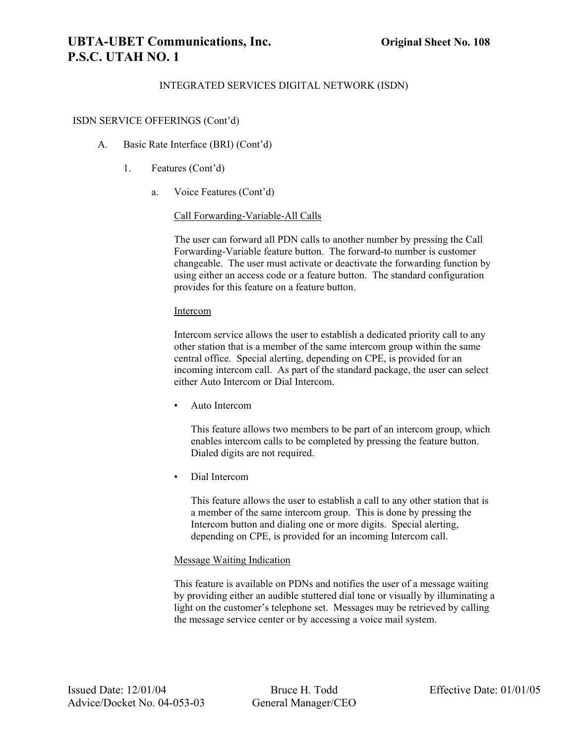INTEGRATED SERVICES DIGITAL NETWORK (ISDN)

ISDN SERVICE OFFERINGS (Cont'd)

A. Basic Rate Interface (BRI) (Cont'd)

1. Features (Cont'd)

a. Voice Features (Cont'd)

Call Forwarding-Variable-All Calls

The user can forward all PDN calls to another number by pressing the Call Forwarding-Variable feature button. The forward-to number is customer changeable. The user must activate or deactivate the forwarding function by using either an access code or a feature button. The standard configuration provides for this feature on a feature button.

Intercom

Intercom service allows the user to establish a dedicated priority call to any other station that is a member of the same intercom group within the same central office. Special alerting, depending on CPE, is provided for an incoming intercom call. As part of the standard package, the user can select either Auto Intercom or Dial Intercom.

- Auto Intercom

  This feature allows two members to be part of an intercom group, which enables intercom calls to be completed by pressing the feature button. Dialed digits are not required.

- Dial Intercom

  This feature allows the user to establish a call to any other station that is a member of the same intercom group. This is done by pressing the Intercom button and dialing one or more digits. Special alerting, depending on CPE, is provided for an incoming Intercom call.

Message Waiting Indication

This feature is available on PDNs and notifies the user of a message waiting by providing either an audible stuttered dial tone or visually by illuminating a light on the customer's telephone set. Messages may be retrieved by calling the message service center or by accessing a voice mail system.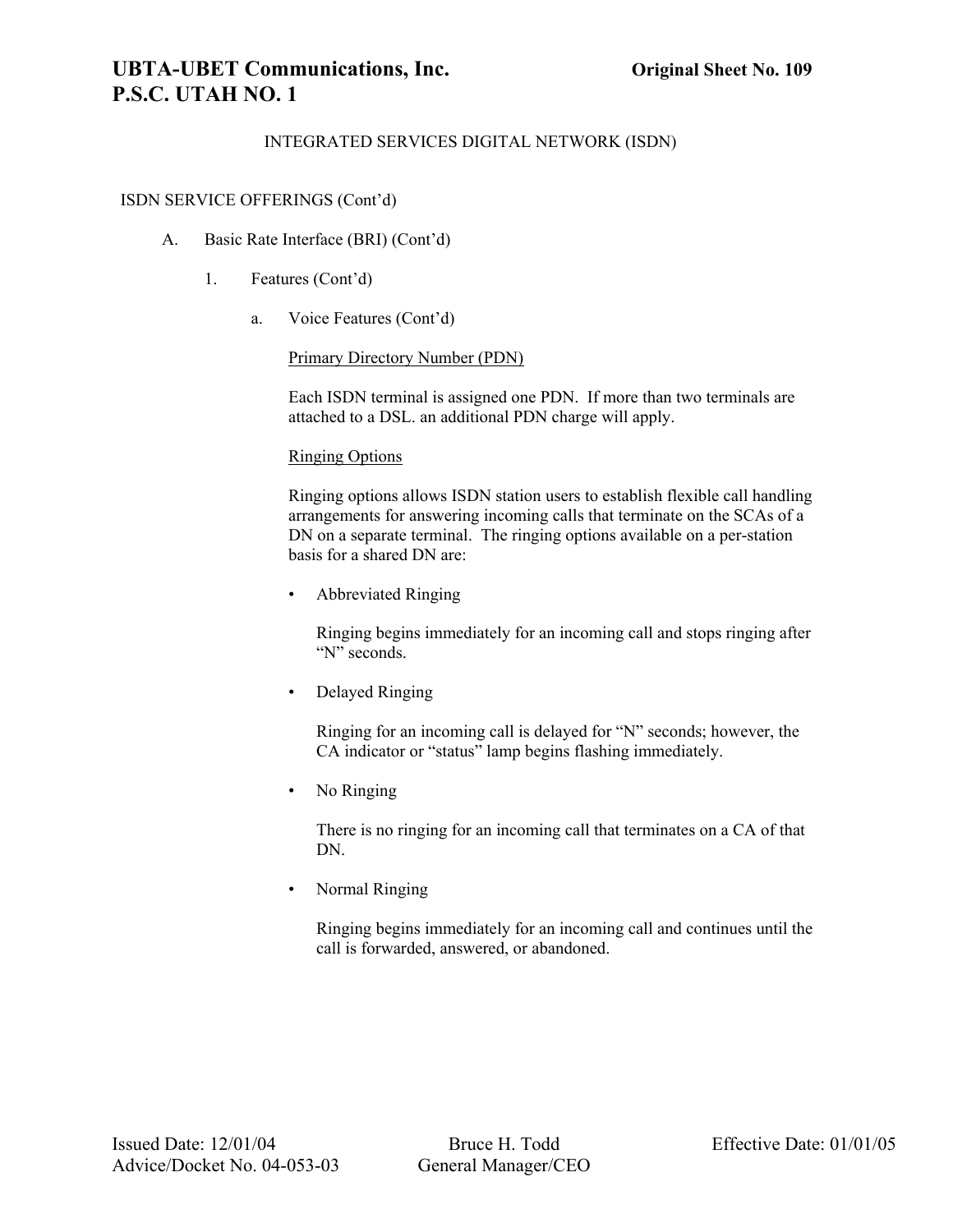INTEGRATED SERVICES DIGITAL NETWORK (ISDN)

ISDN SERVICE OFFERINGS (Cont'd)

A. Basic Rate Interface (BRI) (Cont'd)

1. Features (Cont'd)

a. Voice Features (Cont'd)

<u>Primary Directory Number (PDN)</u>

Each ISDN terminal is assigned one PDN. If more than two terminals are attached to a DSL. an additional PDN charge will apply.

<u>Ringing Options</u>

Ringing options allows ISDN station users to establish flexible call handling arrangements for answering incoming calls that terminate on the SCAs of a DN on a separate terminal. The ringing options available on a per-station basis for a shared DN are:

- Abbreviated Ringing

  Ringing begins immediately for an incoming call and stops ringing after "N" seconds.

- Delayed Ringing

  Ringing for an incoming call is delayed for "N" seconds; however, the CA indicator or "status" lamp begins flashing immediately.

- No Ringing

  There is no ringing for an incoming call that terminates on a CA of that DN.

- Normal Ringing

  Ringing begins immediately for an incoming call and continues until the call is forwarded, answered, or abandoned.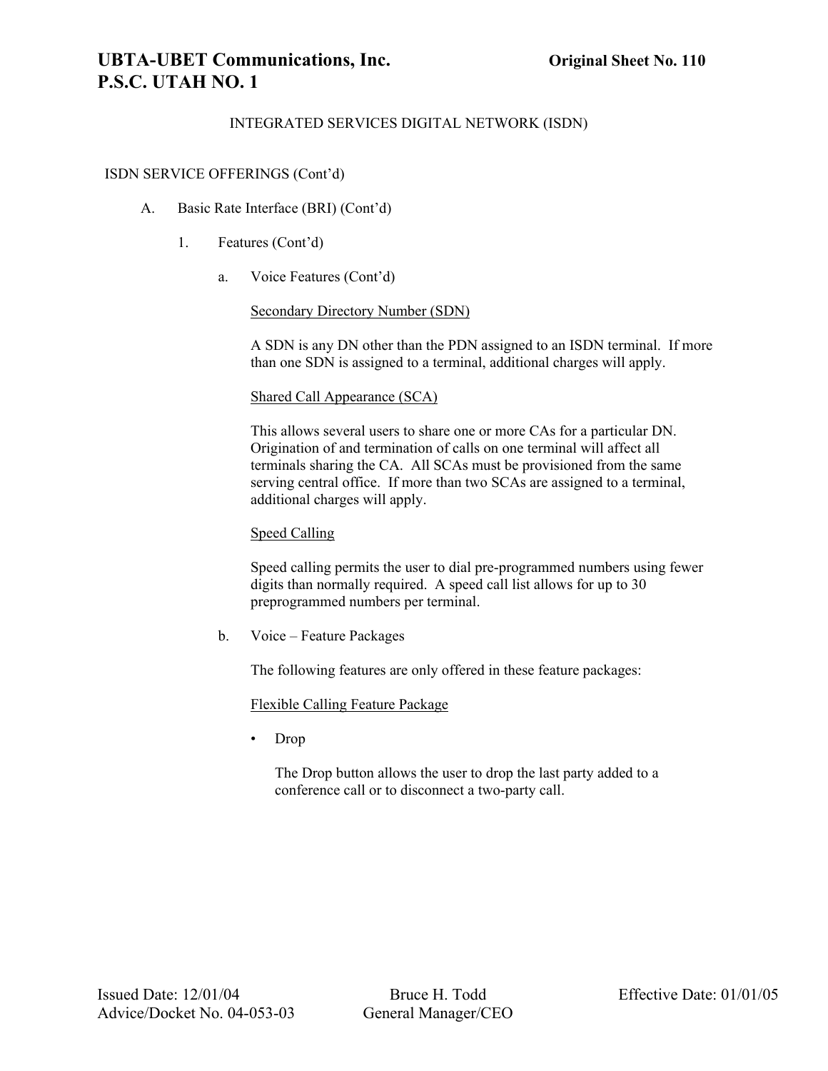INTEGRATED SERVICES DIGITAL NETWORK (ISDN)

ISDN SERVICE OFFERINGS (Cont'd)

A. Basic Rate Interface (BRI) (Cont'd)

1. Features (Cont'd)

a. Voice Features (Cont'd)

<u>Secondary Directory Number (SDN)</u>

A SDN is any DN other than the PDN assigned to an ISDN terminal. If more than one SDN is assigned to a terminal, additional charges will apply.

<u>Shared Call Appearance (SCA)</u>

This allows several users to share one or more CAs for a particular DN. Origination of and termination of calls on one terminal will affect all terminals sharing the CA. All SCAs must be provisioned from the same serving central office. If more than two SCAs are assigned to a terminal, additional charges will apply.

<u>Speed Calling</u>

Speed calling permits the user to dial pre-programmed numbers using fewer digits than normally required. A speed call list allows for up to 30 preprogrammed numbers per terminal.

b. Voice – Feature Packages

The following features are only offered in these feature packages:

<u>Flexible Calling Feature Package</u>

- Drop

  The Drop button allows the user to drop the last party added to a conference call or to disconnect a two-party call.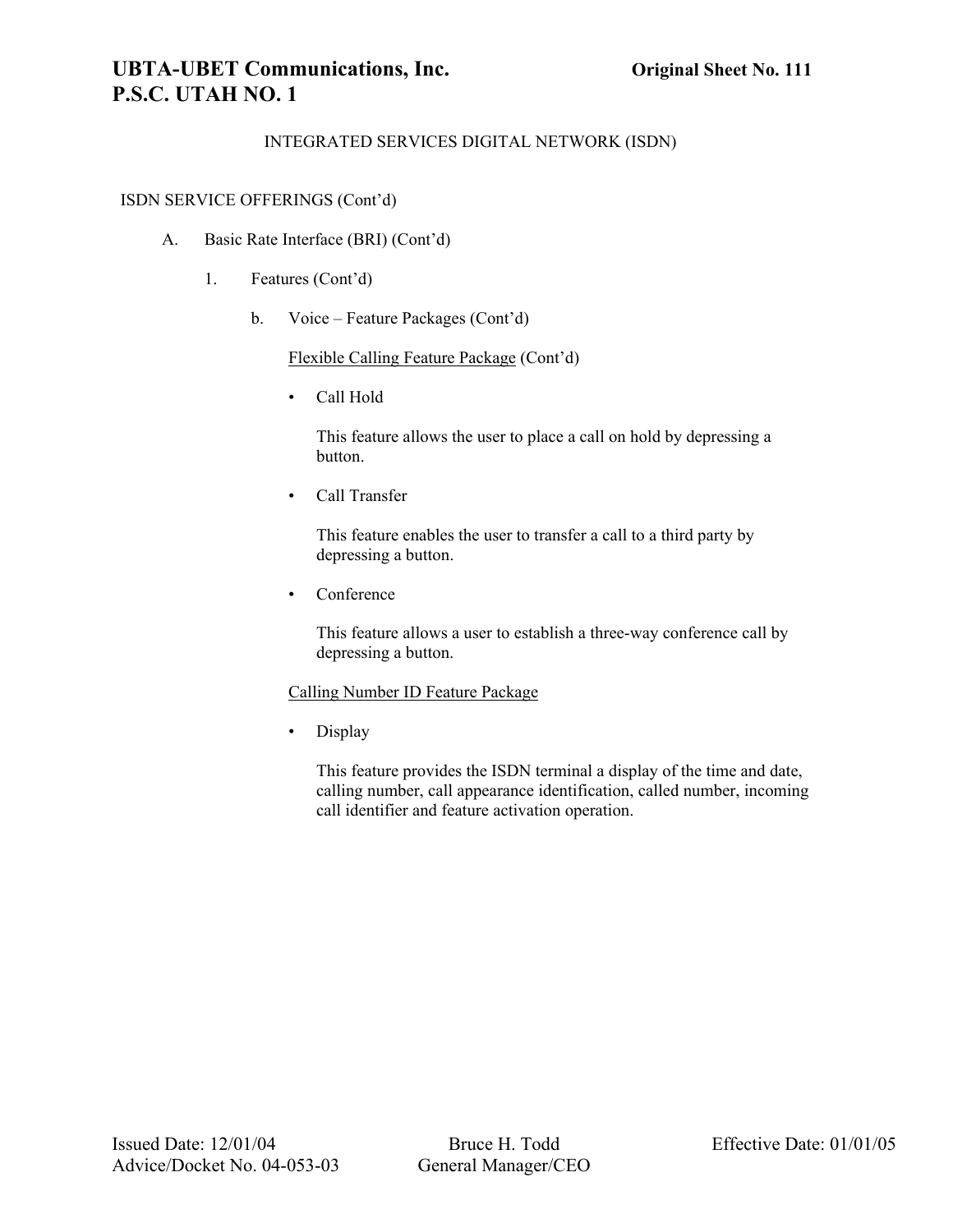INTEGRATED SERVICES DIGITAL NETWORK (ISDN)

ISDN SERVICE OFFERINGS (Cont'd)

A. Basic Rate Interface (BRI) (Cont'd)

1. Features (Cont'd)

b. Voice – Feature Packages (Cont'd)

Flexible Calling Feature Package (Cont'd)

- Call Hold

  This feature allows the user to place a call on hold by depressing a button.

- Call Transfer

  This feature enables the user to transfer a call to a third party by depressing a button.

- Conference

  This feature allows a user to establish a three-way conference call by depressing a button.

Calling Number ID Feature Package

- Display

  This feature provides the ISDN terminal a display of the time and date, calling number, call appearance identification, called number, incoming call identifier and feature activation operation.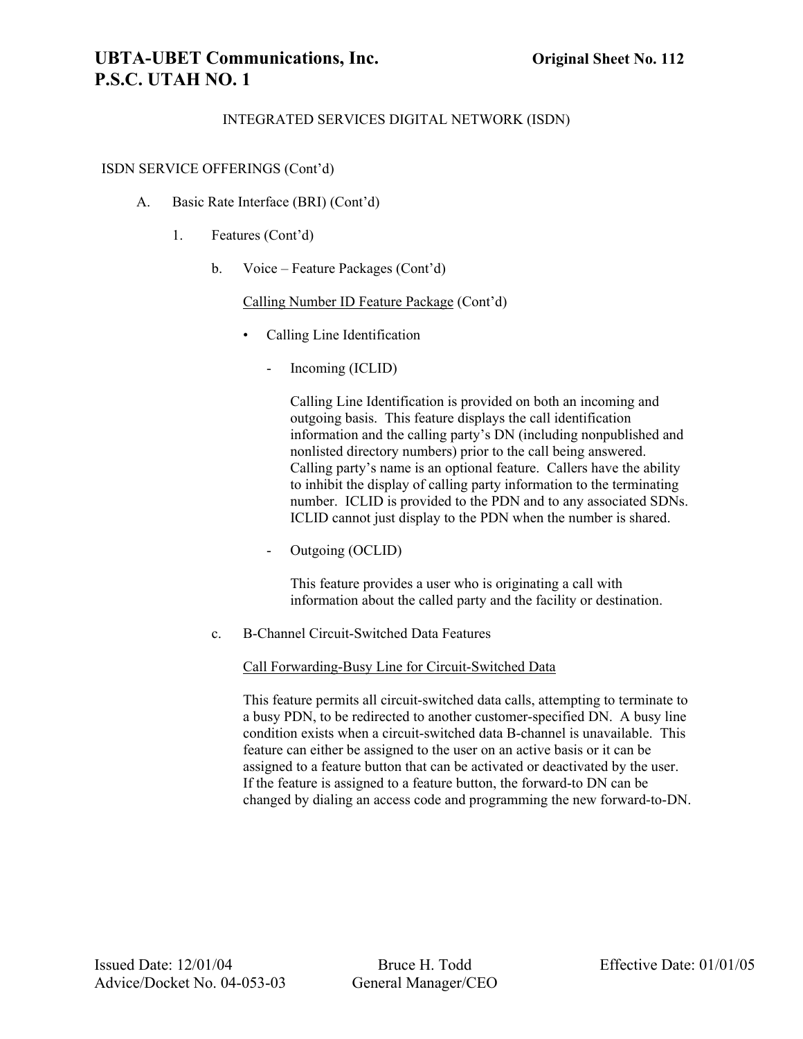INTEGRATED SERVICES DIGITAL NETWORK (ISDN)

ISDN SERVICE OFFERINGS (Cont'd)

A. Basic Rate Interface (BRI) (Cont'd)

1. Features (Cont'd)

b. Voice – Feature Packages (Cont'd)

<u>Calling Number ID Feature Package</u> (Cont'd)

- Calling Line Identification

  - Incoming (ICLID)

    Calling Line Identification is provided on both an incoming and outgoing basis. This feature displays the call identification information and the calling party's DN (including nonpublished and nonlisted directory numbers) prior to the call being answered. Calling party's name is an optional feature. Callers have the ability to inhibit the display of calling party information to the terminating number. ICLID is provided to the PDN and to any associated SDNs. ICLID cannot just display to the PDN when the number is shared.

  - Outgoing (OCLID)

    This feature provides a user who is originating a call with information about the called party and the facility or destination.

c. B-Channel Circuit-Switched Data Features

<u>Call Forwarding-Busy Line for Circuit-Switched Data</u>

This feature permits all circuit-switched data calls, attempting to terminate to a busy PDN, to be redirected to another customer-specified DN. A busy line condition exists when a circuit-switched data B-channel is unavailable. This feature can either be assigned to the user on an active basis or it can be assigned to a feature button that can be activated or deactivated by the user. If the feature is assigned to a feature button, the forward-to DN can be changed by dialing an access code and programming the new forward-to-DN.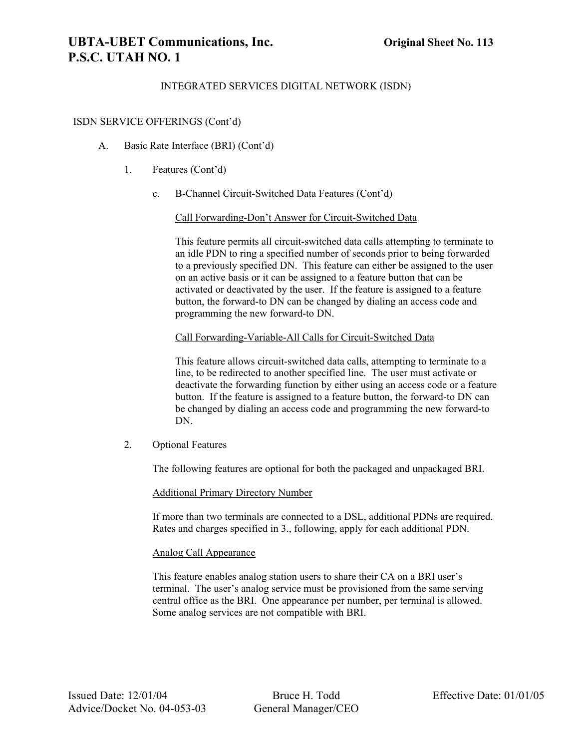INTEGRATED SERVICES DIGITAL NETWORK (ISDN)

ISDN SERVICE OFFERINGS (Cont'd)

A. Basic Rate Interface (BRI) (Cont'd)

1. Features (Cont'd)

c. B-Channel Circuit-Switched Data Features (Cont'd)

<u>Call Forwarding-Don't Answer for Circuit-Switched Data</u>

This feature permits all circuit-switched data calls attempting to terminate to an idle PDN to ring a specified number of seconds prior to being forwarded to a previously specified DN. This feature can either be assigned to the user on an active basis or it can be assigned to a feature button that can be activated or deactivated by the user. If the feature is assigned to a feature button, the forward-to DN can be changed by dialing an access code and programming the new forward-to DN.

<u>Call Forwarding-Variable-All Calls for Circuit-Switched Data</u>

This feature allows circuit-switched data calls, attempting to terminate to a line, to be redirected to another specified line. The user must activate or deactivate the forwarding function by either using an access code or a feature button. If the feature is assigned to a feature button, the forward-to DN can be changed by dialing an access code and programming the new forward-to DN.

2. Optional Features

The following features are optional for both the packaged and unpackaged BRI.

<u>Additional Primary Directory Number</u>

If more than two terminals are connected to a DSL, additional PDNs are required. Rates and charges specified in 3., following, apply for each additional PDN.

<u>Analog Call Appearance</u>

This feature enables analog station users to share their CA on a BRI user's terminal. The user's analog service must be provisioned from the same serving central office as the BRI. One appearance per number, per terminal is allowed. Some analog services are not compatible with BRI.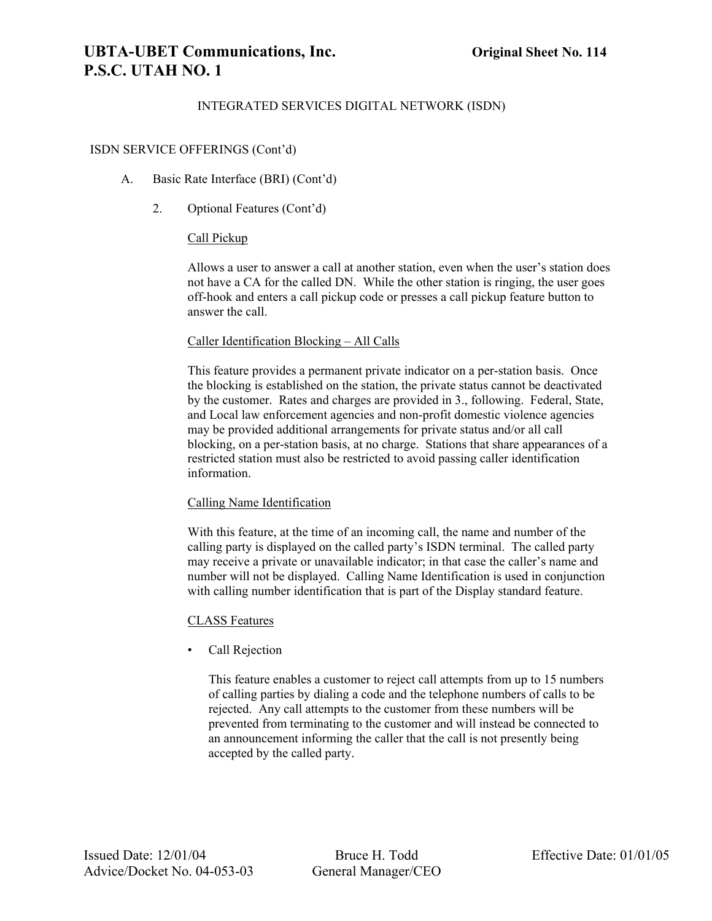INTEGRATED SERVICES DIGITAL NETWORK (ISDN)

ISDN SERVICE OFFERINGS (Cont'd)

A. Basic Rate Interface (BRI) (Cont'd)

2. Optional Features (Cont'd)

Call Pickup

Allows a user to answer a call at another station, even when the user's station does not have a CA for the called DN. While the other station is ringing, the user goes off-hook and enters a call pickup code or presses a call pickup feature button to answer the call.

Caller Identification Blocking – All Calls

This feature provides a permanent private indicator on a per-station basis. Once the blocking is established on the station, the private status cannot be deactivated by the customer. Rates and charges are provided in 3., following. Federal, State, and Local law enforcement agencies and non-profit domestic violence agencies may be provided additional arrangements for private status and/or all call blocking, on a per-station basis, at no charge. Stations that share appearances of a restricted station must also be restricted to avoid passing caller identification information.

Calling Name Identification

With this feature, at the time of an incoming call, the name and number of the calling party is displayed on the called party's ISDN terminal. The called party may receive a private or unavailable indicator; in that case the caller's name and number will not be displayed. Calling Name Identification is used in conjunction with calling number identification that is part of the Display standard feature.

CLASS Features

- Call Rejection

  This feature enables a customer to reject call attempts from up to 15 numbers of calling parties by dialing a code and the telephone numbers of calls to be rejected. Any call attempts to the customer from these numbers will be prevented from terminating to the customer and will instead be connected to an announcement informing the caller that the call is not presently being accepted by the called party.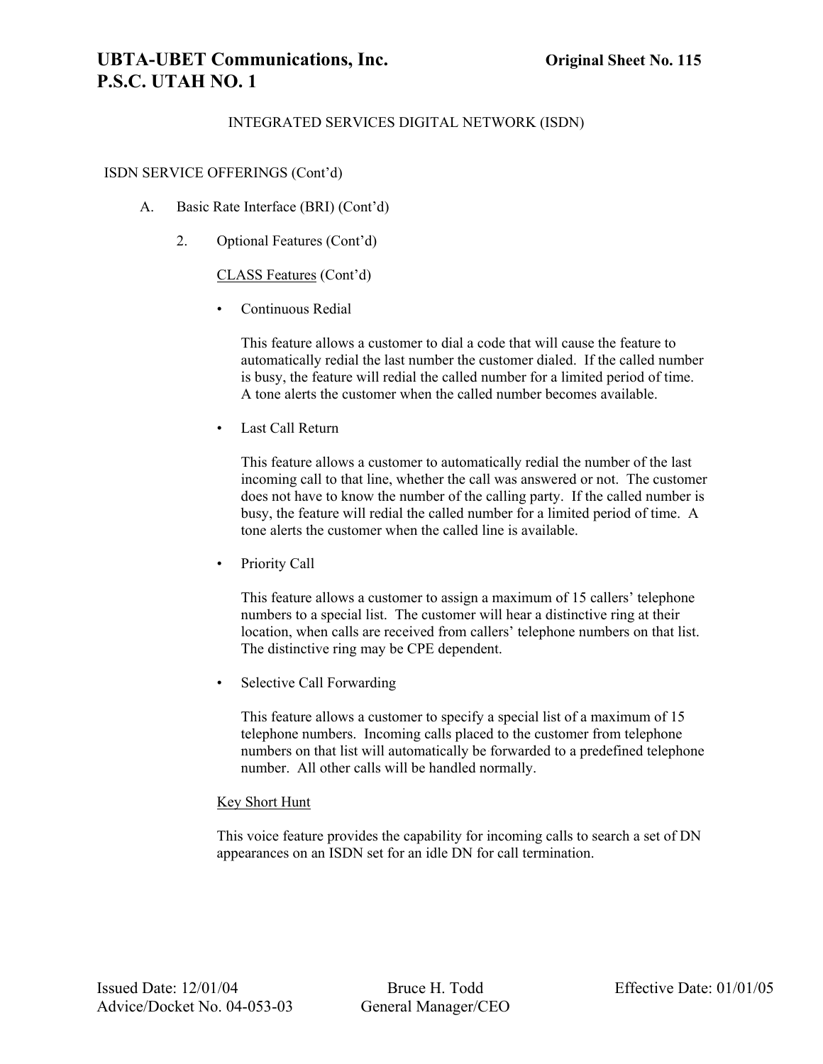## INTEGRATED SERVICES DIGITAL NETWORK (ISDN)

ISDN SERVICE OFFERINGS (Cont'd)

A. Basic Rate Interface (BRI) (Cont'd)

2. Optional Features (Cont'd)

CLASS Features (Cont'd)

- Continuous Redial

  This feature allows a customer to dial a code that will cause the feature to automatically redial the last number the customer dialed. If the called number is busy, the feature will redial the called number for a limited period of time. A tone alerts the customer when the called number becomes available.

- Last Call Return

  This feature allows a customer to automatically redial the number of the last incoming call to that line, whether the call was answered or not. The customer does not have to know the number of the calling party. If the called number is busy, the feature will redial the called number for a limited period of time. A tone alerts the customer when the called line is available.

- Priority Call

  This feature allows a customer to assign a maximum of 15 callers' telephone numbers to a special list. The customer will hear a distinctive ring at their location, when calls are received from callers' telephone numbers on that list. The distinctive ring may be CPE dependent.

- Selective Call Forwarding

  This feature allows a customer to specify a special list of a maximum of 15 telephone numbers. Incoming calls placed to the customer from telephone numbers on that list will automatically be forwarded to a predefined telephone number. All other calls will be handled normally.

Key Short Hunt

This voice feature provides the capability for incoming calls to search a set of DN appearances on an ISDN set for an idle DN for call termination.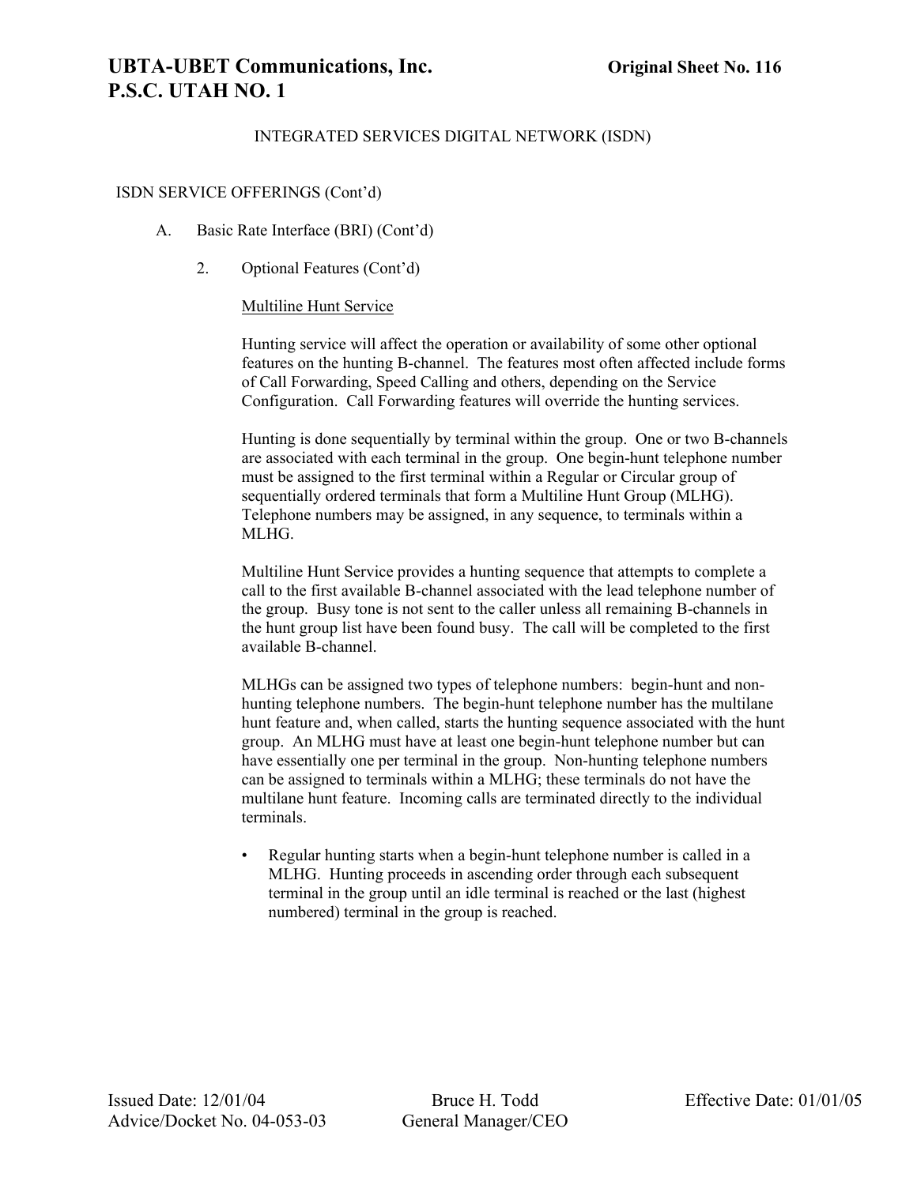INTEGRATED SERVICES DIGITAL NETWORK (ISDN)

ISDN SERVICE OFFERINGS (Cont'd)

A. Basic Rate Interface (BRI) (Cont'd)

2. Optional Features (Cont'd)

<u>Multiline Hunt Service</u>

Hunting service will affect the operation or availability of some other optional features on the hunting B-channel. The features most often affected include forms of Call Forwarding, Speed Calling and others, depending on the Service Configuration. Call Forwarding features will override the hunting services.

Hunting is done sequentially by terminal within the group. One or two B-channels are associated with each terminal in the group. One begin-hunt telephone number must be assigned to the first terminal within a Regular or Circular group of sequentially ordered terminals that form a Multiline Hunt Group (MLHG). Telephone numbers may be assigned, in any sequence, to terminals within a MLHG.

Multiline Hunt Service provides a hunting sequence that attempts to complete a call to the first available B-channel associated with the lead telephone number of the group. Busy tone is not sent to the caller unless all remaining B-channels in the hunt group list have been found busy. The call will be completed to the first available B-channel.

MLHGs can be assigned two types of telephone numbers: begin-hunt and non-hunting telephone numbers. The begin-hunt telephone number has the multilane hunt feature and, when called, starts the hunting sequence associated with the hunt group. An MLHG must have at least one begin-hunt telephone number but can have essentially one per terminal in the group. Non-hunting telephone numbers can be assigned to terminals within a MLHG; these terminals do not have the multilane hunt feature. Incoming calls are terminated directly to the individual terminals.

- Regular hunting starts when a begin-hunt telephone number is called in a MLHG. Hunting proceeds in ascending order through each subsequent terminal in the group until an idle terminal is reached or the last (highest numbered) terminal in the group is reached.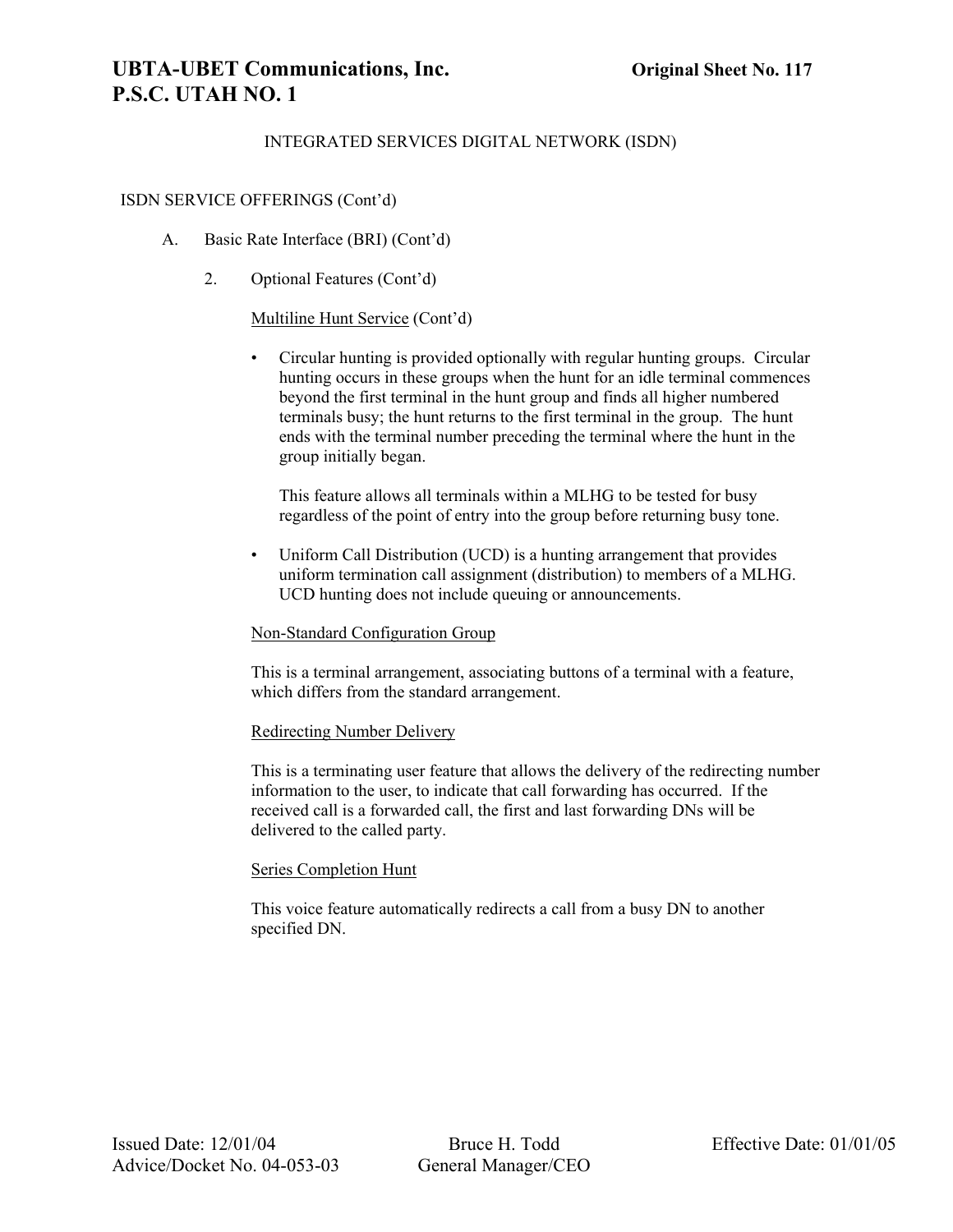# INTEGRATED SERVICES DIGITAL NETWORK (ISDN)

ISDN SERVICE OFFERINGS (Cont'd)

A. Basic Rate Interface (BRI) (Cont'd)

2. Optional Features (Cont'd)

Multiline Hunt Service (Cont'd)

- Circular hunting is provided optionally with regular hunting groups. Circular hunting occurs in these groups when the hunt for an idle terminal commences beyond the first terminal in the hunt group and finds all higher numbered terminals busy; the hunt returns to the first terminal in the group. The hunt ends with the terminal number preceding the terminal where the hunt in the group initially began.

  This feature allows all terminals within a MLHG to be tested for busy regardless of the point of entry into the group before returning busy tone.

- Uniform Call Distribution (UCD) is a hunting arrangement that provides uniform termination call assignment (distribution) to members of a MLHG. UCD hunting does not include queuing or announcements.

Non-Standard Configuration Group

This is a terminal arrangement, associating buttons of a terminal with a feature, which differs from the standard arrangement.

Redirecting Number Delivery

This is a terminating user feature that allows the delivery of the redirecting number information to the user, to indicate that call forwarding has occurred. If the received call is a forwarded call, the first and last forwarding DNs will be delivered to the called party.

Series Completion Hunt

This voice feature automatically redirects a call from a busy DN to another specified DN.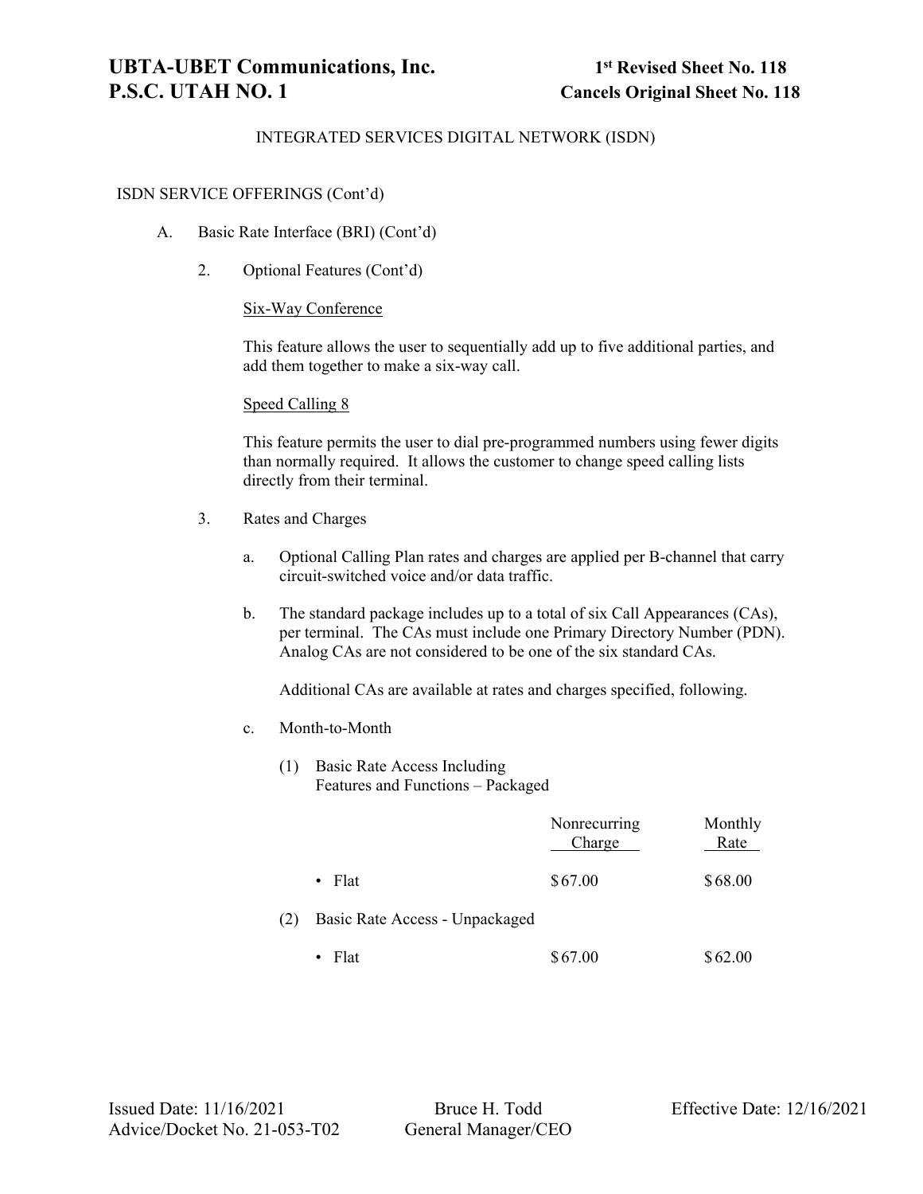# UBTA-UBET Communications, Inc.
# P.S.C. UTAH NO. 1

**1st Revised Sheet No. 118**
**Cancels Original Sheet No. 118**

INTEGRATED SERVICES DIGITAL NETWORK (ISDN)

ISDN SERVICE OFFERINGS (Cont'd)

A. Basic Rate Interface (BRI) (Cont'd)

2. Optional Features (Cont'd)

<u>Six-Way Conference</u>

This feature allows the user to sequentially add up to five additional parties, and add them together to make a six-way call.

<u>Speed Calling 8</u>

This feature permits the user to dial pre-programmed numbers using fewer digits than normally required. It allows the customer to change speed calling lists directly from their terminal.

3. Rates and Charges

a. Optional Calling Plan rates and charges are applied per B-channel that carry circuit-switched voice and/or data traffic.

b. The standard package includes up to a total of six Call Appearances (CAs), per terminal. The CAs must include one Primary Directory Number (PDN). Analog CAs are not considered to be one of the six standard CAs.

Additional CAs are available at rates and charges specified, following.

c. Month-to-Month

(1) Basic Rate Access Including Features and Functions – Packaged

| | Nonrecurring Charge | Monthly Rate |
|---|---|---|
| • Flat | $67.00 | $68.00 |

(2) Basic Rate Access - Unpackaged

| | Nonrecurring Charge | Monthly Rate |
|---|---|---|
| • Flat | $67.00 | $62.00 |

Issued Date: 11/16/2021
Advice/Docket No. 21-053-T02

Bruce H. Todd
General Manager/CEO

Effective Date: 12/16/2021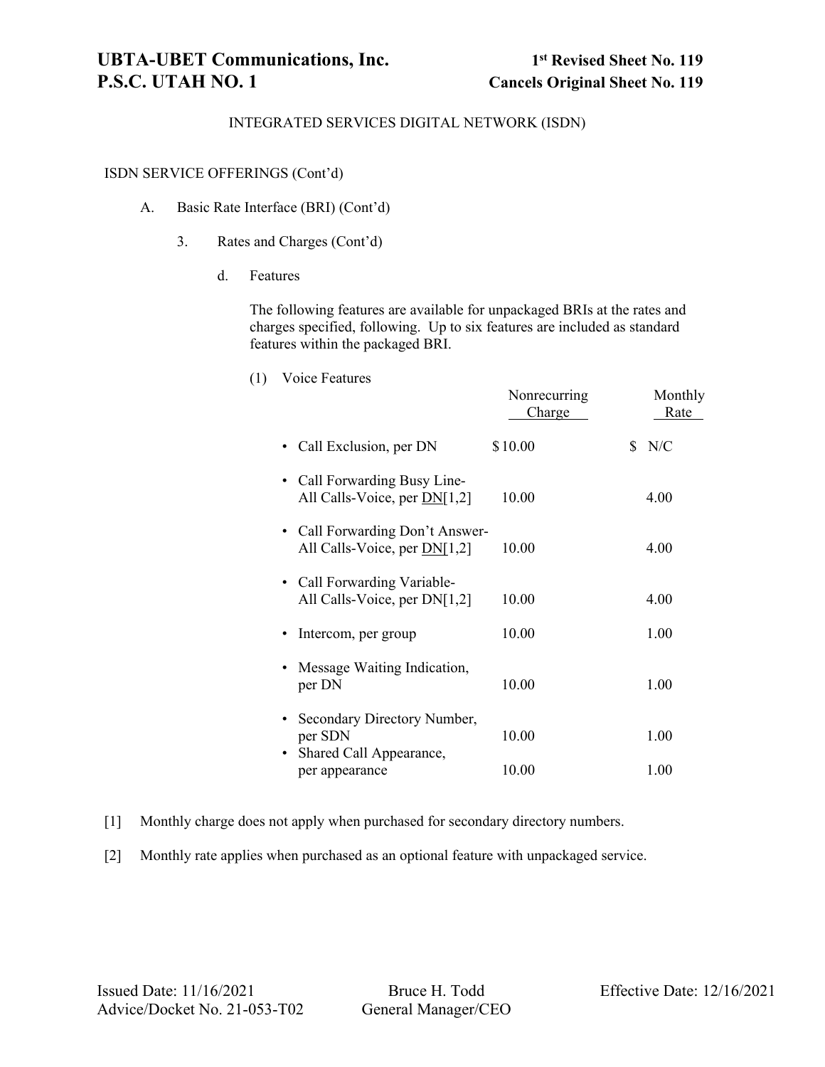# UBTA-UBET Communications, Inc.
# P.S.C. UTAH NO. 1

**1st Revised Sheet No. 119**
**Cancels Original Sheet No. 119**

INTEGRATED SERVICES DIGITAL NETWORK (ISDN)

ISDN SERVICE OFFERINGS (Cont'd)

A. Basic Rate Interface (BRI) (Cont'd)

3. Rates and Charges (Cont'd)

d. Features

The following features are available for unpackaged BRIs at the rates and charges specified, following. Up to six features are included as standard features within the packaged BRI.

(1) Voice Features

| | Nonrecurring Charge | Monthly Rate |
|---|---|---|
| • Call Exclusion, per DN | $10.00 | $ N/C |
| • Call Forwarding Busy Line-All Calls-Voice, per DN[1,2] | 10.00 | 4.00 |
| • Call Forwarding Don't Answer-All Calls-Voice, per DN[1,2] | 10.00 | 4.00 |
| • Call Forwarding Variable-All Calls-Voice, per DN[1,2] | 10.00 | 4.00 |
| • Intercom, per group | 10.00 | 1.00 |
| • Message Waiting Indication, per DN | 10.00 | 1.00 |
| • Secondary Directory Number, per SDN | 10.00 | 1.00 |
| • Shared Call Appearance, per appearance | 10.00 | 1.00 |

[1] Monthly charge does not apply when purchased for secondary directory numbers.

[2] Monthly rate applies when purchased as an optional feature with unpackaged service.

Issued Date: 11/16/2021
Advice/Docket No. 21-053-T02

Bruce H. Todd
General Manager/CEO

Effective Date: 12/16/2021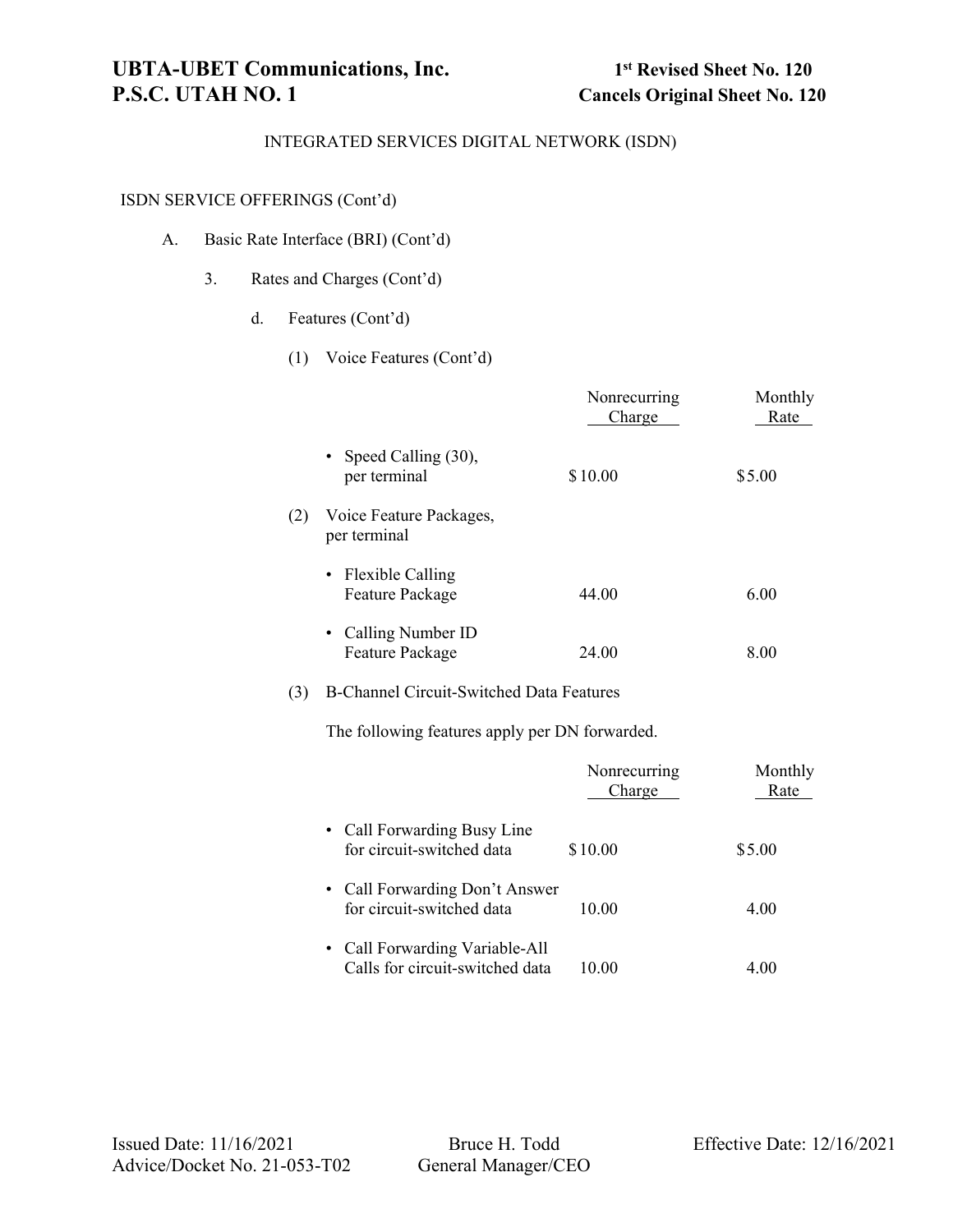# UBTA-UBET Communications, Inc.
# P.S.C. UTAH NO. 1

**1st Revised Sheet No. 120**
**Cancels Original Sheet No. 120**

INTEGRATED SERVICES DIGITAL NETWORK (ISDN)

ISDN SERVICE OFFERINGS (Cont'd)

A. Basic Rate Interface (BRI) (Cont'd)

3. Rates and Charges (Cont'd)

d. Features (Cont'd)

(1) Voice Features (Cont'd)

| | Nonrecurring Charge | Monthly Rate |
|---|---|---|
| • Speed Calling (30), per terminal | $10.00 | $5.00 |

(2) Voice Feature Packages, per terminal

| | Nonrecurring Charge | Monthly Rate |
|---|---|---|
| • Flexible Calling Feature Package | 44.00 | 6.00 |
| • Calling Number ID Feature Package | 24.00 | 8.00 |

(3) B-Channel Circuit-Switched Data Features

The following features apply per DN forwarded.

| | Nonrecurring Charge | Monthly Rate |
|---|---|---|
| • Call Forwarding Busy Line for circuit-switched data | $10.00 | $5.00 |
| • Call Forwarding Don't Answer for circuit-switched data | 10.00 | 4.00 |
| • Call Forwarding Variable-All Calls for circuit-switched data | 10.00 | 4.00 |

Issued Date: 11/16/2021
Advice/Docket No. 21-053-T02

Bruce H. Todd
General Manager/CEO

Effective Date: 12/16/2021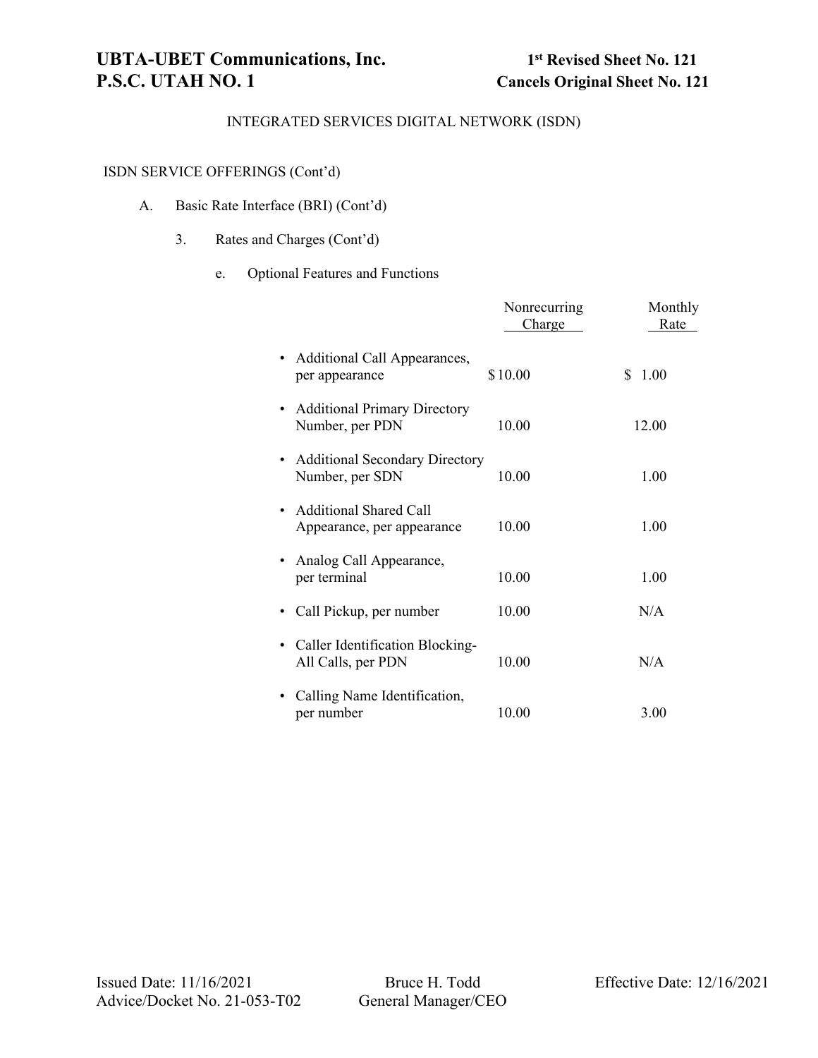# UBTA-UBET Communications, Inc.
# P.S.C. UTAH NO. 1

**1st Revised Sheet No. 121**
**Cancels Original Sheet No. 121**

INTEGRATED SERVICES DIGITAL NETWORK (ISDN)

ISDN SERVICE OFFERINGS (Cont'd)

A. Basic Rate Interface (BRI) (Cont'd)

3. Rates and Charges (Cont'd)

e. Optional Features and Functions

| | Nonrecurring Charge | Monthly Rate |
|---|---|---|
| • Additional Call Appearances, per appearance | $10.00 | $ 1.00 |
| • Additional Primary Directory Number, per PDN | 10.00 | 12.00 |
| • Additional Secondary Directory Number, per SDN | 10.00 | 1.00 |
| • Additional Shared Call Appearance, per appearance | 10.00 | 1.00 |
| • Analog Call Appearance, per terminal | 10.00 | 1.00 |
| • Call Pickup, per number | 10.00 | N/A |
| • Caller Identification Blocking-All Calls, per PDN | 10.00 | N/A |
| • Calling Name Identification, per number | 10.00 | 3.00 |

Issued Date: 11/16/2021
Advice/Docket No. 21-053-T02

Bruce H. Todd
General Manager/CEO

Effective Date: 12/16/2021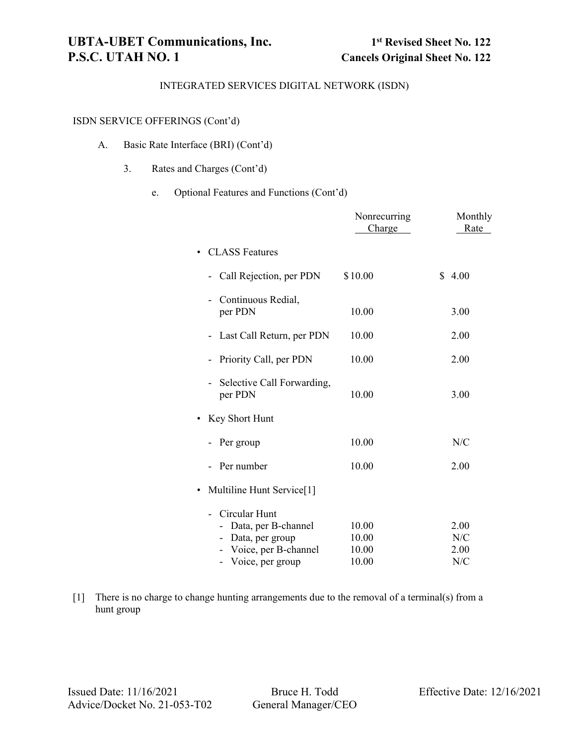**UBTA-UBET Communications, Inc.**
**P.S.C. UTAH NO. 1**

**1st Revised Sheet No. 122**
**Cancels Original Sheet No. 122**

INTEGRATED SERVICES DIGITAL NETWORK (ISDN)

ISDN SERVICE OFFERINGS (Cont'd)

A. Basic Rate Interface (BRI) (Cont'd)

3. Rates and Charges (Cont'd)

e. Optional Features and Functions (Cont'd)

| | Nonrecurring Charge | Monthly Rate |
|---|---|---|
| • CLASS Features | | |
| - Call Rejection, per PDN | $10.00 | $ 4.00 |
| - Continuous Redial, per PDN | 10.00 | 3.00 |
| - Last Call Return, per PDN | 10.00 | 2.00 |
| - Priority Call, per PDN | 10.00 | 2.00 |
| - Selective Call Forwarding, per PDN | 10.00 | 3.00 |
| • Key Short Hunt | | |
| - Per group | 10.00 | N/C |
| - Per number | 10.00 | 2.00 |
| • Multiline Hunt Service[1] | | |
| - Circular Hunt | | |
| - Data, per B-channel | 10.00 | 2.00 |
| - Data, per group | 10.00 | N/C |
| - Voice, per B-channel | 10.00 | 2.00 |
| - Voice, per group | 10.00 | N/C |

[1] There is no charge to change hunting arrangements due to the removal of a terminal(s) from a hunt group

Issued Date: 11/16/2021
Advice/Docket No. 21-053-T02

Bruce H. Todd
General Manager/CEO

Effective Date: 12/16/2021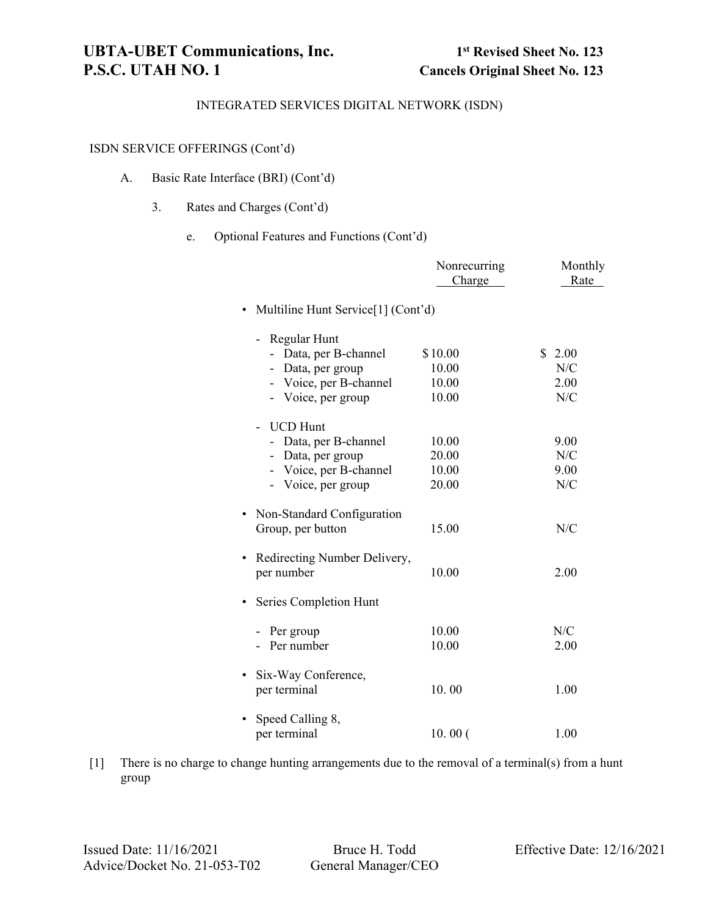# UBTA-UBET Communications, Inc.
# P.S.C. UTAH NO. 1

**1st Revised Sheet No. 123**
**Cancels Original Sheet No. 123**

INTEGRATED SERVICES DIGITAL NETWORK (ISDN)

ISDN SERVICE OFFERINGS (Cont'd)

A. Basic Rate Interface (BRI) (Cont'd)

3. Rates and Charges (Cont'd)

e. Optional Features and Functions (Cont'd)

| | Nonrecurring Charge | Monthly Rate |
|---|---|---|
| • Multiline Hunt Service[1] (Cont'd) | | |
| - Regular Hunt | | |
| - Data, per B-channel | $10.00 | $ 2.00 |
| - Data, per group | 10.00 | N/C |
| - Voice, per B-channel | 10.00 | 2.00 |
| - Voice, per group | 10.00 | N/C |
| - UCD Hunt | | |
| - Data, per B-channel | 10.00 | 9.00 |
| - Data, per group | 20.00 | N/C |
| - Voice, per B-channel | 10.00 | 9.00 |
| - Voice, per group | 20.00 | N/C |
| • Non-Standard Configuration Group, per button | 15.00 | N/C |
| • Redirecting Number Delivery, per number | 10.00 | 2.00 |
| • Series Completion Hunt | | |
| - Per group | 10.00 | N/C |
| - Per number | 10.00 | 2.00 |
| • Six-Way Conference, per terminal | 10. 00 | 1.00 |
| • Speed Calling 8, per terminal | 10. 00 ( | 1.00 |

[1] There is no charge to change hunting arrangements due to the removal of a terminal(s) from a hunt group

Issued Date: 11/16/2021
Advice/Docket No. 21-053-T02

Bruce H. Todd
General Manager/CEO

Effective Date: 12/16/2021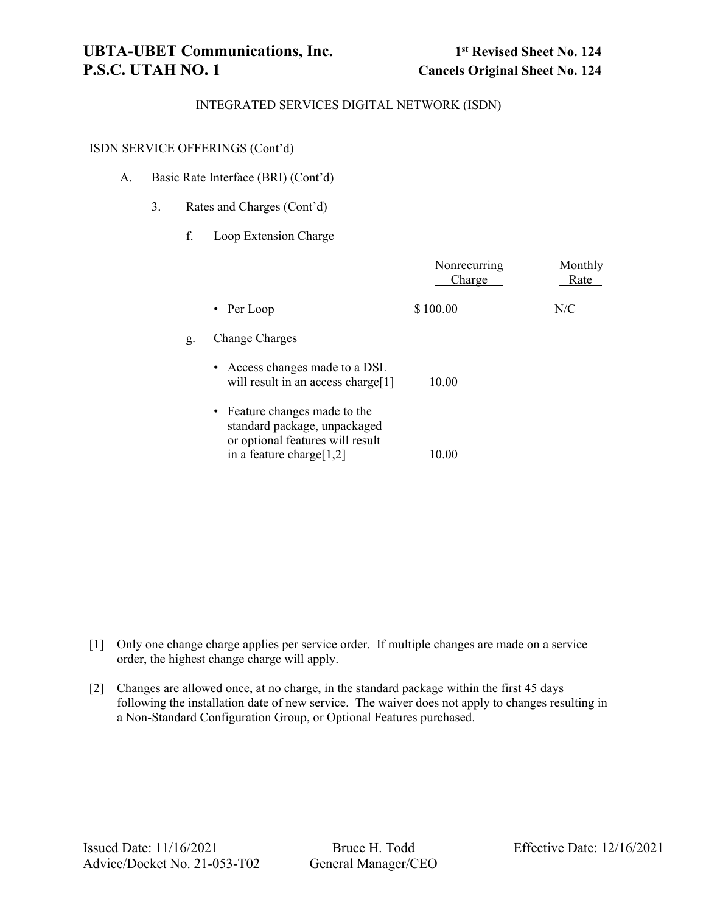# UBTA-UBET Communications, Inc.
# P.S.C. UTAH NO. 1

**1st Revised Sheet No. 124**
**Cancels Original Sheet No. 124**

INTEGRATED SERVICES DIGITAL NETWORK (ISDN)

ISDN SERVICE OFFERINGS (Cont'd)

A. Basic Rate Interface (BRI) (Cont'd)

3. Rates and Charges (Cont'd)

f. Loop Extension Charge

| | Nonrecurring Charge | Monthly Rate |
|---|---|---|
| • Per Loop | $ 100.00 | N/C |

g. Change Charges

| | Nonrecurring Charge | Monthly Rate |
|---|---|---|
| • Access changes made to a DSL will result in an access charge[1] | 10.00 | |
| • Feature changes made to the standard package, unpackaged or optional features will result in a feature charge[1,2] | 10.00 | |

[1] Only one change charge applies per service order. If multiple changes are made on a service order, the highest change charge will apply.

[2] Changes are allowed once, at no charge, in the standard package within the first 45 days following the installation date of new service. The waiver does not apply to changes resulting in a Non-Standard Configuration Group, or Optional Features purchased.

Issued Date: 11/16/2021
Advice/Docket No. 21-053-T02

Bruce H. Todd
General Manager/CEO

Effective Date: 12/16/2021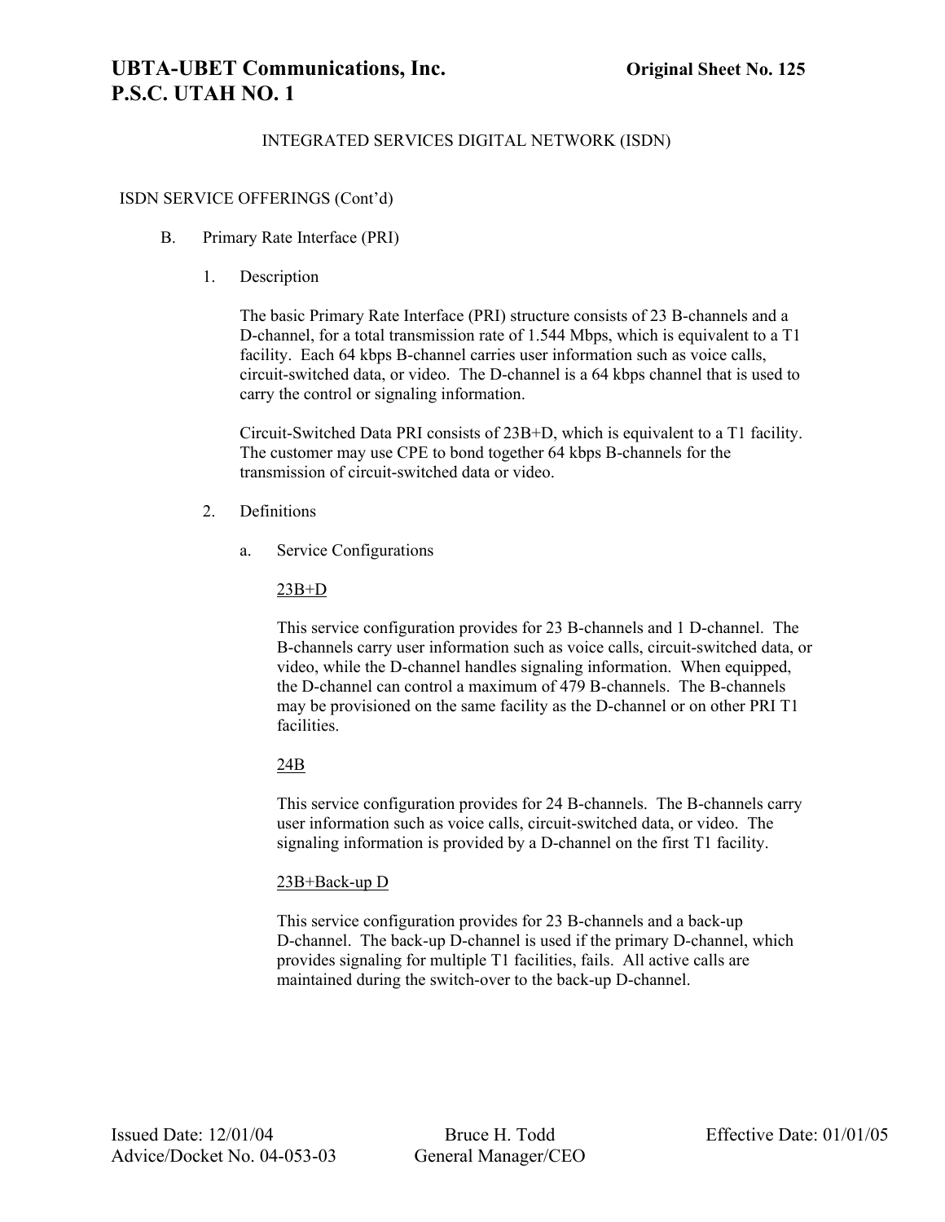INTEGRATED SERVICES DIGITAL NETWORK (ISDN)

ISDN SERVICE OFFERINGS (Cont'd)

B. Primary Rate Interface (PRI)

1. Description

The basic Primary Rate Interface (PRI) structure consists of 23 B-channels and a D-channel, for a total transmission rate of 1.544 Mbps, which is equivalent to a T1 facility. Each 64 kbps B-channel carries user information such as voice calls, circuit-switched data, or video. The D-channel is a 64 kbps channel that is used to carry the control or signaling information.

Circuit-Switched Data PRI consists of 23B+D, which is equivalent to a T1 facility. The customer may use CPE to bond together 64 kbps B-channels for the transmission of circuit-switched data or video.

2. Definitions

a. Service Configurations

<u>23B+D</u>

This service configuration provides for 23 B-channels and 1 D-channel. The B-channels carry user information such as voice calls, circuit-switched data, or video, while the D-channel handles signaling information. When equipped, the D-channel can control a maximum of 479 B-channels. The B-channels may be provisioned on the same facility as the D-channel or on other PRI T1 facilities.

<u>24B</u>

This service configuration provides for 24 B-channels. The B-channels carry user information such as voice calls, circuit-switched data, or video. The signaling information is provided by a D-channel on the first T1 facility.

<u>23B+Back-up D</u>

This service configuration provides for 23 B-channels and a back-up D-channel. The back-up D-channel is used if the primary D-channel, which provides signaling for multiple T1 facilities, fails. All active calls are maintained during the switch-over to the back-up D-channel.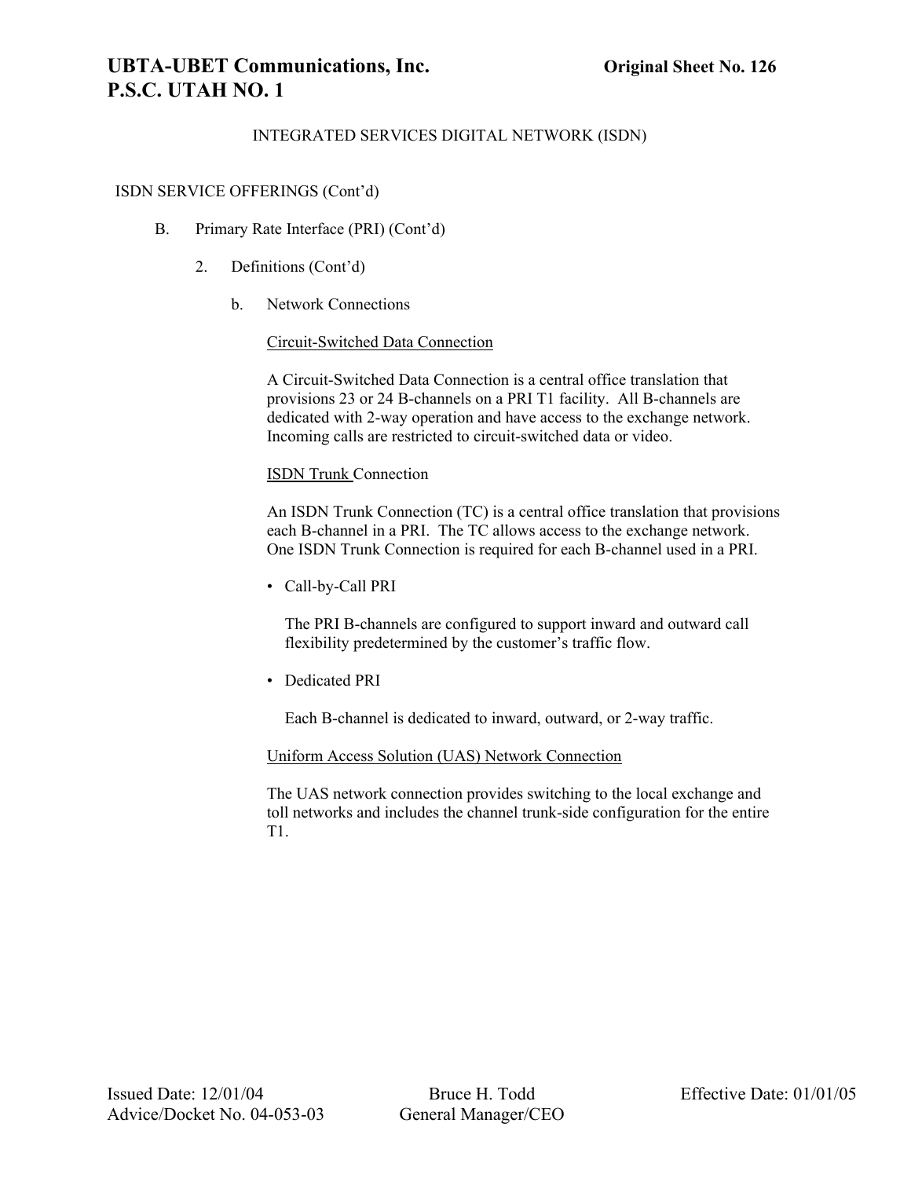INTEGRATED SERVICES DIGITAL NETWORK (ISDN)

ISDN SERVICE OFFERINGS (Cont'd)

B. Primary Rate Interface (PRI) (Cont'd)

2. Definitions (Cont'd)

b. Network Connections

Circuit-Switched Data Connection

A Circuit-Switched Data Connection is a central office translation that provisions 23 or 24 B-channels on a PRI T1 facility. All B-channels are dedicated with 2-way operation and have access to the exchange network. Incoming calls are restricted to circuit-switched data or video.

ISDN Trunk Connection

An ISDN Trunk Connection (TC) is a central office translation that provisions each B-channel in a PRI. The TC allows access to the exchange network. One ISDN Trunk Connection is required for each B-channel used in a PRI.

- Call-by-Call PRI

  The PRI B-channels are configured to support inward and outward call flexibility predetermined by the customer's traffic flow.

- Dedicated PRI

  Each B-channel is dedicated to inward, outward, or 2-way traffic.

Uniform Access Solution (UAS) Network Connection

The UAS network connection provides switching to the local exchange and toll networks and includes the channel trunk-side configuration for the entire T1.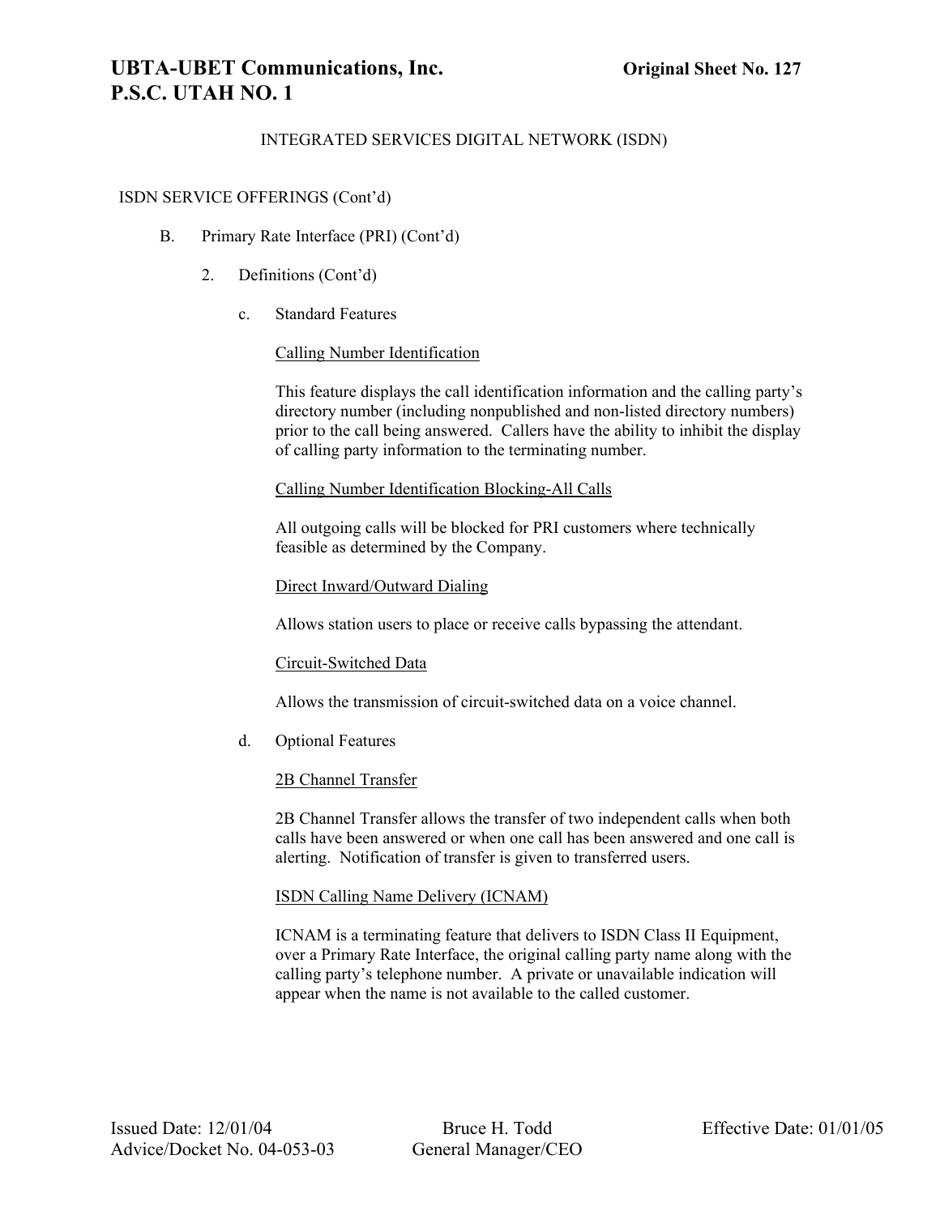INTEGRATED SERVICES DIGITAL NETWORK (ISDN)

ISDN SERVICE OFFERINGS (Cont'd)

B. Primary Rate Interface (PRI) (Cont'd)

2. Definitions (Cont'd)

c. Standard Features

<u>Calling Number Identification</u>

This feature displays the call identification information and the calling party's directory number (including nonpublished and non-listed directory numbers) prior to the call being answered. Callers have the ability to inhibit the display of calling party information to the terminating number.

<u>Calling Number Identification Blocking-All Calls</u>

All outgoing calls will be blocked for PRI customers where technically feasible as determined by the Company.

<u>Direct Inward/Outward Dialing</u>

Allows station users to place or receive calls bypassing the attendant.

<u>Circuit-Switched Data</u>

Allows the transmission of circuit-switched data on a voice channel.

d. Optional Features

<u>2B Channel Transfer</u>

2B Channel Transfer allows the transfer of two independent calls when both calls have been answered or when one call has been answered and one call is alerting. Notification of transfer is given to transferred users.

<u>ISDN Calling Name Delivery (ICNAM)</u>

ICNAM is a terminating feature that delivers to ISDN Class II Equipment, over a Primary Rate Interface, the original calling party name along with the calling party's telephone number. A private or unavailable indication will appear when the name is not available to the called customer.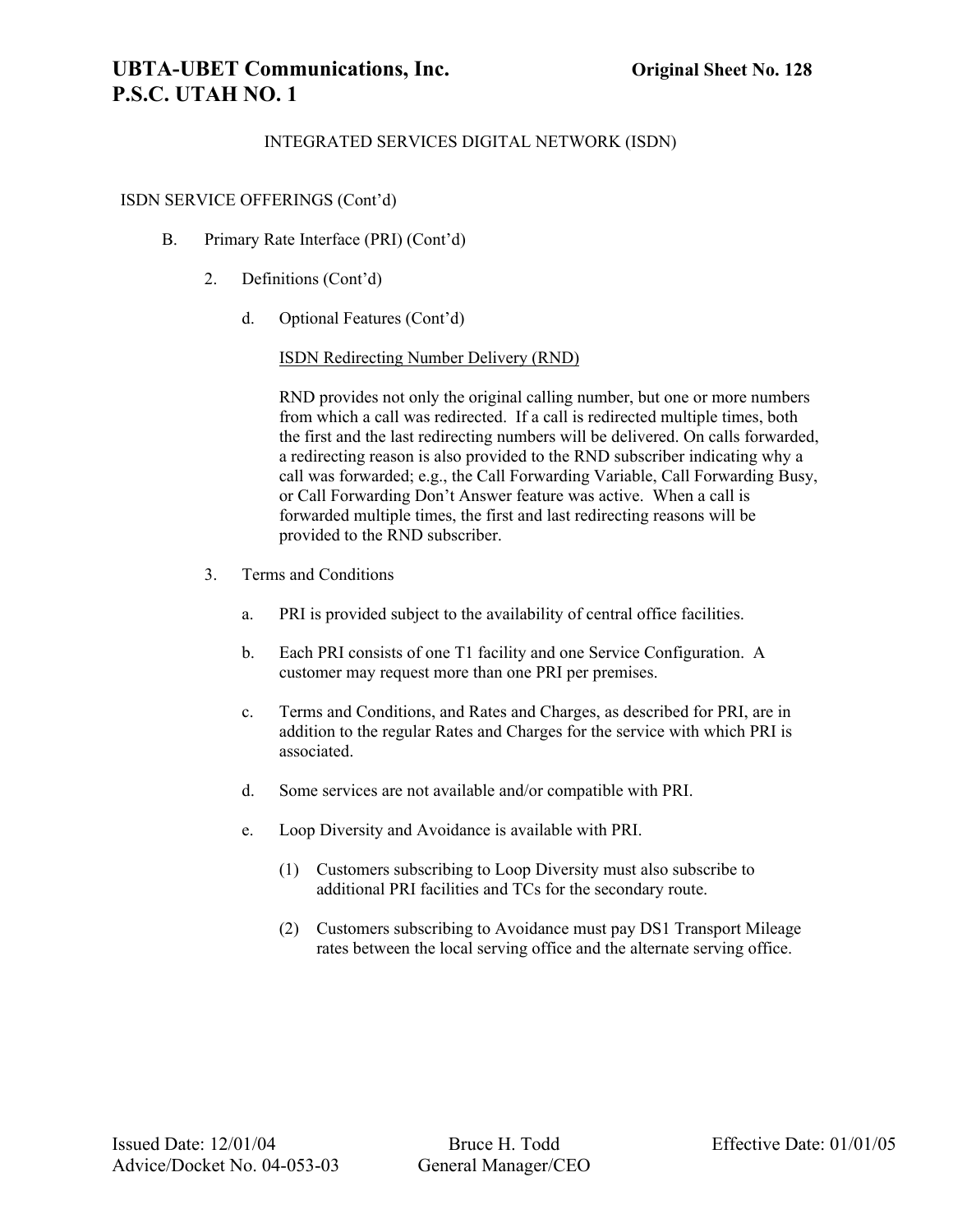INTEGRATED SERVICES DIGITAL NETWORK (ISDN)

ISDN SERVICE OFFERINGS (Cont'd)

B. Primary Rate Interface (PRI) (Cont'd)

2. Definitions (Cont'd)

d. Optional Features (Cont'd)

<u>ISDN Redirecting Number Delivery (RND)</u>

RND provides not only the original calling number, but one or more numbers from which a call was redirected. If a call is redirected multiple times, both the first and the last redirecting numbers will be delivered. On calls forwarded, a redirecting reason is also provided to the RND subscriber indicating why a call was forwarded; e.g., the Call Forwarding Variable, Call Forwarding Busy, or Call Forwarding Don't Answer feature was active. When a call is forwarded multiple times, the first and last redirecting reasons will be provided to the RND subscriber.

3. Terms and Conditions

a. PRI is provided subject to the availability of central office facilities.

b. Each PRI consists of one T1 facility and one Service Configuration. A customer may request more than one PRI per premises.

c. Terms and Conditions, and Rates and Charges, as described for PRI, are in addition to the regular Rates and Charges for the service with which PRI is associated.

d. Some services are not available and/or compatible with PRI.

e. Loop Diversity and Avoidance is available with PRI.

(1) Customers subscribing to Loop Diversity must also subscribe to additional PRI facilities and TCs for the secondary route.

(2) Customers subscribing to Avoidance must pay DS1 Transport Mileage rates between the local serving office and the alternate serving office.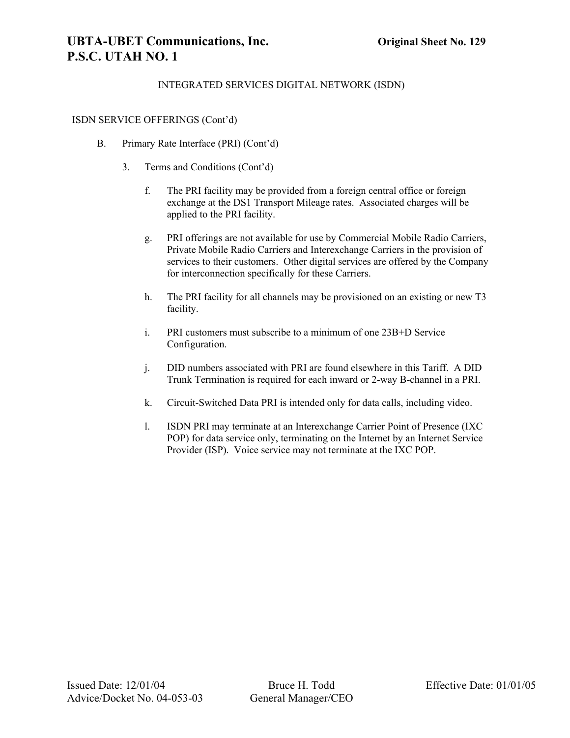INTEGRATED SERVICES DIGITAL NETWORK (ISDN)

ISDN SERVICE OFFERINGS (Cont'd)

B. Primary Rate Interface (PRI) (Cont'd)

3. Terms and Conditions (Cont'd)

f. The PRI facility may be provided from a foreign central office or foreign exchange at the DS1 Transport Mileage rates. Associated charges will be applied to the PRI facility.

g. PRI offerings are not available for use by Commercial Mobile Radio Carriers, Private Mobile Radio Carriers and Interexchange Carriers in the provision of services to their customers. Other digital services are offered by the Company for interconnection specifically for these Carriers.

h. The PRI facility for all channels may be provisioned on an existing or new T3 facility.

i. PRI customers must subscribe to a minimum of one 23B+D Service Configuration.

j. DID numbers associated with PRI are found elsewhere in this Tariff. A DID Trunk Termination is required for each inward or 2-way B-channel in a PRI.

k. Circuit-Switched Data PRI is intended only for data calls, including video.

l. ISDN PRI may terminate at an Interexchange Carrier Point of Presence (IXC POP) for data service only, terminating on the Internet by an Internet Service Provider (ISP). Voice service may not terminate at the IXC POP.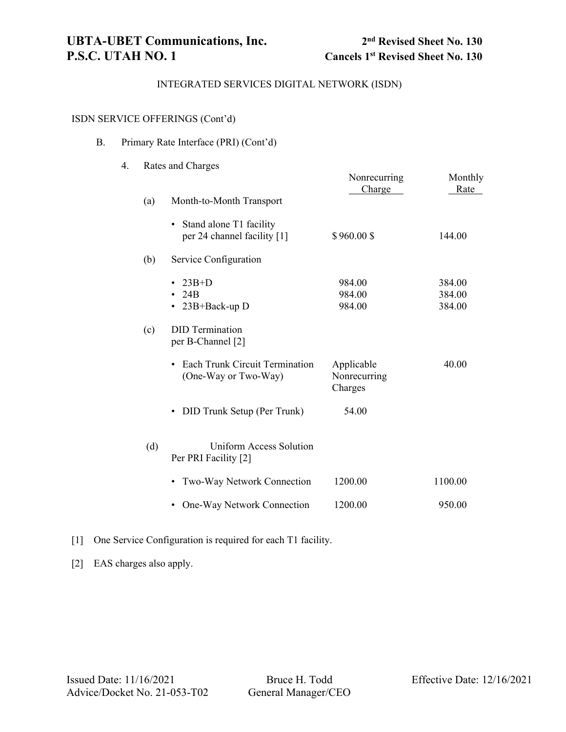# UBTA-UBET Communications, Inc.
# P.S.C. UTAH NO. 1

**2nd Revised Sheet No. 130**
**Cancels 1st Revised Sheet No. 130**

INTEGRATED SERVICES DIGITAL NETWORK (ISDN)

ISDN SERVICE OFFERINGS (Cont'd)

B. Primary Rate Interface (PRI) (Cont'd)

4. Rates and Charges

| | | Nonrecurring Charge | Monthly Rate |
|---|---|---|---|
| (a) | Month-to-Month Transport | | |
| | • Stand alone T1 facility per 24 channel facility [1] | $ 960.00 | $ 144.00 |
| (b) | Service Configuration | | |
| | • 23B+D | 984.00 | 384.00 |
| | • 24B | 984.00 | 384.00 |
| | • 23B+Back-up D | 984.00 | 384.00 |
| (c) | DID Termination per B-Channel [2] | | |
| | • Each Trunk Circuit Termination (One-Way or Two-Way) | Applicable Nonrecurring Charges | 40.00 |
| | • DID Trunk Setup (Per Trunk) | 54.00 | |
| (d) | Uniform Access Solution Per PRI Facility [2] | | |
| | • Two-Way Network Connection | 1200.00 | 1100.00 |
| | • One-Way Network Connection | 1200.00 | 950.00 |

[1] One Service Configuration is required for each T1 facility.

[2] EAS charges also apply.

Issued Date: 11/16/2021
Advice/Docket No. 21-053-T02

Bruce H. Todd
General Manager/CEO

Effective Date: 12/16/2021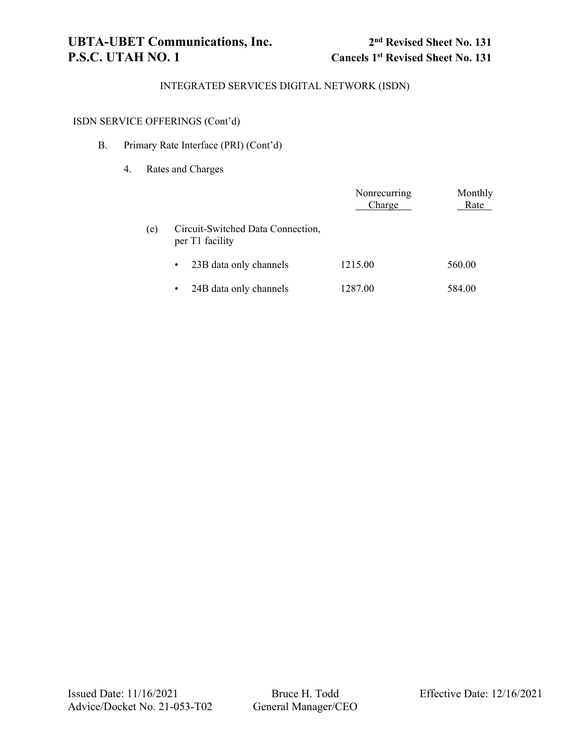# UBTA-UBET Communications, Inc.
# P.S.C. UTAH NO. 1

**2nd Revised Sheet No. 131**
**Cancels 1st Revised Sheet No. 131**

INTEGRATED SERVICES DIGITAL NETWORK (ISDN)

ISDN SERVICE OFFERINGS (Cont'd)

B. Primary Rate Interface (PRI) (Cont'd)

4. Rates and Charges

| | Nonrecurring Charge | Monthly Rate |
|---|---|---|
| (e) Circuit-Switched Data Connection, per T1 facility | | |
| • 23B data only channels | 1215.00 | 560.00 |
| • 24B data only channels | 1287.00 | 584.00 |

Issued Date: 11/16/2021
Advice/Docket No. 21-053-T02

Bruce H. Todd
General Manager/CEO

Effective Date: 12/16/2021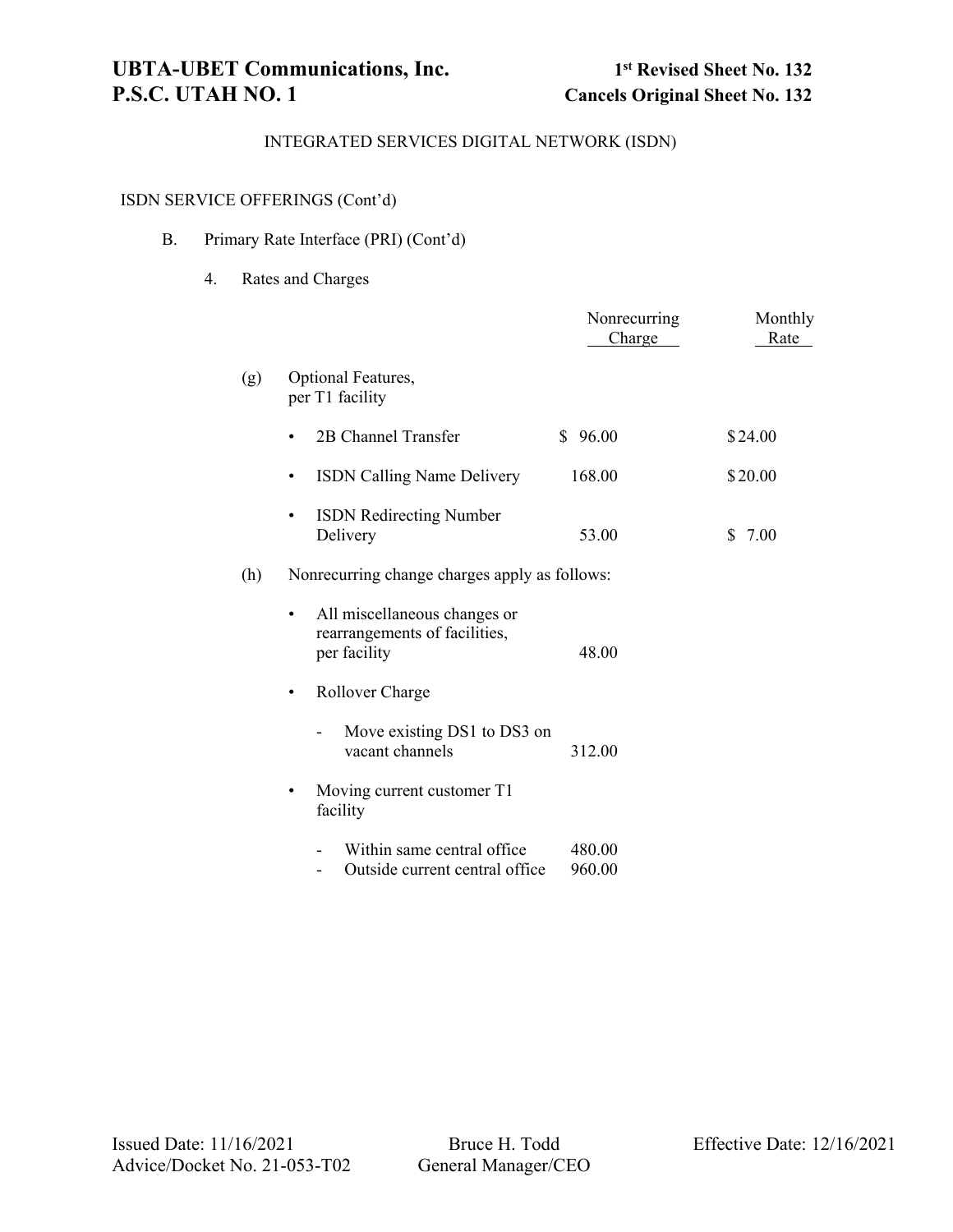# UBTA-UBET Communications, Inc.
# P.S.C. UTAH NO. 1

**1st Revised Sheet No. 132**
**Cancels Original Sheet No. 132**

INTEGRATED SERVICES DIGITAL NETWORK (ISDN)

ISDN SERVICE OFFERINGS (Cont'd)

B. Primary Rate Interface (PRI) (Cont'd)

4. Rates and Charges

| | | Nonrecurring Charge | Monthly Rate |
|---|---|---|---|
| (g) | Optional Features, per T1 facility | | |
| | • 2B Channel Transfer | $ 96.00 | $ 24.00 |
| | • ISDN Calling Name Delivery | 168.00 | $ 20.00 |
| | • ISDN Redirecting Number Delivery | 53.00 | $ 7.00 |
| (h) | Nonrecurring change charges apply as follows: | | |
| | • All miscellaneous changes or rearrangements of facilities, per facility | 48.00 | |
| | • Rollover Charge | | |
| | - Move existing DS1 to DS3 on vacant channels | 312.00 | |
| | • Moving current customer T1 facility | | |
| | - Within same central office | 480.00 | |
| | - Outside current central office | 960.00 | |

Issued Date: 11/16/2021
Advice/Docket No. 21-053-T02

Bruce H. Todd
General Manager/CEO

Effective Date: 12/16/2021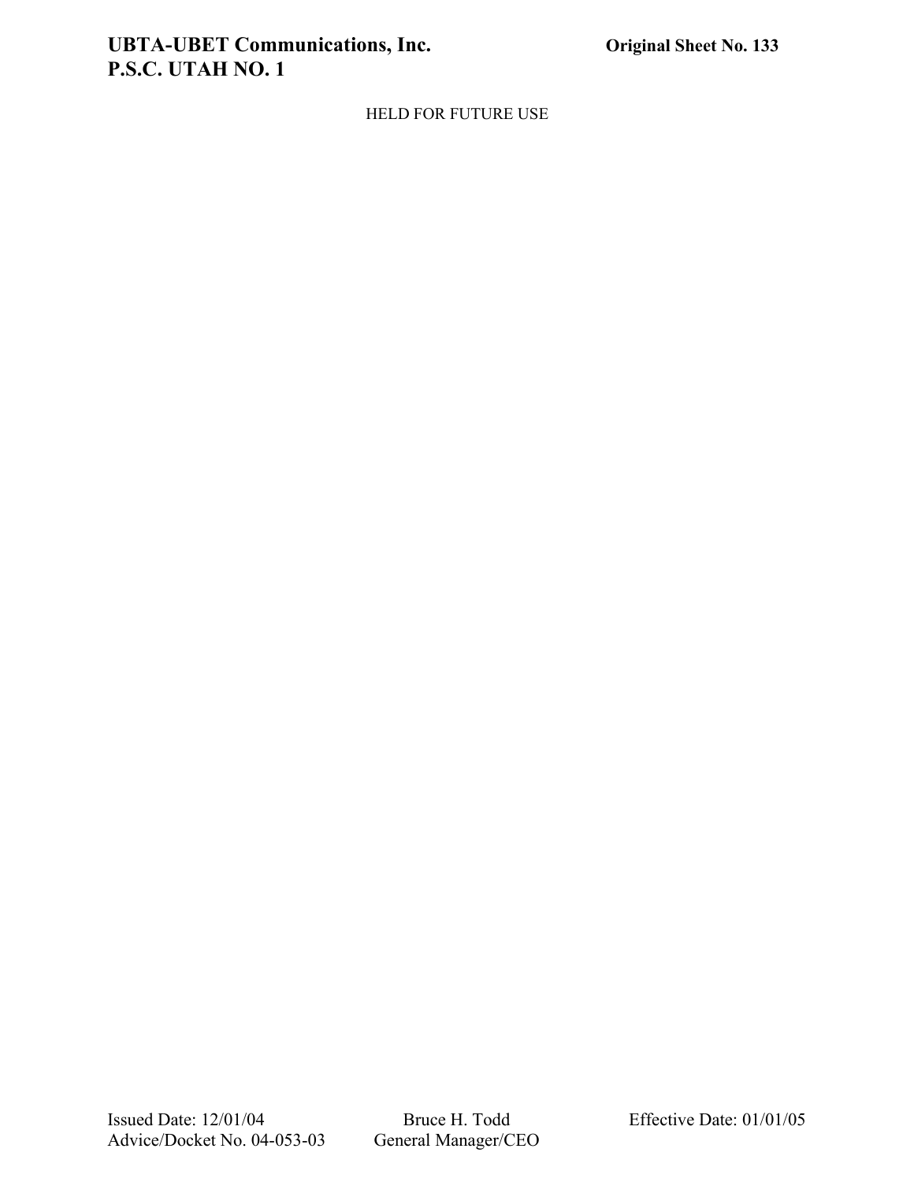HELD FOR FUTURE USE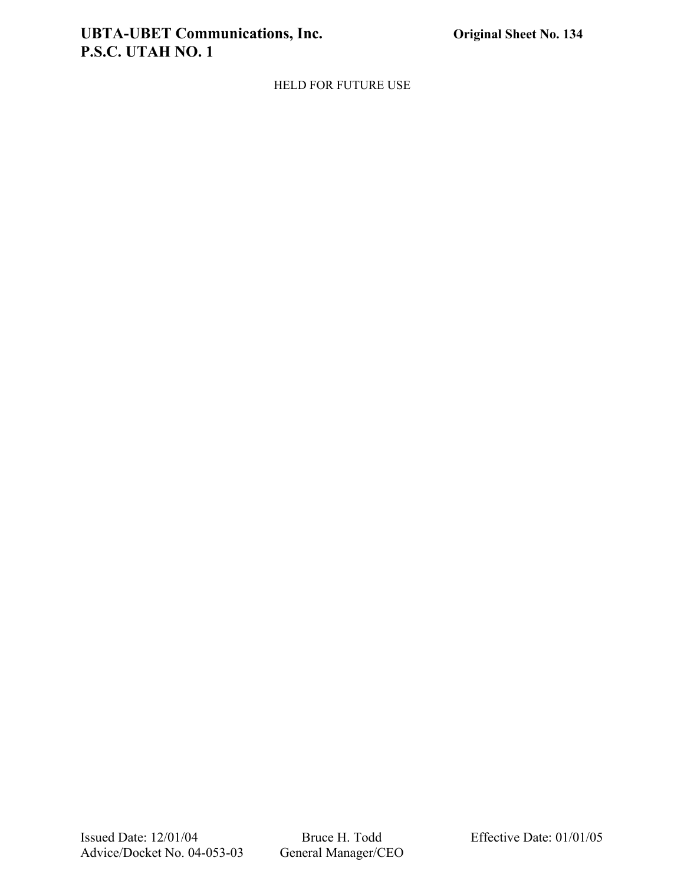HELD FOR FUTURE USE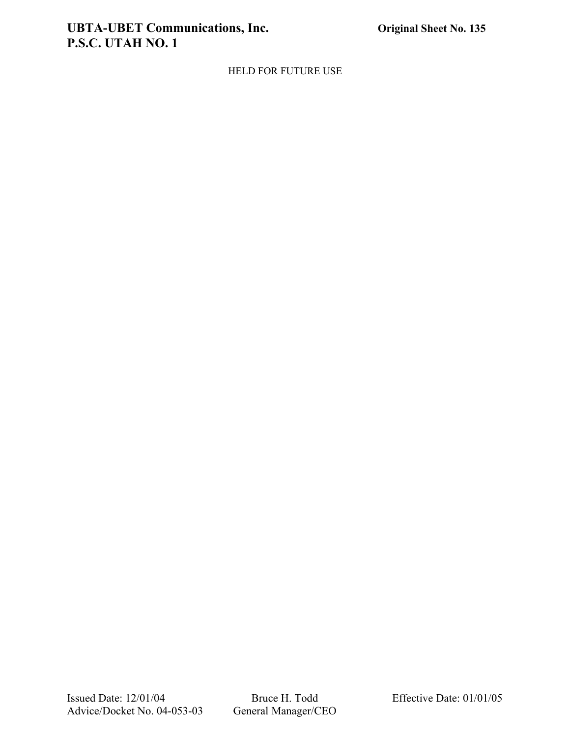HELD FOR FUTURE USE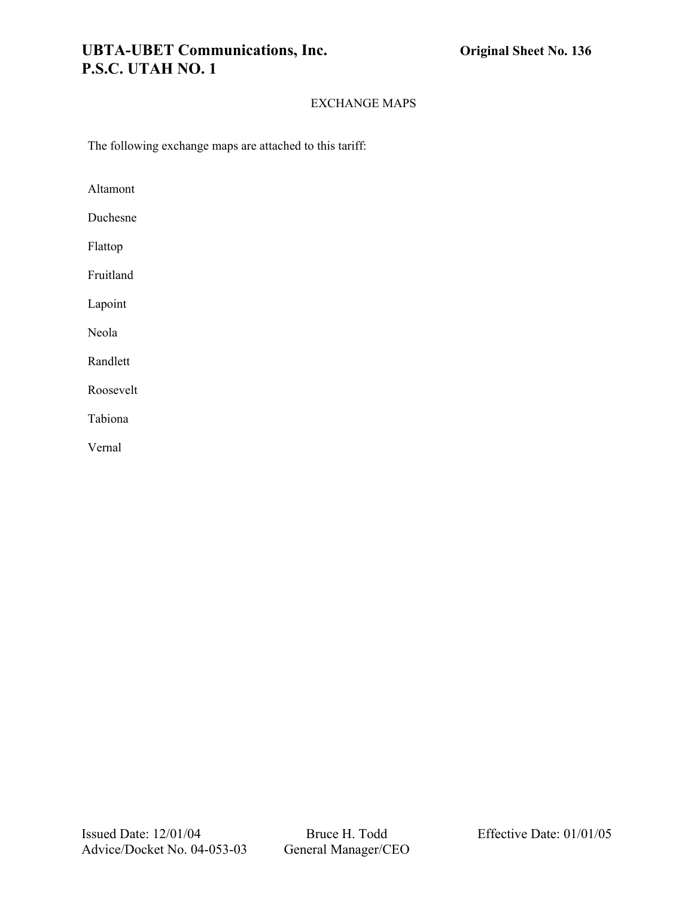EXCHANGE MAPS

The following exchange maps are attached to this tariff:

Altamont

Duchesne

Flattop

Fruitland

Lapoint

Neola

Randlett

Roosevelt

Tabiona

Vernal